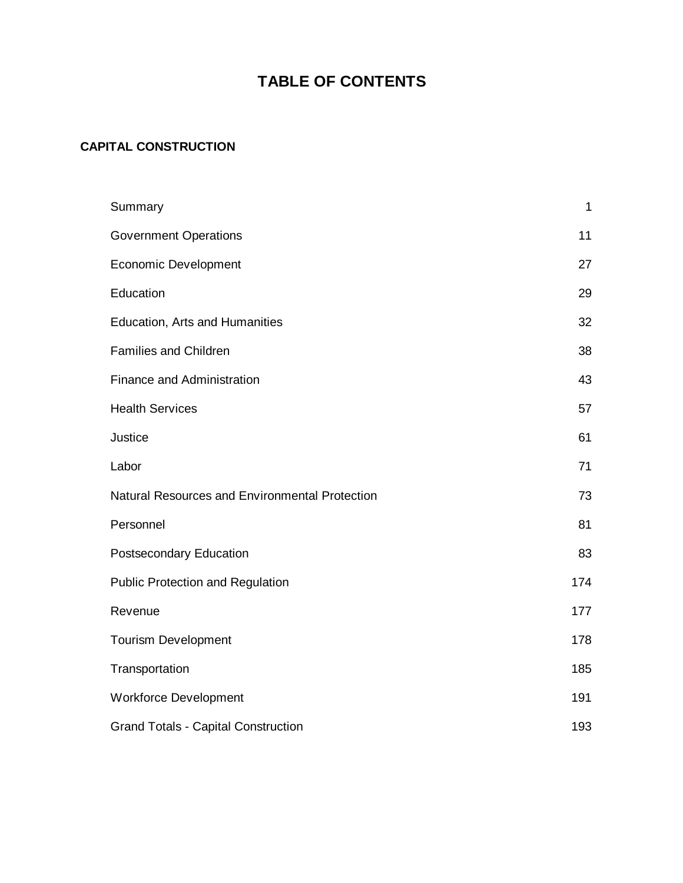# TABLE OF CONTENTS

## CAPITAL CONSTRUCTION

| | |
|---|---|
| Summary | 1 |
| Government Operations | 11 |
| Economic Development | 27 |
| Education | 29 |
| Education, Arts and Humanities | 32 |
| Families and Children | 38 |
| Finance and Administration | 43 |
| Health Services | 57 |
| Justice | 61 |
| Labor | 71 |
| Natural Resources and Environmental Protection | 73 |
| Personnel | 81 |
| Postsecondary Education | 83 |
| Public Protection and Regulation | 174 |
| Revenue | 177 |
| Tourism Development | 178 |
| Transportation | 185 |
| Workforce Development | 191 |
| Grand Totals - Capital Construction | 193 |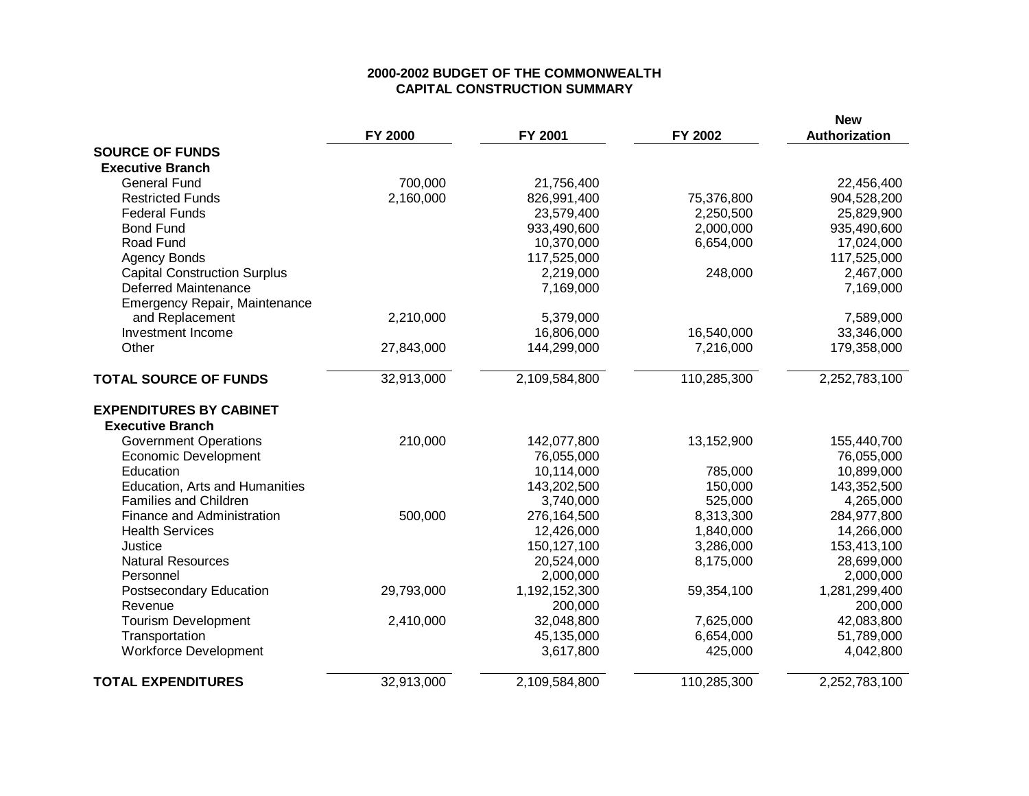# 2000-2002 BUDGET OF THE COMMONWEALTH
## CAPITAL CONSTRUCTION SUMMARY

| | FY 2000 | FY 2001 | FY 2002 | New Authorization |
|---|---|---|---|---|
| **SOURCE OF FUNDS** | | | | |
| **Executive Branch** | | | | |
| General Fund | 700,000 | 21,756,400 | | 22,456,400 |
| Restricted Funds | 2,160,000 | 826,991,400 | 75,376,800 | 904,528,200 |
| Federal Funds | | 23,579,400 | 2,250,500 | 25,829,900 |
| Bond Fund | | 933,490,600 | 2,000,000 | 935,490,600 |
| Road Fund | | 10,370,000 | 6,654,000 | 17,024,000 |
| Agency Bonds | | 117,525,000 | | 117,525,000 |
| Capital Construction Surplus | | 2,219,000 | 248,000 | 2,467,000 |
| Deferred Maintenance | | 7,169,000 | | 7,169,000 |
| Emergency Repair, Maintenance and Replacement | 2,210,000 | 5,379,000 | | 7,589,000 |
| Investment Income | | 16,806,000 | 16,540,000 | 33,346,000 |
| Other | 27,843,000 | 144,299,000 | 7,216,000 | 179,358,000 |
| **TOTAL SOURCE OF FUNDS** | 32,913,000 | 2,109,584,800 | 110,285,300 | 2,252,783,100 |
| **EXPENDITURES BY CABINET** | | | | |
| **Executive Branch** | | | | |
| Government Operations | 210,000 | 142,077,800 | 13,152,900 | 155,440,700 |
| Economic Development | | 76,055,000 | | 76,055,000 |
| Education | | 10,114,000 | 785,000 | 10,899,000 |
| Education, Arts and Humanities | | 143,202,500 | 150,000 | 143,352,500 |
| Families and Children | | 3,740,000 | 525,000 | 4,265,000 |
| Finance and Administration | 500,000 | 276,164,500 | 8,313,300 | 284,977,800 |
| Health Services | | 12,426,000 | 1,840,000 | 14,266,000 |
| Justice | | 150,127,100 | 3,286,000 | 153,413,100 |
| Natural Resources | | 20,524,000 | 8,175,000 | 28,699,000 |
| Personnel | | 2,000,000 | | 2,000,000 |
| Postsecondary Education | 29,793,000 | 1,192,152,300 | 59,354,100 | 1,281,299,400 |
| Revenue | | 200,000 | | 200,000 |
| Tourism Development | 2,410,000 | 32,048,800 | 7,625,000 | 42,083,800 |
| Transportation | | 45,135,000 | 6,654,000 | 51,789,000 |
| Workforce Development | | 3,617,800 | 425,000 | 4,042,800 |
| **TOTAL EXPENDITURES** | 32,913,000 | 2,109,584,800 | 110,285,300 | 2,252,783,100 |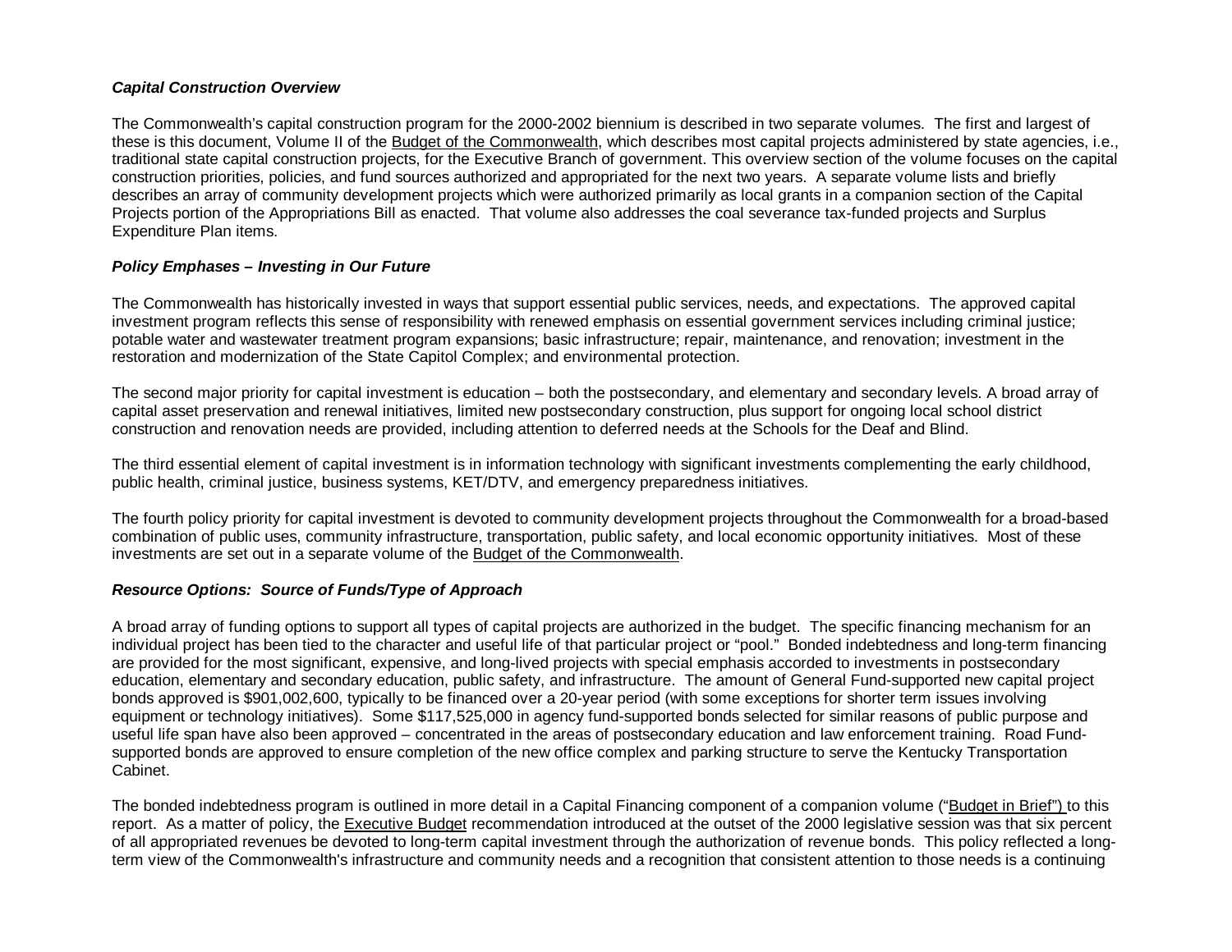### *Capital Construction Overview*

The Commonwealth's capital construction program for the 2000-2002 biennium is described in two separate volumes. The first and largest of these is this document, Volume II of the Budget of the Commonwealth, which describes most capital projects administered by state agencies, i.e., traditional state capital construction projects, for the Executive Branch of government. This overview section of the volume focuses on the capital construction priorities, policies, and fund sources authorized and appropriated for the next two years. A separate volume lists and briefly describes an array of community development projects which were authorized primarily as local grants in a companion section of the Capital Projects portion of the Appropriations Bill as enacted. That volume also addresses the coal severance tax-funded projects and Surplus Expenditure Plan items.

### *Policy Emphases – Investing in Our Future*

The Commonwealth has historically invested in ways that support essential public services, needs, and expectations. The approved capital investment program reflects this sense of responsibility with renewed emphasis on essential government services including criminal justice; potable water and wastewater treatment program expansions; basic infrastructure; repair, maintenance, and renovation; investment in the restoration and modernization of the State Capitol Complex; and environmental protection.

The second major priority for capital investment is education – both the postsecondary, and elementary and secondary levels. A broad array of capital asset preservation and renewal initiatives, limited new postsecondary construction, plus support for ongoing local school district construction and renovation needs are provided, including attention to deferred needs at the Schools for the Deaf and Blind.

The third essential element of capital investment is in information technology with significant investments complementing the early childhood, public health, criminal justice, business systems, KET/DTV, and emergency preparedness initiatives.

The fourth policy priority for capital investment is devoted to community development projects throughout the Commonwealth for a broad-based combination of public uses, community infrastructure, transportation, public safety, and local economic opportunity initiatives. Most of these investments are set out in a separate volume of the Budget of the Commonwealth.

### *Resource Options: Source of Funds/Type of Approach*

A broad array of funding options to support all types of capital projects are authorized in the budget. The specific financing mechanism for an individual project has been tied to the character and useful life of that particular project or "pool." Bonded indebtedness and long-term financing are provided for the most significant, expensive, and long-lived projects with special emphasis accorded to investments in postsecondary education, elementary and secondary education, public safety, and infrastructure. The amount of General Fund-supported new capital project bonds approved is $901,002,600, typically to be financed over a 20-year period (with some exceptions for shorter term issues involving equipment or technology initiatives). Some $117,525,000 in agency fund-supported bonds selected for similar reasons of public purpose and useful life span have also been approved – concentrated in the areas of postsecondary education and law enforcement training. Road Fund-supported bonds are approved to ensure completion of the new office complex and parking structure to serve the Kentucky Transportation Cabinet.

The bonded indebtedness program is outlined in more detail in a Capital Financing component of a companion volume ("Budget in Brief") to this report. As a matter of policy, the Executive Budget recommendation introduced at the outset of the 2000 legislative session was that six percent of all appropriated revenues be devoted to long-term capital investment through the authorization of revenue bonds. This policy reflected a long-term view of the Commonwealth's infrastructure and community needs and a recognition that consistent attention to those needs is a continuing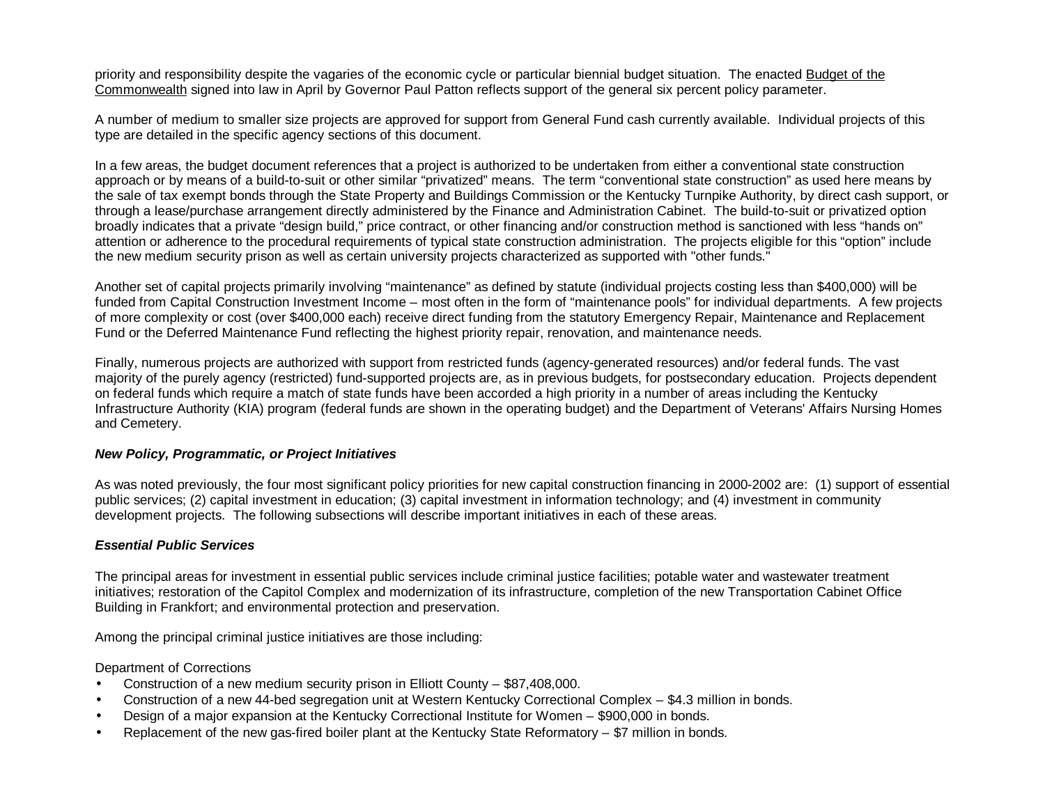priority and responsibility despite the vagaries of the economic cycle or particular biennial budget situation. The enacted Budget of the Commonwealth signed into law in April by Governor Paul Patton reflects support of the general six percent policy parameter.

A number of medium to smaller size projects are approved for support from General Fund cash currently available. Individual projects of this type are detailed in the specific agency sections of this document.

In a few areas, the budget document references that a project is authorized to be undertaken from either a conventional state construction approach or by means of a build-to-suit or other similar "privatized" means. The term "conventional state construction" as used here means by the sale of tax exempt bonds through the State Property and Buildings Commission or the Kentucky Turnpike Authority, by direct cash support, or through a lease/purchase arrangement directly administered by the Finance and Administration Cabinet. The build-to-suit or privatized option broadly indicates that a private "design build," price contract, or other financing and/or construction method is sanctioned with less "hands on" attention or adherence to the procedural requirements of typical state construction administration. The projects eligible for this "option" include the new medium security prison as well as certain university projects characterized as supported with "other funds."

Another set of capital projects primarily involving "maintenance" as defined by statute (individual projects costing less than $400,000) will be funded from Capital Construction Investment Income – most often in the form of "maintenance pools" for individual departments. A few projects of more complexity or cost (over $400,000 each) receive direct funding from the statutory Emergency Repair, Maintenance and Replacement Fund or the Deferred Maintenance Fund reflecting the highest priority repair, renovation, and maintenance needs.

Finally, numerous projects are authorized with support from restricted funds (agency-generated resources) and/or federal funds. The vast majority of the purely agency (restricted) fund-supported projects are, as in previous budgets, for postsecondary education. Projects dependent on federal funds which require a match of state funds have been accorded a high priority in a number of areas including the Kentucky Infrastructure Authority (KIA) program (federal funds are shown in the operating budget) and the Department of Veterans' Affairs Nursing Homes and Cemetery.

***New Policy, Programmatic, or Project Initiatives***

As was noted previously, the four most significant policy priorities for new capital construction financing in 2000-2002 are: (1) support of essential public services; (2) capital investment in education; (3) capital investment in information technology; and (4) investment in community development projects. The following subsections will describe important initiatives in each of these areas.

***Essential Public Services***

The principal areas for investment in essential public services include criminal justice facilities; potable water and wastewater treatment initiatives; restoration of the Capitol Complex and modernization of its infrastructure, completion of the new Transportation Cabinet Office Building in Frankfort; and environmental protection and preservation.

Among the principal criminal justice initiatives are those including:

Department of Corrections

- Construction of a new medium security prison in Elliott County – $87,408,000.
- Construction of a new 44-bed segregation unit at Western Kentucky Correctional Complex – $4.3 million in bonds.
- Design of a major expansion at the Kentucky Correctional Institute for Women – $900,000 in bonds.
- Replacement of the new gas-fired boiler plant at the Kentucky State Reformatory – $7 million in bonds.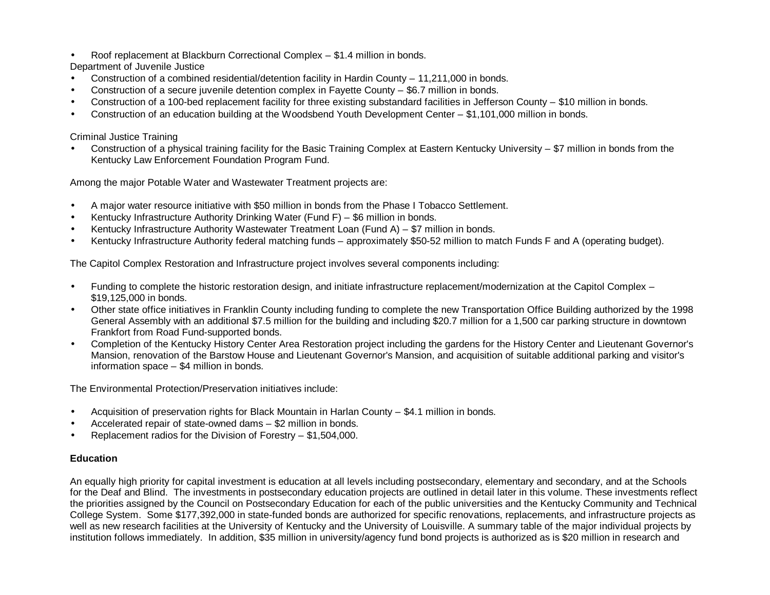- Roof replacement at Blackburn Correctional Complex – $1.4 million in bonds.

Department of Juvenile Justice

- Construction of a combined residential/detention facility in Hardin County – 11,211,000 in bonds.
- Construction of a secure juvenile detention complex in Fayette County – $6.7 million in bonds.
- Construction of a 100-bed replacement facility for three existing substandard facilities in Jefferson County – $10 million in bonds.
- Construction of an education building at the Woodsbend Youth Development Center – $1,101,000 million in bonds.

Criminal Justice Training

- Construction of a physical training facility for the Basic Training Complex at Eastern Kentucky University – $7 million in bonds from the Kentucky Law Enforcement Foundation Program Fund.

Among the major Potable Water and Wastewater Treatment projects are:

- A major water resource initiative with $50 million in bonds from the Phase I Tobacco Settlement.
- Kentucky Infrastructure Authority Drinking Water (Fund F) – $6 million in bonds.
- Kentucky Infrastructure Authority Wastewater Treatment Loan (Fund A) – $7 million in bonds.
- Kentucky Infrastructure Authority federal matching funds – approximately $50-52 million to match Funds F and A (operating budget).

The Capitol Complex Restoration and Infrastructure project involves several components including:

- Funding to complete the historic restoration design, and initiate infrastructure replacement/modernization at the Capitol Complex – $19,125,000 in bonds.
- Other state office initiatives in Franklin County including funding to complete the new Transportation Office Building authorized by the 1998 General Assembly with an additional $7.5 million for the building and including $20.7 million for a 1,500 car parking structure in downtown Frankfort from Road Fund-supported bonds.
- Completion of the Kentucky History Center Area Restoration project including the gardens for the History Center and Lieutenant Governor's Mansion, renovation of the Barstow House and Lieutenant Governor's Mansion, and acquisition of suitable additional parking and visitor's information space – $4 million in bonds.

The Environmental Protection/Preservation initiatives include:

- Acquisition of preservation rights for Black Mountain in Harlan County – $4.1 million in bonds.
- Accelerated repair of state-owned dams – $2 million in bonds.
- Replacement radios for the Division of Forestry – $1,504,000.

**Education**

An equally high priority for capital investment is education at all levels including postsecondary, elementary and secondary, and at the Schools for the Deaf and Blind. The investments in postsecondary education projects are outlined in detail later in this volume. These investments reflect the priorities assigned by the Council on Postsecondary Education for each of the public universities and the Kentucky Community and Technical College System. Some $177,392,000 in state-funded bonds are authorized for specific renovations, replacements, and infrastructure projects as well as new research facilities at the University of Kentucky and the University of Louisville. A summary table of the major individual projects by institution follows immediately. In addition, $35 million in university/agency fund bond projects is authorized as is $20 million in research and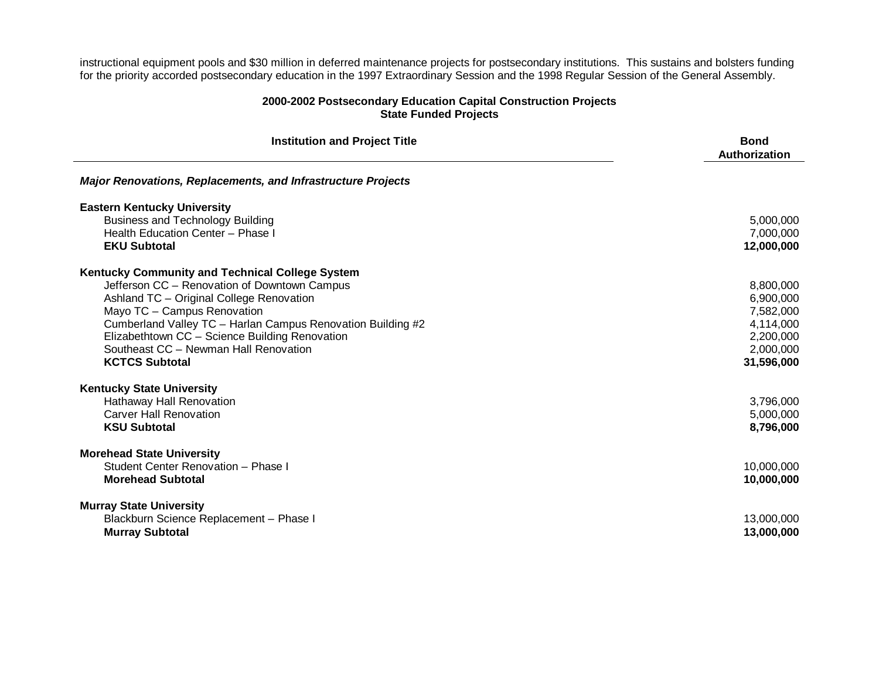instructional equipment pools and $30 million in deferred maintenance projects for postsecondary institutions. This sustains and bolsters funding for the priority accorded postsecondary education in the 1997 Extraordinary Session and the 1998 Regular Session of the General Assembly.

**2000-2002 Postsecondary Education Capital Construction Projects**
**State Funded Projects**

| Institution and Project Title | Bond Authorization |
|---|---|
| ***Major Renovations, Replacements, and Infrastructure Projects*** | |
| **Eastern Kentucky University** | |
| Business and Technology Building | 5,000,000 |
| Health Education Center – Phase I | 7,000,000 |
| **EKU Subtotal** | **12,000,000** |
| **Kentucky Community and Technical College System** | |
| Jefferson CC – Renovation of Downtown Campus | 8,800,000 |
| Ashland TC – Original College Renovation | 6,900,000 |
| Mayo TC – Campus Renovation | 7,582,000 |
| Cumberland Valley TC – Harlan Campus Renovation Building #2 | 4,114,000 |
| Elizabethtown CC – Science Building Renovation | 2,200,000 |
| Southeast CC – Newman Hall Renovation | 2,000,000 |
| **KCTCS Subtotal** | **31,596,000** |
| **Kentucky State University** | |
| Hathaway Hall Renovation | 3,796,000 |
| Carver Hall Renovation | 5,000,000 |
| **KSU Subtotal** | **8,796,000** |
| **Morehead State University** | |
| Student Center Renovation – Phase I | 10,000,000 |
| **Morehead Subtotal** | **10,000,000** |
| **Murray State University** | |
| Blackburn Science Replacement – Phase I | 13,000,000 |
| **Murray Subtotal** | **13,000,000** |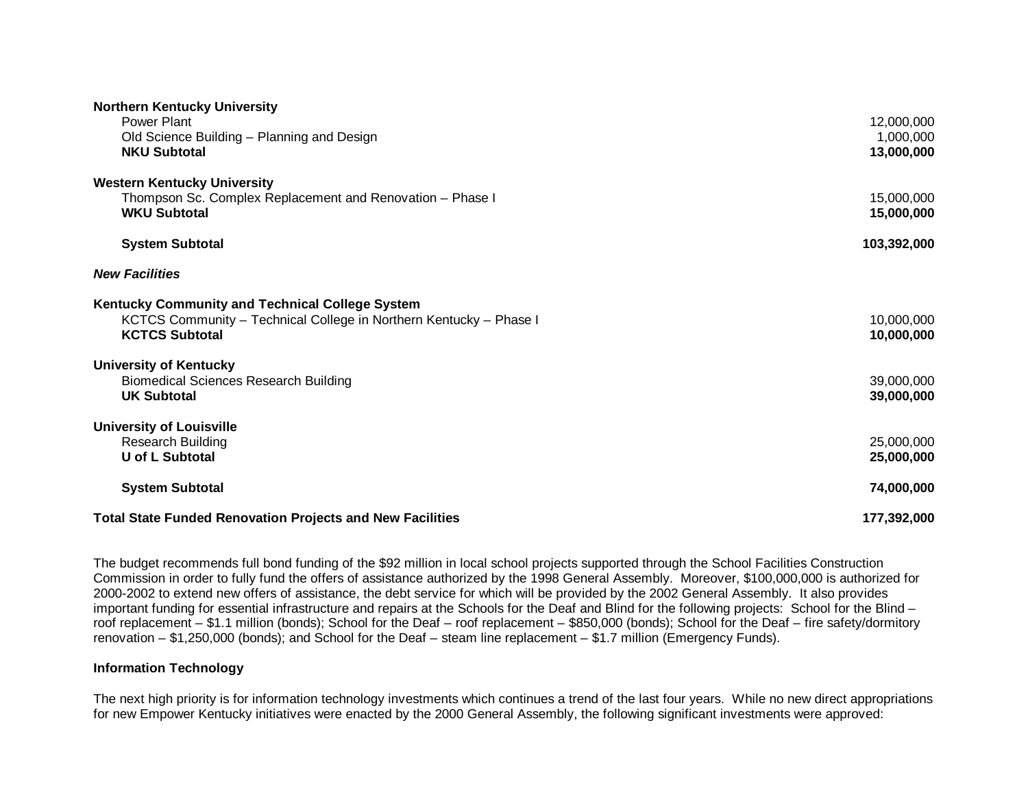| | |
|---|---|
| **Northern Kentucky University** | |
| Power Plant | 12,000,000 |
| Old Science Building – Planning and Design | 1,000,000 |
| **NKU Subtotal** | **13,000,000** |
| | |
| **Western Kentucky University** | |
| Thompson Sc. Complex Replacement and Renovation – Phase I | 15,000,000 |
| **WKU Subtotal** | **15,000,000** |
| | |
| **System Subtotal** | **103,392,000** |
| | |
| ***New Facilities*** | |
| | |
| **Kentucky Community and Technical College System** | |
| KCTCS Community – Technical College in Northern Kentucky – Phase I | 10,000,000 |
| **KCTCS Subtotal** | **10,000,000** |
| | |
| **University of Kentucky** | |
| Biomedical Sciences Research Building | 39,000,000 |
| **UK Subtotal** | **39,000,000** |
| | |
| **University of Louisville** | |
| Research Building | 25,000,000 |
| **U of L Subtotal** | **25,000,000** |
| | |
| **System Subtotal** | **74,000,000** |
| | |
| **Total State Funded Renovation Projects and New Facilities** | **177,392,000** |

The budget recommends full bond funding of the $92 million in local school projects supported through the School Facilities Construction Commission in order to fully fund the offers of assistance authorized by the 1998 General Assembly. Moreover, $100,000,000 is authorized for 2000-2002 to extend new offers of assistance, the debt service for which will be provided by the 2002 General Assembly. It also provides important funding for essential infrastructure and repairs at the Schools for the Deaf and Blind for the following projects: School for the Blind – roof replacement – $1.1 million (bonds); School for the Deaf – roof replacement – $850,000 (bonds); School for the Deaf – fire safety/dormitory renovation – $1,250,000 (bonds); and School for the Deaf – steam line replacement – $1.7 million (Emergency Funds).

**Information Technology**

The next high priority is for information technology investments which continues a trend of the last four years. While no new direct appropriations for new Empower Kentucky initiatives were enacted by the 2000 General Assembly, the following significant investments were approved: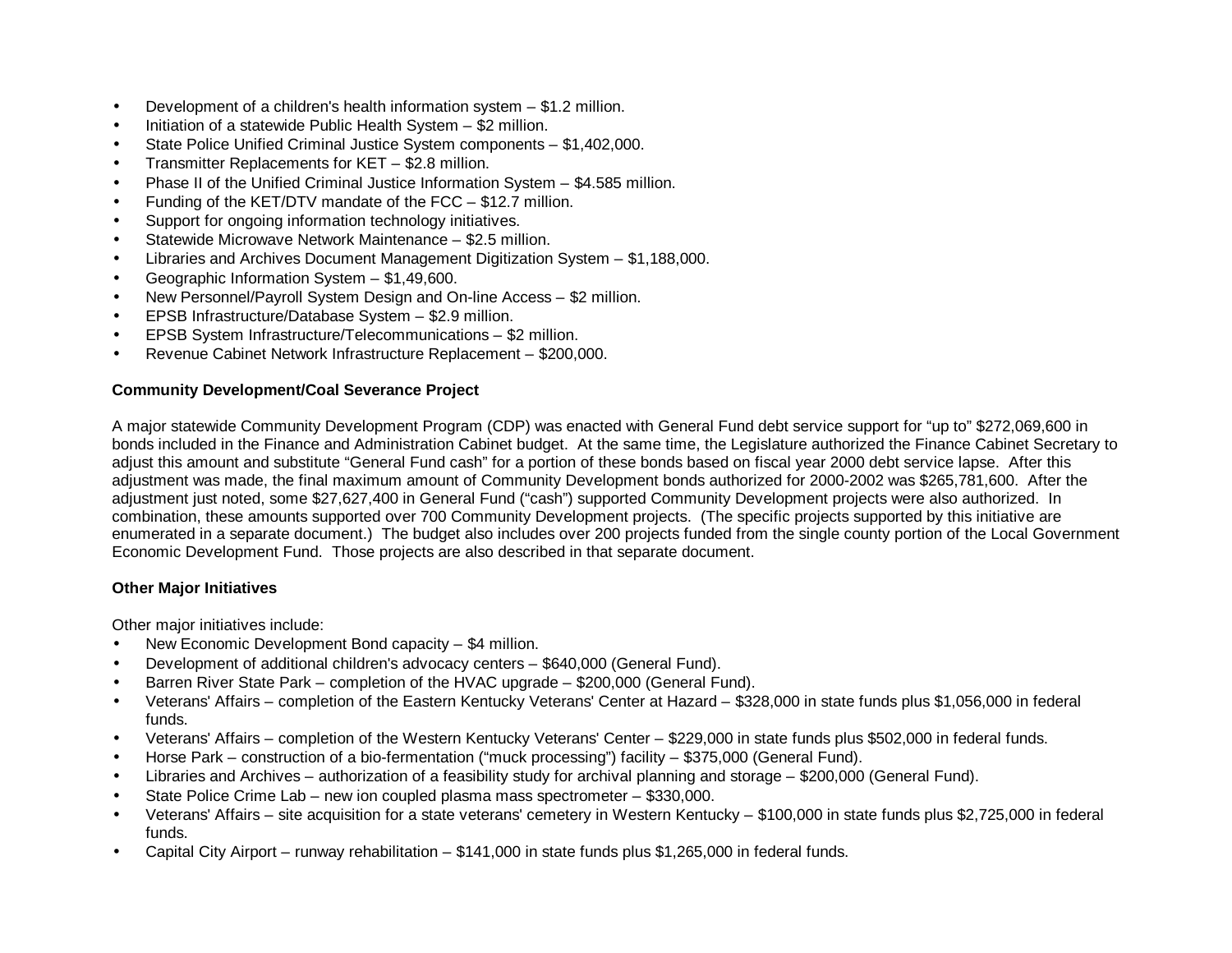- Development of a children's health information system – $1.2 million.
- Initiation of a statewide Public Health System – $2 million.
- State Police Unified Criminal Justice System components – $1,402,000.
- Transmitter Replacements for KET – $2.8 million.
- Phase II of the Unified Criminal Justice Information System – $4.585 million.
- Funding of the KET/DTV mandate of the FCC – $12.7 million.
- Support for ongoing information technology initiatives.
- Statewide Microwave Network Maintenance – $2.5 million.
- Libraries and Archives Document Management Digitization System – $1,188,000.
- Geographic Information System – $1,49,600.
- New Personnel/Payroll System Design and On-line Access – $2 million.
- EPSB Infrastructure/Database System – $2.9 million.
- EPSB System Infrastructure/Telecommunications – $2 million.
- Revenue Cabinet Network Infrastructure Replacement – $200,000.

**Community Development/Coal Severance Project**

A major statewide Community Development Program (CDP) was enacted with General Fund debt service support for "up to" $272,069,600 in bonds included in the Finance and Administration Cabinet budget. At the same time, the Legislature authorized the Finance Cabinet Secretary to adjust this amount and substitute "General Fund cash" for a portion of these bonds based on fiscal year 2000 debt service lapse. After this adjustment was made, the final maximum amount of Community Development bonds authorized for 2000-2002 was $265,781,600. After the adjustment just noted, some $27,627,400 in General Fund ("cash") supported Community Development projects were also authorized. In combination, these amounts supported over 700 Community Development projects. (The specific projects supported by this initiative are enumerated in a separate document.) The budget also includes over 200 projects funded from the single county portion of the Local Government Economic Development Fund. Those projects are also described in that separate document.

**Other Major Initiatives**

Other major initiatives include:

- New Economic Development Bond capacity – $4 million.
- Development of additional children's advocacy centers – $640,000 (General Fund).
- Barren River State Park – completion of the HVAC upgrade – $200,000 (General Fund).
- Veterans' Affairs – completion of the Eastern Kentucky Veterans' Center at Hazard – $328,000 in state funds plus $1,056,000 in federal funds.
- Veterans' Affairs – completion of the Western Kentucky Veterans' Center – $229,000 in state funds plus $502,000 in federal funds.
- Horse Park – construction of a bio-fermentation ("muck processing") facility – $375,000 (General Fund).
- Libraries and Archives – authorization of a feasibility study for archival planning and storage – $200,000 (General Fund).
- State Police Crime Lab – new ion coupled plasma mass spectrometer – $330,000.
- Veterans' Affairs – site acquisition for a state veterans' cemetery in Western Kentucky – $100,000 in state funds plus $2,725,000 in federal funds.
- Capital City Airport – runway rehabilitation – $141,000 in state funds plus $1,265,000 in federal funds.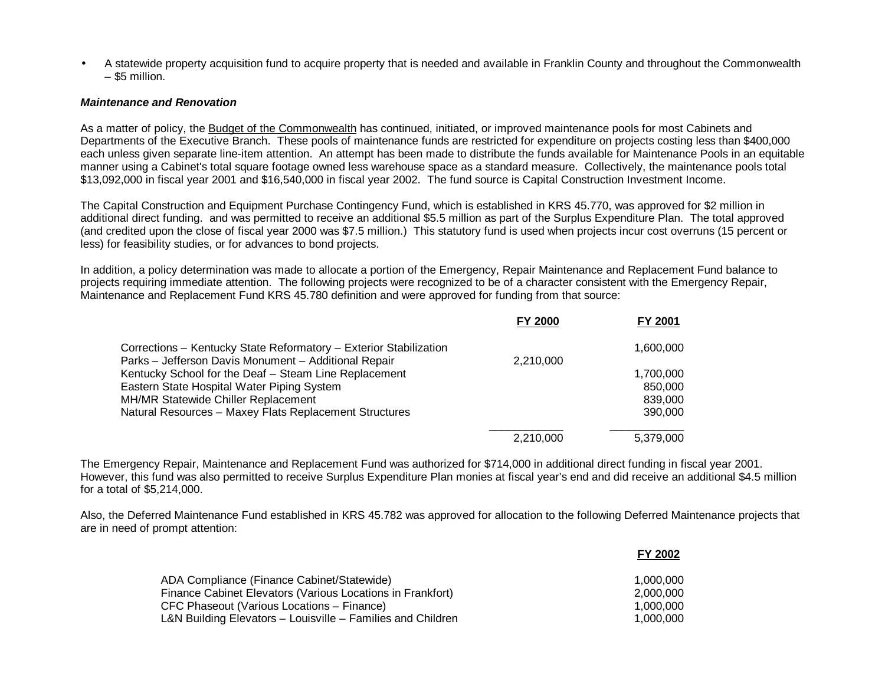- A statewide property acquisition fund to acquire property that is needed and available in Franklin County and throughout the Commonwealth – $5 million.

***Maintenance and Renovation***

As a matter of policy, the Budget of the Commonwealth has continued, initiated, or improved maintenance pools for most Cabinets and Departments of the Executive Branch. These pools of maintenance funds are restricted for expenditure on projects costing less than $400,000 each unless given separate line-item attention. An attempt has been made to distribute the funds available for Maintenance Pools in an equitable manner using a Cabinet's total square footage owned less warehouse space as a standard measure. Collectively, the maintenance pools total $13,092,000 in fiscal year 2001 and $16,540,000 in fiscal year 2002. The fund source is Capital Construction Investment Income.

The Capital Construction and Equipment Purchase Contingency Fund, which is established in KRS 45.770, was approved for $2 million in additional direct funding. and was permitted to receive an additional $5.5 million as part of the Surplus Expenditure Plan. The total approved (and credited upon the close of fiscal year 2000 was $7.5 million.) This statutory fund is used when projects incur cost overruns (15 percent or less) for feasibility studies, or for advances to bond projects.

In addition, a policy determination was made to allocate a portion of the Emergency, Repair Maintenance and Replacement Fund balance to projects requiring immediate attention. The following projects were recognized to be of a character consistent with the Emergency Repair, Maintenance and Replacement Fund KRS 45.780 definition and were approved for funding from that source:

| | FY 2000 | FY 2001 |
|---|---|---|
| Corrections – Kentucky State Reformatory – Exterior Stabilization | | 1,600,000 |
| Parks – Jefferson Davis Monument – Additional Repair | 2,210,000 | |
| Kentucky School for the Deaf – Steam Line Replacement | | 1,700,000 |
| Eastern State Hospital Water Piping System | | 850,000 |
| MH/MR Statewide Chiller Replacement | | 839,000 |
| Natural Resources – Maxey Flats Replacement Structures | | 390,000 |
| | 2,210,000 | 5,379,000 |

The Emergency Repair, Maintenance and Replacement Fund was authorized for $714,000 in additional direct funding in fiscal year 2001. However, this fund was also permitted to receive Surplus Expenditure Plan monies at fiscal year's end and did receive an additional $4.5 million for a total of $5,214,000.

Also, the Deferred Maintenance Fund established in KRS 45.782 was approved for allocation to the following Deferred Maintenance projects that are in need of prompt attention:

| | FY 2002 |
|---|---|
| ADA Compliance (Finance Cabinet/Statewide) | 1,000,000 |
| Finance Cabinet Elevators (Various Locations in Frankfort) | 2,000,000 |
| CFC Phaseout (Various Locations – Finance) | 1,000,000 |
| L&N Building Elevators – Louisville – Families and Children | 1,000,000 |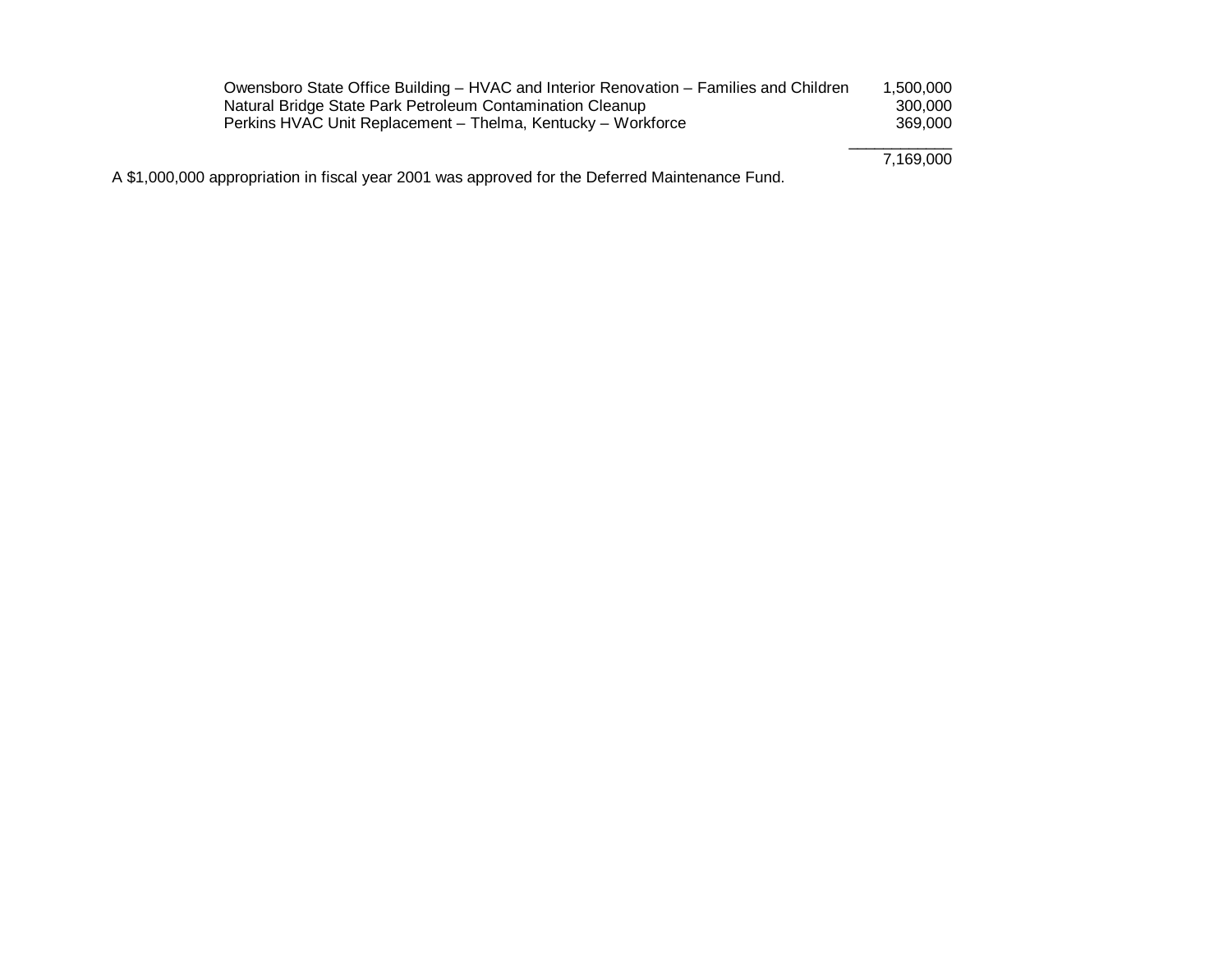| | |
|---|---:|
| Owensboro State Office Building – HVAC and Interior Renovation – Families and Children | 1,500,000 |
| Natural Bridge State Park Petroleum Contamination Cleanup | 300,000 |
| Perkins HVAC Unit Replacement – Thelma, Kentucky – Workforce | 369,000 |
| | 7,169,000 |

A $1,000,000 appropriation in fiscal year 2001 was approved for the Deferred Maintenance Fund.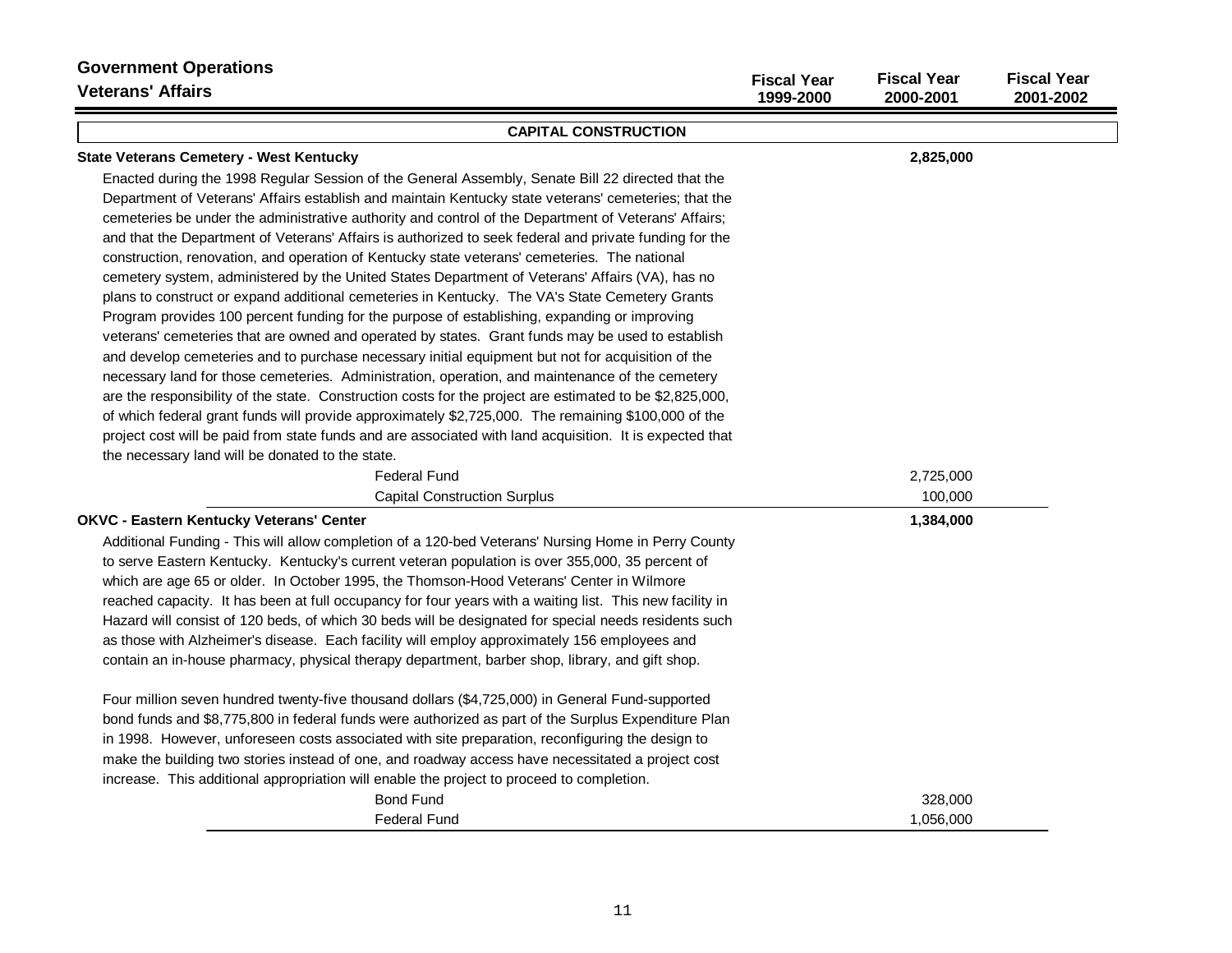# Government Operations

## Veterans' Affairs

| | Fiscal Year 1999-2000 | Fiscal Year 2000-2001 | Fiscal Year 2001-2002 |
|---|---|---|---|

### CAPITAL CONSTRUCTION

| | Fiscal Year 1999-2000 | Fiscal Year 2000-2001 | Fiscal Year 2001-2002 |
|---|---|---|---|
| **State Veterans Cemetery - West Kentucky** | | **2,825,000** | |

Enacted during the 1998 Regular Session of the General Assembly, Senate Bill 22 directed that the Department of Veterans' Affairs establish and maintain Kentucky state veterans' cemeteries; that the cemeteries be under the administrative authority and control of the Department of Veterans' Affairs; and that the Department of Veterans' Affairs is authorized to seek federal and private funding for the construction, renovation, and operation of Kentucky state veterans' cemeteries. The national cemetery system, administered by the United States Department of Veterans' Affairs (VA), has no plans to construct or expand additional cemeteries in Kentucky. The VA's State Cemetery Grants Program provides 100 percent funding for the purpose of establishing, expanding or improving veterans' cemeteries that are owned and operated by states. Grant funds may be used to establish and develop cemeteries and to purchase necessary initial equipment but not for acquisition of the necessary land for those cemeteries. Administration, operation, and maintenance of the cemetery are the responsibility of the state. Construction costs for the project are estimated to be $2,825,000, of which federal grant funds will provide approximately $2,725,000. The remaining $100,000 of the project cost will be paid from state funds and are associated with land acquisition. It is expected that the necessary land will be donated to the state.

| | Fiscal Year 1999-2000 | Fiscal Year 2000-2001 | Fiscal Year 2001-2002 |
|---|---|---|---|
| Federal Fund | | 2,725,000 | |
| Capital Construction Surplus | | 100,000 | |

| | Fiscal Year 1999-2000 | Fiscal Year 2000-2001 | Fiscal Year 2001-2002 |
|---|---|---|---|
| **OKVC - Eastern Kentucky Veterans' Center** | | **1,384,000** | |

Additional Funding - This will allow completion of a 120-bed Veterans' Nursing Home in Perry County to serve Eastern Kentucky. Kentucky's current veteran population is over 355,000, 35 percent of which are age 65 or older. In October 1995, the Thomson-Hood Veterans' Center in Wilmore reached capacity. It has been at full occupancy for four years with a waiting list. This new facility in Hazard will consist of 120 beds, of which 30 beds will be designated for special needs residents such as those with Alzheimer's disease. Each facility will employ approximately 156 employees and contain an in-house pharmacy, physical therapy department, barber shop, library, and gift shop.

Four million seven hundred twenty-five thousand dollars ($4,725,000) in General Fund-supported bond funds and $8,775,800 in federal funds were authorized as part of the Surplus Expenditure Plan in 1998. However, unforeseen costs associated with site preparation, reconfiguring the design to make the building two stories instead of one, and roadway access have necessitated a project cost increase. This additional appropriation will enable the project to proceed to completion.

| | Fiscal Year 1999-2000 | Fiscal Year 2000-2001 | Fiscal Year 2001-2002 |
|---|---|---|---|
| Bond Fund | | 328,000 | |
| Federal Fund | | 1,056,000 | |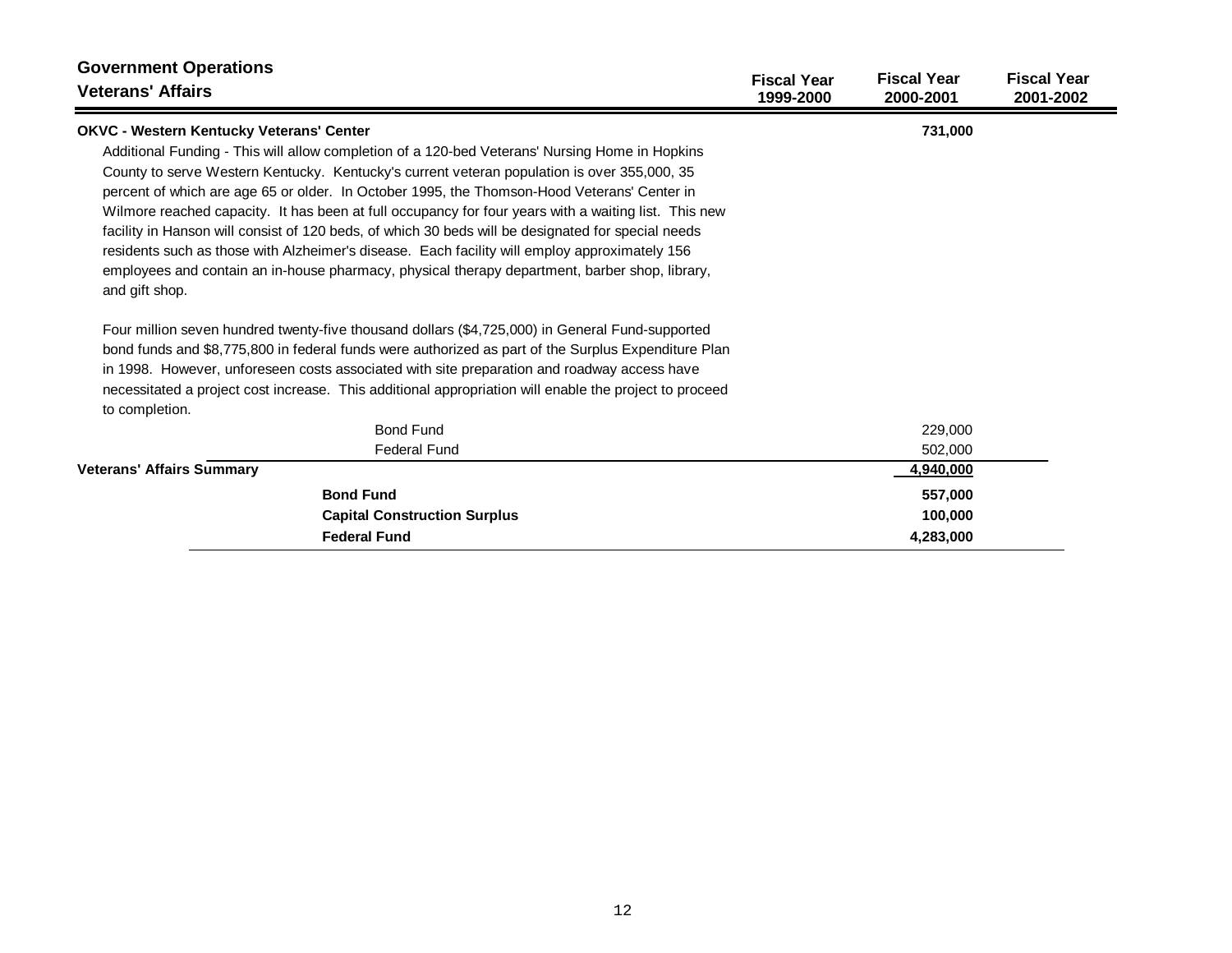## Government Operations

### Veterans' Affairs

| | Fiscal Year 1999-2000 | Fiscal Year 2000-2001 | Fiscal Year 2001-2002 |
|---|---|---|---|
| **OKVC - Western Kentucky Veterans' Center** | | **731,000** | |

Additional Funding - This will allow completion of a 120-bed Veterans' Nursing Home in Hopkins County to serve Western Kentucky. Kentucky's current veteran population is over 355,000, 35 percent of which are age 65 or older. In October 1995, the Thomson-Hood Veterans' Center in Wilmore reached capacity. It has been at full occupancy for four years with a waiting list. This new facility in Hanson will consist of 120 beds, of which 30 beds will be designated for special needs residents such as those with Alzheimer's disease. Each facility will employ approximately 156 employees and contain an in-house pharmacy, physical therapy department, barber shop, library, and gift shop.

Four million seven hundred twenty-five thousand dollars ($4,725,000) in General Fund-supported bond funds and $8,775,800 in federal funds were authorized as part of the Surplus Expenditure Plan in 1998. However, unforeseen costs associated with site preparation and roadway access have necessitated a project cost increase. This additional appropriation will enable the project to proceed to completion.

| | Fiscal Year 1999-2000 | Fiscal Year 2000-2001 | Fiscal Year 2001-2002 |
|---|---|---|---|
| Bond Fund | | 229,000 | |
| Federal Fund | | 502,000 | |
| **Veterans' Affairs Summary** | | **4,940,000** | |
| **Bond Fund** | | **557,000** | |
| **Capital Construction Surplus** | | **100,000** | |
| **Federal Fund** | | **4,283,000** | |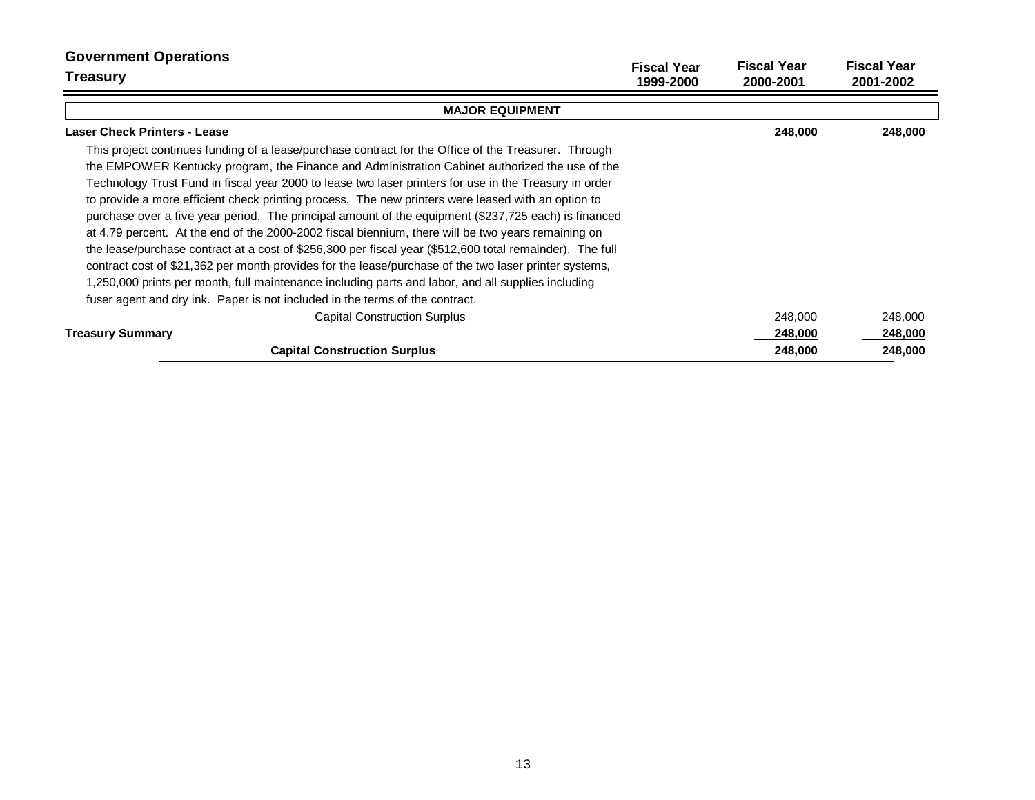## Government Operations

### Treasury

| | Fiscal Year 1999-2000 | Fiscal Year 2000-2001 | Fiscal Year 2001-2002 |
|---|---|---|---|
| **MAJOR EQUIPMENT** | | | |
| **Laser Check Printers - Lease** | | **248,000** | **248,000** |
| This project continues funding of a lease/purchase contract for the Office of the Treasurer. Through the EMPOWER Kentucky program, the Finance and Administration Cabinet authorized the use of the Technology Trust Fund in fiscal year 2000 to lease two laser printers for use in the Treasury in order to provide a more efficient check printing process. The new printers were leased with an option to purchase over a five year period. The principal amount of the equipment ($237,725 each) is financed at 4.79 percent. At the end of the 2000-2002 fiscal biennium, there will be two years remaining on the lease/purchase contract at a cost of $256,300 per fiscal year ($512,600 total remainder). The full contract cost of $21,362 per month provides for the lease/purchase of the two laser printer systems, 1,250,000 prints per month, full maintenance including parts and labor, and all supplies including fuser agent and dry ink. Paper is not included in the terms of the contract. | | | |
| Capital Construction Surplus | | 248,000 | 248,000 |
| **Treasury Summary** | | **248,000** | **248,000** |
| **Capital Construction Surplus** | | **248,000** | **248,000** |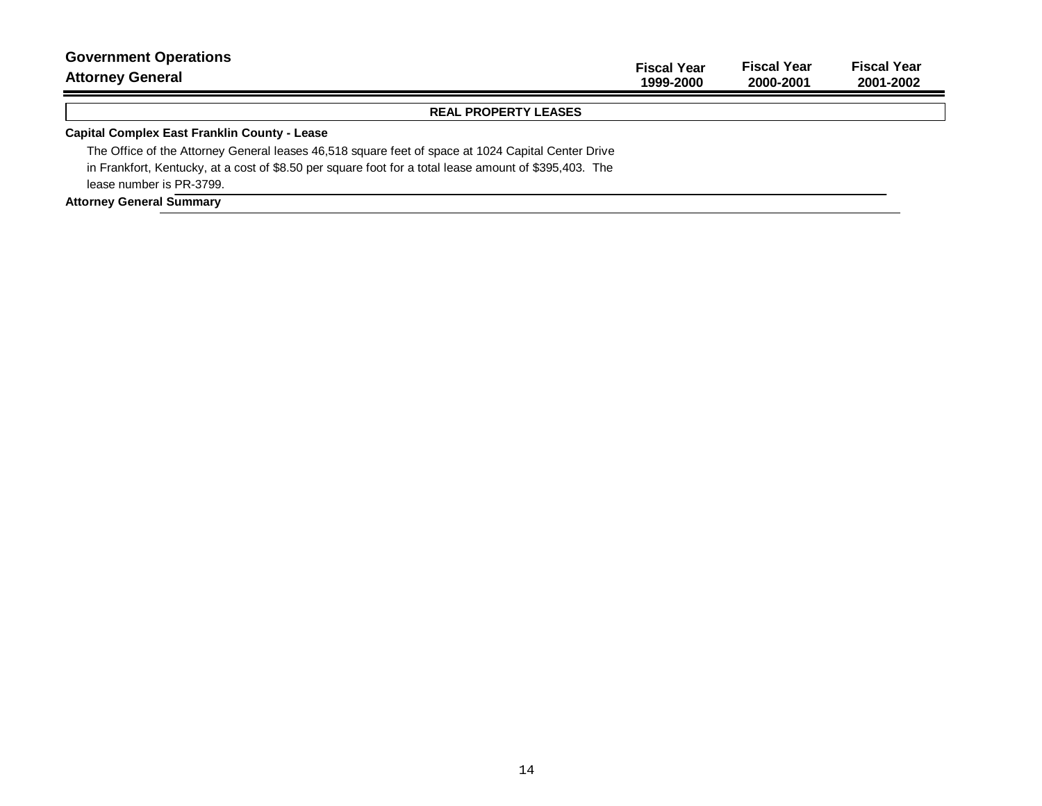## Government Operations

## Attorney General

| | Fiscal Year 1999-2000 | Fiscal Year 2000-2001 | Fiscal Year 2001-2002 |
|---|---|---|---|

### REAL PROPERTY LEASES

**Capital Complex East Franklin County - Lease**

The Office of the Attorney General leases 46,518 square feet of space at 1024 Capital Center Drive in Frankfort, Kentucky, at a cost of $8.50 per square foot for a total lease amount of $395,403. The lease number is PR-3799.

**Attorney General Summary**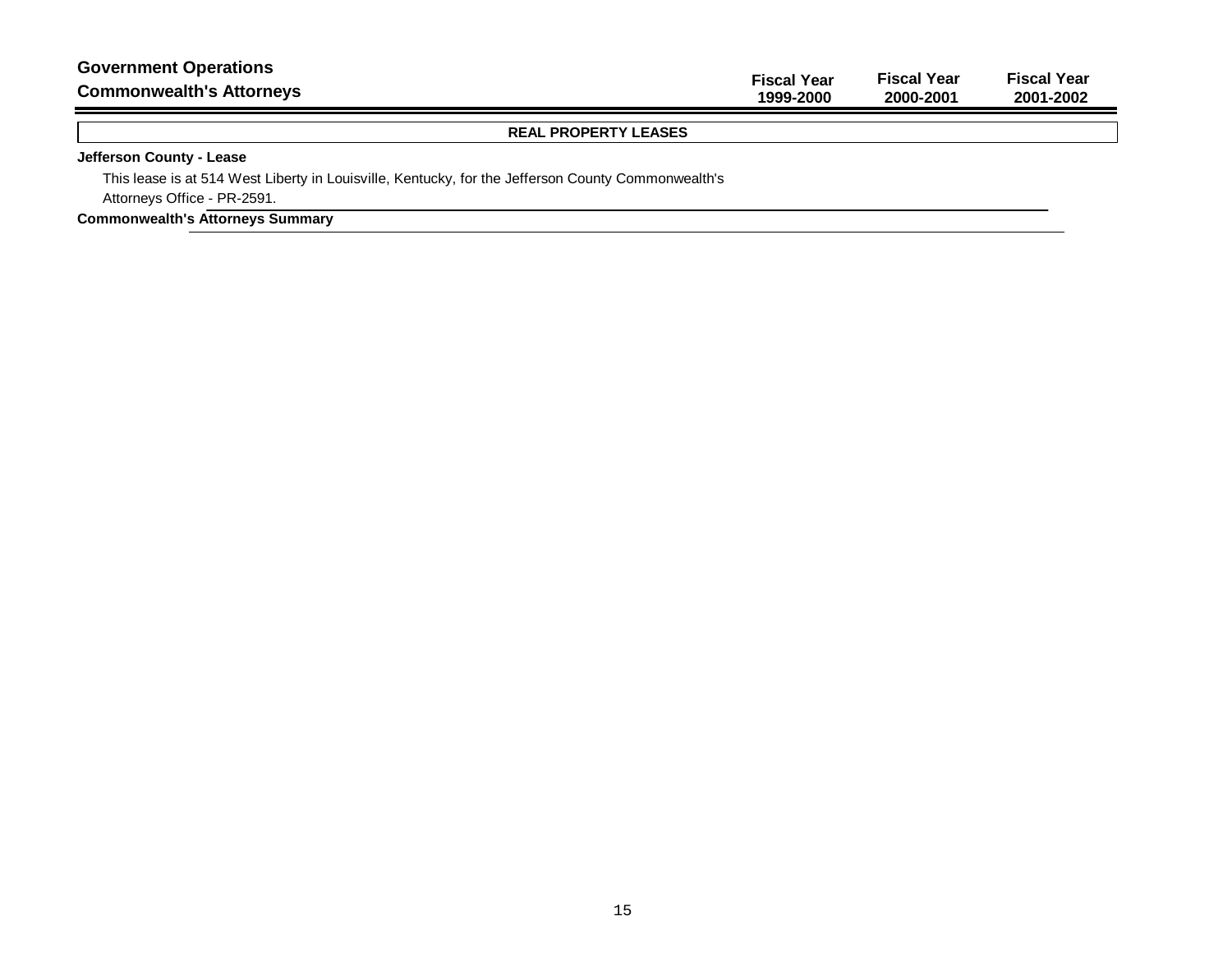## Government Operations

## Commonwealth's Attorneys

| | Fiscal Year 1999-2000 | Fiscal Year 2000-2001 | Fiscal Year 2001-2002 |
|---|---|---|---|

**REAL PROPERTY LEASES**

**Jefferson County - Lease**

This lease is at 514 West Liberty in Louisville, Kentucky, for the Jefferson County Commonwealth's Attorneys Office - PR-2591.

**Commonwealth's Attorneys Summary**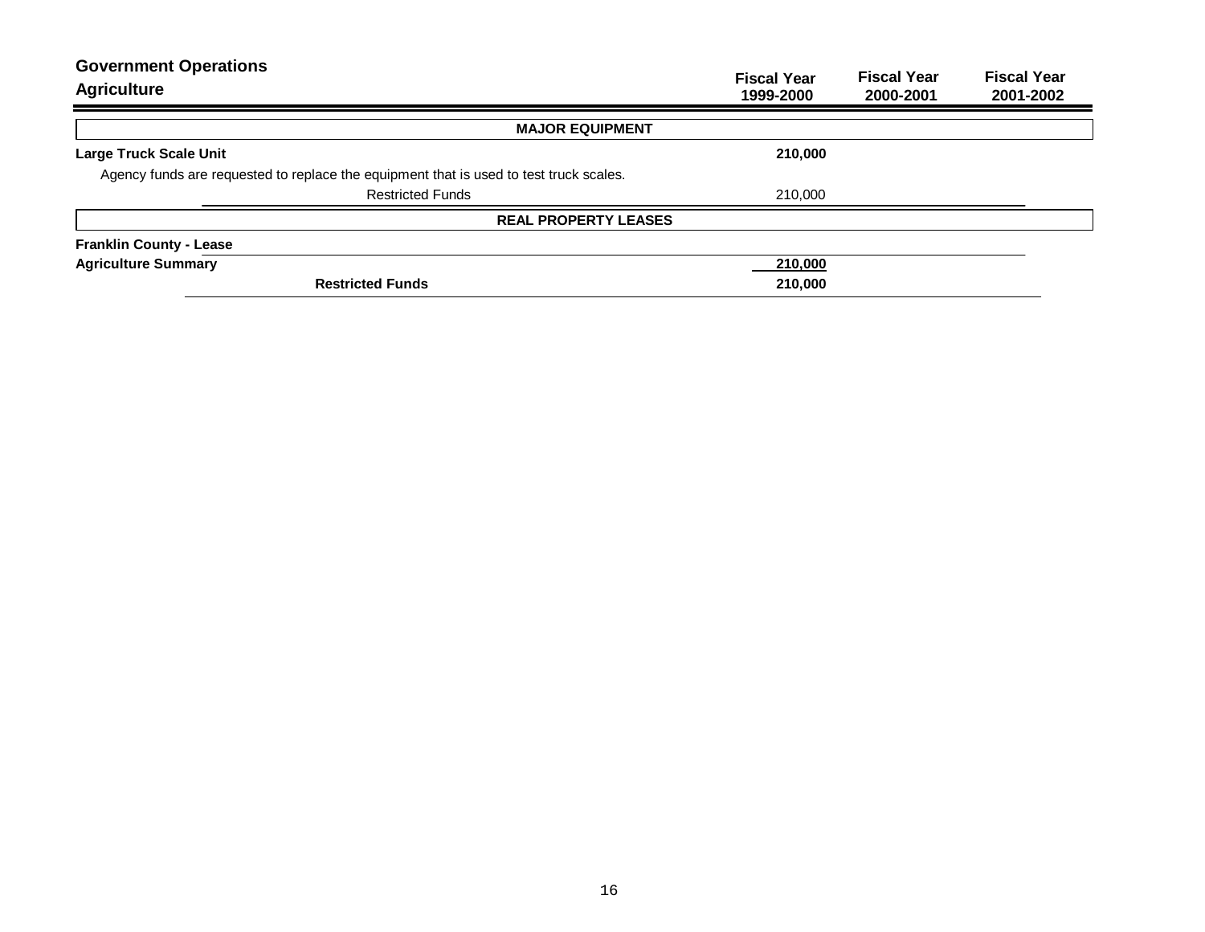## Government Operations

## Agriculture

| | Fiscal Year 1999-2000 | Fiscal Year 2000-2001 | Fiscal Year 2001-2002 |
|---|---|---|---|
| **MAJOR EQUIPMENT** | | | |
| **Large Truck Scale Unit** | **210,000** | | |
| Agency funds are requested to replace the equipment that is used to test truck scales. | | | |
| Restricted Funds | 210,000 | | |
| **REAL PROPERTY LEASES** | | | |
| **Franklin County - Lease** | | | |
| **Agriculture Summary** | **210,000** | | |
| **Restricted Funds** | **210,000** | | |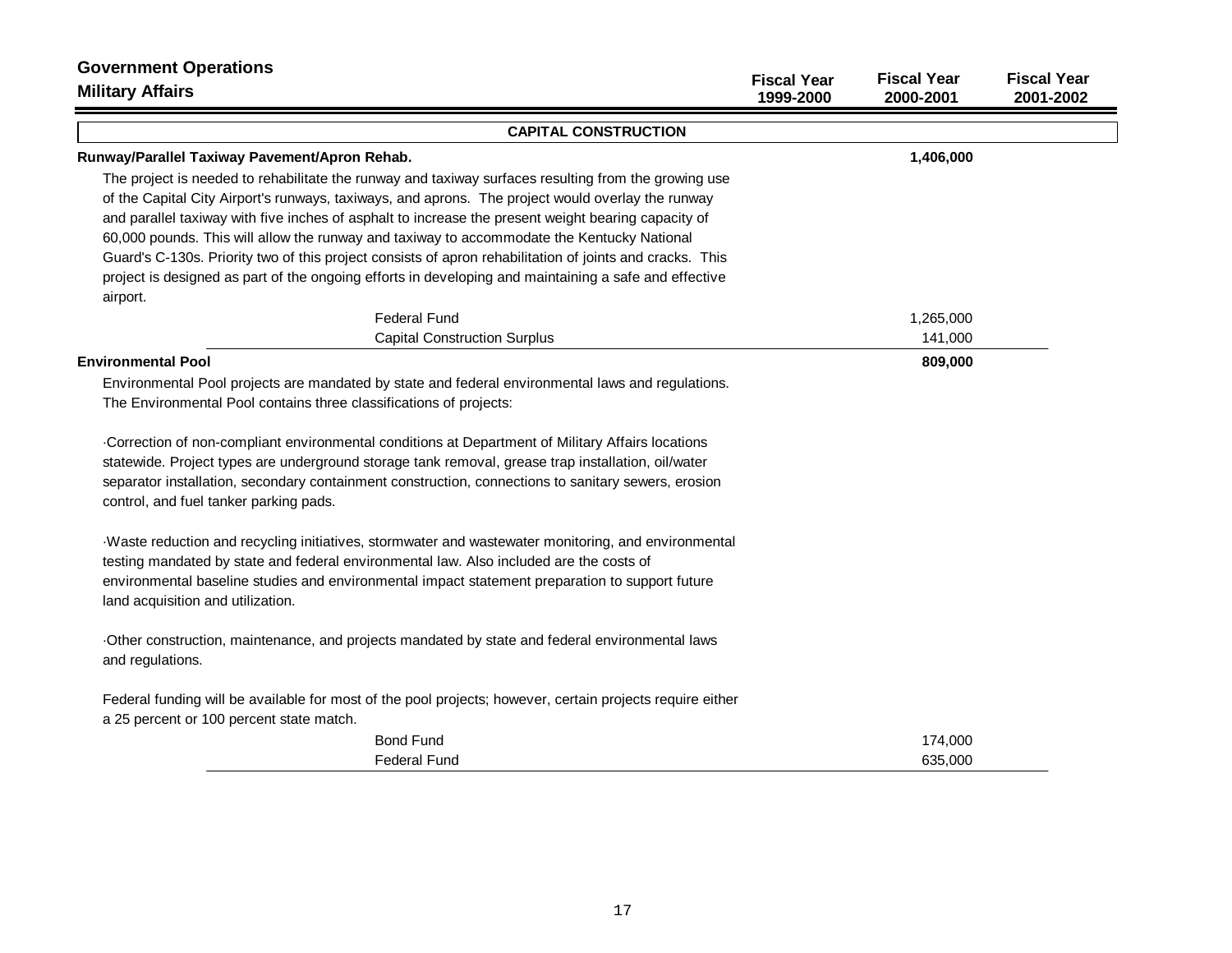# Government Operations

## Military Affairs

| | Fiscal Year 1999-2000 | Fiscal Year 2000-2001 | Fiscal Year 2001-2002 |
|---|---|---|---|

### CAPITAL CONSTRUCTION

**Runway/Parallel Taxiway Pavement/Apron Rehab.** — **1,406,000** (Fiscal Year 2000-2001)

The project is needed to rehabilitate the runway and taxiway surfaces resulting from the growing use of the Capital City Airport's runways, taxiways, and aprons. The project would overlay the runway and parallel taxiway with five inches of asphalt to increase the present weight bearing capacity of 60,000 pounds. This will allow the runway and taxiway to accommodate the Kentucky National Guard's C-130s. Priority two of this project consists of apron rehabilitation of joints and cracks. This project is designed as part of the ongoing efforts in developing and maintaining a safe and effective airport.

| | Fiscal Year 1999-2000 | Fiscal Year 2000-2001 | Fiscal Year 2001-2002 |
|---|---|---|---|
| Federal Fund | | 1,265,000 | |
| Capital Construction Surplus | | 141,000 | |

**Environmental Pool** — **809,000** (Fiscal Year 2000-2001)

Environmental Pool projects are mandated by state and federal environmental laws and regulations. The Environmental Pool contains three classifications of projects:

- Correction of non-compliant environmental conditions at Department of Military Affairs locations statewide. Project types are underground storage tank removal, grease trap installation, oil/water separator installation, secondary containment construction, connections to sanitary sewers, erosion control, and fuel tanker parking pads.

- Waste reduction and recycling initiatives, stormwater and wastewater monitoring, and environmental testing mandated by state and federal environmental law. Also included are the costs of environmental baseline studies and environmental impact statement preparation to support future land acquisition and utilization.

- Other construction, maintenance, and projects mandated by state and federal environmental laws and regulations.

Federal funding will be available for most of the pool projects; however, certain projects require either a 25 percent or 100 percent state match.

| | Fiscal Year 1999-2000 | Fiscal Year 2000-2001 | Fiscal Year 2001-2002 |
|---|---|---|---|
| Bond Fund | | 174,000 | |
| Federal Fund | | 635,000 | |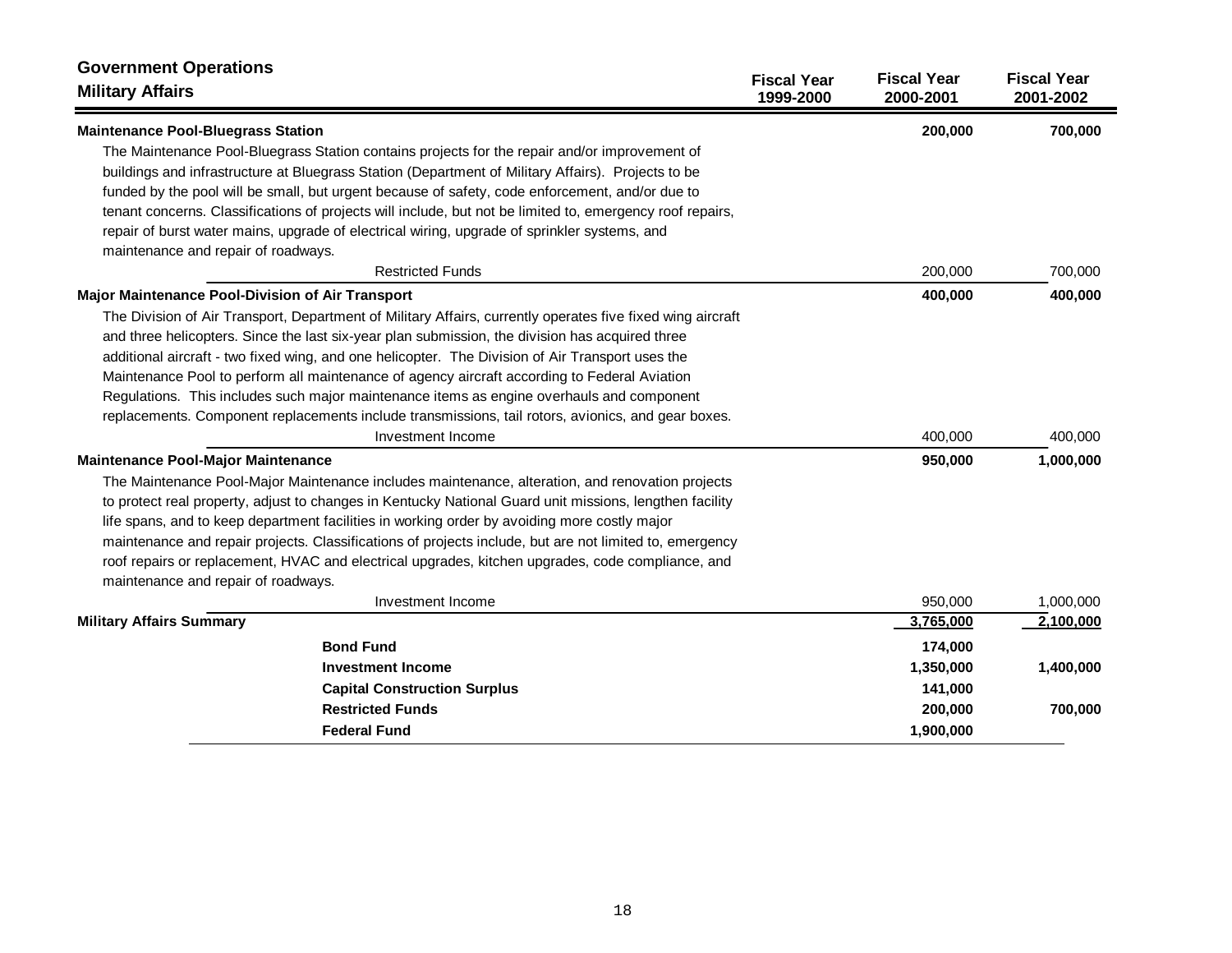## Government Operations

### Military Affairs

| | Fiscal Year 1999-2000 | Fiscal Year 2000-2001 | Fiscal Year 2001-2002 |
|---|---|---|---|
| **Maintenance Pool-Bluegrass Station** | | **200,000** | **700,000** |
| The Maintenance Pool-Bluegrass Station contains projects for the repair and/or improvement of buildings and infrastructure at Bluegrass Station (Department of Military Affairs). Projects to be funded by the pool will be small, but urgent because of safety, code enforcement, and/or due to tenant concerns. Classifications of projects will include, but not be limited to, emergency roof repairs, repair of burst water mains, upgrade of electrical wiring, upgrade of sprinkler systems, and maintenance and repair of roadways. | | | |
| Restricted Funds | | 200,000 | 700,000 |
| **Major Maintenance Pool-Division of Air Transport** | | **400,000** | **400,000** |
| The Division of Air Transport, Department of Military Affairs, currently operates five fixed wing aircraft and three helicopters. Since the last six-year plan submission, the division has acquired three additional aircraft - two fixed wing, and one helicopter. The Division of Air Transport uses the Maintenance Pool to perform all maintenance of agency aircraft according to Federal Aviation Regulations. This includes such major maintenance items as engine overhauls and component replacements. Component replacements include transmissions, tail rotors, avionics, and gear boxes. | | | |
| Investment Income | | 400,000 | 400,000 |
| **Maintenance Pool-Major Maintenance** | | **950,000** | **1,000,000** |
| The Maintenance Pool-Major Maintenance includes maintenance, alteration, and renovation projects to protect real property, adjust to changes in Kentucky National Guard unit missions, lengthen facility life spans, and to keep department facilities in working order by avoiding more costly major maintenance and repair projects. Classifications of projects include, but are not limited to, emergency roof repairs or replacement, HVAC and electrical upgrades, kitchen upgrades, code compliance, and maintenance and repair of roadways. | | | |
| Investment Income | | 950,000 | 1,000,000 |
| **Military Affairs Summary** | | **3,765,000** | **2,100,000** |
| **Bond Fund** | | **174,000** | |
| **Investment Income** | | **1,350,000** | **1,400,000** |
| **Capital Construction Surplus** | | **141,000** | |
| **Restricted Funds** | | **200,000** | **700,000** |
| **Federal Fund** | | **1,900,000** | |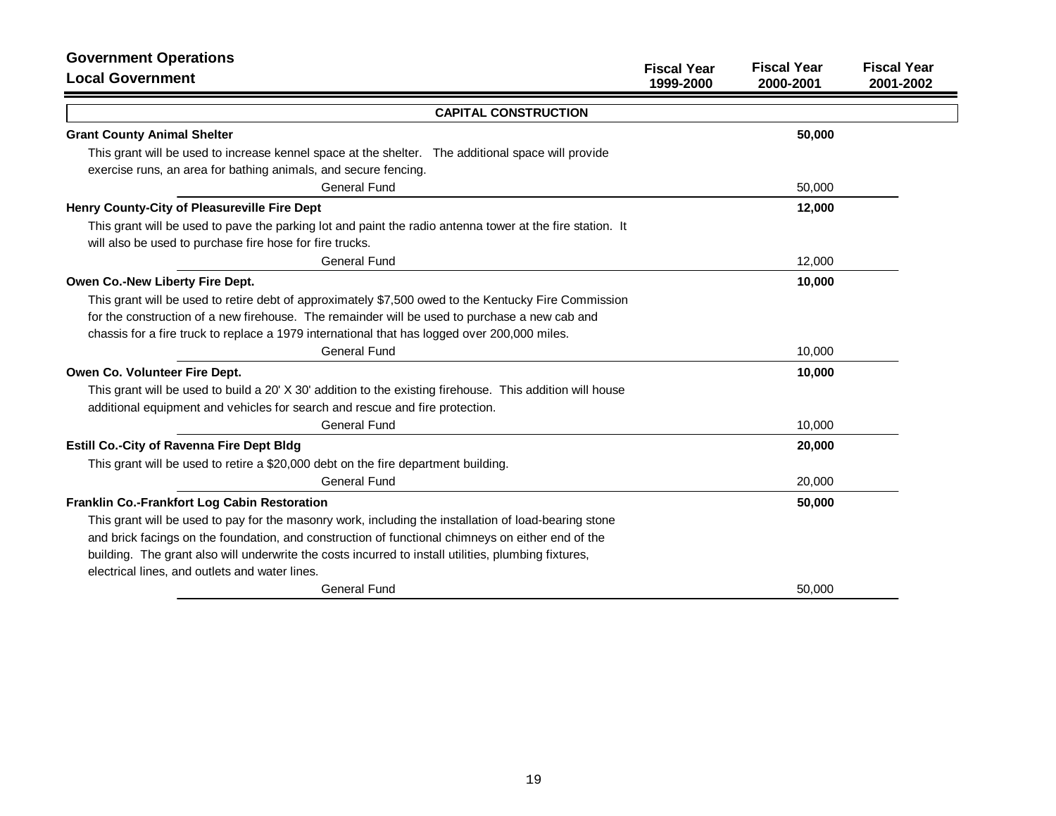## Government Operations

### Local Government

| | Fiscal Year 1999-2000 | Fiscal Year 2000-2001 | Fiscal Year 2001-2002 |
|---|---|---|---|
| **CAPITAL CONSTRUCTION** | | | |
| **Grant County Animal Shelter** | | **50,000** | |
| This grant will be used to increase kennel space at the shelter. The additional space will provide exercise runs, an area for bathing animals, and secure fencing. | | | |
| General Fund | | 50,000 | |
| **Henry County-City of Pleasureville Fire Dept** | | **12,000** | |
| This grant will be used to pave the parking lot and paint the radio antenna tower at the fire station. It will also be used to purchase fire hose for fire trucks. | | | |
| General Fund | | 12,000 | |
| **Owen Co.-New Liberty Fire Dept.** | | **10,000** | |
| This grant will be used to retire debt of approximately $7,500 owed to the Kentucky Fire Commission for the construction of a new firehouse. The remainder will be used to purchase a new cab and chassis for a fire truck to replace a 1979 international that has logged over 200,000 miles. | | | |
| General Fund | | 10,000 | |
| **Owen Co. Volunteer Fire Dept.** | | **10,000** | |
| This grant will be used to build a 20' X 30' addition to the existing firehouse. This addition will house additional equipment and vehicles for search and rescue and fire protection. | | | |
| General Fund | | 10,000 | |
| **Estill Co.-City of Ravenna Fire Dept Bldg** | | **20,000** | |
| This grant will be used to retire a $20,000 debt on the fire department building. | | | |
| General Fund | | 20,000 | |
| **Franklin Co.-Frankfort Log Cabin Restoration** | | **50,000** | |
| This grant will be used to pay for the masonry work, including the installation of load-bearing stone and brick facings on the foundation, and construction of functional chimneys on either end of the building. The grant also will underwrite the costs incurred to install utilities, plumbing fixtures, electrical lines, and outlets and water lines. | | | |
| General Fund | | 50,000 | |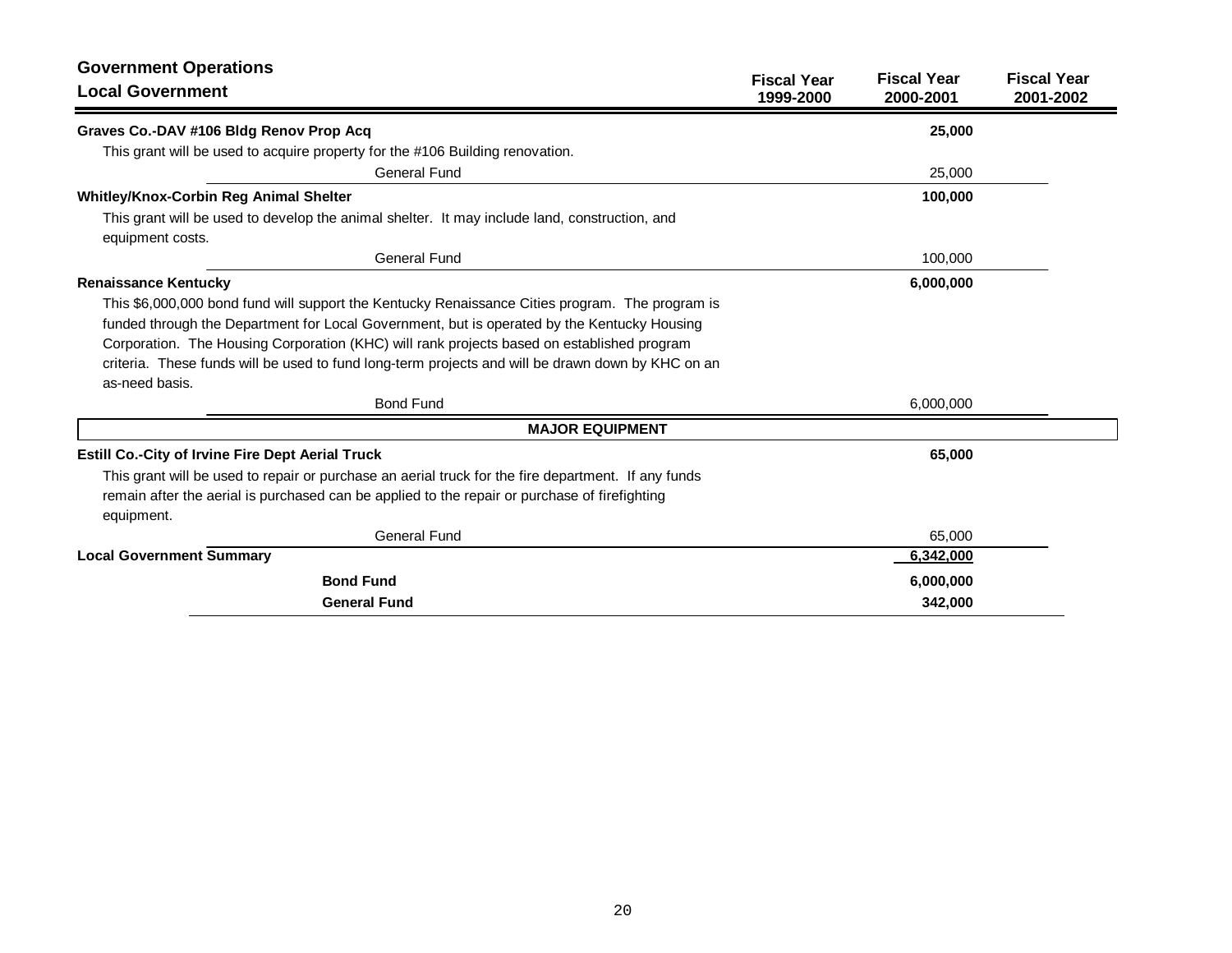## Government Operations

## Local Government

| | Fiscal Year 1999-2000 | Fiscal Year 2000-2001 | Fiscal Year 2001-2002 |
|---|---|---|---|
| **Graves Co.-DAV #106 Bldg Renov Prop Acq** | | **25,000** | |
| This grant will be used to acquire property for the #106 Building renovation. | | | |
| General Fund | | 25,000 | |
| **Whitley/Knox-Corbin Reg Animal Shelter** | | **100,000** | |
| This grant will be used to develop the animal shelter. It may include land, construction, and equipment costs. | | | |
| General Fund | | 100,000 | |
| **Renaissance Kentucky** | | **6,000,000** | |
| This $6,000,000 bond fund will support the Kentucky Renaissance Cities program. The program is funded through the Department for Local Government, but is operated by the Kentucky Housing Corporation. The Housing Corporation (KHC) will rank projects based on established program criteria. These funds will be used to fund long-term projects and will be drawn down by KHC on an as-need basis. | | | |
| Bond Fund | | 6,000,000 | |
| **MAJOR EQUIPMENT** | | | |
| **Estill Co.-City of Irvine Fire Dept Aerial Truck** | | **65,000** | |
| This grant will be used to repair or purchase an aerial truck for the fire department. If any funds remain after the aerial is purchased can be applied to the repair or purchase of firefighting equipment. | | | |
| General Fund | | 65,000 | |
| **Local Government Summary** | | 6,342,000 | |
| **Bond Fund** | | **6,000,000** | |
| **General Fund** | | **342,000** | |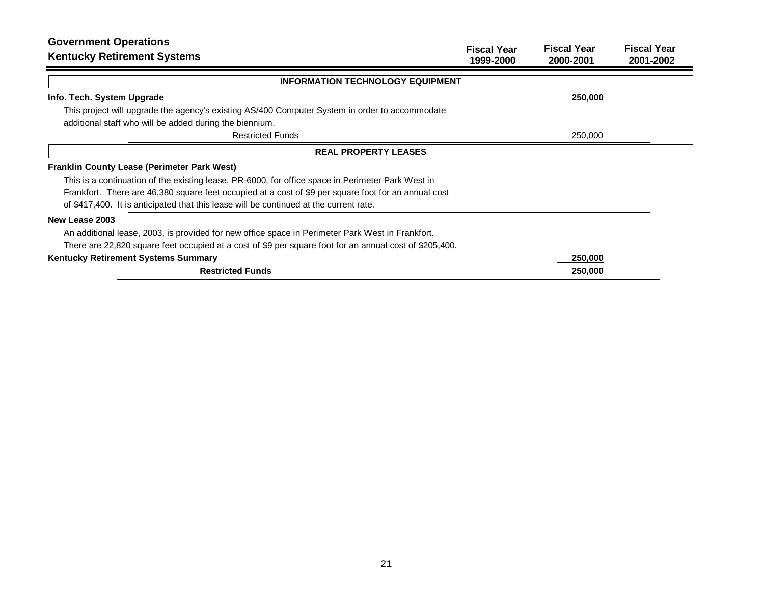## Government Operations

## Kentucky Retirement Systems

| | Fiscal Year 1999-2000 | Fiscal Year 2000-2001 | Fiscal Year 2001-2002 |
|---|---|---|---|
| **INFORMATION TECHNOLOGY EQUIPMENT** | | | |
| **Info. Tech. System Upgrade** | | **250,000** | |
| This project will upgrade the agency's existing AS/400 Computer System in order to accommodate additional staff who will be added during the biennium. | | | |
| Restricted Funds | | 250,000 | |
| **REAL PROPERTY LEASES** | | | |
| **Franklin County Lease (Perimeter Park West)** | | | |
| This is a continuation of the existing lease, PR-6000, for office space in Perimeter Park West in Frankfort. There are 46,380 square feet occupied at a cost of $9 per square foot for an annual cost of $417,400. It is anticipated that this lease will be continued at the current rate. | | | |
| **New Lease 2003** | | | |
| An additional lease, 2003, is provided for new office space in Perimeter Park West in Frankfort. There are 22,820 square feet occupied at a cost of $9 per square foot for an annual cost of $205,400. | | | |
| **Kentucky Retirement Systems Summary** | | **250,000** | |
| **Restricted Funds** | | **250,000** | |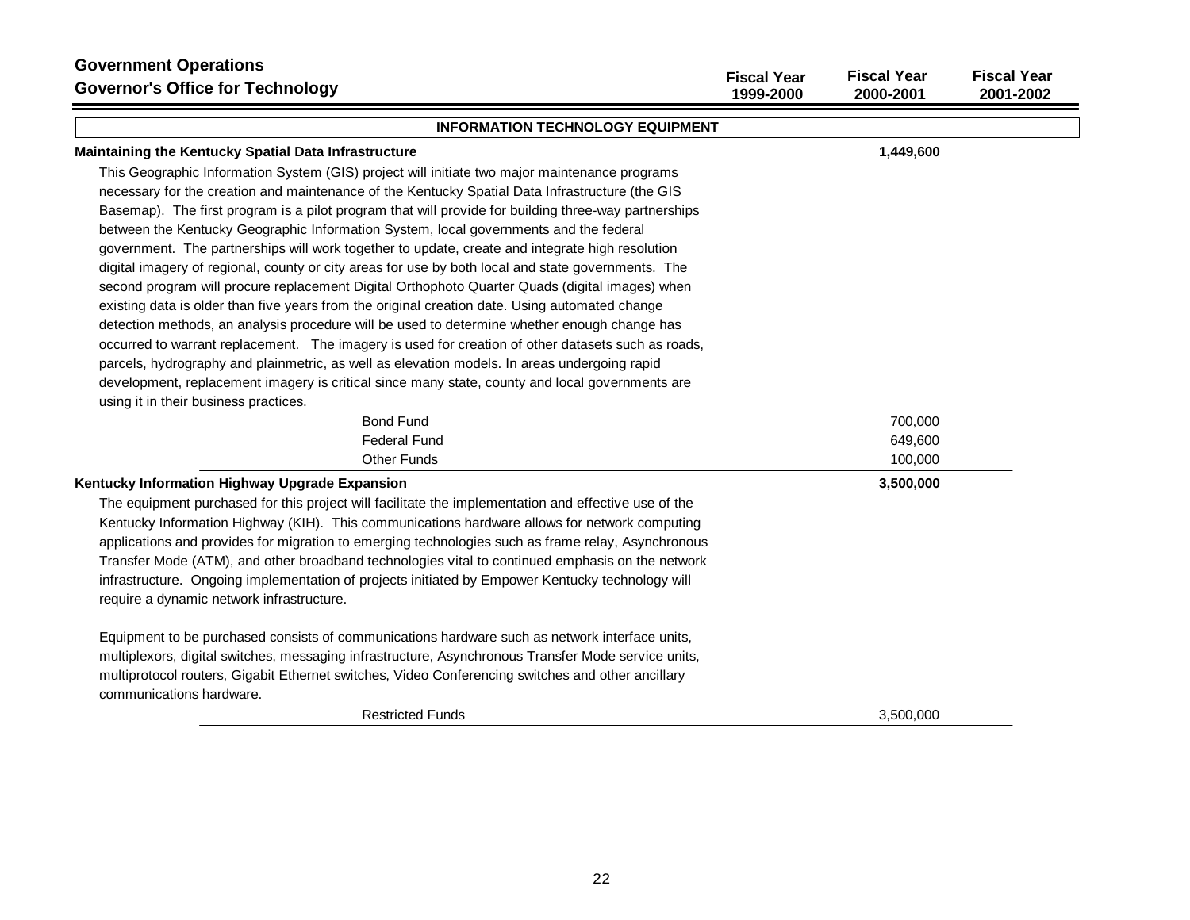## Government Operations
## Governor's Office for Technology

| | Fiscal Year 1999-2000 | Fiscal Year 2000-2001 | Fiscal Year 2001-2002 |
|---|---|---|---|

### INFORMATION TECHNOLOGY EQUIPMENT

| | Fiscal Year 1999-2000 | Fiscal Year 2000-2001 | Fiscal Year 2001-2002 |
|---|---|---|---|
| **Maintaining the Kentucky Spatial Data Infrastructure** | | **1,449,600** | |

This Geographic Information System (GIS) project will initiate two major maintenance programs necessary for the creation and maintenance of the Kentucky Spatial Data Infrastructure (the GIS Basemap). The first program is a pilot program that will provide for building three-way partnerships between the Kentucky Geographic Information System, local governments and the federal government. The partnerships will work together to update, create and integrate high resolution digital imagery of regional, county or city areas for use by both local and state governments. The second program will procure replacement Digital Orthophoto Quarter Quads (digital images) when existing data is older than five years from the original creation date. Using automated change detection methods, an analysis procedure will be used to determine whether enough change has occurred to warrant replacement. The imagery is used for creation of other datasets such as roads, parcels, hydrography and plainmetric, as well as elevation models. In areas undergoing rapid development, replacement imagery is critical since many state, county and local governments are using it in their business practices.

| | Fiscal Year 1999-2000 | Fiscal Year 2000-2001 | Fiscal Year 2001-2002 |
|---|---|---|---|
| Bond Fund | | 700,000 | |
| Federal Fund | | 649,600 | |
| Other Funds | | 100,000 | |
| **Kentucky Information Highway Upgrade Expansion** | | **3,500,000** | |

The equipment purchased for this project will facilitate the implementation and effective use of the Kentucky Information Highway (KIH). This communications hardware allows for network computing applications and provides for migration to emerging technologies such as frame relay, Asynchronous Transfer Mode (ATM), and other broadband technologies vital to continued emphasis on the network infrastructure. Ongoing implementation of projects initiated by Empower Kentucky technology will require a dynamic network infrastructure.

Equipment to be purchased consists of communications hardware such as network interface units, multiplexors, digital switches, messaging infrastructure, Asynchronous Transfer Mode service units, multiprotocol routers, Gigabit Ethernet switches, Video Conferencing switches and other ancillary communications hardware.

| | Fiscal Year 1999-2000 | Fiscal Year 2000-2001 | Fiscal Year 2001-2002 |
|---|---|---|---|
| Restricted Funds | | 3,500,000 | |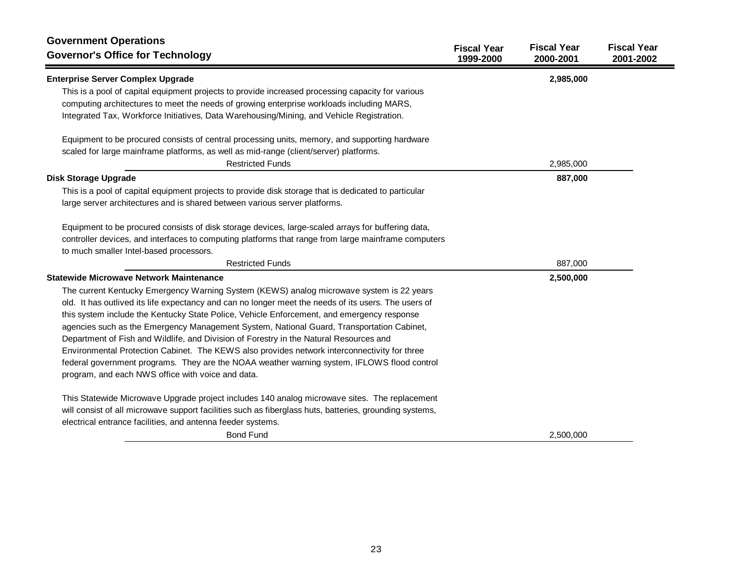## Government Operations
## Governor's Office for Technology

| | Fiscal Year 1999-2000 | Fiscal Year 2000-2001 | Fiscal Year 2001-2002 |
|---|---|---|---|
| **Enterprise Server Complex Upgrade** | | **2,985,000** | |

This is a pool of capital equipment projects to provide increased processing capacity for various computing architectures to meet the needs of growing enterprise workloads including MARS, Integrated Tax, Workforce Initiatives, Data Warehousing/Mining, and Vehicle Registration.

Equipment to be procured consists of central processing units, memory, and supporting hardware scaled for large mainframe platforms, as well as mid-range (client/server) platforms.

| | Fiscal Year 1999-2000 | Fiscal Year 2000-2001 | Fiscal Year 2001-2002 |
|---|---|---|---|
| Restricted Funds | | 2,985,000 | |
| **Disk Storage Upgrade** | | **887,000** | |

This is a pool of capital equipment projects to provide disk storage that is dedicated to particular large server architectures and is shared between various server platforms.

Equipment to be procured consists of disk storage devices, large-scaled arrays for buffering data, controller devices, and interfaces to computing platforms that range from large mainframe computers to much smaller Intel-based processors.

| | Fiscal Year 1999-2000 | Fiscal Year 2000-2001 | Fiscal Year 2001-2002 |
|---|---|---|---|
| Restricted Funds | | 887,000 | |
| **Statewide Microwave Network Maintenance** | | **2,500,000** | |

The current Kentucky Emergency Warning System (KEWS) analog microwave system is 22 years old. It has outlived its life expectancy and can no longer meet the needs of its users. The users of this system include the Kentucky State Police, Vehicle Enforcement, and emergency response agencies such as the Emergency Management System, National Guard, Transportation Cabinet, Department of Fish and Wildlife, and Division of Forestry in the Natural Resources and Environmental Protection Cabinet. The KEWS also provides network interconnectivity for three federal government programs. They are the NOAA weather warning system, IFLOWS flood control program, and each NWS office with voice and data.

This Statewide Microwave Upgrade project includes 140 analog microwave sites. The replacement will consist of all microwave support facilities such as fiberglass huts, batteries, grounding systems, electrical entrance facilities, and antenna feeder systems.

| | Fiscal Year 1999-2000 | Fiscal Year 2000-2001 | Fiscal Year 2001-2002 |
|---|---|---|---|
| Bond Fund | | 2,500,000 | |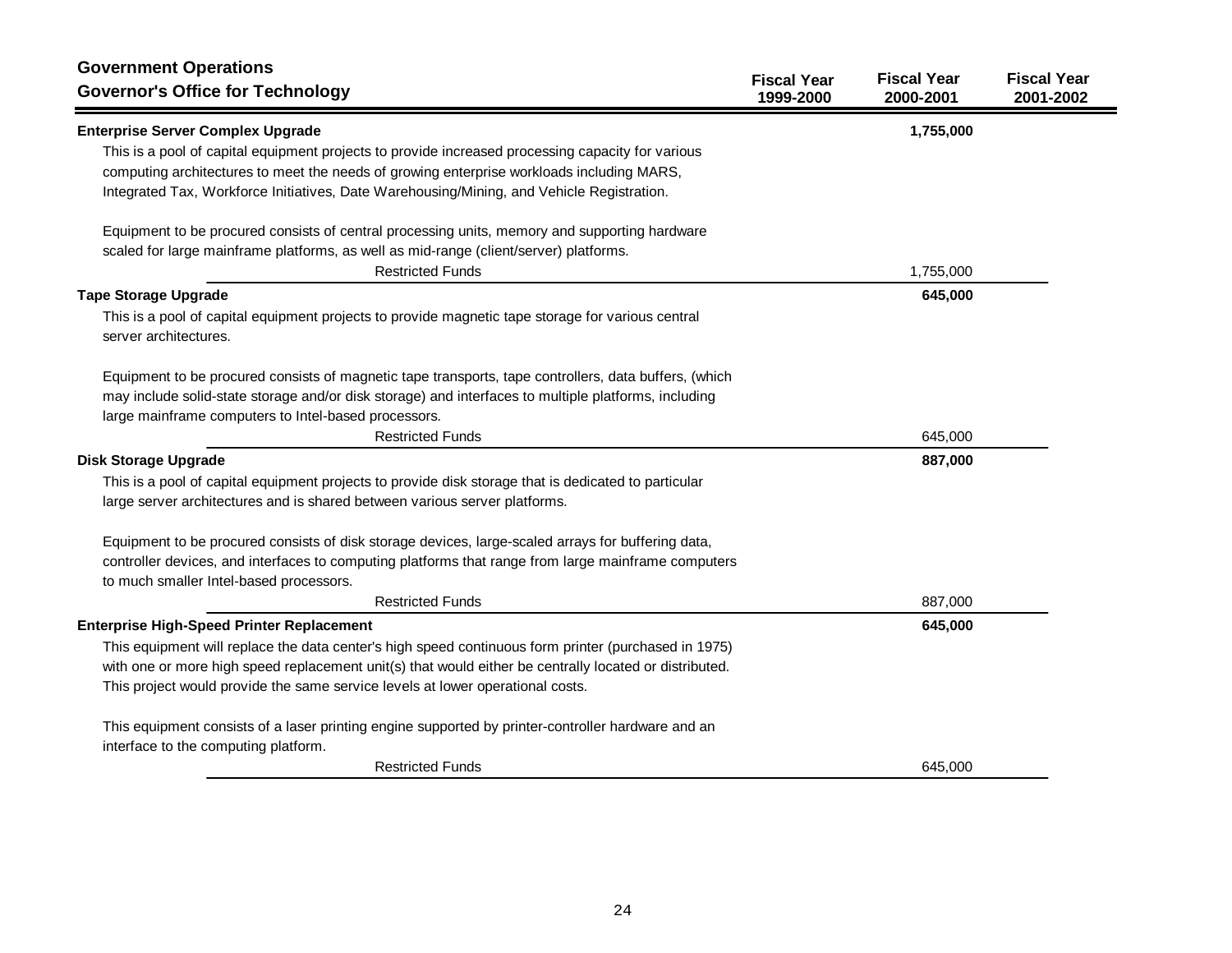## Government Operations
## Governor's Office for Technology

| | Fiscal Year 1999-2000 | Fiscal Year 2000-2001 | Fiscal Year 2001-2002 |
|---|---|---|---|
| **Enterprise Server Complex Upgrade** | | **1,755,000** | |
| Restricted Funds | | 1,755,000 | |
| **Tape Storage Upgrade** | | **645,000** | |
| Restricted Funds | | 645,000 | |
| **Disk Storage Upgrade** | | **887,000** | |
| Restricted Funds | | 887,000 | |
| **Enterprise High-Speed Printer Replacement** | | **645,000** | |
| Restricted Funds | | 645,000 | |

**Enterprise Server Complex Upgrade** — 1,755,000 (Fiscal Year 2000-2001)

This is a pool of capital equipment projects to provide increased processing capacity for various computing architectures to meet the needs of growing enterprise workloads including MARS, Integrated Tax, Workforce Initiatives, Date Warehousing/Mining, and Vehicle Registration.

Equipment to be procured consists of central processing units, memory and supporting hardware scaled for large mainframe platforms, as well as mid-range (client/server) platforms.

Restricted Funds: 1,755,000

**Tape Storage Upgrade** — 645,000 (Fiscal Year 2000-2001)

This is a pool of capital equipment projects to provide magnetic tape storage for various central server architectures.

Equipment to be procured consists of magnetic tape transports, tape controllers, data buffers, (which may include solid-state storage and/or disk storage) and interfaces to multiple platforms, including large mainframe computers to Intel-based processors.

Restricted Funds: 645,000

**Disk Storage Upgrade** — 887,000 (Fiscal Year 2000-2001)

This is a pool of capital equipment projects to provide disk storage that is dedicated to particular large server architectures and is shared between various server platforms.

Equipment to be procured consists of disk storage devices, large-scaled arrays for buffering data, controller devices, and interfaces to computing platforms that range from large mainframe computers to much smaller Intel-based processors.

Restricted Funds: 887,000

**Enterprise High-Speed Printer Replacement** — 645,000 (Fiscal Year 2000-2001)

This equipment will replace the data center's high speed continuous form printer (purchased in 1975) with one or more high speed replacement unit(s) that would either be centrally located or distributed. This project would provide the same service levels at lower operational costs.

This equipment consists of a laser printing engine supported by printer-controller hardware and an interface to the computing platform.

Restricted Funds: 645,000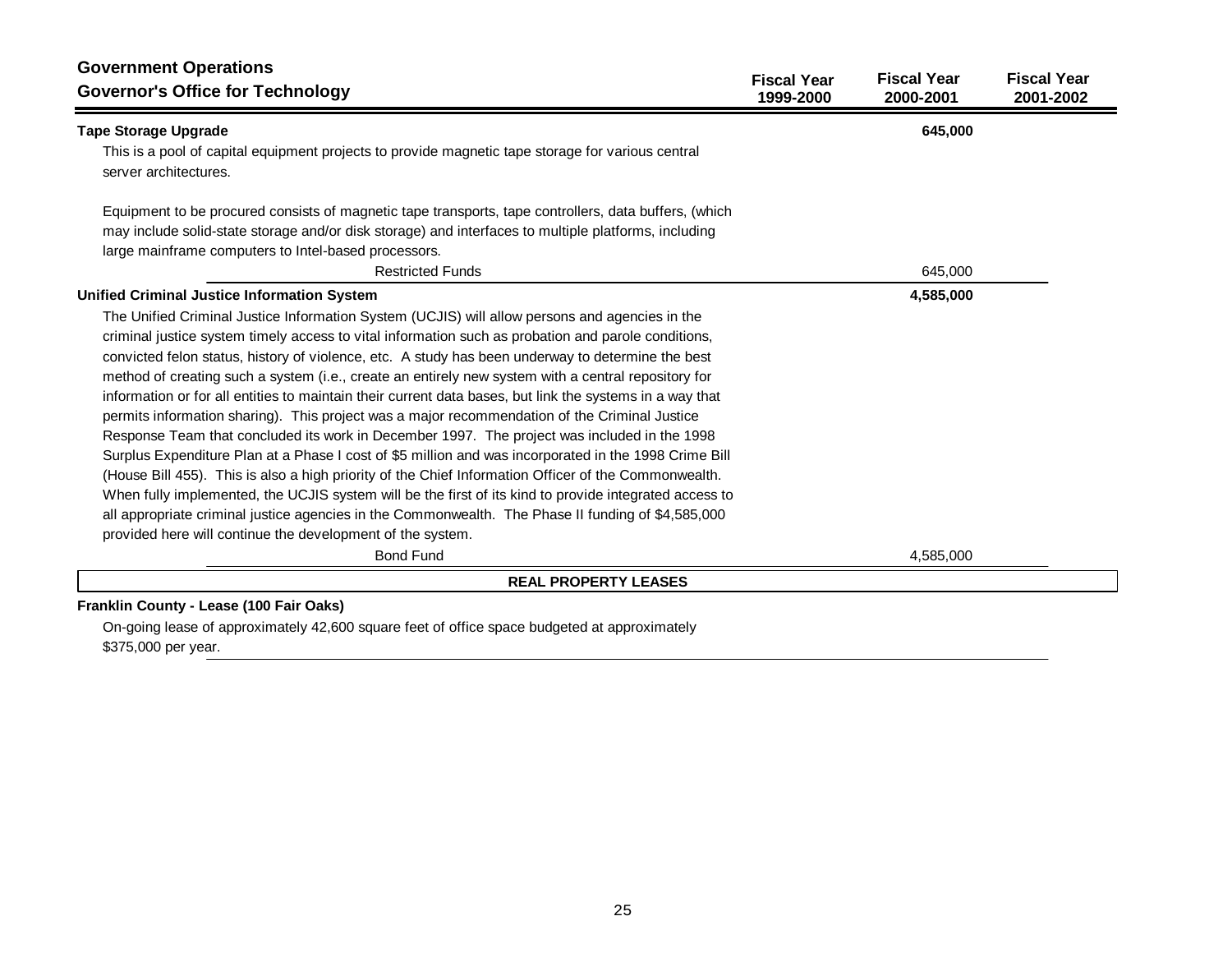## Government Operations

## Governor's Office for Technology

| | Fiscal Year 1999-2000 | Fiscal Year 2000-2001 | Fiscal Year 2001-2002 |
|---|---|---|---|
| **Tape Storage Upgrade** | | **645,000** | |

This is a pool of capital equipment projects to provide magnetic tape storage for various central server architectures.

Equipment to be procured consists of magnetic tape transports, tape controllers, data buffers, (which may include solid-state storage and/or disk storage) and interfaces to multiple platforms, including large mainframe computers to Intel-based processors.

| | Fiscal Year 1999-2000 | Fiscal Year 2000-2001 | Fiscal Year 2001-2002 |
|---|---|---|---|
| Restricted Funds | | 645,000 | |
| **Unified Criminal Justice Information System** | | **4,585,000** | |

The Unified Criminal Justice Information System (UCJIS) will allow persons and agencies in the criminal justice system timely access to vital information such as probation and parole conditions, convicted felon status, history of violence, etc. A study has been underway to determine the best method of creating such a system (i.e., create an entirely new system with a central repository for information or for all entities to maintain their current data bases, but link the systems in a way that permits information sharing). This project was a major recommendation of the Criminal Justice Response Team that concluded its work in December 1997. The project was included in the 1998 Surplus Expenditure Plan at a Phase I cost of $5 million and was incorporated in the 1998 Crime Bill (House Bill 455). This is also a high priority of the Chief Information Officer of the Commonwealth. When fully implemented, the UCJIS system will be the first of its kind to provide integrated access to all appropriate criminal justice agencies in the Commonwealth. The Phase II funding of $4,585,000 provided here will continue the development of the system.

| | Fiscal Year 1999-2000 | Fiscal Year 2000-2001 | Fiscal Year 2001-2002 |
|---|---|---|---|
| Bond Fund | | 4,585,000 | |

### REAL PROPERTY LEASES

**Franklin County - Lease (100 Fair Oaks)**

On-going lease of approximately 42,600 square feet of office space budgeted at approximately $375,000 per year.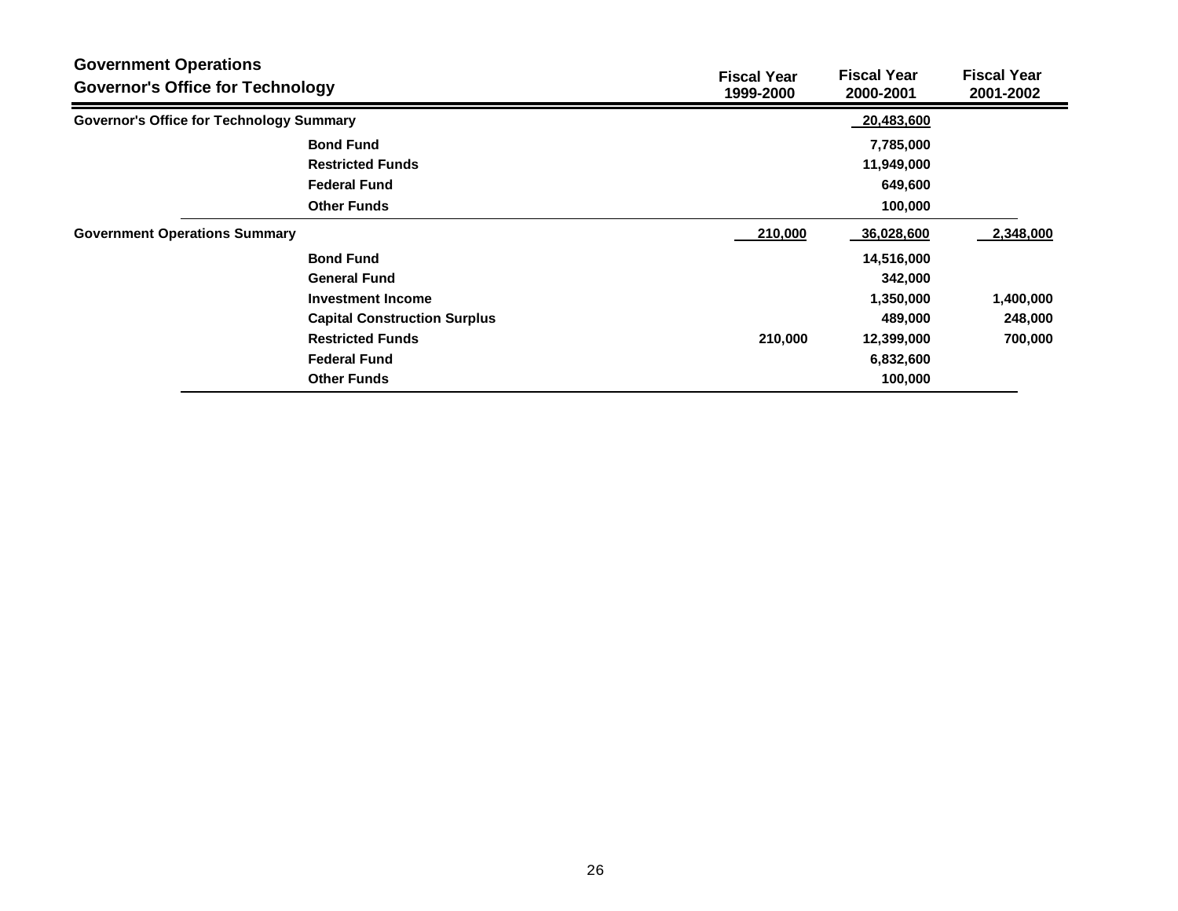## Government Operations
## Governor's Office for Technology

| | | Fiscal Year 1999-2000 | Fiscal Year 2000-2001 | Fiscal Year 2001-2002 |
|---|---|---|---|---|
| **Governor's Office for Technology Summary** | | | **20,483,600** | |
| | **Bond Fund** | | **7,785,000** | |
| | **Restricted Funds** | | **11,949,000** | |
| | **Federal Fund** | | **649,600** | |
| | **Other Funds** | | **100,000** | |
| **Government Operations Summary** | | **210,000** | **36,028,600** | **2,348,000** |
| | **Bond Fund** | | **14,516,000** | |
| | **General Fund** | | **342,000** | |
| | **Investment Income** | | **1,350,000** | **1,400,000** |
| | **Capital Construction Surplus** | | **489,000** | **248,000** |
| | **Restricted Funds** | **210,000** | **12,399,000** | **700,000** |
| | **Federal Fund** | | **6,832,600** | |
| | **Other Funds** | | **100,000** | |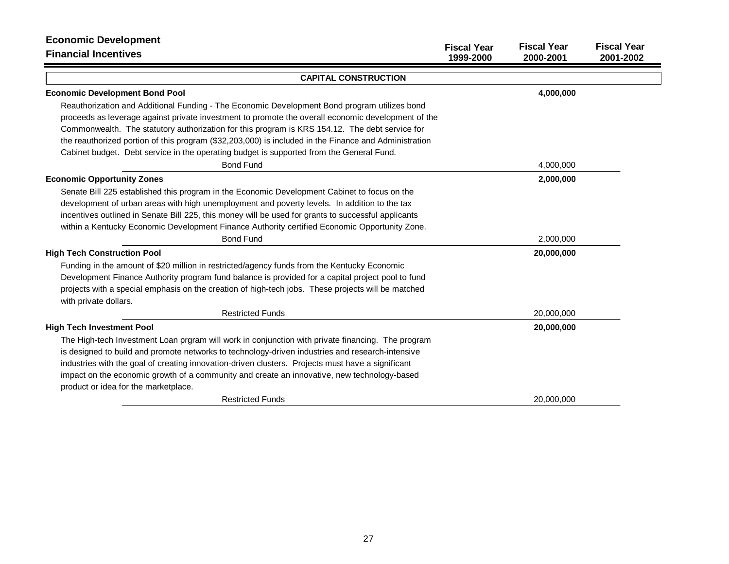## Economic Development

## Financial Incentives

| | Fiscal Year 1999-2000 | Fiscal Year 2000-2001 | Fiscal Year 2001-2002 |
|---|---|---|---|
| **CAPITAL CONSTRUCTION** | | | |
| **Economic Development Bond Pool** | | **4,000,000** | |
| Reauthorization and Additional Funding - The Economic Development Bond program utilizes bond proceeds as leverage against private investment to promote the overall economic development of the Commonwealth. The statutory authorization for this program is KRS 154.12. The debt service for the reauthorized portion of this program ($32,203,000) is included in the Finance and Administration Cabinet budget. Debt service in the operating budget is supported from the General Fund. | | | |
| Bond Fund | | 4,000,000 | |
| **Economic Opportunity Zones** | | **2,000,000** | |
| Senate Bill 225 established this program in the Economic Development Cabinet to focus on the development of urban areas with high unemployment and poverty levels. In addition to the tax incentives outlined in Senate Bill 225, this money will be used for grants to successful applicants within a Kentucky Economic Development Finance Authority certified Economic Opportunity Zone. | | | |
| Bond Fund | | 2,000,000 | |
| **High Tech Construction Pool** | | **20,000,000** | |
| Funding in the amount of $20 million in restricted/agency funds from the Kentucky Economic Development Finance Authority program fund balance is provided for a capital project pool to fund projects with a special emphasis on the creation of high-tech jobs. These projects will be matched with private dollars. | | | |
| Restricted Funds | | 20,000,000 | |
| **High Tech Investment Pool** | | **20,000,000** | |
| The High-tech Investment Loan prgram will work in conjunction with private financing. The program is designed to build and promote networks to technology-driven industries and research-intensive industries with the goal of creating innovation-driven clusters. Projects must have a significant impact on the economic growth of a community and create an innovative, new technology-based product or idea for the marketplace. | | | |
| Restricted Funds | | 20,000,000 | |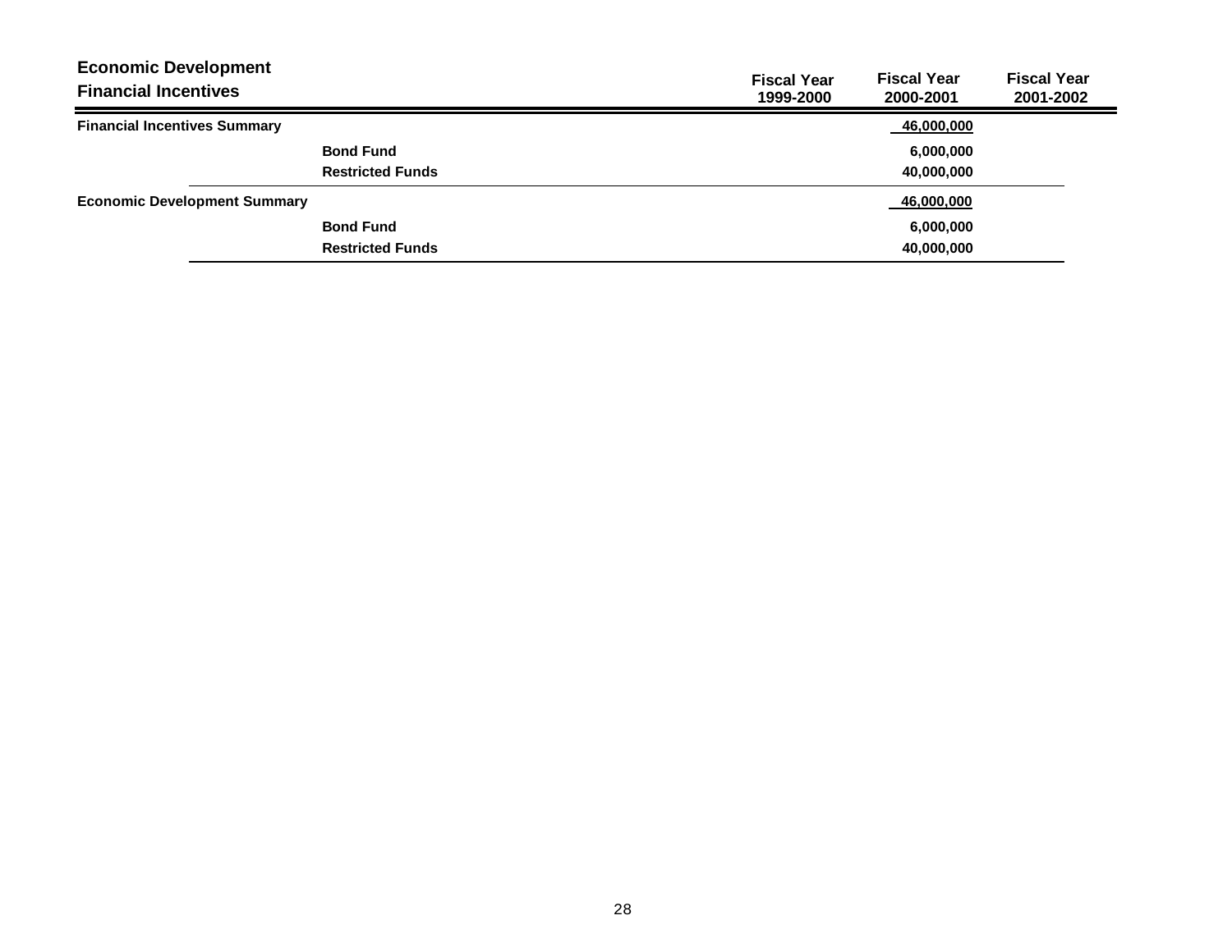## Economic Development

### Financial Incentives

| | | Fiscal Year 1999-2000 | Fiscal Year 2000-2001 | Fiscal Year 2001-2002 |
|---|---|---|---|---|
| **Financial Incentives Summary** | | | 46,000,000 | |
| | Bond Fund | | 6,000,000 | |
| | Restricted Funds | | 40,000,000 | |
| **Economic Development Summary** | | | 46,000,000 | |
| | Bond Fund | | 6,000,000 | |
| | Restricted Funds | | 40,000,000 | |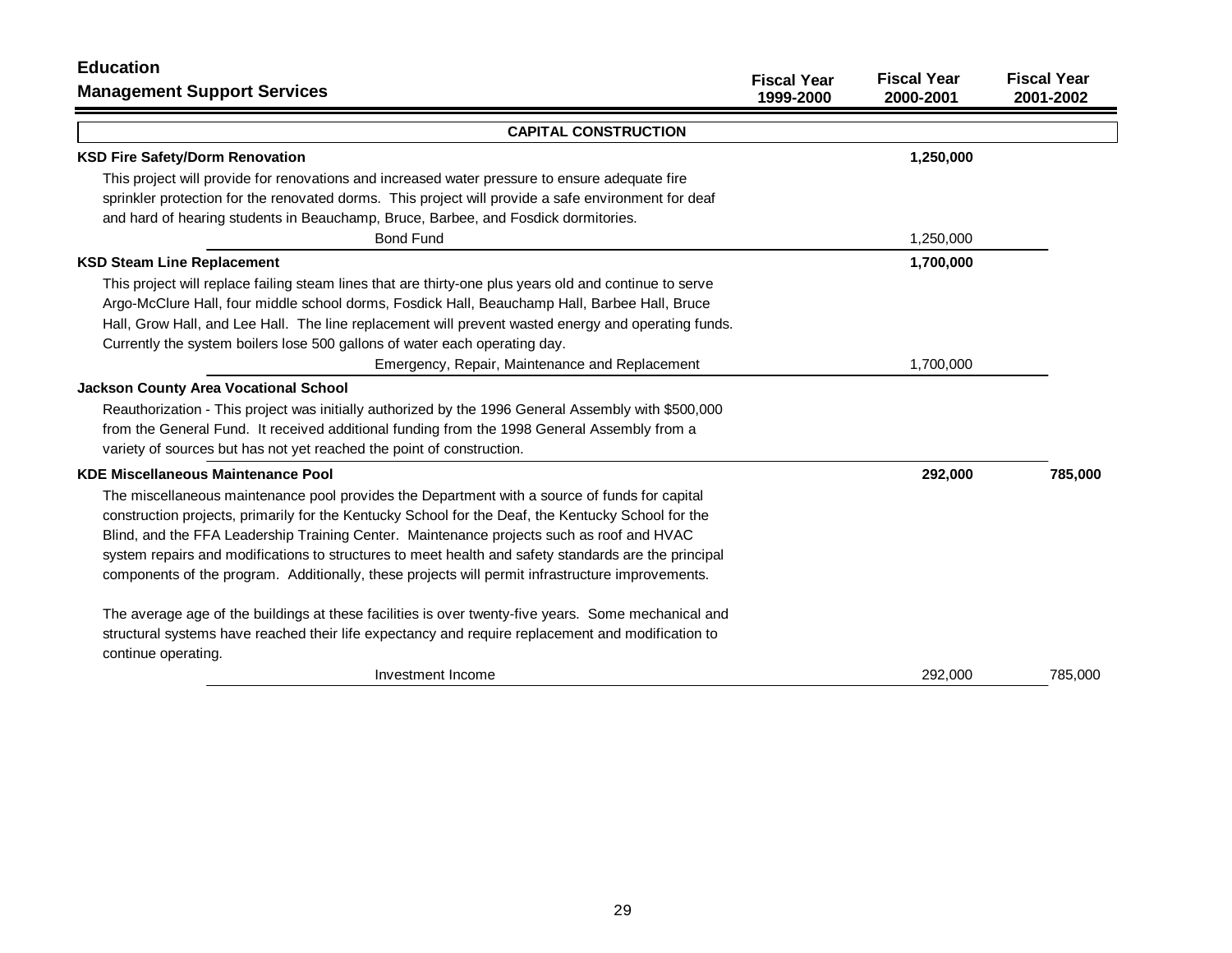# Education

## Management Support Services

| | Fiscal Year 1999-2000 | Fiscal Year 2000-2001 | Fiscal Year 2001-2002 |
|---|---|---|---|
| **CAPITAL CONSTRUCTION** | | | |
| **KSD Fire Safety/Dorm Renovation** | | **1,250,000** | |
| This project will provide for renovations and increased water pressure to ensure adequate fire sprinkler protection for the renovated dorms. This project will provide a safe environment for deaf and hard of hearing students in Beauchamp, Bruce, Barbee, and Fosdick dormitories. | | | |
| Bond Fund | | 1,250,000 | |
| **KSD Steam Line Replacement** | | **1,700,000** | |
| This project will replace failing steam lines that are thirty-one plus years old and continue to serve Argo-McClure Hall, four middle school dorms, Fosdick Hall, Beauchamp Hall, Barbee Hall, Bruce Hall, Grow Hall, and Lee Hall. The line replacement will prevent wasted energy and operating funds. Currently the system boilers lose 500 gallons of water each operating day. | | | |
| Emergency, Repair, Maintenance and Replacement | | 1,700,000 | |
| **Jackson County Area Vocational School** | | | |
| Reauthorization - This project was initially authorized by the 1996 General Assembly with $500,000 from the General Fund. It received additional funding from the 1998 General Assembly from a variety of sources but has not yet reached the point of construction. | | | |
| **KDE Miscellaneous Maintenance Pool** | | **292,000** | **785,000** |
| The miscellaneous maintenance pool provides the Department with a source of funds for capital construction projects, primarily for the Kentucky School for the Deaf, the Kentucky School for the Blind, and the FFA Leadership Training Center. Maintenance projects such as roof and HVAC system repairs and modifications to structures to meet health and safety standards are the principal components of the program. Additionally, these projects will permit infrastructure improvements.<br><br>The average age of the buildings at these facilities is over twenty-five years. Some mechanical and structural systems have reached their life expectancy and require replacement and modification to continue operating. | | | |
| Investment Income | | 292,000 | 785,000 |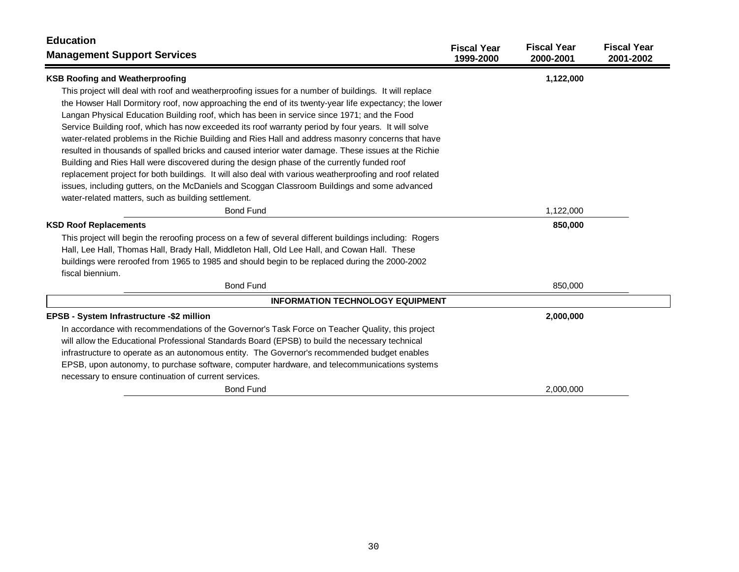## Education
## Management Support Services

| | Fiscal Year 1999-2000 | Fiscal Year 2000-2001 | Fiscal Year 2001-2002 |
|---|---|---|---|
| **KSB Roofing and Weatherproofing** | | **1,122,000** | |
| This project will deal with roof and weatherproofing issues for a number of buildings. It will replace the Howser Hall Dormitory roof, now approaching the end of its twenty-year life expectancy; the lower Langan Physical Education Building roof, which has been in service since 1971; and the Food Service Building roof, which has now exceeded its roof warranty period by four years. It will solve water-related problems in the Richie Building and Ries Hall and address masonry concerns that have resulted in thousands of spalled bricks and caused interior water damage. These issues at the Richie Building and Ries Hall were discovered during the design phase of the currently funded roof replacement project for both buildings. It will also deal with various weatherproofing and roof related issues, including gutters, on the McDaniels and Scoggan Classroom Buildings and some advanced water-related matters, such as building settlement. | | | |
| Bond Fund | | 1,122,000 | |
| **KSD Roof Replacements** | | **850,000** | |
| This project will begin the reroofing process on a few of several different buildings including: Rogers Hall, Lee Hall, Thomas Hall, Brady Hall, Middleton Hall, Old Lee Hall, and Cowan Hall. These buildings were reroofed from 1965 to 1985 and should begin to be replaced during the 2000-2002 fiscal biennium. | | | |
| Bond Fund | | 850,000 | |
| **INFORMATION TECHNOLOGY EQUIPMENT** | | | |
| **EPSB - System Infrastructure -$2 million** | | **2,000,000** | |
| In accordance with recommendations of the Governor's Task Force on Teacher Quality, this project will allow the Educational Professional Standards Board (EPSB) to build the necessary technical infrastructure to operate as an autonomous entity. The Governor's recommended budget enables EPSB, upon autonomy, to purchase software, computer hardware, and telecommunications systems necessary to ensure continuation of current services. | | | |
| Bond Fund | | 2,000,000 | |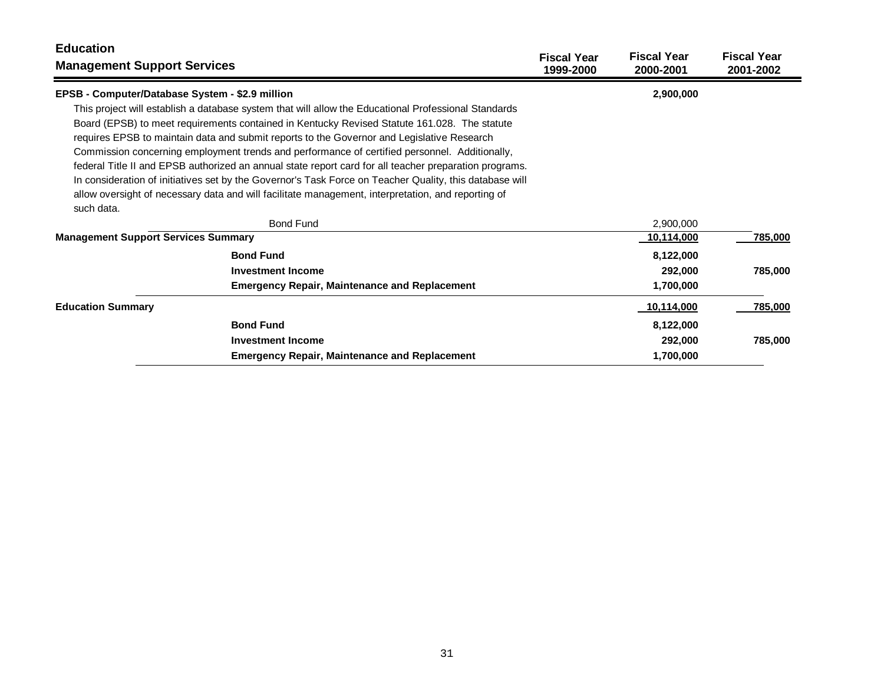# Education

## Management Support Services

| | Fiscal Year 1999-2000 | Fiscal Year 2000-2001 | Fiscal Year 2001-2002 |
|---|---|---|---|
| **EPSB - Computer/Database System - $2.9 million** | | **2,900,000** | |

This project will establish a database system that will allow the Educational Professional Standards Board (EPSB) to meet requirements contained in Kentucky Revised Statute 161.028. The statute requires EPSB to maintain data and submit reports to the Governor and Legislative Research Commission concerning employment trends and performance of certified personnel. Additionally, federal Title II and EPSB authorized an annual state report card for all teacher preparation programs. In consideration of initiatives set by the Governor's Task Force on Teacher Quality, this database will allow oversight of necessary data and will facilitate management, interpretation, and reporting of such data.

| | Fiscal Year 1999-2000 | Fiscal Year 2000-2001 | Fiscal Year 2001-2002 |
|---|---|---|---|
| Bond Fund | | 2,900,000 | |
| **Management Support Services Summary** | | **10,114,000** | **785,000** |
| **Bond Fund** | | **8,122,000** | |
| **Investment Income** | | **292,000** | **785,000** |
| **Emergency Repair, Maintenance and Replacement** | | **1,700,000** | |
| **Education Summary** | | **10,114,000** | **785,000** |
| **Bond Fund** | | **8,122,000** | |
| **Investment Income** | | **292,000** | **785,000** |
| **Emergency Repair, Maintenance and Replacement** | | **1,700,000** | |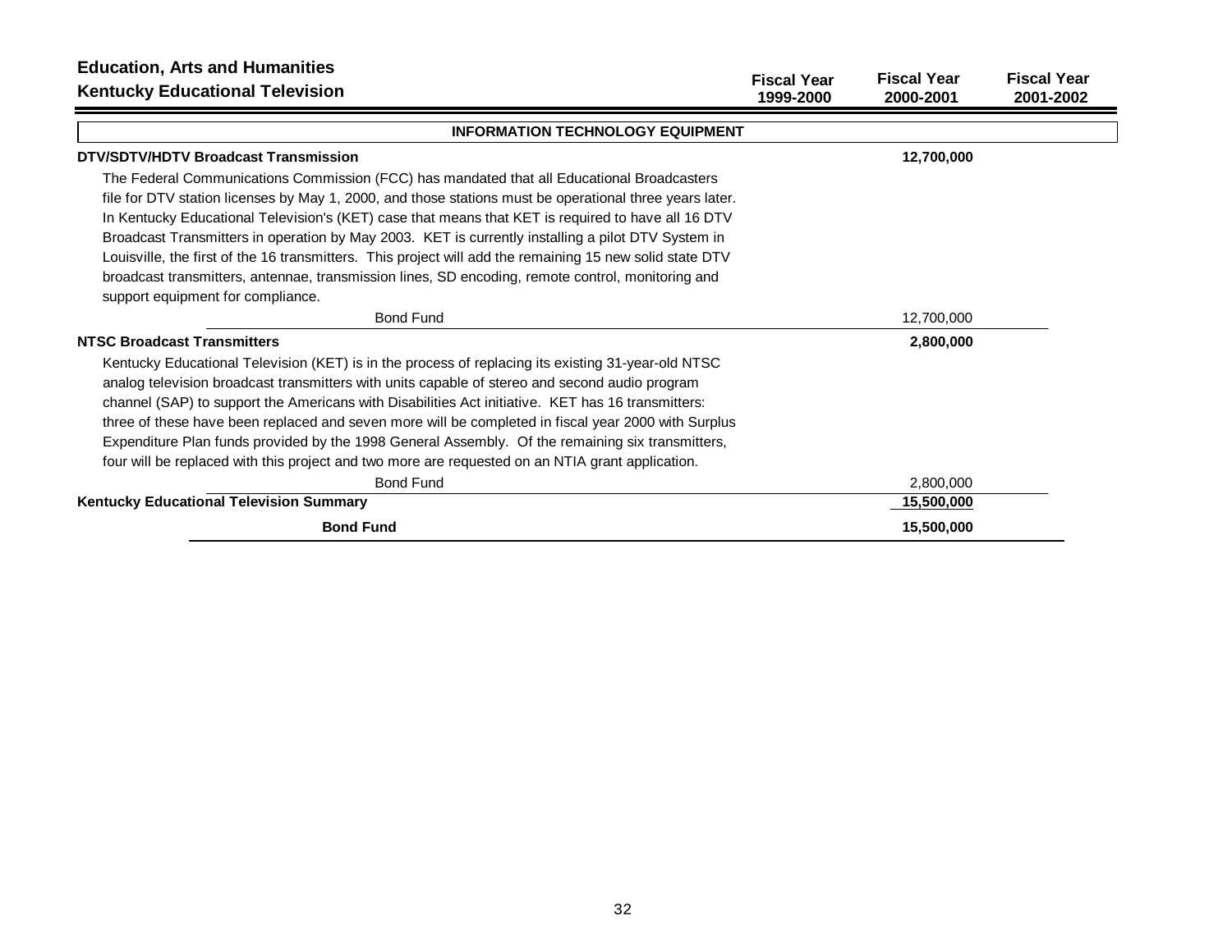# Education, Arts and Humanities

## Kentucky Educational Television

| | Fiscal Year 1999-2000 | Fiscal Year 2000-2001 | Fiscal Year 2001-2002 |
|---|---|---|---|
| **INFORMATION TECHNOLOGY EQUIPMENT** | | | |
| **DTV/SDTV/HDTV Broadcast Transmission** | | **12,700,000** | |
| The Federal Communications Commission (FCC) has mandated that all Educational Broadcasters file for DTV station licenses by May 1, 2000, and those stations must be operational three years later. In Kentucky Educational Television's (KET) case that means that KET is required to have all 16 DTV Broadcast Transmitters in operation by May 2003. KET is currently installing a pilot DTV System in Louisville, the first of the 16 transmitters. This project will add the remaining 15 new solid state DTV broadcast transmitters, antennae, transmission lines, SD encoding, remote control, monitoring and support equipment for compliance. | | | |
| Bond Fund | | 12,700,000 | |
| **NTSC Broadcast Transmitters** | | **2,800,000** | |
| Kentucky Educational Television (KET) is in the process of replacing its existing 31-year-old NTSC analog television broadcast transmitters with units capable of stereo and second audio program channel (SAP) to support the Americans with Disabilities Act initiative. KET has 16 transmitters: three of these have been replaced and seven more will be completed in fiscal year 2000 with Surplus Expenditure Plan funds provided by the 1998 General Assembly. Of the remaining six transmitters, four will be replaced with this project and two more are requested on an NTIA grant application. | | | |
| Bond Fund | | 2,800,000 | |
| **Kentucky Educational Television Summary** | | **15,500,000** | |
| **Bond Fund** | | **15,500,000** | |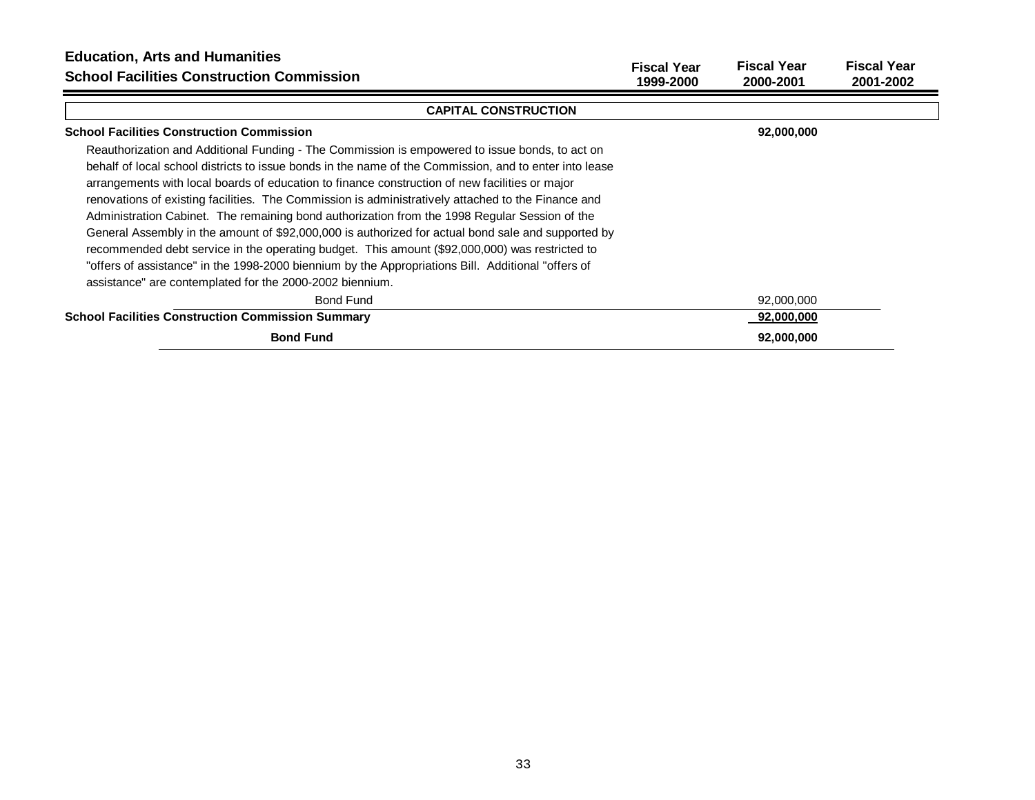## Education, Arts and Humanities
## School Facilities Construction Commission

| | Fiscal Year 1999-2000 | Fiscal Year 2000-2001 | Fiscal Year 2001-2002 |
|---|---|---|---|
| **CAPITAL CONSTRUCTION** | | | |
| **School Facilities Construction Commission** | | **92,000,000** | |
| Reauthorization and Additional Funding - The Commission is empowered to issue bonds, to act on behalf of local school districts to issue bonds in the name of the Commission, and to enter into lease arrangements with local boards of education to finance construction of new facilities or major renovations of existing facilities. The Commission is administratively attached to the Finance and Administration Cabinet. The remaining bond authorization from the 1998 Regular Session of the General Assembly in the amount of $92,000,000 is authorized for actual bond sale and supported by recommended debt service in the operating budget. This amount ($92,000,000) was restricted to "offers of assistance" in the 1998-2000 biennium by the Appropriations Bill. Additional "offers of assistance" are contemplated for the 2000-2002 biennium. | | | |
| Bond Fund | | 92,000,000 | |
| **School Facilities Construction Commission Summary** | | **92,000,000** | |
| **Bond Fund** | | **92,000,000** | |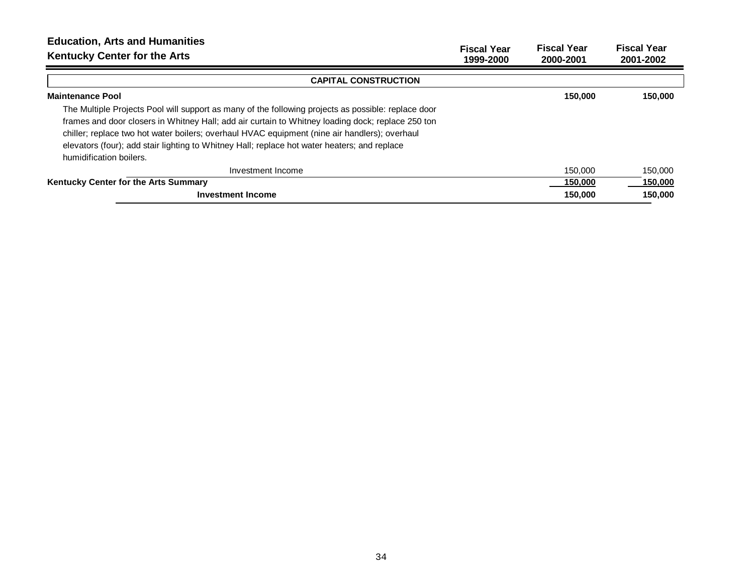**Education, Arts and Humanities**
**Kentucky Center for the Arts**

| | Fiscal Year 1999-2000 | Fiscal Year 2000-2001 | Fiscal Year 2001-2002 |
|---|---|---|---|
| **CAPITAL CONSTRUCTION** | | | |
| **Maintenance Pool** | | **150,000** | **150,000** |
| The Multiple Projects Pool will support as many of the following projects as possible: replace door frames and door closers in Whitney Hall; add air curtain to Whitney loading dock; replace 250 ton chiller; replace two hot water boilers; overhaul HVAC equipment (nine air handlers); overhaul elevators (four); add stair lighting to Whitney Hall; replace hot water heaters; and replace humidification boilers. | | | |
| Investment Income | | 150,000 | 150,000 |
| **Kentucky Center for the Arts Summary** | | **150,000** | **150,000** |
| **Investment Income** | | **150,000** | **150,000** |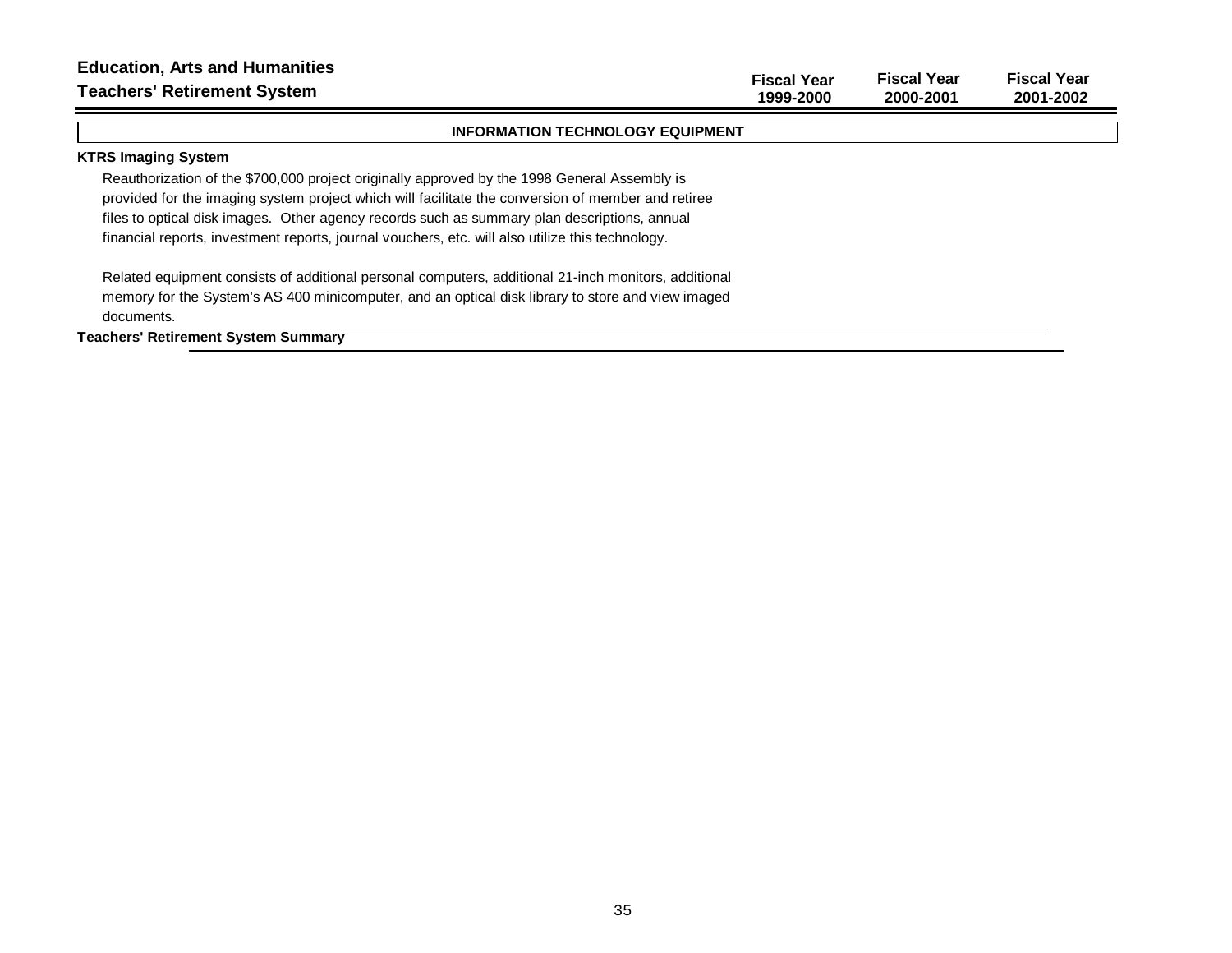# Education, Arts and Humanities

## Teachers' Retirement System

| | Fiscal Year 1999-2000 | Fiscal Year 2000-2001 | Fiscal Year 2001-2002 |
|---|---|---|---|

### INFORMATION TECHNOLOGY EQUIPMENT

**KTRS Imaging System**

Reauthorization of the $700,000 project originally approved by the 1998 General Assembly is provided for the imaging system project which will facilitate the conversion of member and retiree files to optical disk images. Other agency records such as summary plan descriptions, annual financial reports, investment reports, journal vouchers, etc. will also utilize this technology.

Related equipment consists of additional personal computers, additional 21-inch monitors, additional memory for the System's AS 400 minicomputer, and an optical disk library to store and view imaged documents.

**Teachers' Retirement System Summary**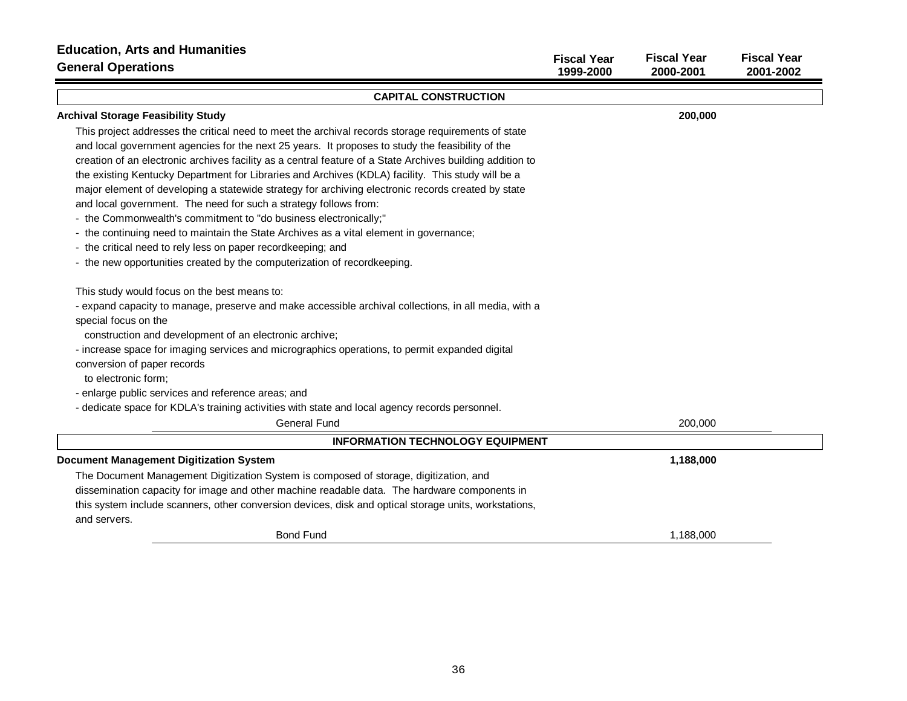# Education, Arts and Humanities

## General Operations

| | Fiscal Year 1999-2000 | Fiscal Year 2000-2001 | Fiscal Year 2001-2002 |
|---|---|---|---|
| **CAPITAL CONSTRUCTION** | | | |
| **Archival Storage Feasibility Study** | | **200,000** | |

This project addresses the critical need to meet the archival records storage requirements of state and local government agencies for the next 25 years. It proposes to study the feasibility of the creation of an electronic archives facility as a central feature of a State Archives building addition to the existing Kentucky Department for Libraries and Archives (KDLA) facility. This study will be a major element of developing a statewide strategy for archiving electronic records created by state and local government. The need for such a strategy follows from:

- the Commonwealth's commitment to "do business electronically;"
- the continuing need to maintain the State Archives as a vital element in governance;
- the critical need to rely less on paper recordkeeping; and
- the new opportunities created by the computerization of recordkeeping.

This study would focus on the best means to:

- expand capacity to manage, preserve and make accessible archival collections, in all media, with a special focus on the construction and development of an electronic archive;
- increase space for imaging services and micrographics operations, to permit expanded digital conversion of paper records to electronic form;
- enlarge public services and reference areas; and
- dedicate space for KDLA's training activities with state and local agency records personnel.

| | Fiscal Year 1999-2000 | Fiscal Year 2000-2001 | Fiscal Year 2001-2002 |
|---|---|---|---|
| General Fund | | 200,000 | |
| **INFORMATION TECHNOLOGY EQUIPMENT** | | | |
| **Document Management Digitization System** | | **1,188,000** | |

The Document Management Digitization System is composed of storage, digitization, and dissemination capacity for image and other machine readable data. The hardware components in this system include scanners, other conversion devices, disk and optical storage units, workstations, and servers.

| | Fiscal Year 1999-2000 | Fiscal Year 2000-2001 | Fiscal Year 2001-2002 |
|---|---|---|---|
| Bond Fund | | 1,188,000 | |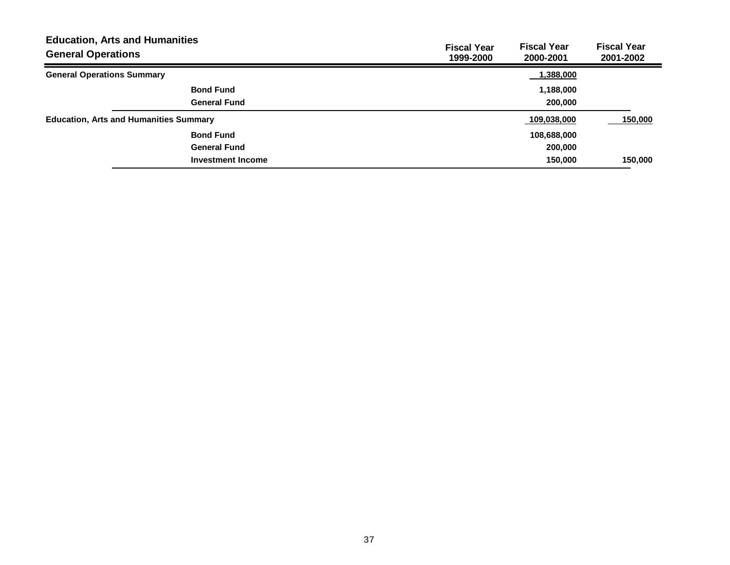## Education, Arts and Humanities
### General Operations

| | Fiscal Year 1999-2000 | Fiscal Year 2000-2001 | Fiscal Year 2001-2002 |
|---|---|---|---|
| **General Operations Summary** | | **1,388,000** | |
| **Bond Fund** | | **1,188,000** | |
| **General Fund** | | **200,000** | |
| **Education, Arts and Humanities Summary** | | **109,038,000** | **150,000** |
| **Bond Fund** | | **108,688,000** | |
| **General Fund** | | **200,000** | |
| **Investment Income** | | **150,000** | **150,000** |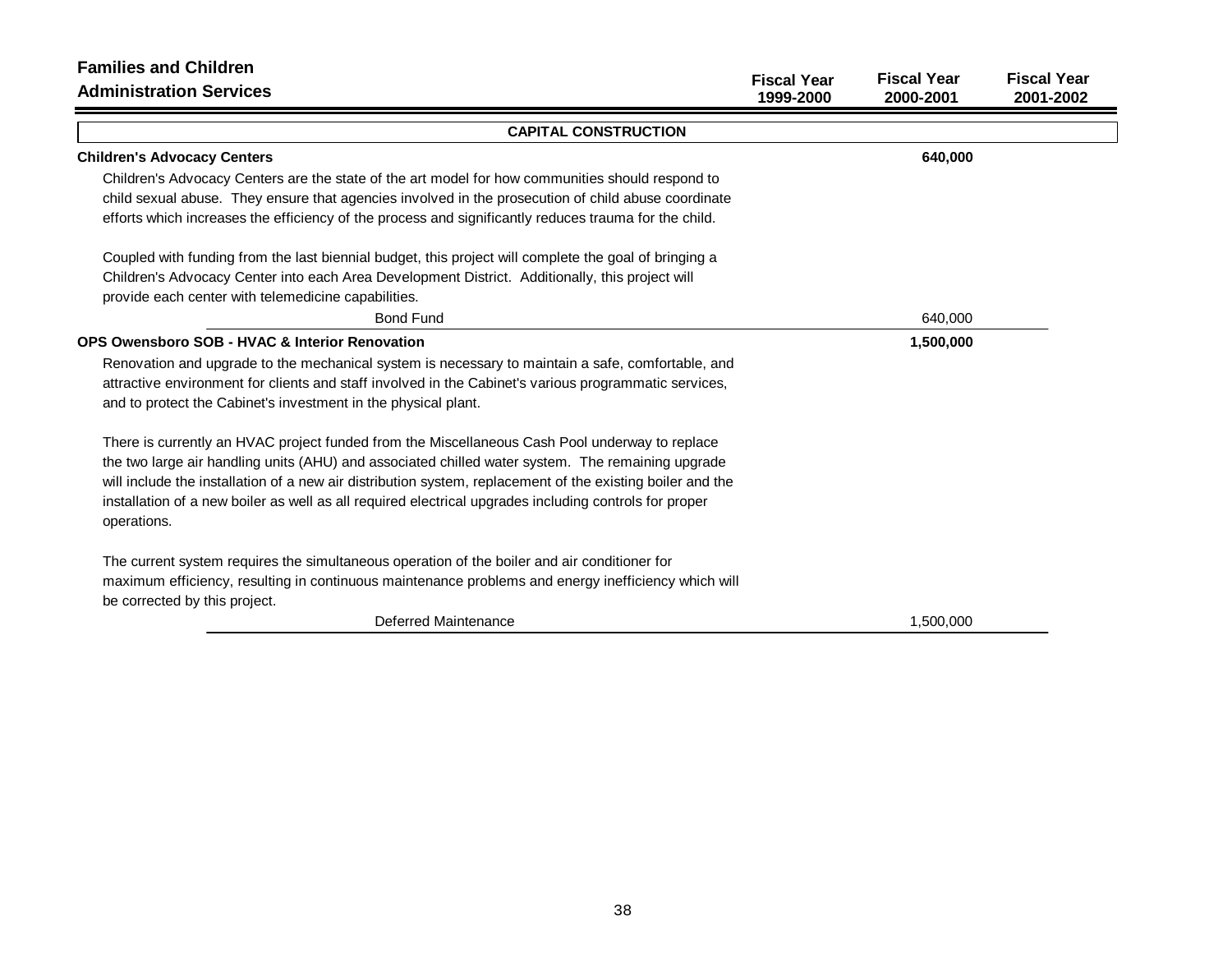## Families and Children
## Administration Services

| | Fiscal Year 1999-2000 | Fiscal Year 2000-2001 | Fiscal Year 2001-2002 |
|---|---|---|---|

### CAPITAL CONSTRUCTION

| | Fiscal Year 1999-2000 | Fiscal Year 2000-2001 | Fiscal Year 2001-2002 |
|---|---|---|---|
| **Children's Advocacy Centers** | | **640,000** | |

Children's Advocacy Centers are the state of the art model for how communities should respond to child sexual abuse. They ensure that agencies involved in the prosecution of child abuse coordinate efforts which increases the efficiency of the process and significantly reduces trauma for the child.

Coupled with funding from the last biennial budget, this project will complete the goal of bringing a Children's Advocacy Center into each Area Development District. Additionally, this project will provide each center with telemedicine capabilities.

| | Fiscal Year 1999-2000 | Fiscal Year 2000-2001 | Fiscal Year 2001-2002 |
|---|---|---|---|
| Bond Fund | | 640,000 | |
| **OPS Owensboro SOB - HVAC & Interior Renovation** | | **1,500,000** | |

Renovation and upgrade to the mechanical system is necessary to maintain a safe, comfortable, and attractive environment for clients and staff involved in the Cabinet's various programmatic services, and to protect the Cabinet's investment in the physical plant.

There is currently an HVAC project funded from the Miscellaneous Cash Pool underway to replace the two large air handling units (AHU) and associated chilled water system. The remaining upgrade will include the installation of a new air distribution system, replacement of the existing boiler and the installation of a new boiler as well as all required electrical upgrades including controls for proper operations.

The current system requires the simultaneous operation of the boiler and air conditioner for maximum efficiency, resulting in continuous maintenance problems and energy inefficiency which will be corrected by this project.

| | Fiscal Year 1999-2000 | Fiscal Year 2000-2001 | Fiscal Year 2001-2002 |
|---|---|---|---|
| Deferred Maintenance | | 1,500,000 | |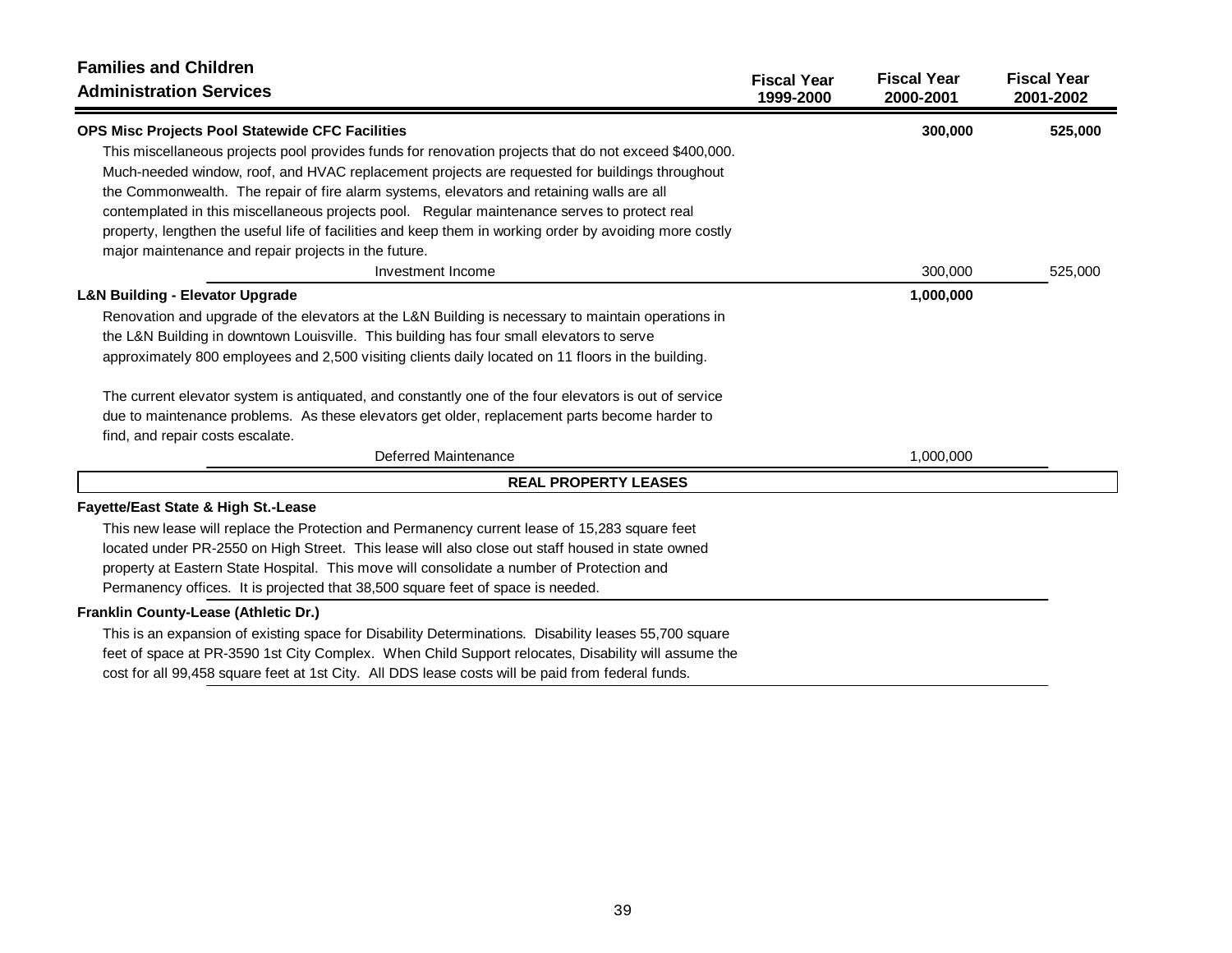## Families and Children

### Administration Services

| | Fiscal Year 1999-2000 | Fiscal Year 2000-2001 | Fiscal Year 2001-2002 |
|---|---|---|---|
| **OPS Misc Projects Pool Statewide CFC Facilities** | | **300,000** | **525,000** |
| This miscellaneous projects pool provides funds for renovation projects that do not exceed $400,000. Much-needed window, roof, and HVAC replacement projects are requested for buildings throughout the Commonwealth. The repair of fire alarm systems, elevators and retaining walls are all contemplated in this miscellaneous projects pool. Regular maintenance serves to protect real property, lengthen the useful life of facilities and keep them in working order by avoiding more costly major maintenance and repair projects in the future. | | | |
| Investment Income | | 300,000 | 525,000 |
| **L&N Building - Elevator Upgrade** | | **1,000,000** | |
| Renovation and upgrade of the elevators at the L&N Building is necessary to maintain operations in the L&N Building in downtown Louisville. This building has four small elevators to serve approximately 800 employees and 2,500 visiting clients daily located on 11 floors in the building. The current elevator system is antiquated, and constantly one of the four elevators is out of service due to maintenance problems. As these elevators get older, replacement parts become harder to find, and repair costs escalate. | | | |
| Deferred Maintenance | | 1,000,000 | |

**REAL PROPERTY LEASES**

**Fayette/East State & High St.-Lease**

This new lease will replace the Protection and Permanency current lease of 15,283 square feet located under PR-2550 on High Street. This lease will also close out staff housed in state owned property at Eastern State Hospital. This move will consolidate a number of Protection and Permanency offices. It is projected that 38,500 square feet of space is needed.

**Franklin County-Lease (Athletic Dr.)**

This is an expansion of existing space for Disability Determinations. Disability leases 55,700 square feet of space at PR-3590 1st City Complex. When Child Support relocates, Disability will assume the cost for all 99,458 square feet at 1st City. All DDS lease costs will be paid from federal funds.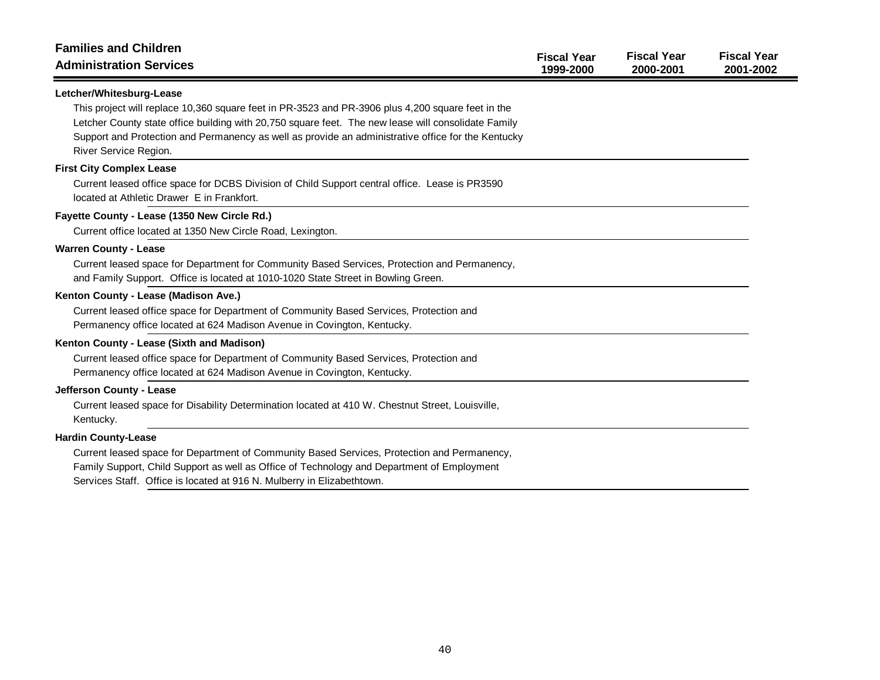## Families and Children

## Administration Services

| | Fiscal Year 1999-2000 | Fiscal Year 2000-2001 | Fiscal Year 2001-2002 |
|---|---|---|---|

**Letcher/Whitesburg-Lease**

This project will replace 10,360 square feet in PR-3523 and PR-3906 plus 4,200 square feet in the Letcher County state office building with 20,750 square feet. The new lease will consolidate Family Support and Protection and Permanency as well as provide an administrative office for the Kentucky River Service Region.

**First City Complex Lease**

Current leased office space for DCBS Division of Child Support central office. Lease is PR3590 located at Athletic Drawer E in Frankfort.

**Fayette County - Lease (1350 New Circle Rd.)**

Current office located at 1350 New Circle Road, Lexington.

**Warren County - Lease**

Current leased space for Department for Community Based Services, Protection and Permanency, and Family Support. Office is located at 1010-1020 State Street in Bowling Green.

**Kenton County - Lease (Madison Ave.)**

Current leased office space for Department of Community Based Services, Protection and Permanency office located at 624 Madison Avenue in Covington, Kentucky.

**Kenton County - Lease (Sixth and Madison)**

Current leased office space for Department of Community Based Services, Protection and Permanency office located at 624 Madison Avenue in Covington, Kentucky.

**Jefferson County - Lease**

Current leased space for Disability Determination located at 410 W. Chestnut Street, Louisville, Kentucky.

**Hardin County-Lease**

Current leased space for Department of Community Based Services, Protection and Permanency, Family Support, Child Support as well as Office of Technology and Department of Employment Services Staff. Office is located at 916 N. Mulberry in Elizabethtown.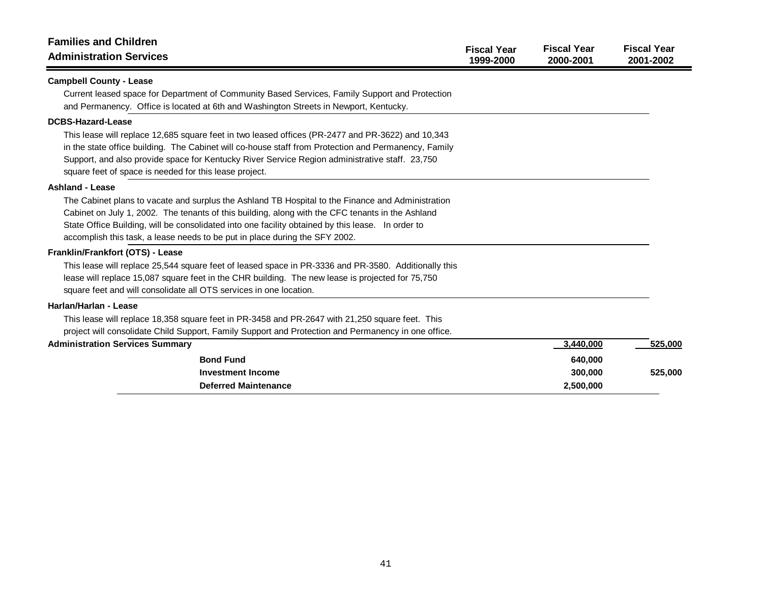## Families and Children

## Administration Services

| | Fiscal Year 1999-2000 | Fiscal Year 2000-2001 | Fiscal Year 2001-2002 |
|---|---|---|---|

**Campbell County - Lease**

Current leased space for Department of Community Based Services, Family Support and Protection and Permanency. Office is located at 6th and Washington Streets in Newport, Kentucky.

**DCBS-Hazard-Lease**

This lease will replace 12,685 square feet in two leased offices (PR-2477 and PR-3622) and 10,343 in the state office building. The Cabinet will co-house staff from Protection and Permanency, Family Support, and also provide space for Kentucky River Service Region administrative staff. 23,750 square feet of space is needed for this lease project.

**Ashland - Lease**

The Cabinet plans to vacate and surplus the Ashland TB Hospital to the Finance and Administration Cabinet on July 1, 2002. The tenants of this building, along with the CFC tenants in the Ashland State Office Building, will be consolidated into one facility obtained by this lease. In order to accomplish this task, a lease needs to be put in place during the SFY 2002.

**Franklin/Frankfort (OTS) - Lease**

This lease will replace 25,544 square feet of leased space in PR-3336 and PR-3580. Additionally this lease will replace 15,087 square feet in the CHR building. The new lease is projected for 75,750 square feet and will consolidate all OTS services in one location.

**Harlan/Harlan - Lease**

This lease will replace 18,358 square feet in PR-3458 and PR-2647 with 21,250 square feet. This project will consolidate Child Support, Family Support and Protection and Permanency in one office.

| | Fiscal Year 1999-2000 | Fiscal Year 2000-2001 | Fiscal Year 2001-2002 |
|---|---|---|---|
| **Administration Services Summary** | | 3,440,000 | 525,000 |
| **Bond Fund** | | 640,000 | |
| **Investment Income** | | 300,000 | 525,000 |
| **Deferred Maintenance** | | 2,500,000 | |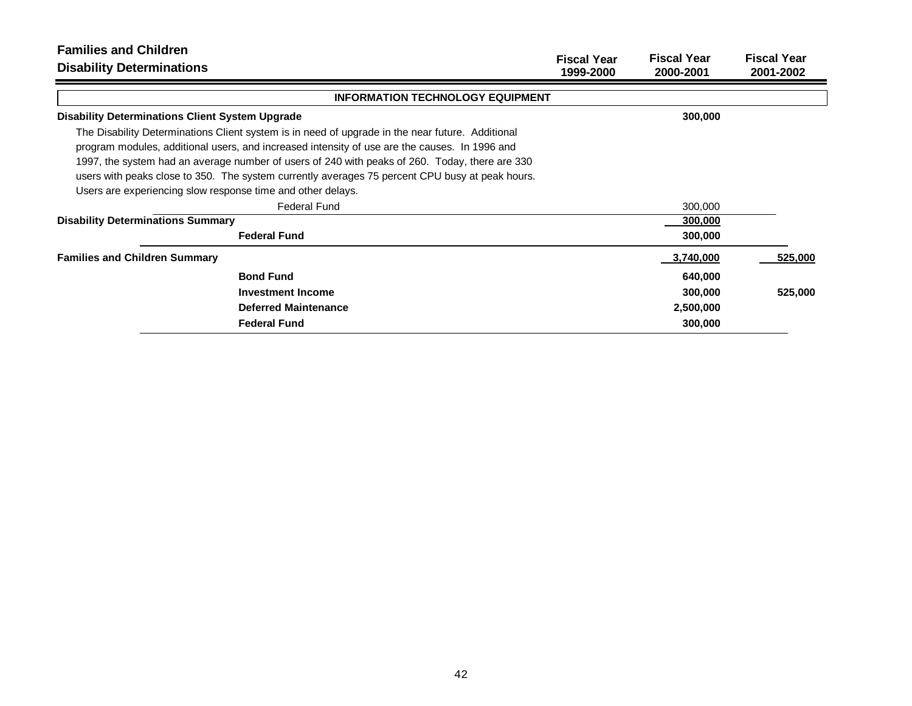## Families and Children
### Disability Determinations

| | Fiscal Year 1999-2000 | Fiscal Year 2000-2001 | Fiscal Year 2001-2002 |
|---|---|---|---|
| **INFORMATION TECHNOLOGY EQUIPMENT** | | | |
| **Disability Determinations Client System Upgrade** | | **300,000** | |
| The Disability Determinations Client system is in need of upgrade in the near future. Additional program modules, additional users, and increased intensity of use are the causes. In 1996 and 1997, the system had an average number of users of 240 with peaks of 260. Today, there are 330 users with peaks close to 350. The system currently averages 75 percent CPU busy at peak hours. Users are experiencing slow response time and other delays. | | | |
| Federal Fund | | 300,000 | |
| **Disability Determinations Summary** | | **300,000** | |
| **Federal Fund** | | **300,000** | |
| **Families and Children Summary** | | **3,740,000** | **525,000** |
| **Bond Fund** | | **640,000** | |
| **Investment Income** | | **300,000** | **525,000** |
| **Deferred Maintenance** | | **2,500,000** | |
| **Federal Fund** | | **300,000** | |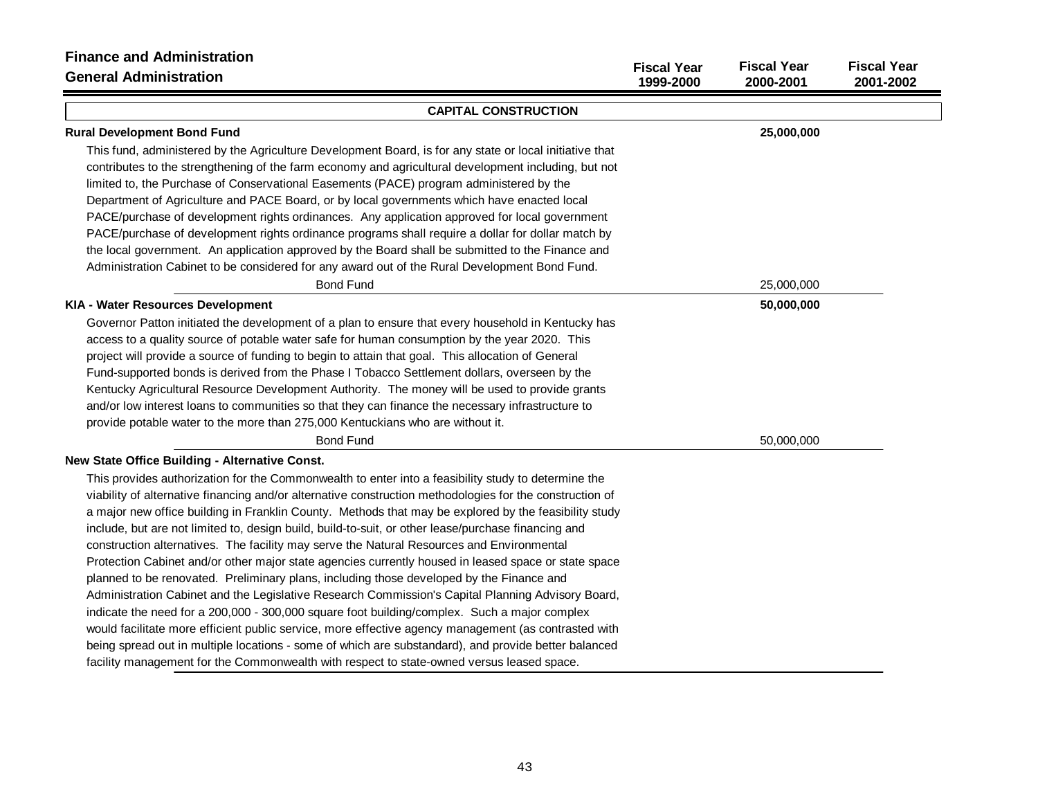# Finance and Administration

## General Administration

| | Fiscal Year 1999-2000 | Fiscal Year 2000-2001 | Fiscal Year 2001-2002 |
|---|---|---|---|

### CAPITAL CONSTRUCTION

**Rural Development Bond Fund** — **25,000,000** (Fiscal Year 2000-2001)

This fund, administered by the Agriculture Development Board, is for any state or local initiative that contributes to the strengthening of the farm economy and agricultural development including, but not limited to, the Purchase of Conservational Easements (PACE) program administered by the Department of Agriculture and PACE Board, or by local governments which have enacted local PACE/purchase of development rights ordinances. Any application approved for local government PACE/purchase of development rights ordinance programs shall require a dollar for dollar match by the local government. An application approved by the Board shall be submitted to the Finance and Administration Cabinet to be considered for any award out of the Rural Development Bond Fund.

| | Fiscal Year 1999-2000 | Fiscal Year 2000-2001 | Fiscal Year 2001-2002 |
|---|---|---|---|
| Bond Fund | | 25,000,000 | |

**KIA - Water Resources Development** — **50,000,000** (Fiscal Year 2000-2001)

Governor Patton initiated the development of a plan to ensure that every household in Kentucky has access to a quality source of potable water safe for human consumption by the year 2020. This project will provide a source of funding to begin to attain that goal. This allocation of General Fund-supported bonds is derived from the Phase I Tobacco Settlement dollars, overseen by the Kentucky Agricultural Resource Development Authority. The money will be used to provide grants and/or low interest loans to communities so that they can finance the necessary infrastructure to provide potable water to the more than 275,000 Kentuckians who are without it.

| | Fiscal Year 1999-2000 | Fiscal Year 2000-2001 | Fiscal Year 2001-2002 |
|---|---|---|---|
| Bond Fund | | 50,000,000 | |

**New State Office Building - Alternative Const.**

This provides authorization for the Commonwealth to enter into a feasibility study to determine the viability of alternative financing and/or alternative construction methodologies for the construction of a major new office building in Franklin County. Methods that may be explored by the feasibility study include, but are not limited to, design build, build-to-suit, or other lease/purchase financing and construction alternatives. The facility may serve the Natural Resources and Environmental Protection Cabinet and/or other major state agencies currently housed in leased space or state space planned to be renovated. Preliminary plans, including those developed by the Finance and Administration Cabinet and the Legislative Research Commission's Capital Planning Advisory Board, indicate the need for a 200,000 - 300,000 square foot building/complex. Such a major complex would facilitate more efficient public service, more effective agency management (as contrasted with being spread out in multiple locations - some of which are substandard), and provide better balanced facility management for the Commonwealth with respect to state-owned versus leased space.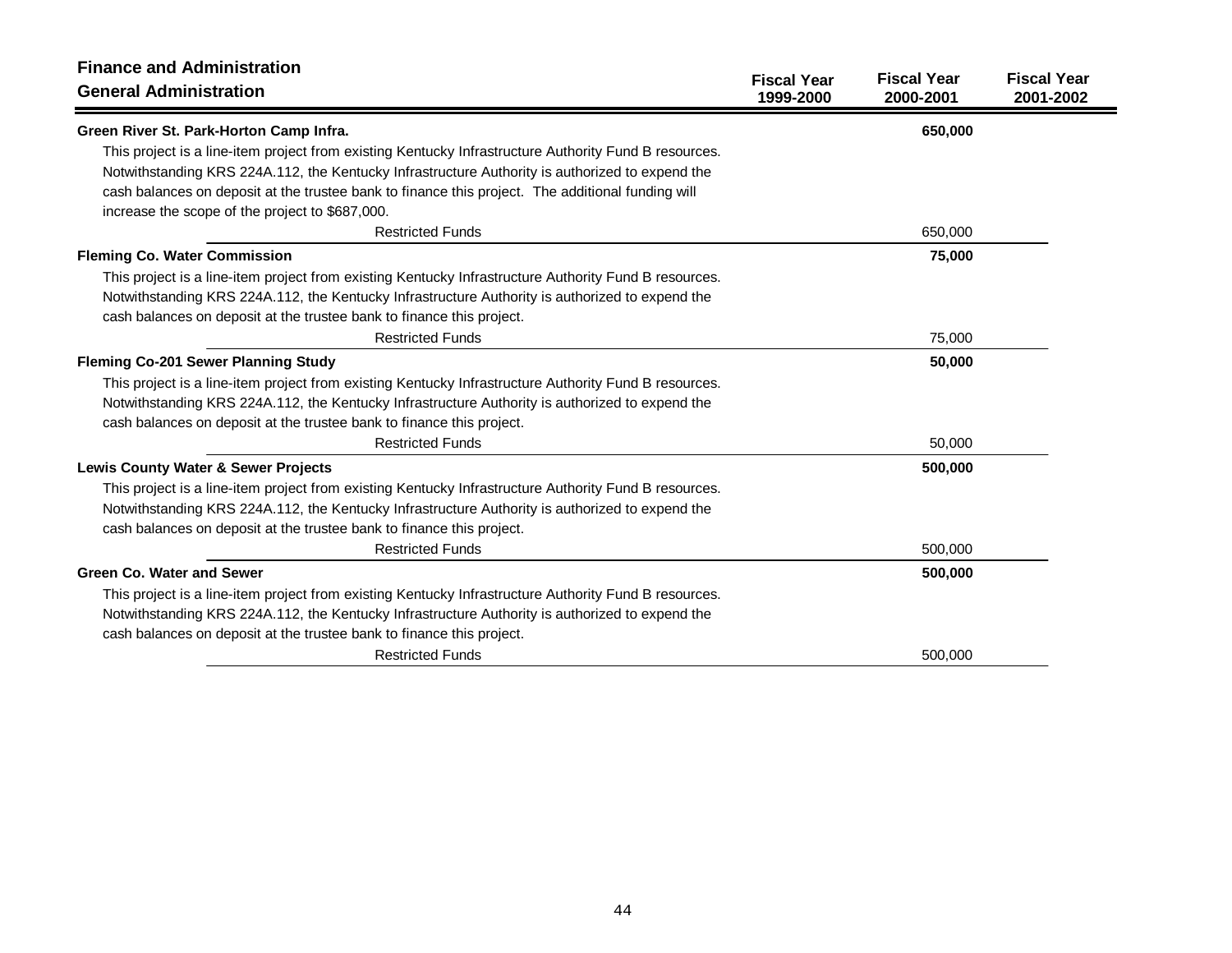## Finance and Administration

### General Administration

| | Fiscal Year 1999-2000 | Fiscal Year 2000-2001 | Fiscal Year 2001-2002 |
|---|---|---|---|
| **Green River St. Park-Horton Camp Infra.** | | **650,000** | |

This project is a line-item project from existing Kentucky Infrastructure Authority Fund B resources. Notwithstanding KRS 224A.112, the Kentucky Infrastructure Authority is authorized to expend the cash balances on deposit at the trustee bank to finance this project. The additional funding will increase the scope of the project to $687,000.

| | Fiscal Year 1999-2000 | Fiscal Year 2000-2001 | Fiscal Year 2001-2002 |
|---|---|---|---|
| Restricted Funds | | 650,000 | |

| | Fiscal Year 1999-2000 | Fiscal Year 2000-2001 | Fiscal Year 2001-2002 |
|---|---|---|---|
| **Fleming Co. Water Commission** | | **75,000** | |

This project is a line-item project from existing Kentucky Infrastructure Authority Fund B resources. Notwithstanding KRS 224A.112, the Kentucky Infrastructure Authority is authorized to expend the cash balances on deposit at the trustee bank to finance this project.

| | Fiscal Year 1999-2000 | Fiscal Year 2000-2001 | Fiscal Year 2001-2002 |
|---|---|---|---|
| Restricted Funds | | 75,000 | |

| | Fiscal Year 1999-2000 | Fiscal Year 2000-2001 | Fiscal Year 2001-2002 |
|---|---|---|---|
| **Fleming Co-201 Sewer Planning Study** | | **50,000** | |

This project is a line-item project from existing Kentucky Infrastructure Authority Fund B resources. Notwithstanding KRS 224A.112, the Kentucky Infrastructure Authority is authorized to expend the cash balances on deposit at the trustee bank to finance this project.

| | Fiscal Year 1999-2000 | Fiscal Year 2000-2001 | Fiscal Year 2001-2002 |
|---|---|---|---|
| Restricted Funds | | 50,000 | |

| | Fiscal Year 1999-2000 | Fiscal Year 2000-2001 | Fiscal Year 2001-2002 |
|---|---|---|---|
| **Lewis County Water & Sewer Projects** | | **500,000** | |

This project is a line-item project from existing Kentucky Infrastructure Authority Fund B resources. Notwithstanding KRS 224A.112, the Kentucky Infrastructure Authority is authorized to expend the cash balances on deposit at the trustee bank to finance this project.

| | Fiscal Year 1999-2000 | Fiscal Year 2000-2001 | Fiscal Year 2001-2002 |
|---|---|---|---|
| Restricted Funds | | 500,000 | |

| | Fiscal Year 1999-2000 | Fiscal Year 2000-2001 | Fiscal Year 2001-2002 |
|---|---|---|---|
| **Green Co. Water and Sewer** | | **500,000** | |

This project is a line-item project from existing Kentucky Infrastructure Authority Fund B resources. Notwithstanding KRS 224A.112, the Kentucky Infrastructure Authority is authorized to expend the cash balances on deposit at the trustee bank to finance this project.

| | Fiscal Year 1999-2000 | Fiscal Year 2000-2001 | Fiscal Year 2001-2002 |
|---|---|---|---|
| Restricted Funds | | 500,000 | |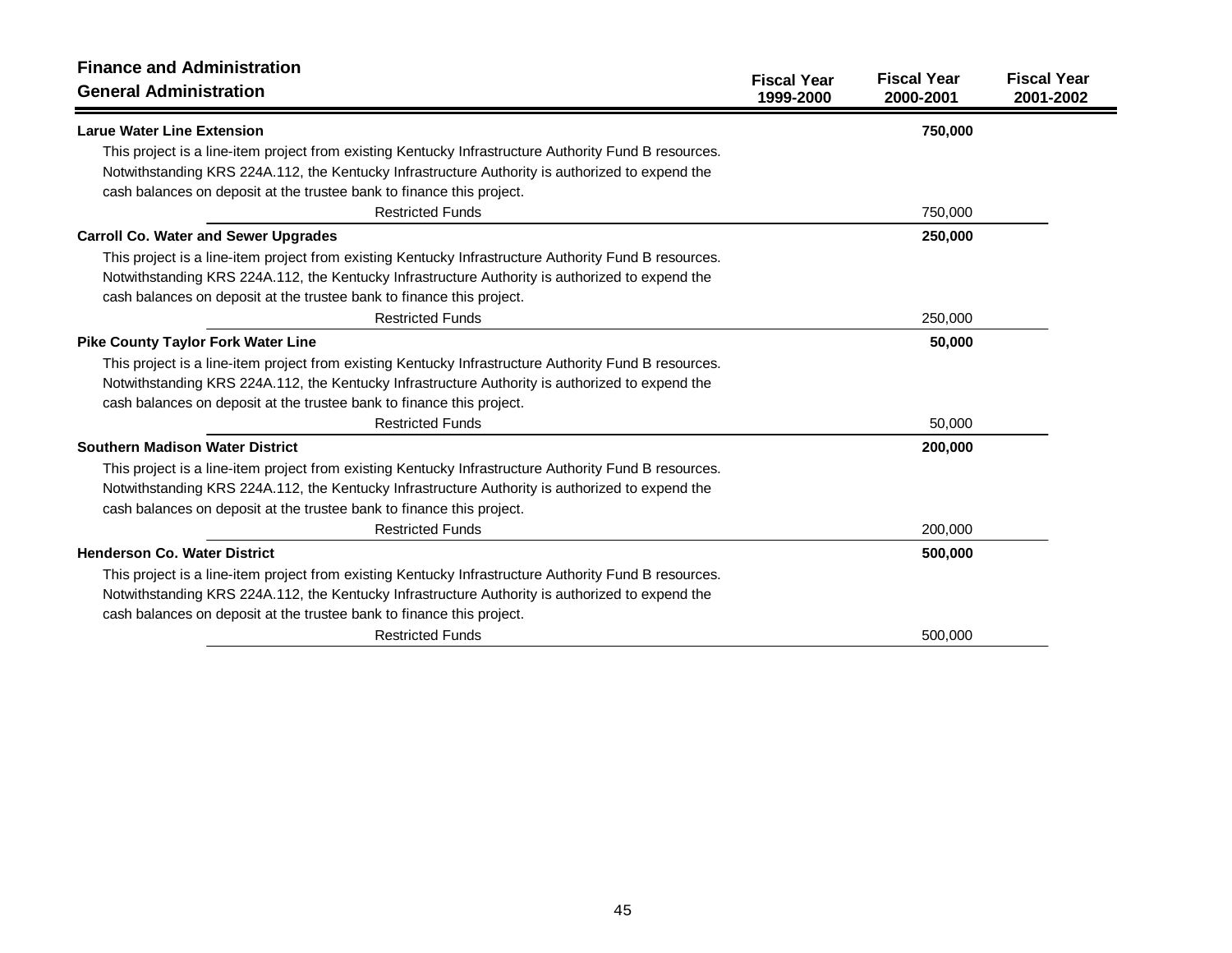## Finance and Administration

### General Administration

| | Fiscal Year 1999-2000 | Fiscal Year 2000-2001 | Fiscal Year 2001-2002 |
|---|---|---|---|
| **Larue Water Line Extension** | | **750,000** | |
| This project is a line-item project from existing Kentucky Infrastructure Authority Fund B resources. Notwithstanding KRS 224A.112, the Kentucky Infrastructure Authority is authorized to expend the cash balances on deposit at the trustee bank to finance this project. | | | |
| Restricted Funds | | 750,000 | |
| **Carroll Co. Water and Sewer Upgrades** | | **250,000** | |
| This project is a line-item project from existing Kentucky Infrastructure Authority Fund B resources. Notwithstanding KRS 224A.112, the Kentucky Infrastructure Authority is authorized to expend the cash balances on deposit at the trustee bank to finance this project. | | | |
| Restricted Funds | | 250,000 | |
| **Pike County Taylor Fork Water Line** | | **50,000** | |
| This project is a line-item project from existing Kentucky Infrastructure Authority Fund B resources. Notwithstanding KRS 224A.112, the Kentucky Infrastructure Authority is authorized to expend the cash balances on deposit at the trustee bank to finance this project. | | | |
| Restricted Funds | | 50,000 | |
| **Southern Madison Water District** | | **200,000** | |
| This project is a line-item project from existing Kentucky Infrastructure Authority Fund B resources. Notwithstanding KRS 224A.112, the Kentucky Infrastructure Authority is authorized to expend the cash balances on deposit at the trustee bank to finance this project. | | | |
| Restricted Funds | | 200,000 | |
| **Henderson Co. Water District** | | **500,000** | |
| This project is a line-item project from existing Kentucky Infrastructure Authority Fund B resources. Notwithstanding KRS 224A.112, the Kentucky Infrastructure Authority is authorized to expend the cash balances on deposit at the trustee bank to finance this project. | | | |
| Restricted Funds | | 500,000 | |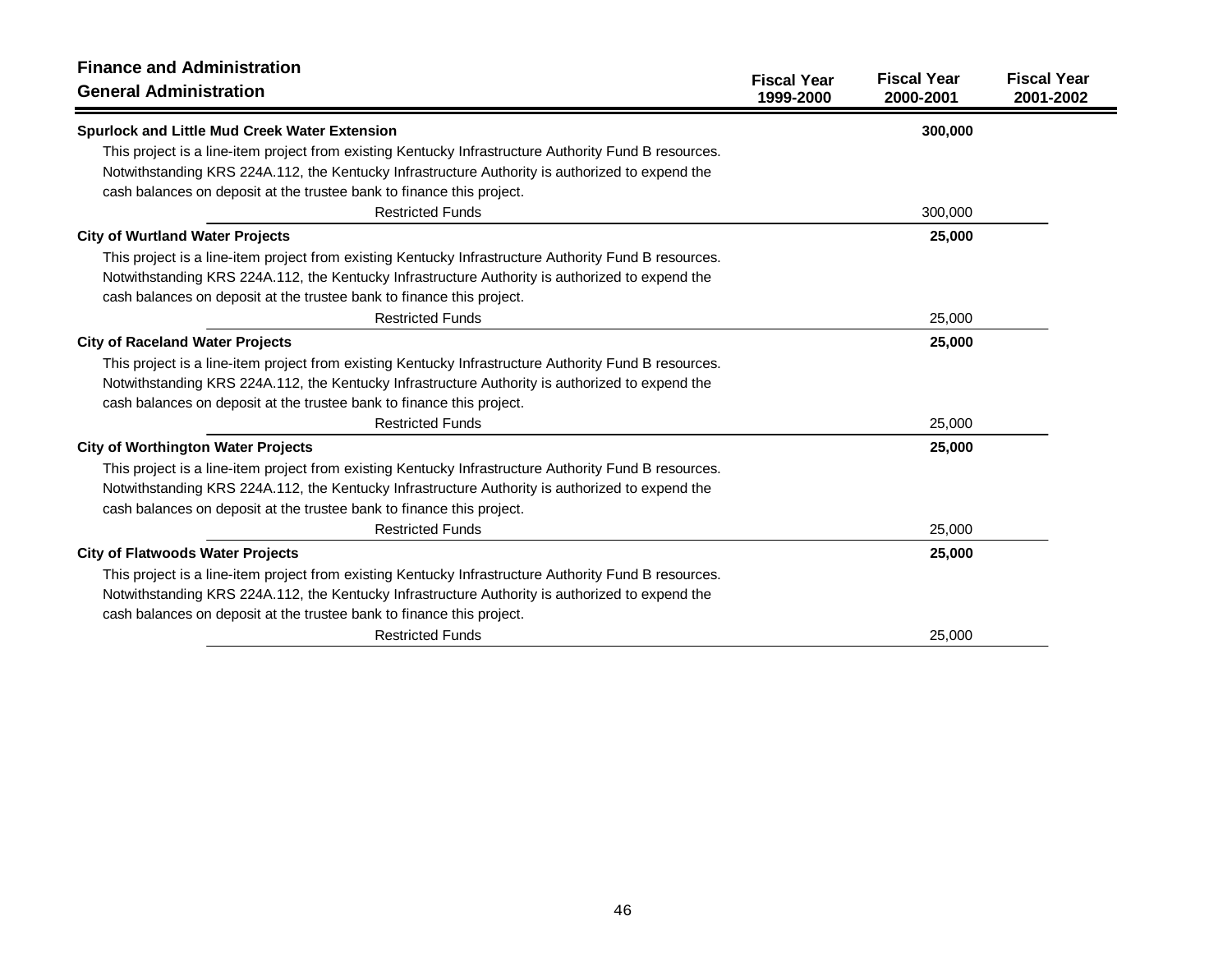## Finance and Administration
### General Administration

| | Fiscal Year 1999-2000 | Fiscal Year 2000-2001 | Fiscal Year 2001-2002 |
|---|---|---|---|
| **Spurlock and Little Mud Creek Water Extension** | | **300,000** | |
| This project is a line-item project from existing Kentucky Infrastructure Authority Fund B resources. Notwithstanding KRS 224A.112, the Kentucky Infrastructure Authority is authorized to expend the cash balances on deposit at the trustee bank to finance this project. | | | |
| Restricted Funds | | 300,000 | |
| **City of Wurtland Water Projects** | | **25,000** | |
| This project is a line-item project from existing Kentucky Infrastructure Authority Fund B resources. Notwithstanding KRS 224A.112, the Kentucky Infrastructure Authority is authorized to expend the cash balances on deposit at the trustee bank to finance this project. | | | |
| Restricted Funds | | 25,000 | |
| **City of Raceland Water Projects** | | **25,000** | |
| This project is a line-item project from existing Kentucky Infrastructure Authority Fund B resources. Notwithstanding KRS 224A.112, the Kentucky Infrastructure Authority is authorized to expend the cash balances on deposit at the trustee bank to finance this project. | | | |
| Restricted Funds | | 25,000 | |
| **City of Worthington Water Projects** | | **25,000** | |
| This project is a line-item project from existing Kentucky Infrastructure Authority Fund B resources. Notwithstanding KRS 224A.112, the Kentucky Infrastructure Authority is authorized to expend the cash balances on deposit at the trustee bank to finance this project. | | | |
| Restricted Funds | | 25,000 | |
| **City of Flatwoods Water Projects** | | **25,000** | |
| This project is a line-item project from existing Kentucky Infrastructure Authority Fund B resources. Notwithstanding KRS 224A.112, the Kentucky Infrastructure Authority is authorized to expend the cash balances on deposit at the trustee bank to finance this project. | | | |
| Restricted Funds | | 25,000 | |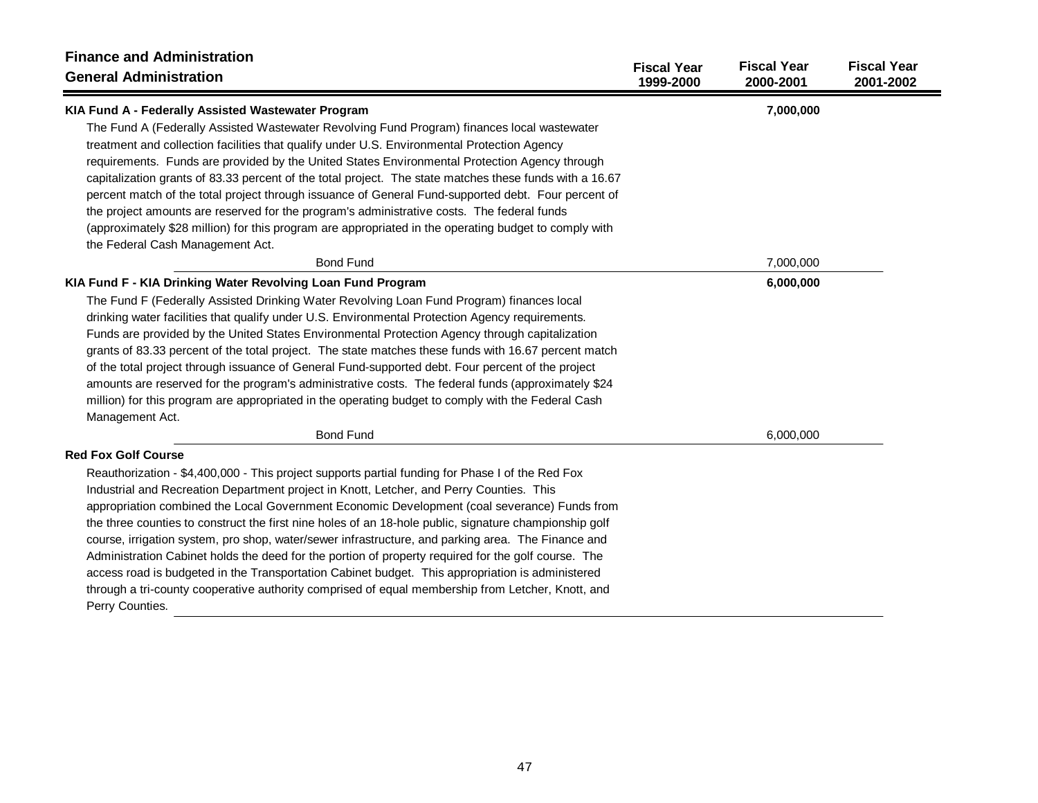## Finance and Administration

### General Administration

| | Fiscal Year 1999-2000 | Fiscal Year 2000-2001 | Fiscal Year 2001-2002 |
|---|---|---|---|
| **KIA Fund A - Federally Assisted Wastewater Program** | | **7,000,000** | |

The Fund A (Federally Assisted Wastewater Revolving Fund Program) finances local wastewater treatment and collection facilities that qualify under U.S. Environmental Protection Agency requirements. Funds are provided by the United States Environmental Protection Agency through capitalization grants of 83.33 percent of the total project. The state matches these funds with a 16.67 percent match of the total project through issuance of General Fund-supported debt. Four percent of the project amounts are reserved for the program's administrative costs. The federal funds (approximately $28 million) for this program are appropriated in the operating budget to comply with the Federal Cash Management Act.

| | Fiscal Year 1999-2000 | Fiscal Year 2000-2001 | Fiscal Year 2001-2002 |
|---|---|---|---|
| Bond Fund | | 7,000,000 | |
| **KIA Fund F - KIA Drinking Water Revolving Loan Fund Program** | | **6,000,000** | |

The Fund F (Federally Assisted Drinking Water Revolving Loan Fund Program) finances local drinking water facilities that qualify under U.S. Environmental Protection Agency requirements. Funds are provided by the United States Environmental Protection Agency through capitalization grants of 83.33 percent of the total project. The state matches these funds with 16.67 percent match of the total project through issuance of General Fund-supported debt. Four percent of the project amounts are reserved for the program's administrative costs. The federal funds (approximately $24 million) for this program are appropriated in the operating budget to comply with the Federal Cash Management Act.

| | Fiscal Year 1999-2000 | Fiscal Year 2000-2001 | Fiscal Year 2001-2002 |
|---|---|---|---|
| Bond Fund | | 6,000,000 | |

**Red Fox Golf Course**

Reauthorization - $4,400,000 - This project supports partial funding for Phase I of the Red Fox Industrial and Recreation Department project in Knott, Letcher, and Perry Counties. This appropriation combined the Local Government Economic Development (coal severance) Funds from the three counties to construct the first nine holes of an 18-hole public, signature championship golf course, irrigation system, pro shop, water/sewer infrastructure, and parking area. The Finance and Administration Cabinet holds the deed for the portion of property required for the golf course. The access road is budgeted in the Transportation Cabinet budget. This appropriation is administered through a tri-county cooperative authority comprised of equal membership from Letcher, Knott, and Perry Counties.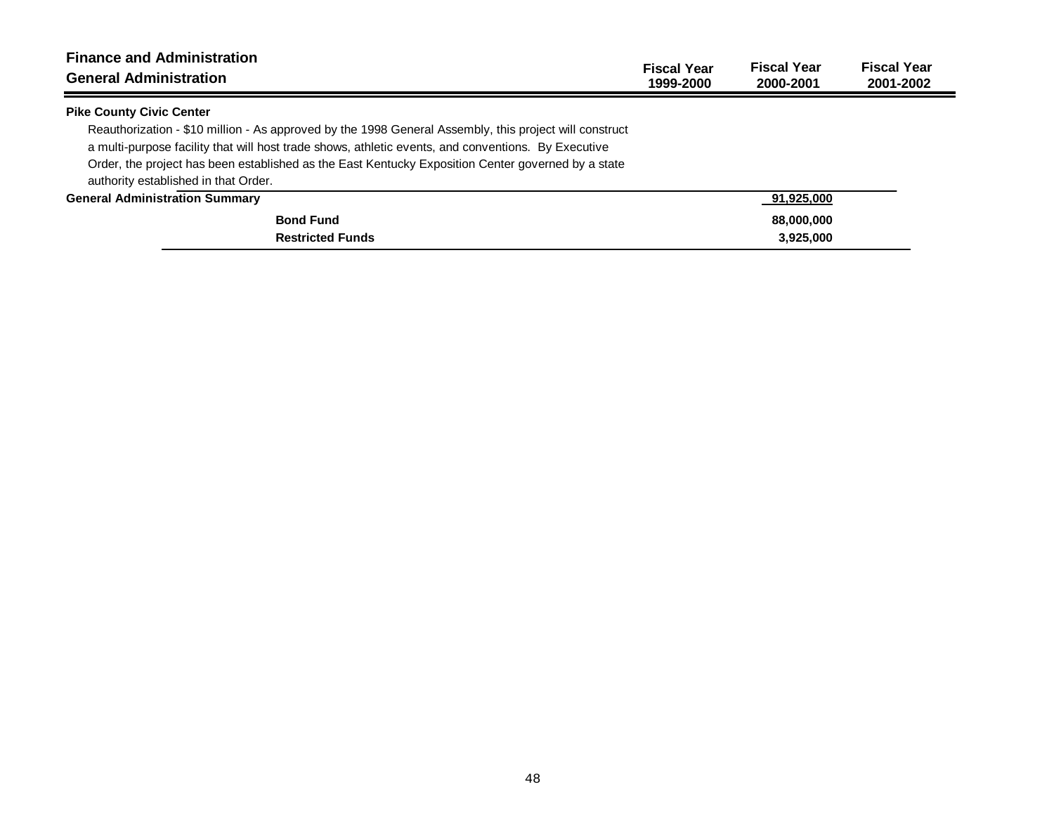## Finance and Administration

## General Administration

| | Fiscal Year 1999-2000 | Fiscal Year 2000-2001 | Fiscal Year 2001-2002 |
|---|---|---|---|

**Pike County Civic Center**

Reauthorization - $10 million - As approved by the 1998 General Assembly, this project will construct a multi-purpose facility that will host trade shows, athletic events, and conventions. By Executive Order, the project has been established as the East Kentucky Exposition Center governed by a state authority established in that Order.

| | Fiscal Year 1999-2000 | Fiscal Year 2000-2001 | Fiscal Year 2001-2002 |
|---|---|---|---|
| **General Administration Summary** | | **91,925,000** | |
| **Bond Fund** | | **88,000,000** | |
| **Restricted Funds** | | **3,925,000** | |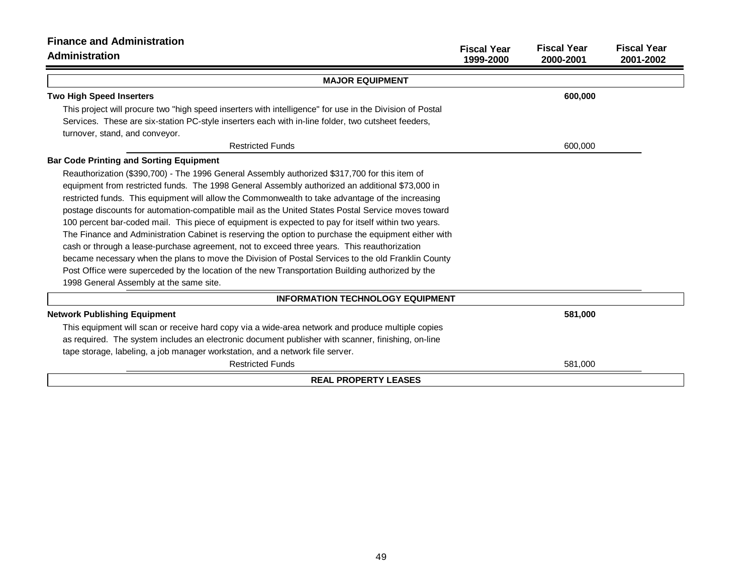## Finance and Administration
### Administration

| | Fiscal Year 1999-2000 | Fiscal Year 2000-2001 | Fiscal Year 2001-2002 |
|---|---|---|---|

**MAJOR EQUIPMENT**

| | Fiscal Year 1999-2000 | Fiscal Year 2000-2001 | Fiscal Year 2001-2002 |
|---|---|---|---|
| **Two High Speed Inserters** | | **600,000** | |

This project will procure two "high speed inserters with intelligence" for use in the Division of Postal Services. These are six-station PC-style inserters each with in-line folder, two cutsheet feeders, turnover, stand, and conveyor.

| | Fiscal Year 1999-2000 | Fiscal Year 2000-2001 | Fiscal Year 2001-2002 |
|---|---|---|---|
| Restricted Funds | | 600,000 | |

**Bar Code Printing and Sorting Equipment**

Reauthorization ($390,700) - The 1996 General Assembly authorized $317,700 for this item of equipment from restricted funds. The 1998 General Assembly authorized an additional $73,000 in restricted funds. This equipment will allow the Commonwealth to take advantage of the increasing postage discounts for automation-compatible mail as the United States Postal Service moves toward 100 percent bar-coded mail. This piece of equipment is expected to pay for itself within two years. The Finance and Administration Cabinet is reserving the option to purchase the equipment either with cash or through a lease-purchase agreement, not to exceed three years. This reauthorization became necessary when the plans to move the Division of Postal Services to the old Franklin County Post Office were superceded by the location of the new Transportation Building authorized by the 1998 General Assembly at the same site.

**INFORMATION TECHNOLOGY EQUIPMENT**

| | Fiscal Year 1999-2000 | Fiscal Year 2000-2001 | Fiscal Year 2001-2002 |
|---|---|---|---|
| **Network Publishing Equipment** | | **581,000** | |

This equipment will scan or receive hard copy via a wide-area network and produce multiple copies as required. The system includes an electronic document publisher with scanner, finishing, on-line tape storage, labeling, a job manager workstation, and a network file server.

| | Fiscal Year 1999-2000 | Fiscal Year 2000-2001 | Fiscal Year 2001-2002 |
|---|---|---|---|
| Restricted Funds | | 581,000 | |

**REAL PROPERTY LEASES**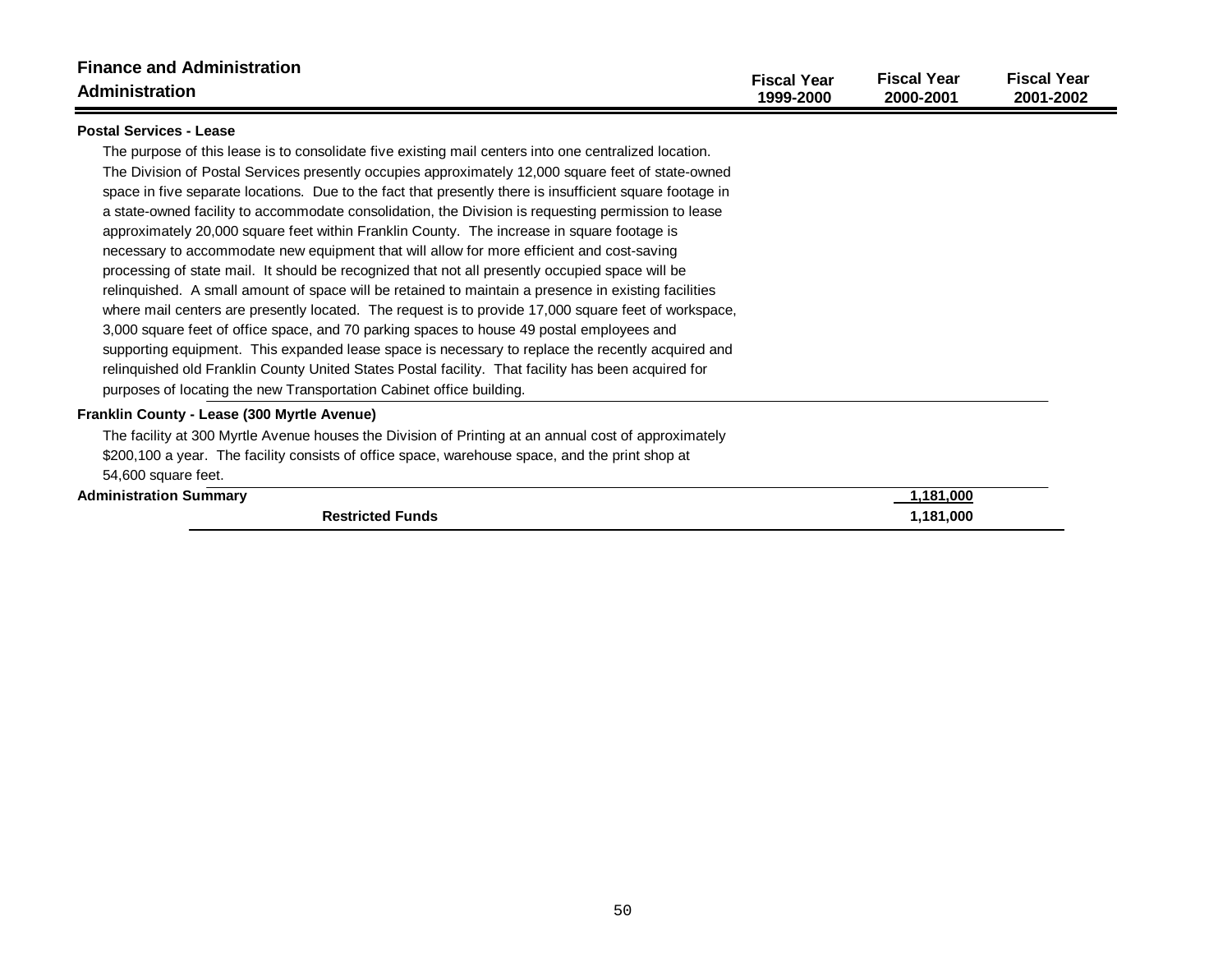## Finance and Administration
### Administration

| | Fiscal Year 1999-2000 | Fiscal Year 2000-2001 | Fiscal Year 2001-2002 |
|---|---|---|---|

**Postal Services - Lease**

The purpose of this lease is to consolidate five existing mail centers into one centralized location. The Division of Postal Services presently occupies approximately 12,000 square feet of state-owned space in five separate locations. Due to the fact that presently there is insufficient square footage in a state-owned facility to accommodate consolidation, the Division is requesting permission to lease approximately 20,000 square feet within Franklin County. The increase in square footage is necessary to accommodate new equipment that will allow for more efficient and cost-saving processing of state mail. It should be recognized that not all presently occupied space will be relinquished. A small amount of space will be retained to maintain a presence in existing facilities where mail centers are presently located. The request is to provide 17,000 square feet of workspace, 3,000 square feet of office space, and 70 parking spaces to house 49 postal employees and supporting equipment. This expanded lease space is necessary to replace the recently acquired and relinquished old Franklin County United States Postal facility. That facility has been acquired for purposes of locating the new Transportation Cabinet office building.

**Franklin County - Lease (300 Myrtle Avenue)**

The facility at 300 Myrtle Avenue houses the Division of Printing at an annual cost of approximately $200,100 a year. The facility consists of office space, warehouse space, and the print shop at 54,600 square feet.

| | Fiscal Year 1999-2000 | Fiscal Year 2000-2001 | Fiscal Year 2001-2002 |
|---|---|---|---|
| **Administration Summary** | | 1,181,000 | |
| **Restricted Funds** | | 1,181,000 | |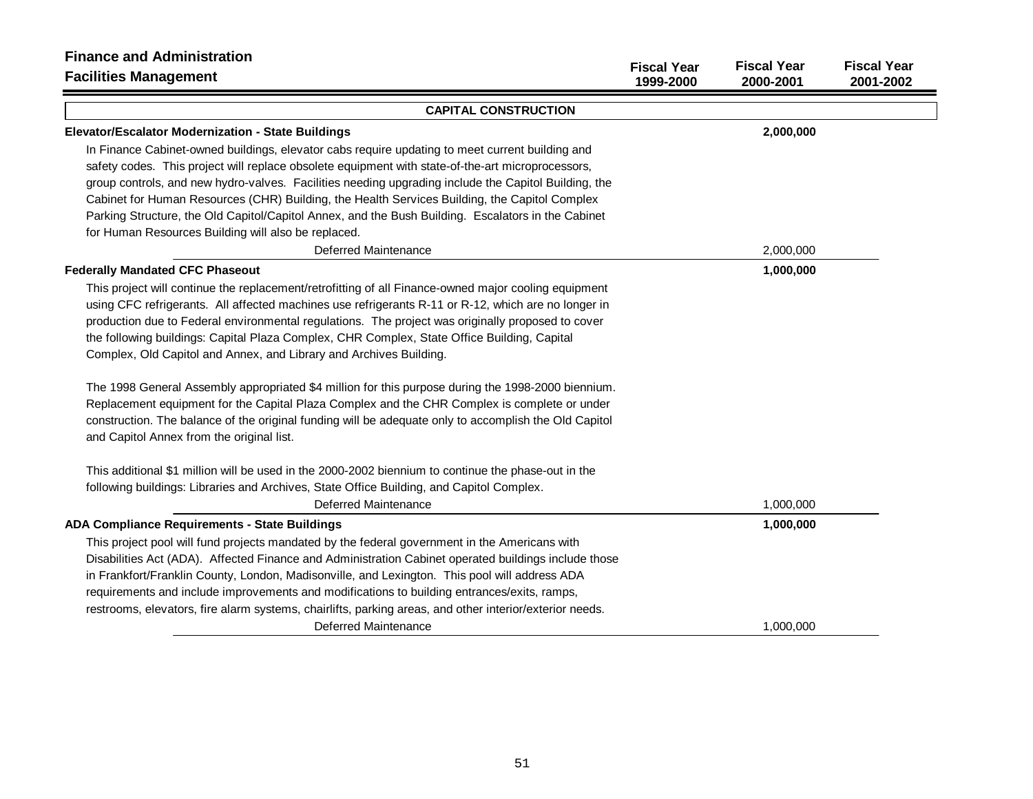## Finance and Administration
## Facilities Management

| | Fiscal Year 1999-2000 | Fiscal Year 2000-2001 | Fiscal Year 2001-2002 |
|---|---|---|---|

**CAPITAL CONSTRUCTION**

**Elevator/Escalator Modernization - State Buildings** — 2,000,000 (Fiscal Year 2000-2001)

In Finance Cabinet-owned buildings, elevator cabs require updating to meet current building and safety codes. This project will replace obsolete equipment with state-of-the-art microprocessors, group controls, and new hydro-valves. Facilities needing upgrading include the Capitol Building, the Cabinet for Human Resources (CHR) Building, the Health Services Building, the Capitol Complex Parking Structure, the Old Capitol/Capitol Annex, and the Bush Building. Escalators in the Cabinet for Human Resources Building will also be replaced.

| | Fiscal Year 1999-2000 | Fiscal Year 2000-2001 | Fiscal Year 2001-2002 |
|---|---|---|---|
| Deferred Maintenance | | 2,000,000 | |

**Federally Mandated CFC Phaseout** — 1,000,000 (Fiscal Year 2000-2001)

This project will continue the replacement/retrofitting of all Finance-owned major cooling equipment using CFC refrigerants. All affected machines use refrigerants R-11 or R-12, which are no longer in production due to Federal environmental regulations. The project was originally proposed to cover the following buildings: Capital Plaza Complex, CHR Complex, State Office Building, Capital Complex, Old Capitol and Annex, and Library and Archives Building.

The 1998 General Assembly appropriated $4 million for this purpose during the 1998-2000 biennium. Replacement equipment for the Capital Plaza Complex and the CHR Complex is complete or under construction. The balance of the original funding will be adequate only to accomplish the Old Capitol and Capitol Annex from the original list.

This additional $1 million will be used in the 2000-2002 biennium to continue the phase-out in the following buildings: Libraries and Archives, State Office Building, and Capitol Complex.

| | Fiscal Year 1999-2000 | Fiscal Year 2000-2001 | Fiscal Year 2001-2002 |
|---|---|---|---|
| Deferred Maintenance | | 1,000,000 | |

**ADA Compliance Requirements - State Buildings** — 1,000,000 (Fiscal Year 2000-2001)

This project pool will fund projects mandated by the federal government in the Americans with Disabilities Act (ADA). Affected Finance and Administration Cabinet operated buildings include those in Frankfort/Franklin County, London, Madisonville, and Lexington. This pool will address ADA requirements and include improvements and modifications to building entrances/exits, ramps, restrooms, elevators, fire alarm systems, chairlifts, parking areas, and other interior/exterior needs.

| | Fiscal Year 1999-2000 | Fiscal Year 2000-2001 | Fiscal Year 2001-2002 |
|---|---|---|---|
| Deferred Maintenance | | 1,000,000 | |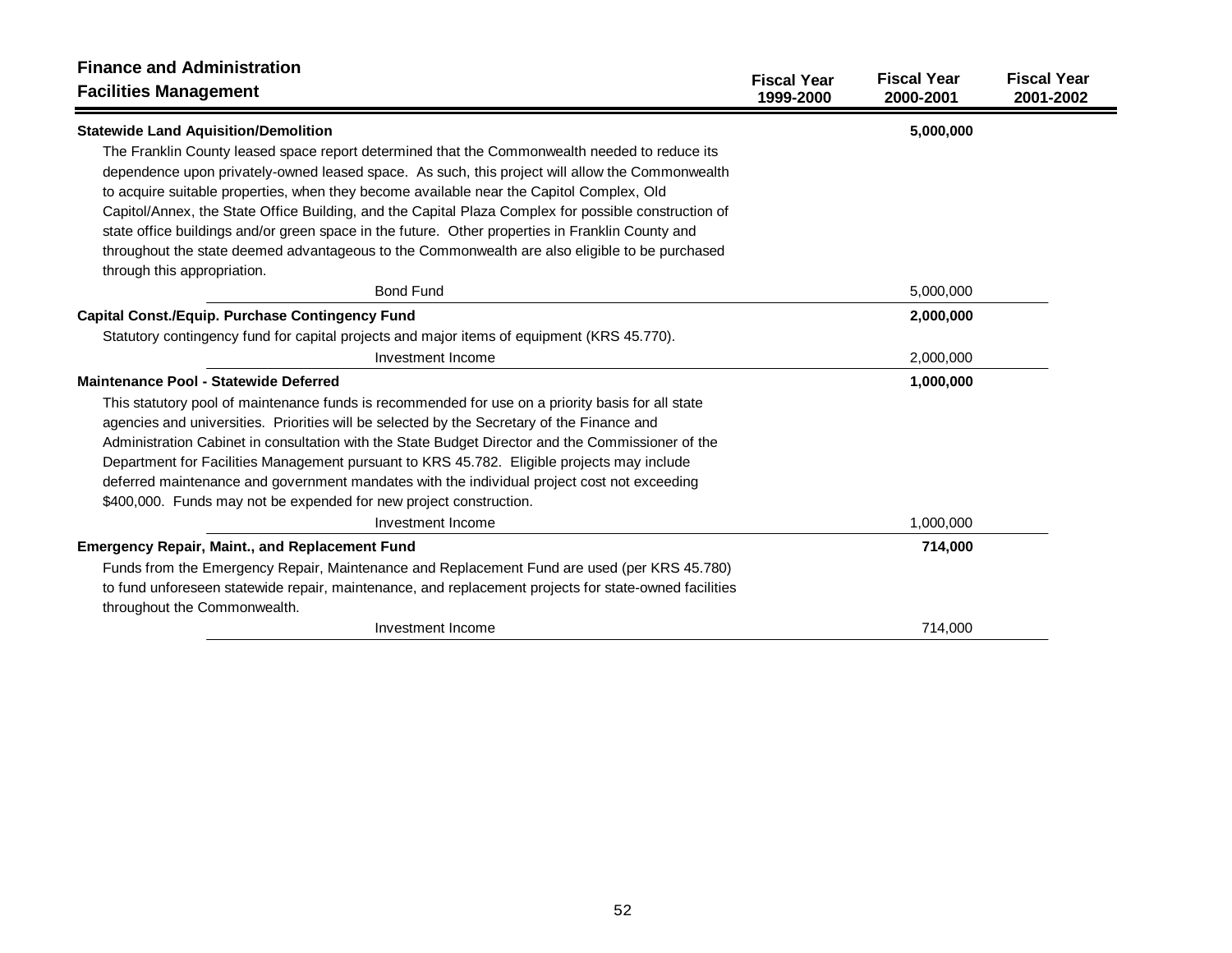## Finance and Administration

## Facilities Management

| | Fiscal Year 1999-2000 | Fiscal Year 2000-2001 | Fiscal Year 2001-2002 |
|---|---|---|---|
| **Statewide Land Aquisition/Demolition** | | **5,000,000** | |
| The Franklin County leased space report determined that the Commonwealth needed to reduce its dependence upon privately-owned leased space. As such, this project will allow the Commonwealth to acquire suitable properties, when they become available near the Capitol Complex, Old Capitol/Annex, the State Office Building, and the Capital Plaza Complex for possible construction of state office buildings and/or green space in the future. Other properties in Franklin County and throughout the state deemed advantageous to the Commonwealth are also eligible to be purchased through this appropriation. | | | |
| Bond Fund | | 5,000,000 | |
| **Capital Const./Equip. Purchase Contingency Fund** | | **2,000,000** | |
| Statutory contingency fund for capital projects and major items of equipment (KRS 45.770). | | | |
| Investment Income | | 2,000,000 | |
| **Maintenance Pool - Statewide Deferred** | | **1,000,000** | |
| This statutory pool of maintenance funds is recommended for use on a priority basis for all state agencies and universities. Priorities will be selected by the Secretary of the Finance and Administration Cabinet in consultation with the State Budget Director and the Commissioner of the Department for Facilities Management pursuant to KRS 45.782. Eligible projects may include deferred maintenance and government mandates with the individual project cost not exceeding $400,000. Funds may not be expended for new project construction. | | | |
| Investment Income | | 1,000,000 | |
| **Emergency Repair, Maint., and Replacement Fund** | | **714,000** | |
| Funds from the Emergency Repair, Maintenance and Replacement Fund are used (per KRS 45.780) to fund unforeseen statewide repair, maintenance, and replacement projects for state-owned facilities throughout the Commonwealth. | | | |
| Investment Income | | 714,000 | |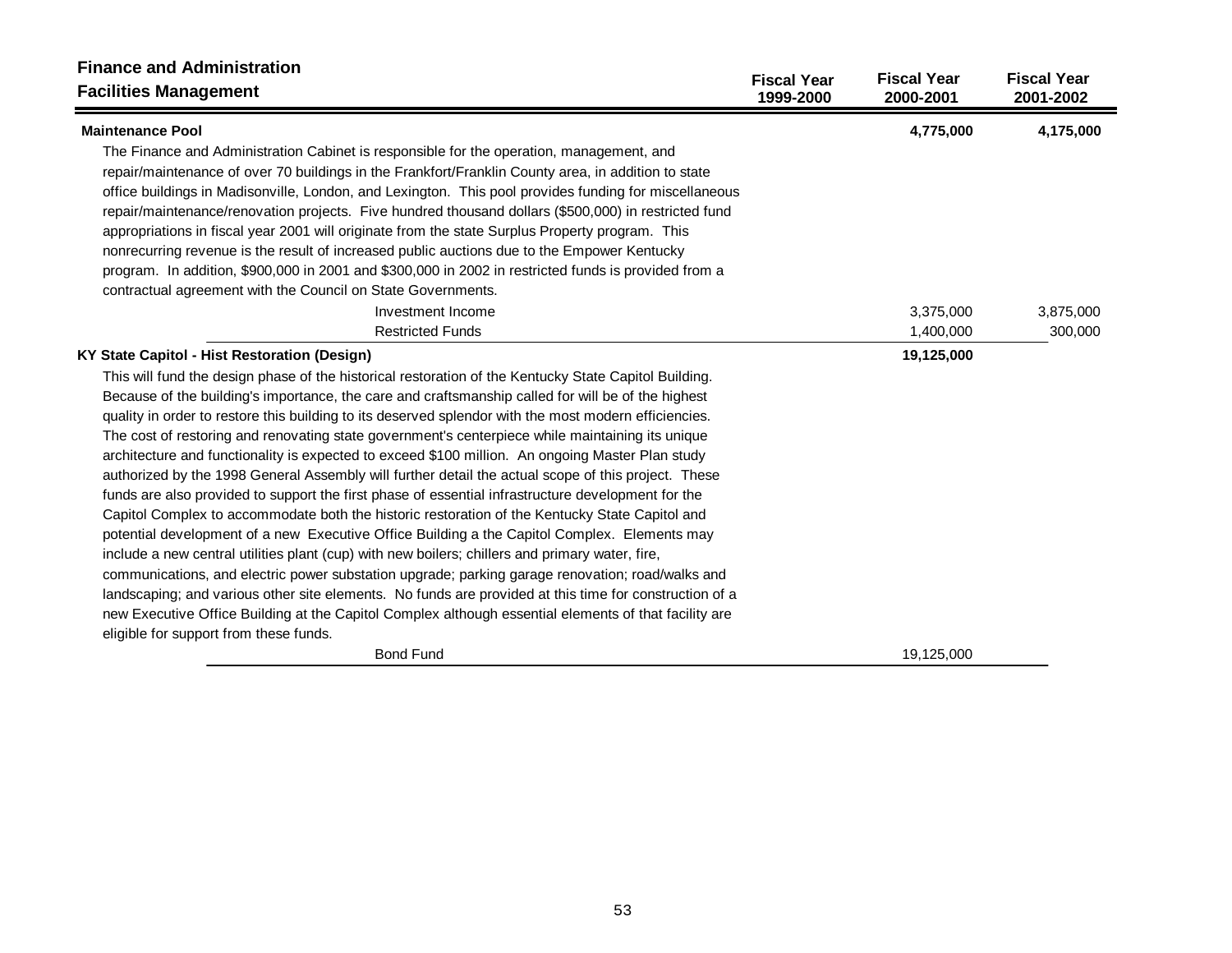## Finance and Administration

### Facilities Management

| | Fiscal Year 1999-2000 | Fiscal Year 2000-2001 | Fiscal Year 2001-2002 |
|---|---|---|---|
| **Maintenance Pool** | | **4,775,000** | **4,175,000** |

The Finance and Administration Cabinet is responsible for the operation, management, and repair/maintenance of over 70 buildings in the Frankfort/Franklin County area, in addition to state office buildings in Madisonville, London, and Lexington. This pool provides funding for miscellaneous repair/maintenance/renovation projects. Five hundred thousand dollars ($500,000) in restricted fund appropriations in fiscal year 2001 will originate from the state Surplus Property program. This nonrecurring revenue is the result of increased public auctions due to the Empower Kentucky program. In addition, $900,000 in 2001 and $300,000 in 2002 in restricted funds is provided from a contractual agreement with the Council on State Governments.

| | Fiscal Year 1999-2000 | Fiscal Year 2000-2001 | Fiscal Year 2001-2002 |
|---|---|---|---|
| Investment Income | | 3,375,000 | 3,875,000 |
| Restricted Funds | | 1,400,000 | 300,000 |

| | Fiscal Year 1999-2000 | Fiscal Year 2000-2001 | Fiscal Year 2001-2002 |
|---|---|---|---|
| **KY State Capitol - Hist Restoration (Design)** | | **19,125,000** | |

This will fund the design phase of the historical restoration of the Kentucky State Capitol Building. Because of the building's importance, the care and craftsmanship called for will be of the highest quality in order to restore this building to its deserved splendor with the most modern efficiencies. The cost of restoring and renovating state government's centerpiece while maintaining its unique architecture and functionality is expected to exceed $100 million. An ongoing Master Plan study authorized by the 1998 General Assembly will further detail the actual scope of this project. These funds are also provided to support the first phase of essential infrastructure development for the Capitol Complex to accommodate both the historic restoration of the Kentucky State Capitol and potential development of a new Executive Office Building a the Capitol Complex. Elements may include a new central utilities plant (cup) with new boilers; chillers and primary water, fire, communications, and electric power substation upgrade; parking garage renovation; road/walks and landscaping; and various other site elements. No funds are provided at this time for construction of a new Executive Office Building at the Capitol Complex although essential elements of that facility are eligible for support from these funds.

| | Fiscal Year 1999-2000 | Fiscal Year 2000-2001 | Fiscal Year 2001-2002 |
|---|---|---|---|
| Bond Fund | | 19,125,000 | |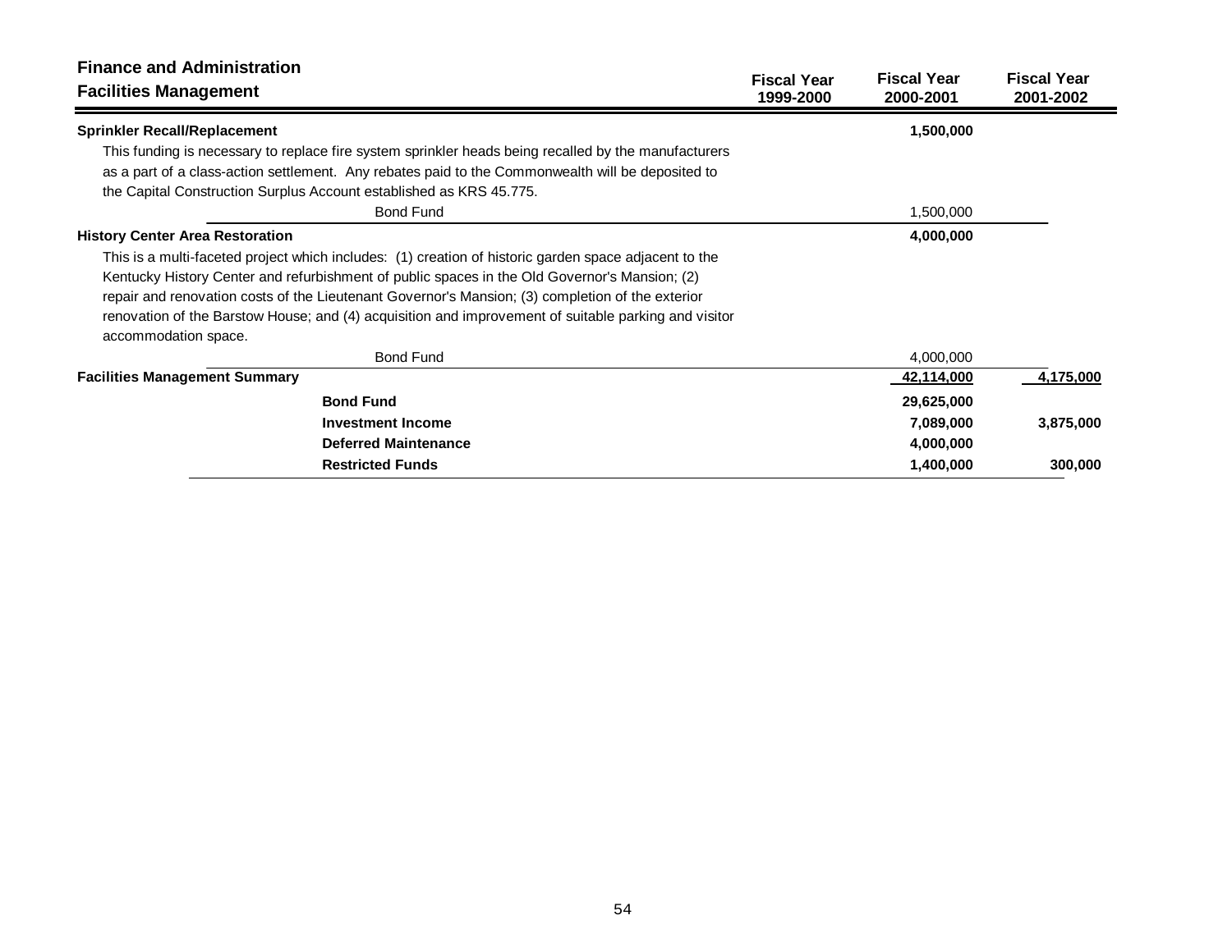## Finance and Administration
## Facilities Management

| | Fiscal Year 1999-2000 | Fiscal Year 2000-2001 | Fiscal Year 2001-2002 |
|---|---|---|---|
| **Sprinkler Recall/Replacement** | | **1,500,000** | |
| This funding is necessary to replace fire system sprinkler heads being recalled by the manufacturers as a part of a class-action settlement. Any rebates paid to the Commonwealth will be deposited to the Capital Construction Surplus Account established as KRS 45.775. | | | |
| Bond Fund | | 1,500,000 | |
| **History Center Area Restoration** | | **4,000,000** | |
| This is a multi-faceted project which includes: (1) creation of historic garden space adjacent to the Kentucky History Center and refurbishment of public spaces in the Old Governor's Mansion; (2) repair and renovation costs of the Lieutenant Governor's Mansion; (3) completion of the exterior renovation of the Barstow House; and (4) acquisition and improvement of suitable parking and visitor accommodation space. | | | |
| Bond Fund | | 4,000,000 | |
| **Facilities Management Summary** | | **42,114,000** | **4,175,000** |
| **Bond Fund** | | **29,625,000** | |
| **Investment Income** | | **7,089,000** | **3,875,000** |
| **Deferred Maintenance** | | **4,000,000** | |
| **Restricted Funds** | | **1,400,000** | **300,000** |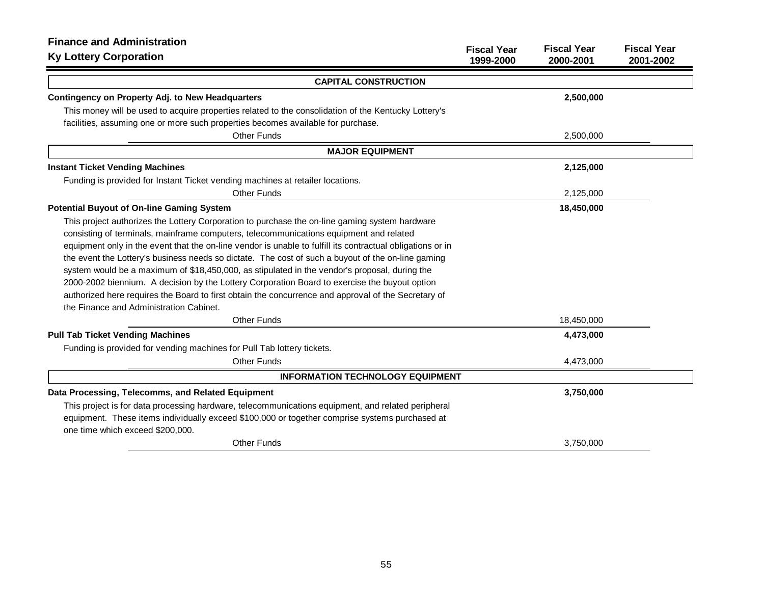## Finance and Administration

### Ky Lottery Corporation

| | Fiscal Year 1999-2000 | Fiscal Year 2000-2001 | Fiscal Year 2001-2002 |
|---|---|---|---|
| **CAPITAL CONSTRUCTION** | | | |
| **Contingency on Property Adj. to New Headquarters** | | **2,500,000** | |
| This money will be used to acquire properties related to the consolidation of the Kentucky Lottery's facilities, assuming one or more such properties becomes available for purchase. | | | |
| Other Funds | | 2,500,000 | |
| **MAJOR EQUIPMENT** | | | |
| **Instant Ticket Vending Machines** | | **2,125,000** | |
| Funding is provided for Instant Ticket vending machines at retailer locations. | | | |
| Other Funds | | 2,125,000 | |
| **Potential Buyout of On-line Gaming System** | | **18,450,000** | |
| This project authorizes the Lottery Corporation to purchase the on-line gaming system hardware consisting of terminals, mainframe computers, telecommunications equipment and related equipment only in the event that the on-line vendor is unable to fulfill its contractual obligations or in the event the Lottery's business needs so dictate. The cost of such a buyout of the on-line gaming system would be a maximum of $18,450,000, as stipulated in the vendor's proposal, during the 2000-2002 biennium. A decision by the Lottery Corporation Board to exercise the buyout option authorized here requires the Board to first obtain the concurrence and approval of the Secretary of the Finance and Administration Cabinet. | | | |
| Other Funds | | 18,450,000 | |
| **Pull Tab Ticket Vending Machines** | | **4,473,000** | |
| Funding is provided for vending machines for Pull Tab lottery tickets. | | | |
| Other Funds | | 4,473,000 | |
| **INFORMATION TECHNOLOGY EQUIPMENT** | | | |
| **Data Processing, Telecomms, and Related Equipment** | | **3,750,000** | |
| This project is for data processing hardware, telecommunications equipment, and related peripheral equipment. These items individually exceed $100,000 or together comprise systems purchased at one time which exceed $200,000. | | | |
| Other Funds | | 3,750,000 | |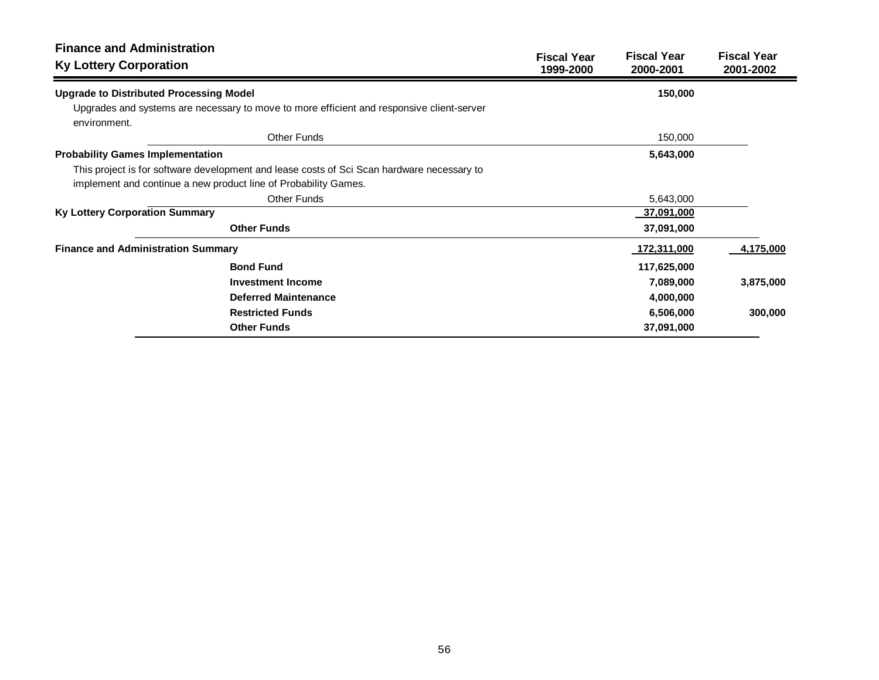## Finance and Administration

### Ky Lottery Corporation

| | Fiscal Year 1999-2000 | Fiscal Year 2000-2001 | Fiscal Year 2001-2002 |
|---|---|---|---|
| **Upgrade to Distributed Processing Model** | | **150,000** | |
| Upgrades and systems are necessary to move to more efficient and responsive client-server environment. | | | |
| Other Funds | | 150,000 | |
| **Probability Games Implementation** | | **5,643,000** | |
| This project is for software development and lease costs of Sci Scan hardware necessary to implement and continue a new product line of Probability Games. | | | |
| Other Funds | | 5,643,000 | |
| **Ky Lottery Corporation Summary** | | **37,091,000** | |
| **Other Funds** | | **37,091,000** | |
| **Finance and Administration Summary** | | **172,311,000** | **4,175,000** |
| **Bond Fund** | | **117,625,000** | |
| **Investment Income** | | **7,089,000** | **3,875,000** |
| **Deferred Maintenance** | | **4,000,000** | |
| **Restricted Funds** | | **6,506,000** | **300,000** |
| **Other Funds** | | **37,091,000** | |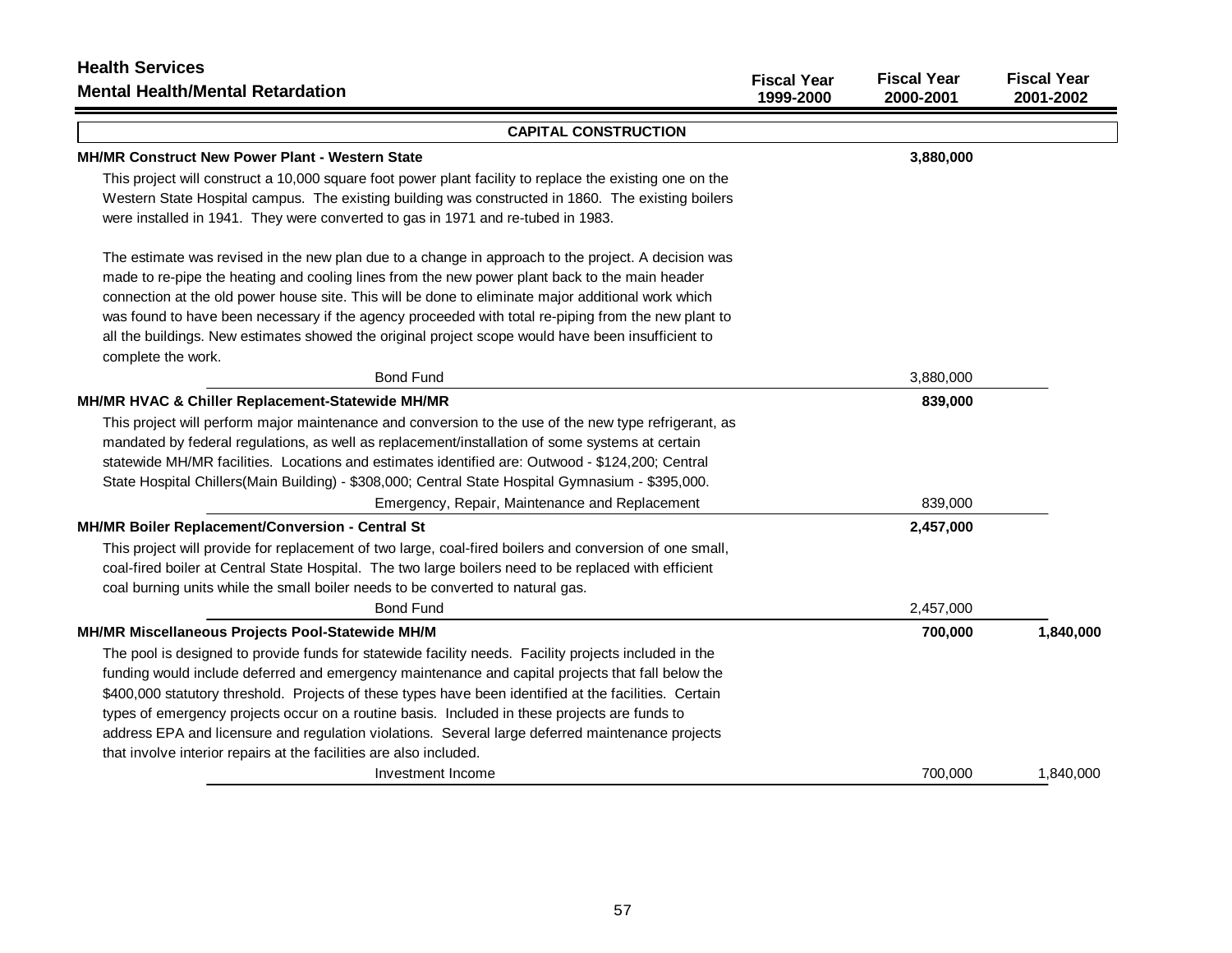**Health Services**
**Mental Health/Mental Retardation**

| | Fiscal Year 1999-2000 | Fiscal Year 2000-2001 | Fiscal Year 2001-2002 |
|---|---|---|---|
| **CAPITAL CONSTRUCTION** | | | |
| **MH/MR Construct New Power Plant - Western State** | | **3,880,000** | |
| This project will construct a 10,000 square foot power plant facility to replace the existing one on the Western State Hospital campus. The existing building was constructed in 1860. The existing boilers were installed in 1941. They were converted to gas in 1971 and re-tubed in 1983.<br><br>The estimate was revised in the new plan due to a change in approach to the project. A decision was made to re-pipe the heating and cooling lines from the new power plant back to the main header connection at the old power house site. This will be done to eliminate major additional work which was found to have been necessary if the agency proceeded with total re-piping from the new plant to all the buildings. New estimates showed the original project scope would have been insufficient to complete the work. | | | |
| Bond Fund | | 3,880,000 | |
| **MH/MR HVAC & Chiller Replacement-Statewide MH/MR** | | **839,000** | |
| This project will perform major maintenance and conversion to the use of the new type refrigerant, as mandated by federal regulations, as well as replacement/installation of some systems at certain statewide MH/MR facilities. Locations and estimates identified are: Outwood - $124,200; Central State Hospital Chillers(Main Building) - $308,000; Central State Hospital Gymnasium - $395,000. | | | |
| Emergency, Repair, Maintenance and Replacement | | 839,000 | |
| **MH/MR Boiler Replacement/Conversion - Central St** | | **2,457,000** | |
| This project will provide for replacement of two large, coal-fired boilers and conversion of one small, coal-fired boiler at Central State Hospital. The two large boilers need to be replaced with efficient coal burning units while the small boiler needs to be converted to natural gas. | | | |
| Bond Fund | | 2,457,000 | |
| **MH/MR Miscellaneous Projects Pool-Statewide MH/M** | | **700,000** | **1,840,000** |
| The pool is designed to provide funds for statewide facility needs. Facility projects included in the funding would include deferred and emergency maintenance and capital projects that fall below the $400,000 statutory threshold. Projects of these types have been identified at the facilities. Certain types of emergency projects occur on a routine basis. Included in these projects are funds to address EPA and licensure and regulation violations. Several large deferred maintenance projects that involve interior repairs at the facilities are also included. | | | |
| Investment Income | | 700,000 | 1,840,000 |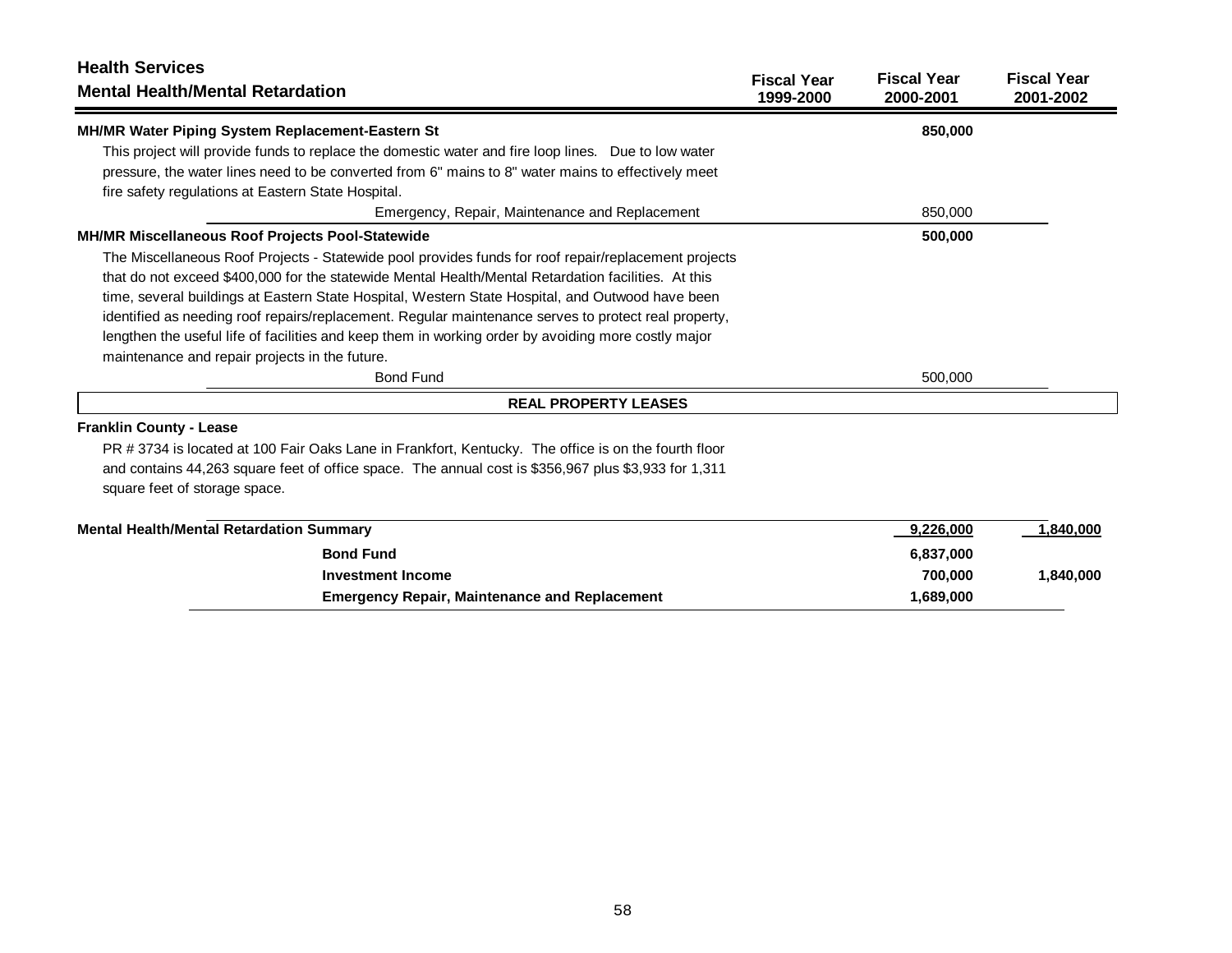## Health Services

### Mental Health/Mental Retardation

| | Fiscal Year 1999-2000 | Fiscal Year 2000-2001 | Fiscal Year 2001-2002 |
|---|---|---|---|
| **MH/MR Water Piping System Replacement-Eastern St** | | **850,000** | |
| This project will provide funds to replace the domestic water and fire loop lines. Due to low water pressure, the water lines need to be converted from 6" mains to 8" water mains to effectively meet fire safety regulations at Eastern State Hospital. | | | |
| Emergency, Repair, Maintenance and Replacement | | 850,000 | |
| **MH/MR Miscellaneous Roof Projects Pool-Statewide** | | **500,000** | |
| The Miscellaneous Roof Projects - Statewide pool provides funds for roof repair/replacement projects that do not exceed $400,000 for the statewide Mental Health/Mental Retardation facilities. At this time, several buildings at Eastern State Hospital, Western State Hospital, and Outwood have been identified as needing roof repairs/replacement. Regular maintenance serves to protect real property, lengthen the useful life of facilities and keep them in working order by avoiding more costly major maintenance and repair projects in the future. | | | |
| Bond Fund | | 500,000 | |
| **REAL PROPERTY LEASES** | | | |
| **Franklin County - Lease** | | | |
| PR # 3734 is located at 100 Fair Oaks Lane in Frankfort, Kentucky. The office is on the fourth floor and contains 44,263 square feet of office space. The annual cost is $356,967 plus $3,933 for 1,311 square feet of storage space. | | | |
| **Mental Health/Mental Retardation Summary** | | **9,226,000** | **1,840,000** |
| **Bond Fund** | | **6,837,000** | |
| **Investment Income** | | **700,000** | **1,840,000** |
| **Emergency Repair, Maintenance and Replacement** | | **1,689,000** | |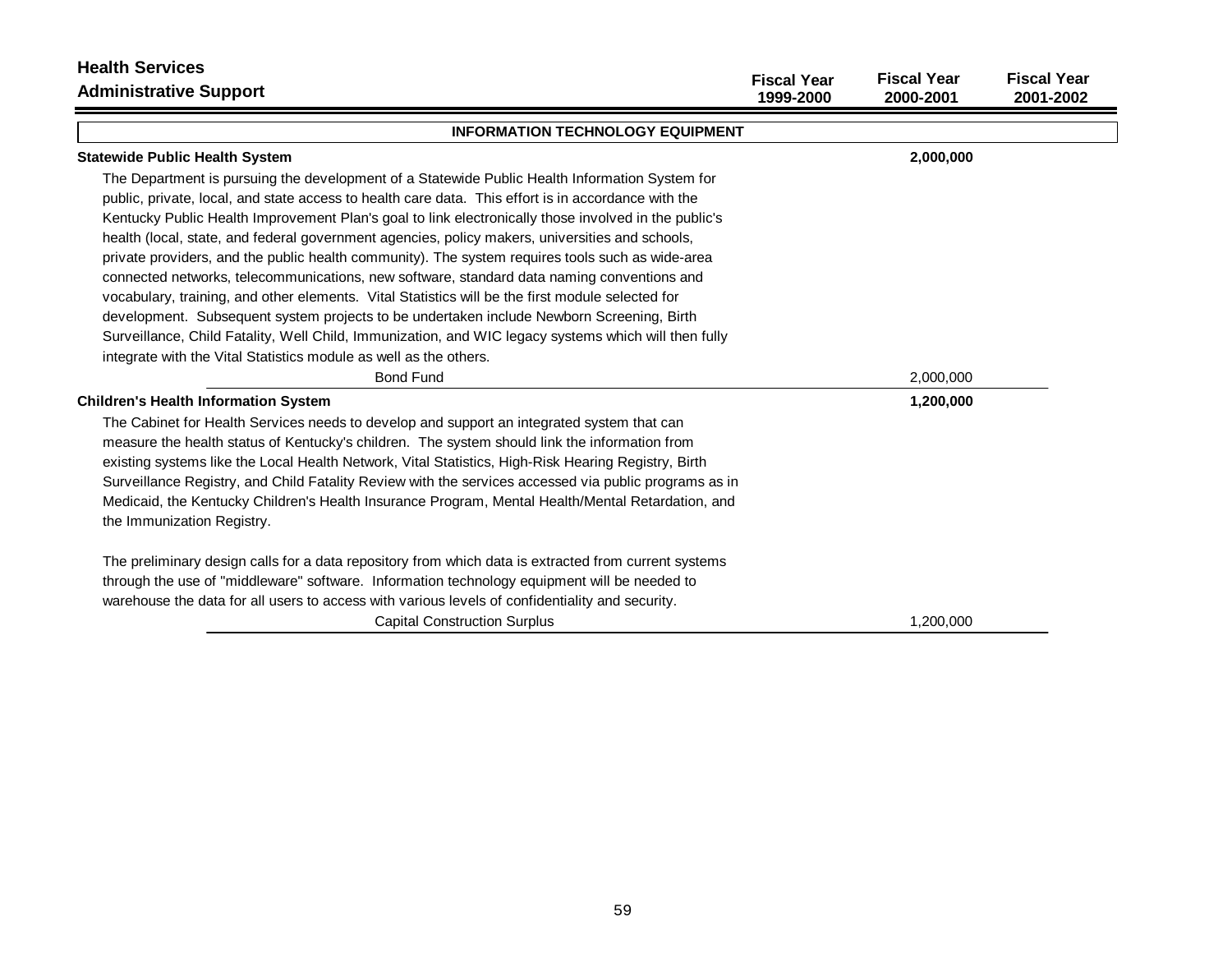# Health Services

## Administrative Support

| | Fiscal Year 1999-2000 | Fiscal Year 2000-2001 | Fiscal Year 2001-2002 |
|---|---|---|---|

### INFORMATION TECHNOLOGY EQUIPMENT

| | Fiscal Year 1999-2000 | Fiscal Year 2000-2001 | Fiscal Year 2001-2002 |
|---|---|---|---|
| **Statewide Public Health System** | | **2,000,000** | |

The Department is pursuing the development of a Statewide Public Health Information System for public, private, local, and state access to health care data. This effort is in accordance with the Kentucky Public Health Improvement Plan's goal to link electronically those involved in the public's health (local, state, and federal government agencies, policy makers, universities and schools, private providers, and the public health community). The system requires tools such as wide-area connected networks, telecommunications, new software, standard data naming conventions and vocabulary, training, and other elements. Vital Statistics will be the first module selected for development. Subsequent system projects to be undertaken include Newborn Screening, Birth Surveillance, Child Fatality, Well Child, Immunization, and WIC legacy systems which will then fully integrate with the Vital Statistics module as well as the others.

| | Fiscal Year 1999-2000 | Fiscal Year 2000-2001 | Fiscal Year 2001-2002 |
|---|---|---|---|
| Bond Fund | | 2,000,000 | |
| **Children's Health Information System** | | **1,200,000** | |

The Cabinet for Health Services needs to develop and support an integrated system that can measure the health status of Kentucky's children. The system should link the information from existing systems like the Local Health Network, Vital Statistics, High-Risk Hearing Registry, Birth Surveillance Registry, and Child Fatality Review with the services accessed via public programs as in Medicaid, the Kentucky Children's Health Insurance Program, Mental Health/Mental Retardation, and the Immunization Registry.

The preliminary design calls for a data repository from which data is extracted from current systems through the use of "middleware" software. Information technology equipment will be needed to warehouse the data for all users to access with various levels of confidentiality and security.

| | Fiscal Year 1999-2000 | Fiscal Year 2000-2001 | Fiscal Year 2001-2002 |
|---|---|---|---|
| Capital Construction Surplus | | 1,200,000 | |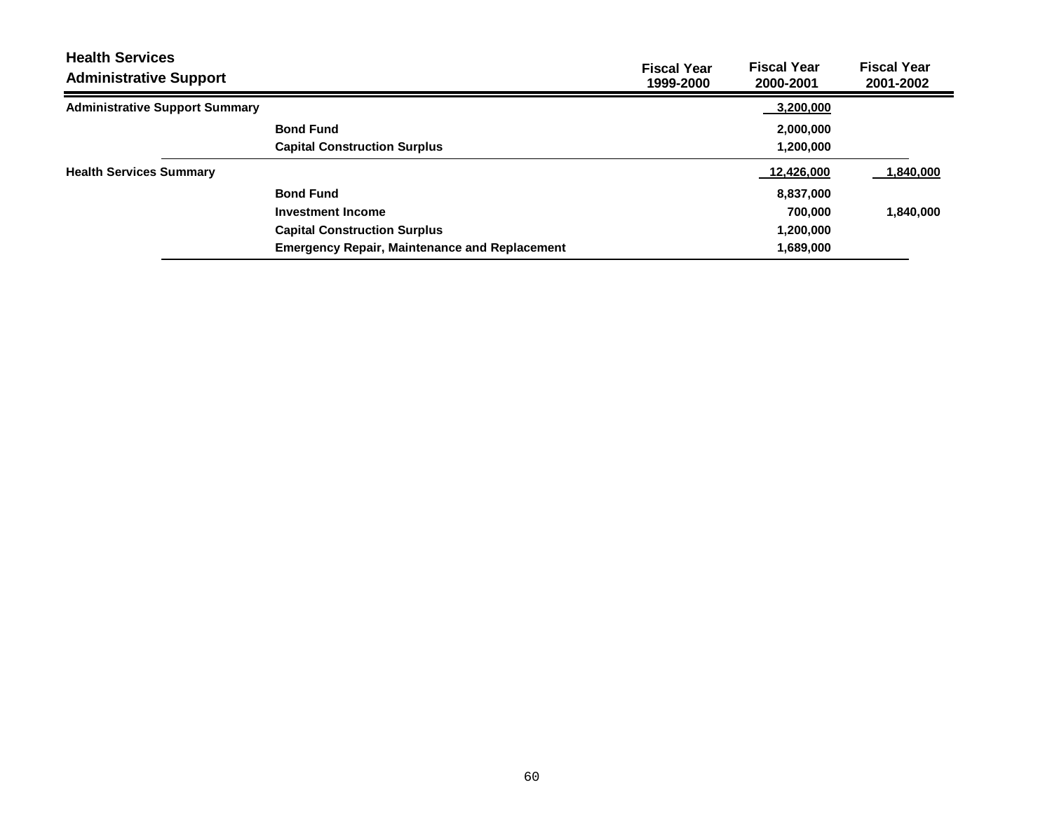## Health Services

### Administrative Support

| | | Fiscal Year 1999-2000 | Fiscal Year 2000-2001 | Fiscal Year 2001-2002 |
|---|---|---|---|---|
| **Administrative Support Summary** | | | **3,200,000** | |
| | **Bond Fund** | | **2,000,000** | |
| | **Capital Construction Surplus** | | **1,200,000** | |
| **Health Services Summary** | | | **12,426,000** | **1,840,000** |
| | **Bond Fund** | | **8,837,000** | |
| | **Investment Income** | | **700,000** | **1,840,000** |
| | **Capital Construction Surplus** | | **1,200,000** | |
| | **Emergency Repair, Maintenance and Replacement** | | **1,689,000** | |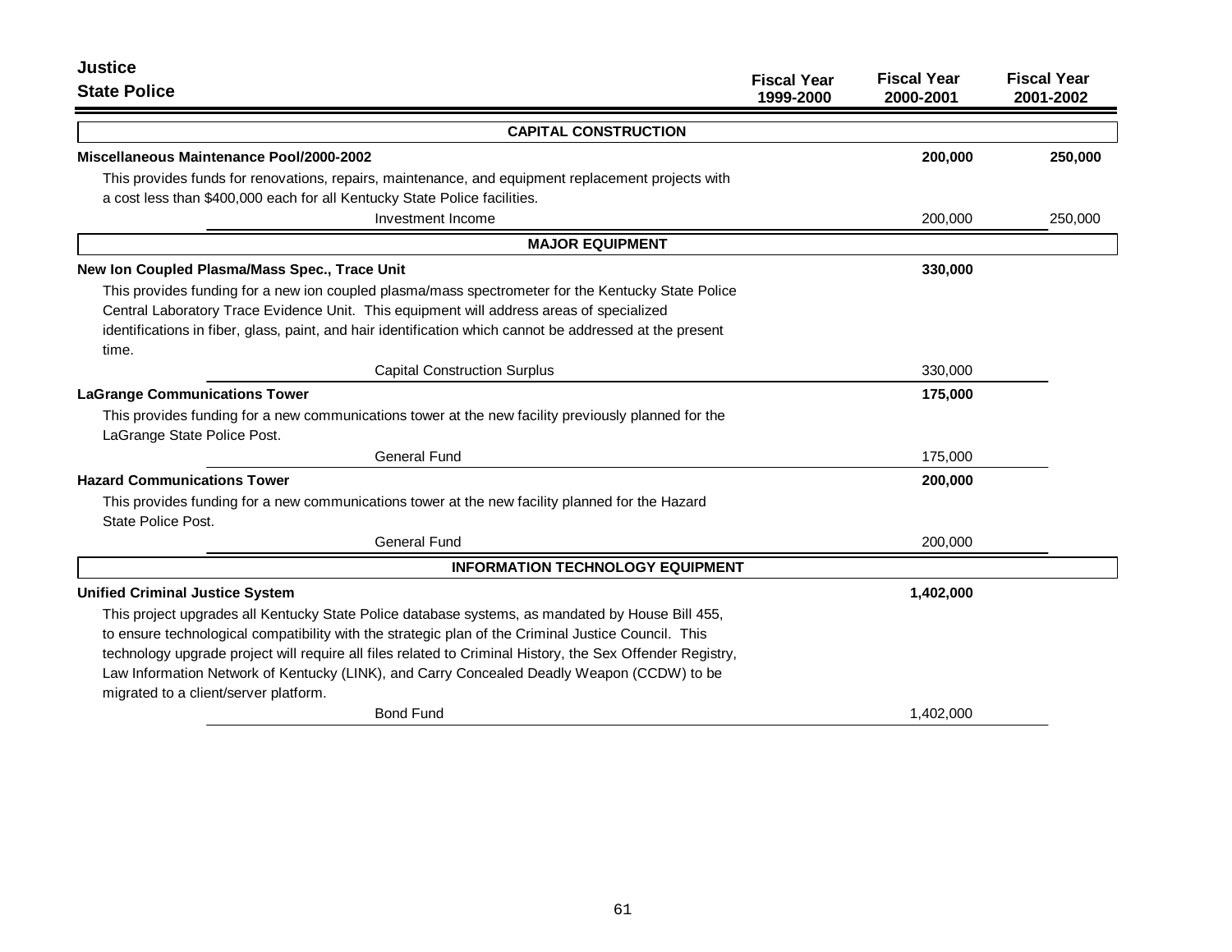**Justice**

**State Police**

| | Fiscal Year 1999-2000 | Fiscal Year 2000-2001 | Fiscal Year 2001-2002 |
|---|---|---|---|
| **CAPITAL CONSTRUCTION** | | | |
| **Miscellaneous Maintenance Pool/2000-2002** | | **200,000** | **250,000** |
| This provides funds for renovations, repairs, maintenance, and equipment replacement projects with a cost less than $400,000 each for all Kentucky State Police facilities. | | | |
| Investment Income | | 200,000 | 250,000 |
| **MAJOR EQUIPMENT** | | | |
| **New Ion Coupled Plasma/Mass Spec., Trace Unit** | | **330,000** | |
| This provides funding for a new ion coupled plasma/mass spectrometer for the Kentucky State Police Central Laboratory Trace Evidence Unit. This equipment will address areas of specialized identifications in fiber, glass, paint, and hair identification which cannot be addressed at the present time. | | | |
| Capital Construction Surplus | | 330,000 | |
| **LaGrange Communications Tower** | | **175,000** | |
| This provides funding for a new communications tower at the new facility previously planned for the LaGrange State Police Post. | | | |
| General Fund | | 175,000 | |
| **Hazard Communications Tower** | | **200,000** | |
| This provides funding for a new communications tower at the new facility planned for the Hazard State Police Post. | | | |
| General Fund | | 200,000 | |
| **INFORMATION TECHNOLOGY EQUIPMENT** | | | |
| **Unified Criminal Justice System** | | **1,402,000** | |
| This project upgrades all Kentucky State Police database systems, as mandated by House Bill 455, to ensure technological compatibility with the strategic plan of the Criminal Justice Council. This technology upgrade project will require all files related to Criminal History, the Sex Offender Registry, Law Information Network of Kentucky (LINK), and Carry Concealed Deadly Weapon (CCDW) to be migrated to a client/server platform. | | | |
| Bond Fund | | 1,402,000 | |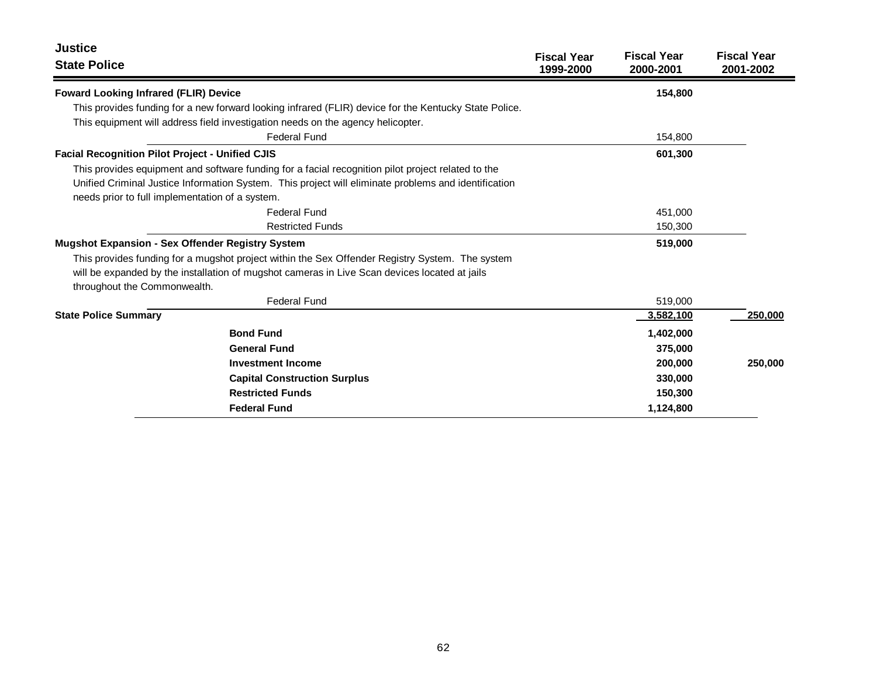## Justice

### State Police

| | Fiscal Year 1999-2000 | Fiscal Year 2000-2001 | Fiscal Year 2001-2002 |
|---|---|---|---|
| **Foward Looking Infrared (FLIR) Device** | | **154,800** | |
| This provides funding for a new forward looking infrared (FLIR) device for the Kentucky State Police. This equipment will address field investigation needs on the agency helicopter. | | | |
| Federal Fund | | 154,800 | |
| **Facial Recognition Pilot Project - Unified CJIS** | | **601,300** | |
| This provides equipment and software funding for a facial recognition pilot project related to the Unified Criminal Justice Information System. This project will eliminate problems and identification needs prior to full implementation of a system. | | | |
| Federal Fund | | 451,000 | |
| Restricted Funds | | 150,300 | |
| **Mugshot Expansion - Sex Offender Registry System** | | **519,000** | |
| This provides funding for a mugshot project within the Sex Offender Registry System. The system will be expanded by the installation of mugshot cameras in Live Scan devices located at jails throughout the Commonwealth. | | | |
| Federal Fund | | 519,000 | |
| **State Police Summary** | | 3,582,100 | 250,000 |
| **Bond Fund** | | **1,402,000** | |
| **General Fund** | | **375,000** | |
| **Investment Income** | | **200,000** | **250,000** |
| **Capital Construction Surplus** | | **330,000** | |
| **Restricted Funds** | | **150,300** | |
| **Federal Fund** | | **1,124,800** | |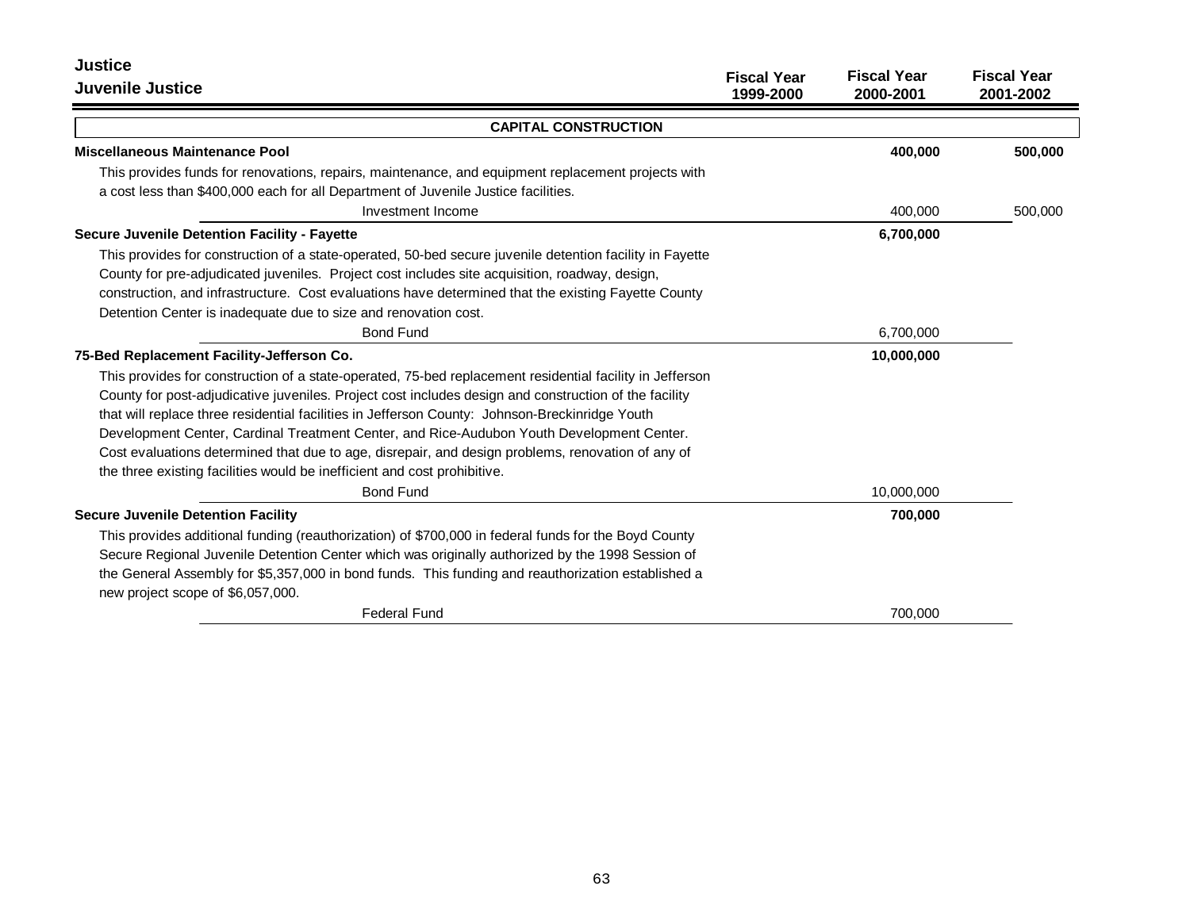# Justice

## Juvenile Justice

| | Fiscal Year 1999-2000 | Fiscal Year 2000-2001 | Fiscal Year 2001-2002 |
|---|---|---|---|
| **CAPITAL CONSTRUCTION** | | | |
| **Miscellaneous Maintenance Pool** | | **400,000** | **500,000** |
| This provides funds for renovations, repairs, maintenance, and equipment replacement projects with a cost less than $400,000 each for all Department of Juvenile Justice facilities. | | | |
| Investment Income | | 400,000 | 500,000 |
| **Secure Juvenile Detention Facility - Fayette** | | **6,700,000** | |
| This provides for construction of a state-operated, 50-bed secure juvenile detention facility in Fayette County for pre-adjudicated juveniles. Project cost includes site acquisition, roadway, design, construction, and infrastructure. Cost evaluations have determined that the existing Fayette County Detention Center is inadequate due to size and renovation cost. | | | |
| Bond Fund | | 6,700,000 | |
| **75-Bed Replacement Facility-Jefferson Co.** | | **10,000,000** | |
| This provides for construction of a state-operated, 75-bed replacement residential facility in Jefferson County for post-adjudicative juveniles. Project cost includes design and construction of the facility that will replace three residential facilities in Jefferson County: Johnson-Breckinridge Youth Development Center, Cardinal Treatment Center, and Rice-Audubon Youth Development Center. Cost evaluations determined that due to age, disrepair, and design problems, renovation of any of the three existing facilities would be inefficient and cost prohibitive. | | | |
| Bond Fund | | 10,000,000 | |
| **Secure Juvenile Detention Facility** | | **700,000** | |
| This provides additional funding (reauthorization) of $700,000 in federal funds for the Boyd County Secure Regional Juvenile Detention Center which was originally authorized by the 1998 Session of the General Assembly for $5,357,000 in bond funds. This funding and reauthorization established a new project scope of $6,057,000. | | | |
| Federal Fund | | 700,000 | |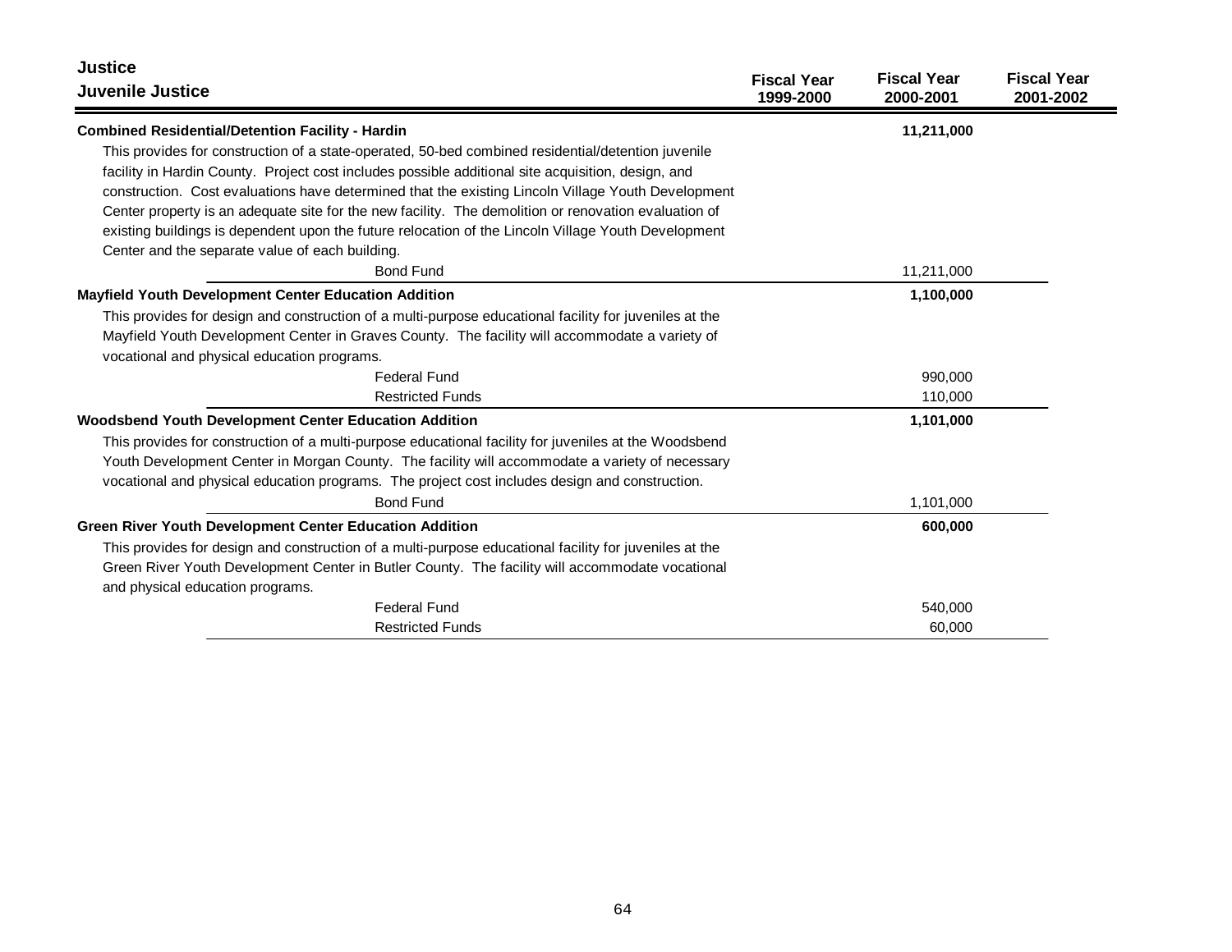## Justice

### Juvenile Justice

| | Fiscal Year 1999-2000 | Fiscal Year 2000-2001 | Fiscal Year 2001-2002 |
|---|---|---|---|
| **Combined Residential/Detention Facility - Hardin** | | **11,211,000** | |
| This provides for construction of a state-operated, 50-bed combined residential/detention juvenile facility in Hardin County. Project cost includes possible additional site acquisition, design, and construction. Cost evaluations have determined that the existing Lincoln Village Youth Development Center property is an adequate site for the new facility. The demolition or renovation evaluation of existing buildings is dependent upon the future relocation of the Lincoln Village Youth Development Center and the separate value of each building. | | | |
| Bond Fund | | 11,211,000 | |
| **Mayfield Youth Development Center Education Addition** | | **1,100,000** | |
| This provides for design and construction of a multi-purpose educational facility for juveniles at the Mayfield Youth Development Center in Graves County. The facility will accommodate a variety of vocational and physical education programs. | | | |
| Federal Fund | | 990,000 | |
| Restricted Funds | | 110,000 | |
| **Woodsbend Youth Development Center Education Addition** | | **1,101,000** | |
| This provides for construction of a multi-purpose educational facility for juveniles at the Woodsbend Youth Development Center in Morgan County. The facility will accommodate a variety of necessary vocational and physical education programs. The project cost includes design and construction. | | | |
| Bond Fund | | 1,101,000 | |
| **Green River Youth Development Center Education Addition** | | **600,000** | |
| This provides for design and construction of a multi-purpose educational facility for juveniles at the Green River Youth Development Center in Butler County. The facility will accommodate vocational and physical education programs. | | | |
| Federal Fund | | 540,000 | |
| Restricted Funds | | 60,000 | |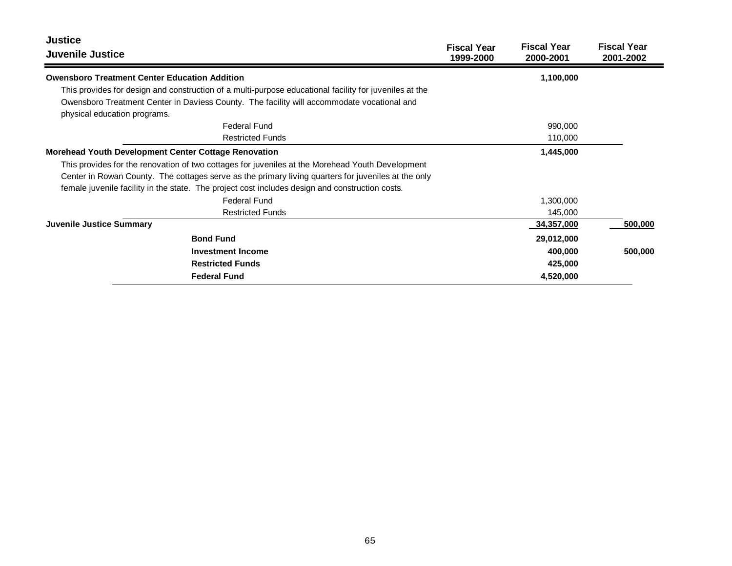## Justice

## Juvenile Justice

| | Fiscal Year 1999-2000 | Fiscal Year 2000-2001 | Fiscal Year 2001-2002 |
|---|---|---|---|
| **Owensboro Treatment Center Education Addition** | | **1,100,000** | |
| This provides for design and construction of a multi-purpose educational facility for juveniles at the Owensboro Treatment Center in Daviess County. The facility will accommodate vocational and physical education programs. | | | |
| Federal Fund | | 990,000 | |
| Restricted Funds | | 110,000 | |
| **Morehead Youth Development Center Cottage Renovation** | | **1,445,000** | |
| This provides for the renovation of two cottages for juveniles at the Morehead Youth Development Center in Rowan County. The cottages serve as the primary living quarters for juveniles at the only female juvenile facility in the state. The project cost includes design and construction costs. | | | |
| Federal Fund | | 1,300,000 | |
| Restricted Funds | | 145,000 | |
| **Juvenile Justice Summary** | | **34,357,000** | **500,000** |
| **Bond Fund** | | **29,012,000** | |
| **Investment Income** | | **400,000** | **500,000** |
| **Restricted Funds** | | **425,000** | |
| **Federal Fund** | | **4,520,000** | |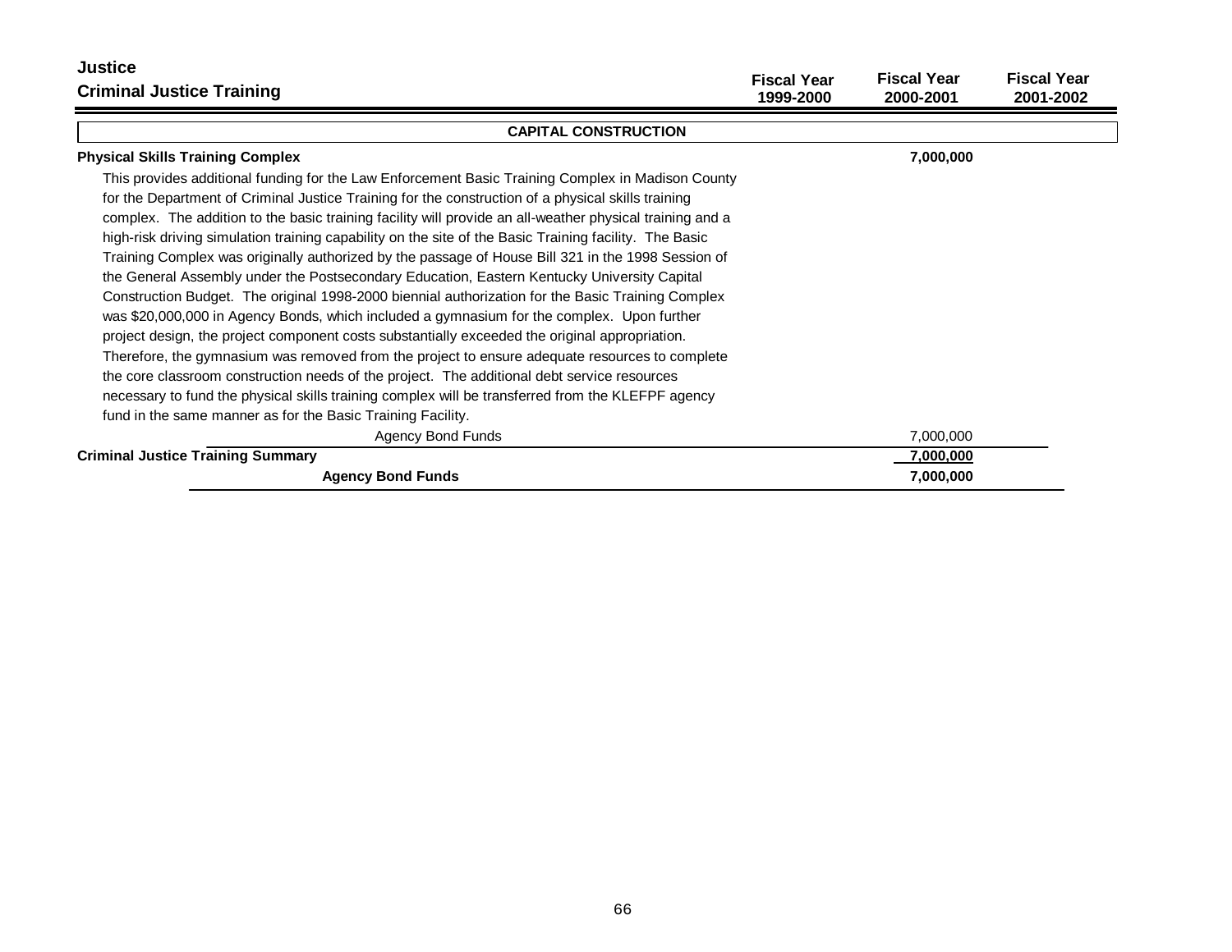# Justice

## Criminal Justice Training

| | Fiscal Year 1999-2000 | Fiscal Year 2000-2001 | Fiscal Year 2001-2002 |
|---|---|---|---|
| **CAPITAL CONSTRUCTION** | | | |
| **Physical Skills Training Complex** | | **7,000,000** | |
| This provides additional funding for the Law Enforcement Basic Training Complex in Madison County for the Department of Criminal Justice Training for the construction of a physical skills training complex. The addition to the basic training facility will provide an all-weather physical training and a high-risk driving simulation training capability on the site of the Basic Training facility. The Basic Training Complex was originally authorized by the passage of House Bill 321 in the 1998 Session of the General Assembly under the Postsecondary Education, Eastern Kentucky University Capital Construction Budget. The original 1998-2000 biennial authorization for the Basic Training Complex was $20,000,000 in Agency Bonds, which included a gymnasium for the complex. Upon further project design, the project component costs substantially exceeded the original appropriation. Therefore, the gymnasium was removed from the project to ensure adequate resources to complete the core classroom construction needs of the project. The additional debt service resources necessary to fund the physical skills training complex will be transferred from the KLEFPF agency fund in the same manner as for the Basic Training Facility. | | | |
| Agency Bond Funds | | 7,000,000 | |
| **Criminal Justice Training Summary** | | **7,000,000** | |
| **Agency Bond Funds** | | **7,000,000** | |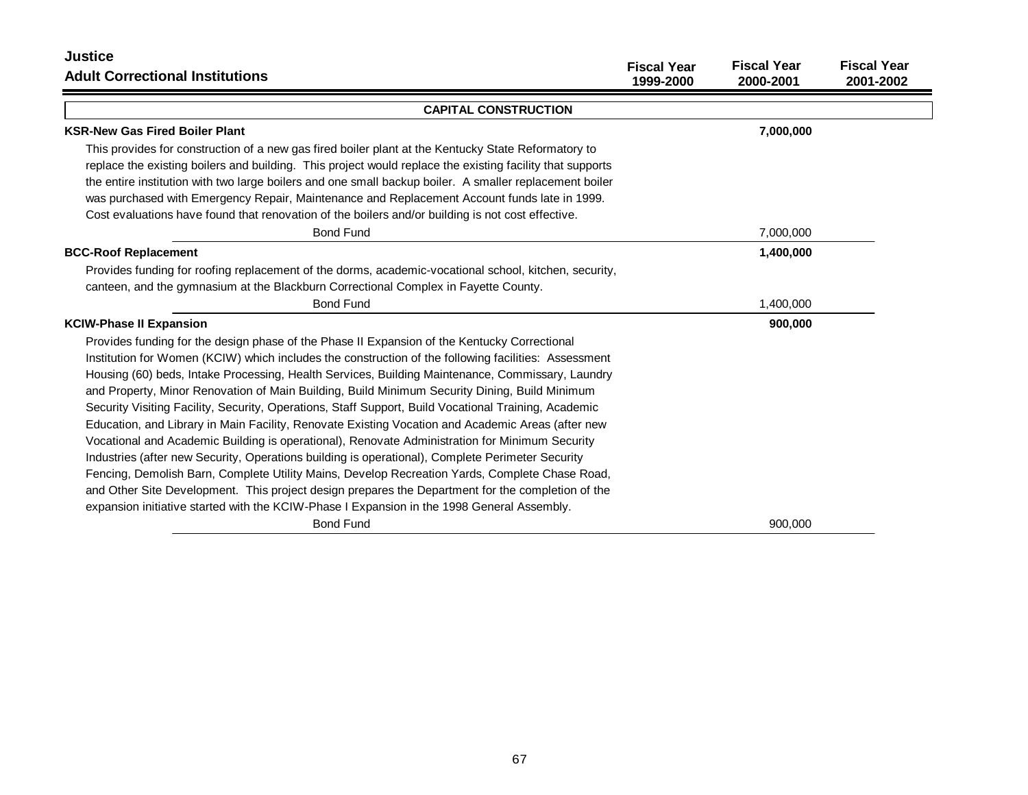# Justice

## Adult Correctional Institutions

| | Fiscal Year 1999-2000 | Fiscal Year 2000-2001 | Fiscal Year 2001-2002 |
|---|---|---|---|
| **CAPITAL CONSTRUCTION** | | | |
| **KSR-New Gas Fired Boiler Plant** | | **7,000,000** | |
| Bond Fund | | 7,000,000 | |
| **BCC-Roof Replacement** | | **1,400,000** | |
| Bond Fund | | 1,400,000 | |
| **KCIW-Phase II Expansion** | | **900,000** | |
| Bond Fund | | 900,000 | |

### KSR-New Gas Fired Boiler Plant

This provides for construction of a new gas fired boiler plant at the Kentucky State Reformatory to replace the existing boilers and building. This project would replace the existing facility that supports the entire institution with two large boilers and one small backup boiler. A smaller replacement boiler was purchased with Emergency Repair, Maintenance and Replacement Account funds late in 1999. Cost evaluations have found that renovation of the boilers and/or building is not cost effective.

### BCC-Roof Replacement

Provides funding for roofing replacement of the dorms, academic-vocational school, kitchen, security, canteen, and the gymnasium at the Blackburn Correctional Complex in Fayette County.

### KCIW-Phase II Expansion

Provides funding for the design phase of the Phase II Expansion of the Kentucky Correctional Institution for Women (KCIW) which includes the construction of the following facilities: Assessment Housing (60) beds, Intake Processing, Health Services, Building Maintenance, Commissary, Laundry and Property, Minor Renovation of Main Building, Build Minimum Security Dining, Build Minimum Security Visiting Facility, Security, Operations, Staff Support, Build Vocational Training, Academic Education, and Library in Main Facility, Renovate Existing Vocation and Academic Areas (after new Vocational and Academic Building is operational), Renovate Administration for Minimum Security Industries (after new Security, Operations building is operational), Complete Perimeter Security Fencing, Demolish Barn, Complete Utility Mains, Develop Recreation Yards, Complete Chase Road, and Other Site Development. This project design prepares the Department for the completion of the expansion initiative started with the KCIW-Phase I Expansion in the 1998 General Assembly.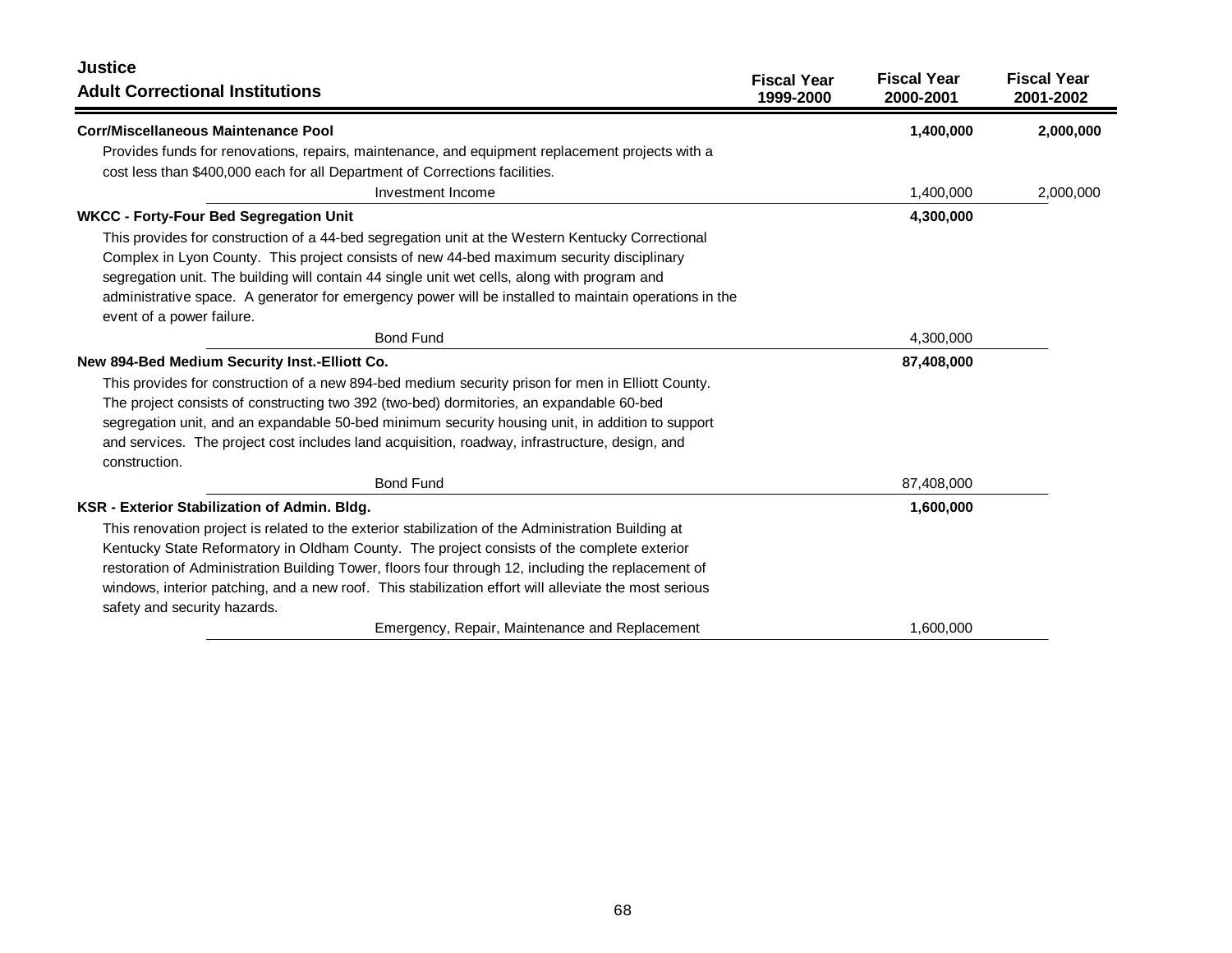## Justice

### Adult Correctional Institutions

| | Fiscal Year 1999-2000 | Fiscal Year 2000-2001 | Fiscal Year 2001-2002 |
|---|---|---|---|
| **Corr/Miscellaneous Maintenance Pool** | | **1,400,000** | **2,000,000** |
| Provides funds for renovations, repairs, maintenance, and equipment replacement projects with a cost less than $400,000 each for all Department of Corrections facilities. | | | |
| Investment Income | | 1,400,000 | 2,000,000 |
| **WKCC - Forty-Four Bed Segregation Unit** | | **4,300,000** | |
| This provides for construction of a 44-bed segregation unit at the Western Kentucky Correctional Complex in Lyon County. This project consists of new 44-bed maximum security disciplinary segregation unit. The building will contain 44 single unit wet cells, along with program and administrative space. A generator for emergency power will be installed to maintain operations in the event of a power failure. | | | |
| Bond Fund | | 4,300,000 | |
| **New 894-Bed Medium Security Inst.-Elliott Co.** | | **87,408,000** | |
| This provides for construction of a new 894-bed medium security prison for men in Elliott County. The project consists of constructing two 392 (two-bed) dormitories, an expandable 60-bed segregation unit, and an expandable 50-bed minimum security housing unit, in addition to support and services. The project cost includes land acquisition, roadway, infrastructure, design, and construction. | | | |
| Bond Fund | | 87,408,000 | |
| **KSR - Exterior Stabilization of Admin. Bldg.** | | **1,600,000** | |
| This renovation project is related to the exterior stabilization of the Administration Building at Kentucky State Reformatory in Oldham County. The project consists of the complete exterior restoration of Administration Building Tower, floors four through 12, including the replacement of windows, interior patching, and a new roof. This stabilization effort will alleviate the most serious safety and security hazards. | | | |
| Emergency, Repair, Maintenance and Replacement | | 1,600,000 | |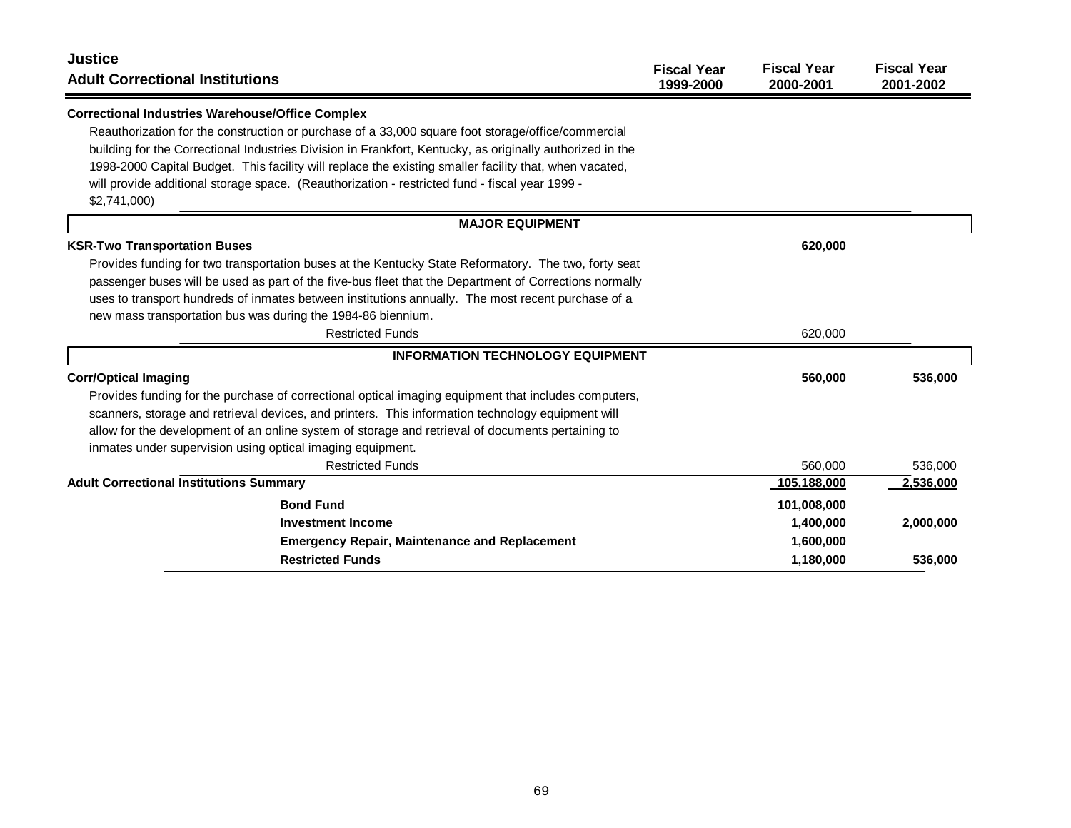## Justice

## Adult Correctional Institutions

| | Fiscal Year 1999-2000 | Fiscal Year 2000-2001 | Fiscal Year 2001-2002 |
|---|---|---|---|
| **Correctional Industries Warehouse/Office Complex** | | | |
| Reauthorization for the construction or purchase of a 33,000 square foot storage/office/commercial building for the Correctional Industries Division in Frankfort, Kentucky, as originally authorized in the 1998-2000 Capital Budget. This facility will replace the existing smaller facility that, when vacated, will provide additional storage space. (Reauthorization - restricted fund - fiscal year 1999 - $2,741,000) | | | |
| **MAJOR EQUIPMENT** | | | |
| **KSR-Two Transportation Buses** | | **620,000** | |
| Provides funding for two transportation buses at the Kentucky State Reformatory. The two, forty seat passenger buses will be used as part of the five-bus fleet that the Department of Corrections normally uses to transport hundreds of inmates between institutions annually. The most recent purchase of a new mass transportation bus was during the 1984-86 biennium. | | | |
| Restricted Funds | | 620,000 | |
| **INFORMATION TECHNOLOGY EQUIPMENT** | | | |
| **Corr/Optical Imaging** | | **560,000** | **536,000** |
| Provides funding for the purchase of correctional optical imaging equipment that includes computers, scanners, storage and retrieval devices, and printers. This information technology equipment will allow for the development of an online system of storage and retrieval of documents pertaining to inmates under supervision using optical imaging equipment. | | | |
| Restricted Funds | | 560,000 | 536,000 |
| **Adult Correctional Institutions Summary** | | **105,188,000** | **2,536,000** |
| **Bond Fund** | | **101,008,000** | |
| **Investment Income** | | **1,400,000** | **2,000,000** |
| **Emergency Repair, Maintenance and Replacement** | | **1,600,000** | |
| **Restricted Funds** | | **1,180,000** | **536,000** |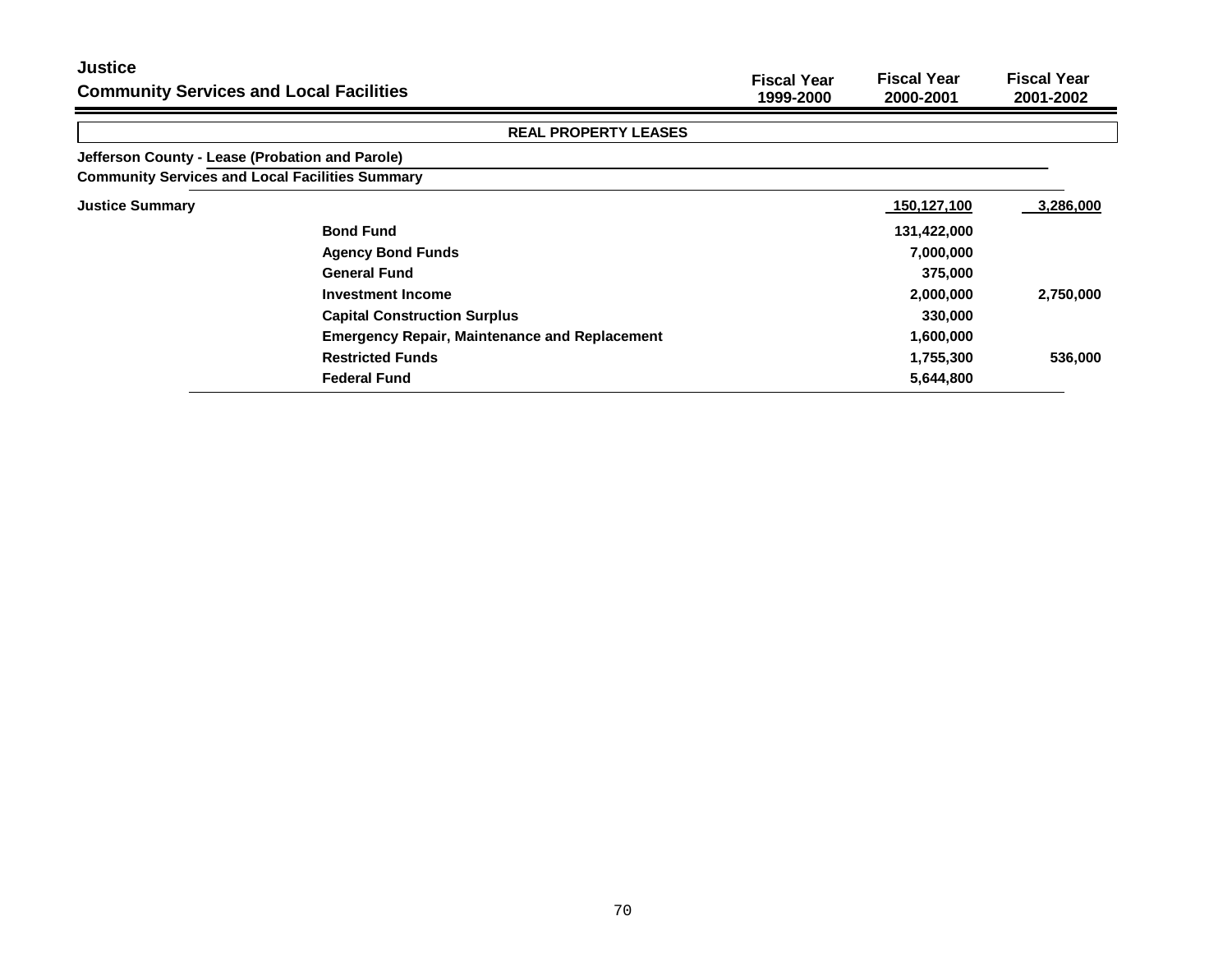## Justice
## Community Services and Local Facilities

| | Fiscal Year 1999-2000 | Fiscal Year 2000-2001 | Fiscal Year 2001-2002 |
|---|---|---|---|
| **REAL PROPERTY LEASES** | | | |
| **Jefferson County - Lease (Probation and Parole)** | | | |
| **Community Services and Local Facilities Summary** | | | |
| **Justice Summary** | | 150,127,100 | 3,286,000 |
| Bond Fund | | 131,422,000 | |
| Agency Bond Funds | | 7,000,000 | |
| General Fund | | 375,000 | |
| Investment Income | | 2,000,000 | 2,750,000 |
| Capital Construction Surplus | | 330,000 | |
| Emergency Repair, Maintenance and Replacement | | 1,600,000 | |
| Restricted Funds | | 1,755,300 | 536,000 |
| Federal Fund | | 5,644,800 | |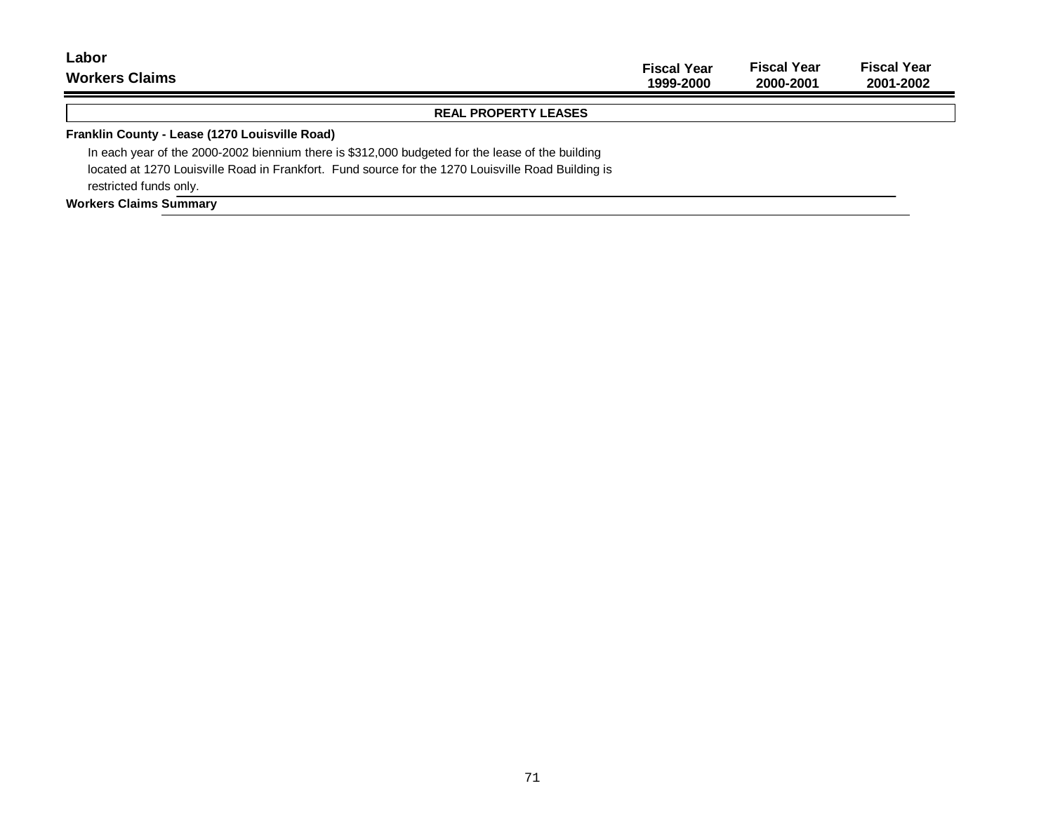# Labor

## Workers Claims

| | Fiscal Year 1999-2000 | Fiscal Year 2000-2001 | Fiscal Year 2001-2002 |
|---|---|---|---|

**REAL PROPERTY LEASES**

**Franklin County - Lease (1270 Louisville Road)**

In each year of the 2000-2002 biennium there is $312,000 budgeted for the lease of the building located at 1270 Louisville Road in Frankfort. Fund source for the 1270 Louisville Road Building is restricted funds only.

**Workers Claims Summary**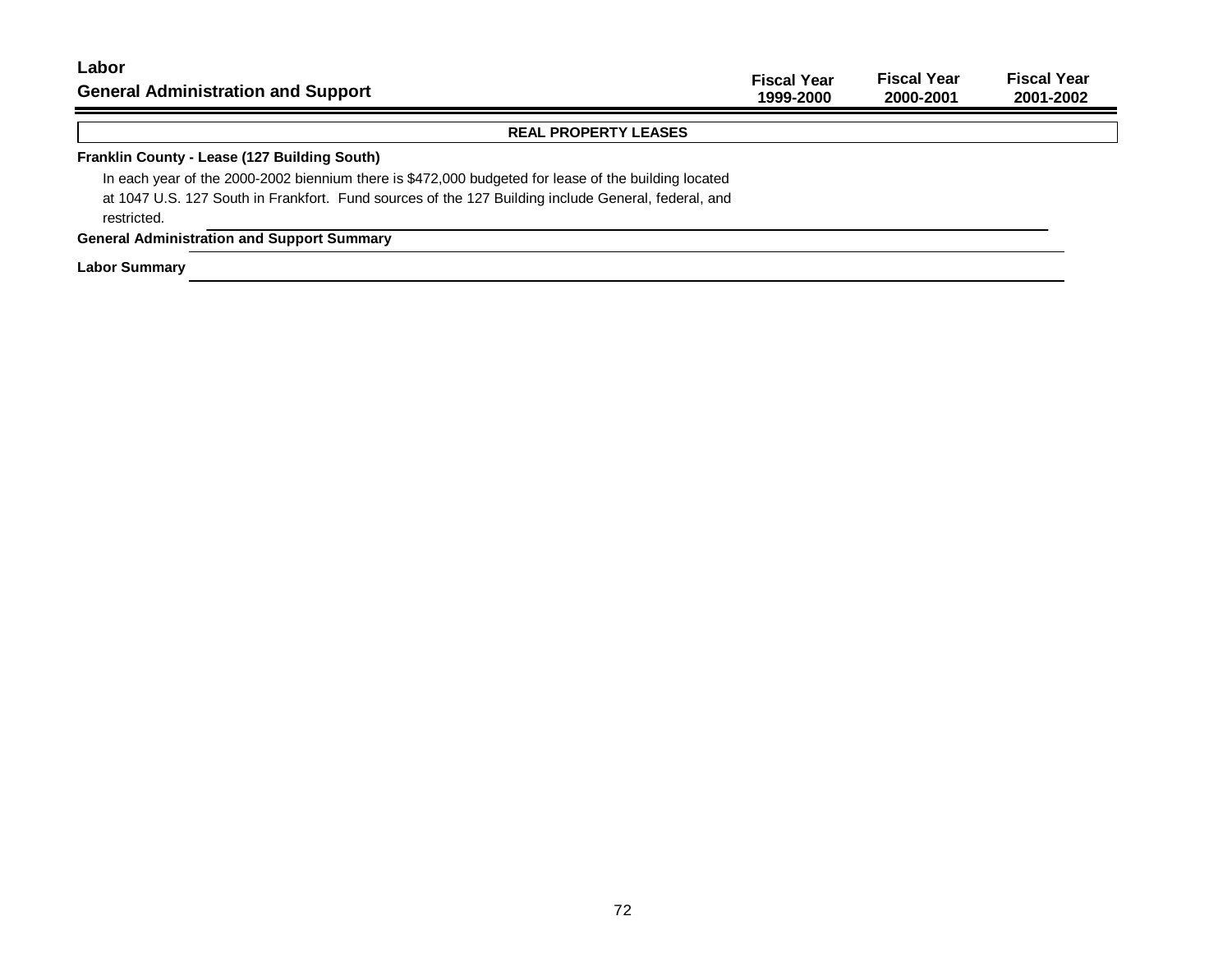# Labor

## General Administration and Support

| | Fiscal Year 1999-2000 | Fiscal Year 2000-2001 | Fiscal Year 2001-2002 |
|---|---|---|---|

### REAL PROPERTY LEASES

**Franklin County - Lease (127 Building South)**

In each year of the 2000-2002 biennium there is $472,000 budgeted for lease of the building located at 1047 U.S. 127 South in Frankfort. Fund sources of the 127 Building include General, federal, and restricted.

**General Administration and Support Summary**

**Labor Summary**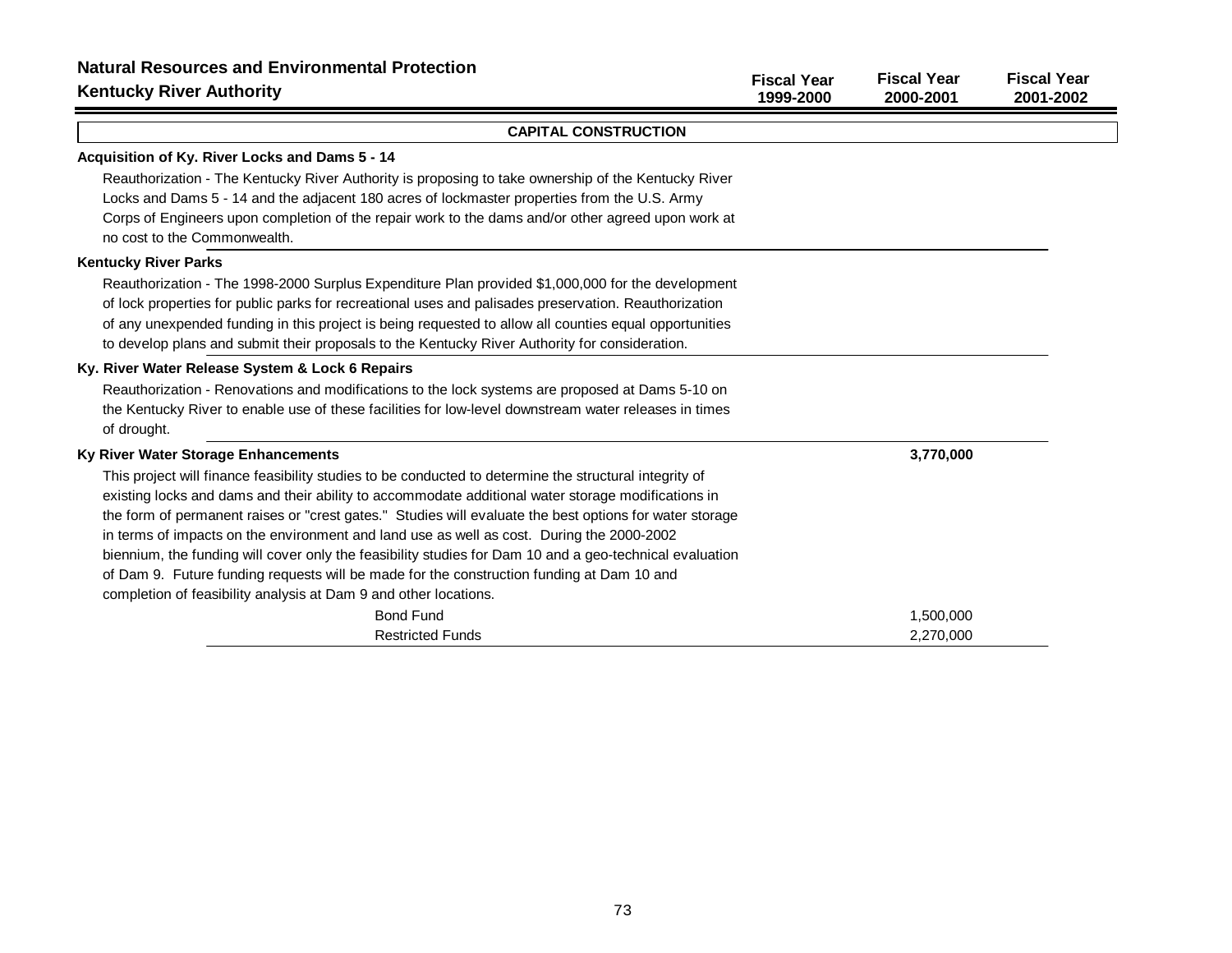## Natural Resources and Environmental Protection
## Kentucky River Authority

| | Fiscal Year 1999-2000 | Fiscal Year 2000-2001 | Fiscal Year 2001-2002 |
|---|---|---|---|

### CAPITAL CONSTRUCTION

**Acquisition of Ky. River Locks and Dams 5 - 14**

Reauthorization - The Kentucky River Authority is proposing to take ownership of the Kentucky River Locks and Dams 5 - 14 and the adjacent 180 acres of lockmaster properties from the U.S. Army Corps of Engineers upon completion of the repair work to the dams and/or other agreed upon work at no cost to the Commonwealth.

**Kentucky River Parks**

Reauthorization - The 1998-2000 Surplus Expenditure Plan provided $1,000,000 for the development of lock properties for public parks for recreational uses and palisades preservation. Reauthorization of any unexpended funding in this project is being requested to allow all counties equal opportunities to develop plans and submit their proposals to the Kentucky River Authority for consideration.

**Ky. River Water Release System & Lock 6 Repairs**

Reauthorization - Renovations and modifications to the lock systems are proposed at Dams 5-10 on the Kentucky River to enable use of these facilities for low-level downstream water releases in times of drought.

| | Fiscal Year 1999-2000 | Fiscal Year 2000-2001 | Fiscal Year 2001-2002 |
|---|---|---|---|
| **Ky River Water Storage Enhancements** | | **3,770,000** | |

This project will finance feasibility studies to be conducted to determine the structural integrity of existing locks and dams and their ability to accommodate additional water storage modifications in the form of permanent raises or "crest gates." Studies will evaluate the best options for water storage in terms of impacts on the environment and land use as well as cost. During the 2000-2002 biennium, the funding will cover only the feasibility studies for Dam 10 and a geo-technical evaluation of Dam 9. Future funding requests will be made for the construction funding at Dam 10 and completion of feasibility analysis at Dam 9 and other locations.

| | Fiscal Year 1999-2000 | Fiscal Year 2000-2001 | Fiscal Year 2001-2002 |
|---|---|---|---|
| Bond Fund | | 1,500,000 | |
| Restricted Funds | | 2,270,000 | |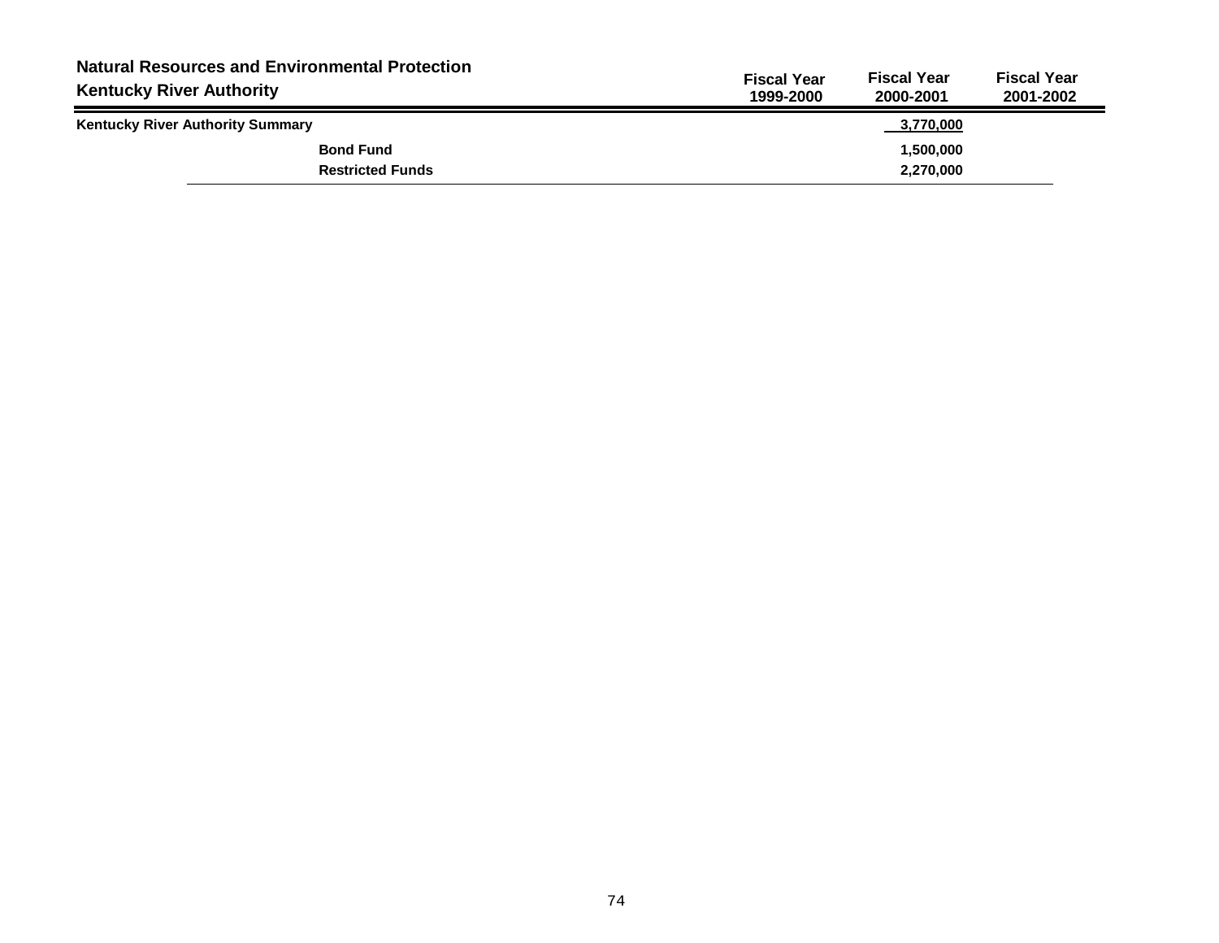## Natural Resources and Environmental Protection
## Kentucky River Authority

| | Fiscal Year 1999-2000 | Fiscal Year 2000-2001 | Fiscal Year 2001-2002 |
|---|---|---|---|
| **Kentucky River Authority Summary** | | **3,770,000** | |
| **Bond Fund** | | **1,500,000** | |
| **Restricted Funds** | | **2,270,000** | |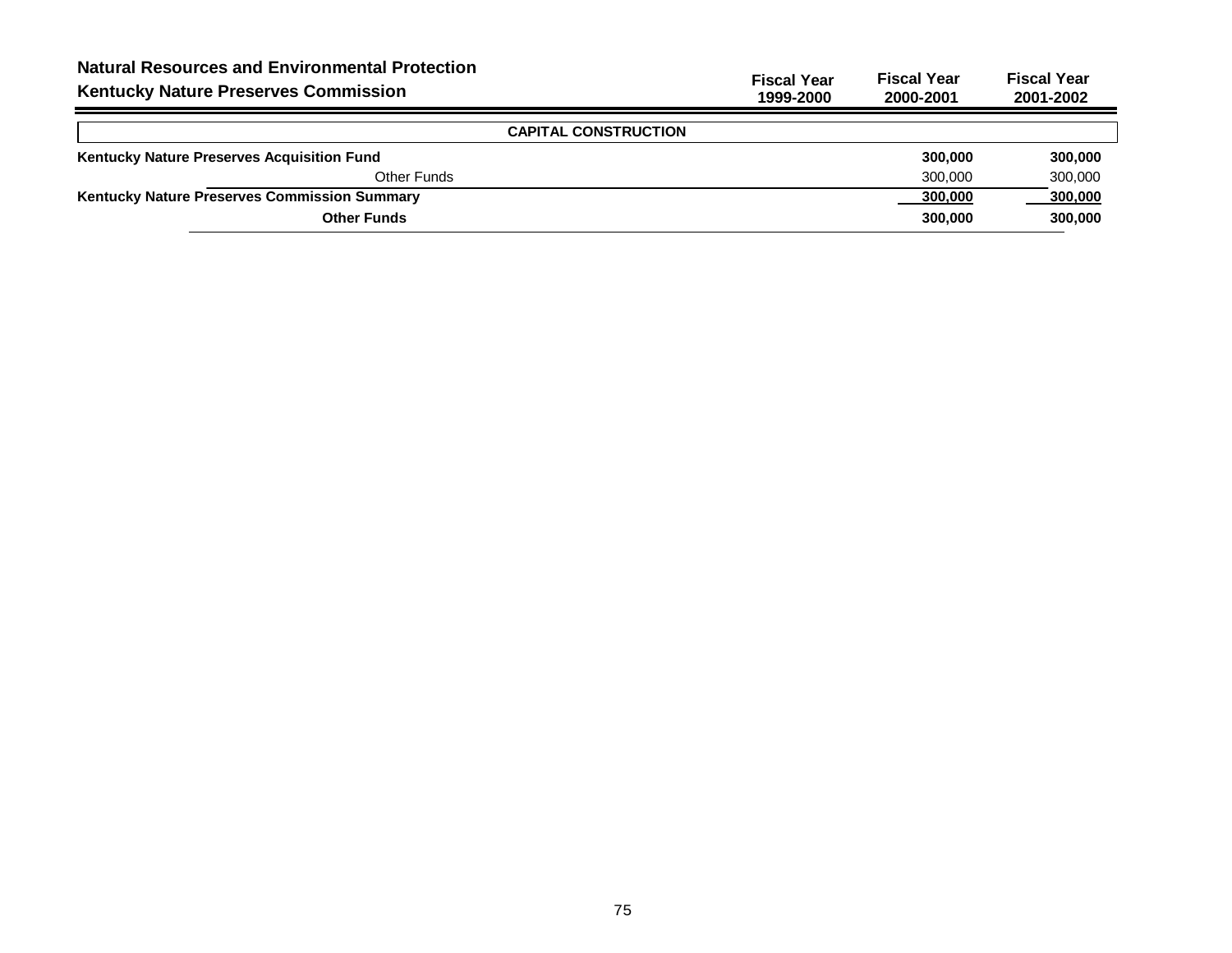## Natural Resources and Environmental Protection
## Kentucky Nature Preserves Commission

| | Fiscal Year 1999-2000 | Fiscal Year 2000-2001 | Fiscal Year 2001-2002 |
|---|---|---|---|
| **CAPITAL CONSTRUCTION** | | | |
| **Kentucky Nature Preserves Acquisition Fund** | | **300,000** | **300,000** |
| Other Funds | | 300,000 | 300,000 |
| **Kentucky Nature Preserves Commission Summary** | | **300,000** | **300,000** |
| **Other Funds** | | **300,000** | **300,000** |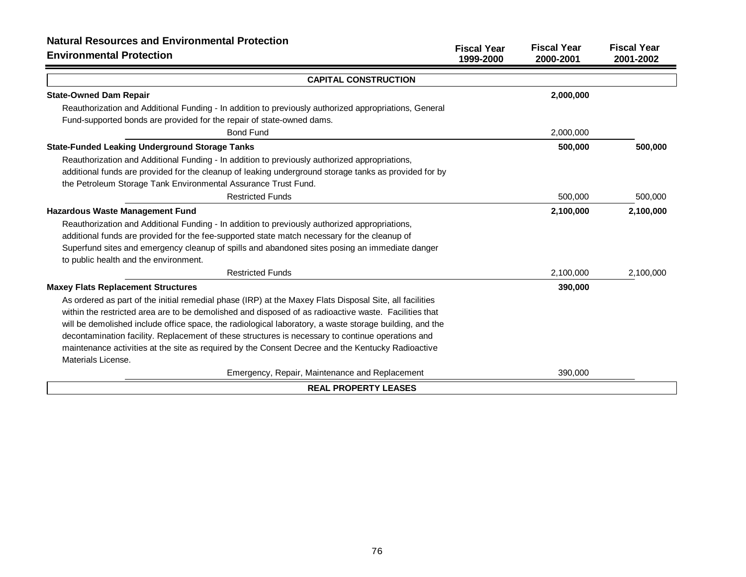## Natural Resources and Environmental Protection
### Environmental Protection

| | Fiscal Year 1999-2000 | Fiscal Year 2000-2001 | Fiscal Year 2001-2002 |
|---|---|---|---|
| **CAPITAL CONSTRUCTION** | | | |
| **State-Owned Dam Repair** | | **2,000,000** | |
| Reauthorization and Additional Funding - In addition to previously authorized appropriations, General Fund-supported bonds are provided for the repair of state-owned dams. | | | |
| Bond Fund | | 2,000,000 | |
| **State-Funded Leaking Underground Storage Tanks** | | **500,000** | **500,000** |
| Reauthorization and Additional Funding - In addition to previously authorized appropriations, additional funds are provided for the cleanup of leaking underground storage tanks as provided for by the Petroleum Storage Tank Environmental Assurance Trust Fund. | | | |
| Restricted Funds | | 500,000 | 500,000 |
| **Hazardous Waste Management Fund** | | **2,100,000** | **2,100,000** |
| Reauthorization and Additional Funding - In addition to previously authorized appropriations, additional funds are provided for the fee-supported state match necessary for the cleanup of Superfund sites and emergency cleanup of spills and abandoned sites posing an immediate danger to public health and the environment. | | | |
| Restricted Funds | | 2,100,000 | 2,100,000 |
| **Maxey Flats Replacement Structures** | | **390,000** | |
| As ordered as part of the initial remedial phase (IRP) at the Maxey Flats Disposal Site, all facilities within the restricted area are to be demolished and disposed of as radioactive waste. Facilities that will be demolished include office space, the radiological laboratory, a waste storage building, and the decontamination facility. Replacement of these structures is necessary to continue operations and maintenance activities at the site as required by the Consent Decree and the Kentucky Radioactive Materials License. | | | |
| Emergency, Repair, Maintenance and Replacement | | 390,000 | |
| **REAL PROPERTY LEASES** | | | |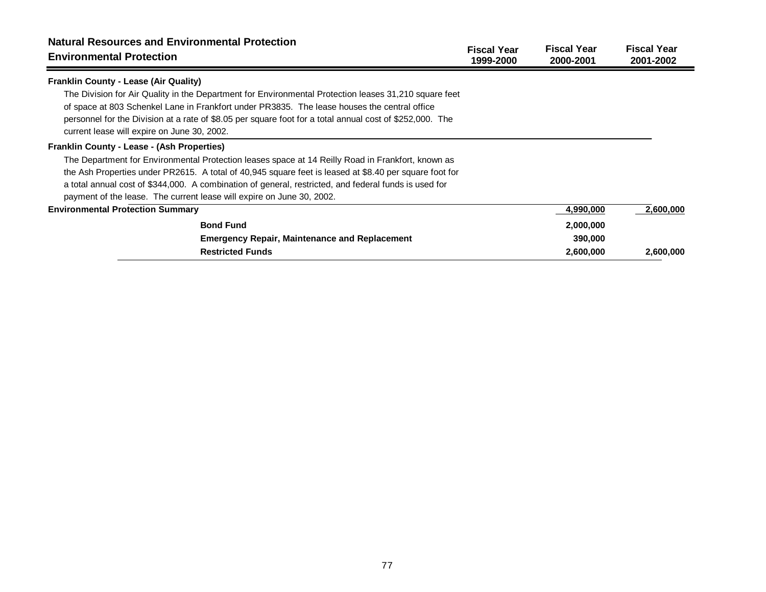## Natural Resources and Environmental Protection
## Environmental Protection

| | Fiscal Year 1999-2000 | Fiscal Year 2000-2001 | Fiscal Year 2001-2002 |
|---|---|---|---|

**Franklin County - Lease (Air Quality)**

The Division for Air Quality in the Department for Environmental Protection leases 31,210 square feet of space at 803 Schenkel Lane in Frankfort under PR3835. The lease houses the central office personnel for the Division at a rate of $8.05 per square foot for a total annual cost of $252,000. The current lease will expire on June 30, 2002.

**Franklin County - Lease - (Ash Properties)**

The Department for Environmental Protection leases space at 14 Reilly Road in Frankfort, known as the Ash Properties under PR2615. A total of 40,945 square feet is leased at $8.40 per square foot for a total annual cost of $344,000. A combination of general, restricted, and federal funds is used for payment of the lease. The current lease will expire on June 30, 2002.

| | Fiscal Year 1999-2000 | Fiscal Year 2000-2001 | Fiscal Year 2001-2002 |
|---|---|---|---|
| **Environmental Protection Summary** | | 4,990,000 | 2,600,000 |
| **Bond Fund** | | 2,000,000 | |
| **Emergency Repair, Maintenance and Replacement** | | 390,000 | |
| **Restricted Funds** | | 2,600,000 | 2,600,000 |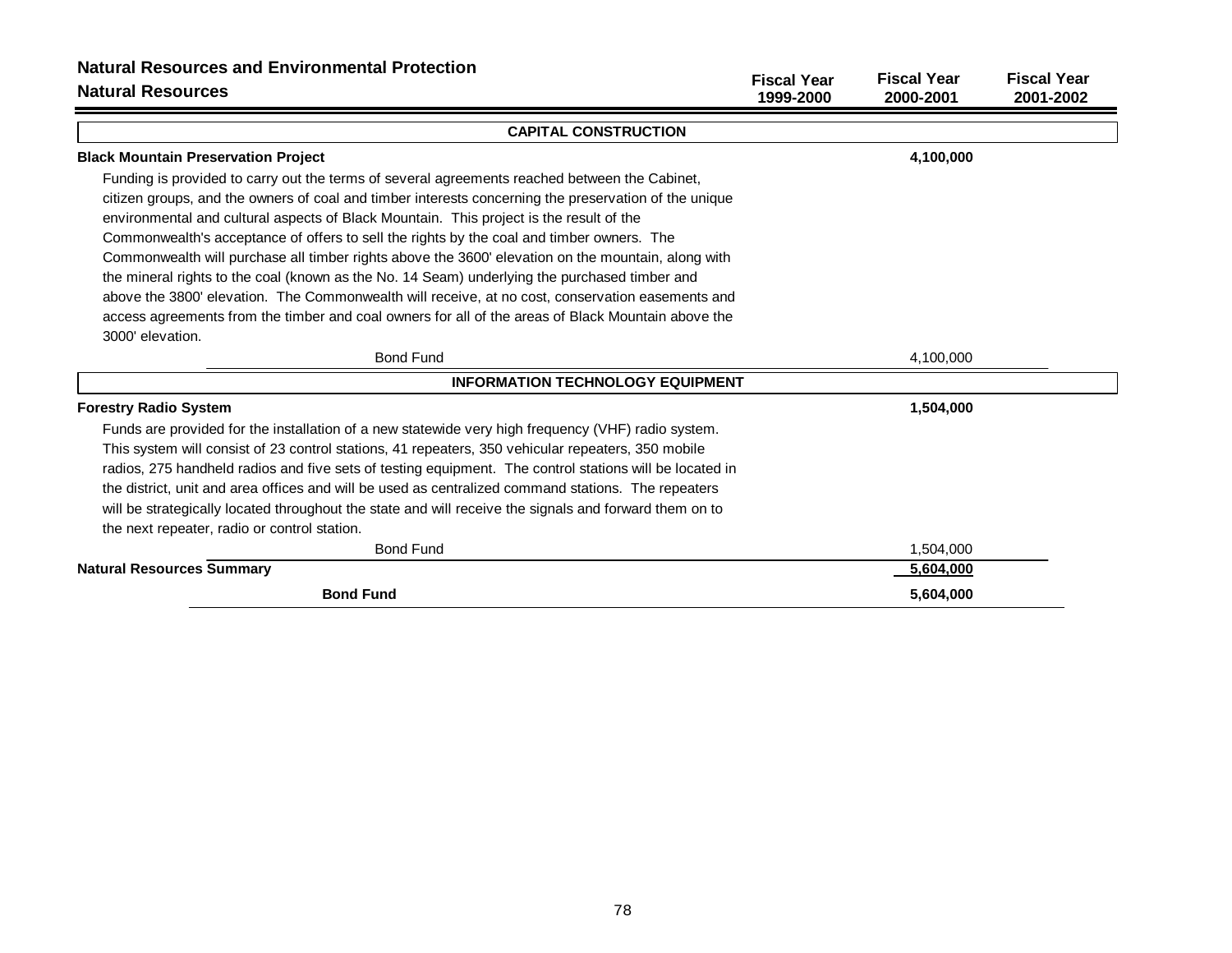# Natural Resources and Environmental Protection

## Natural Resources

| | Fiscal Year 1999-2000 | Fiscal Year 2000-2001 | Fiscal Year 2001-2002 |
|---|---|---|---|
| **CAPITAL CONSTRUCTION** | | | |
| **Black Mountain Preservation Project** | | **4,100,000** | |
| Funding is provided to carry out the terms of several agreements reached between the Cabinet, citizen groups, and the owners of coal and timber interests concerning the preservation of the unique environmental and cultural aspects of Black Mountain. This project is the result of the Commonwealth's acceptance of offers to sell the rights by the coal and timber owners. The Commonwealth will purchase all timber rights above the 3600' elevation on the mountain, along with the mineral rights to the coal (known as the No. 14 Seam) underlying the purchased timber and above the 3800' elevation. The Commonwealth will receive, at no cost, conservation easements and access agreements from the timber and coal owners for all of the areas of Black Mountain above the 3000' elevation. | | | |
| Bond Fund | | 4,100,000 | |
| **INFORMATION TECHNOLOGY EQUIPMENT** | | | |
| **Forestry Radio System** | | **1,504,000** | |
| Funds are provided for the installation of a new statewide very high frequency (VHF) radio system. This system will consist of 23 control stations, 41 repeaters, 350 vehicular repeaters, 350 mobile radios, 275 handheld radios and five sets of testing equipment. The control stations will be located in the district, unit and area offices and will be used as centralized command stations. The repeaters will be strategically located throughout the state and will receive the signals and forward them on to the next repeater, radio or control station. | | | |
| Bond Fund | | 1,504,000 | |
| **Natural Resources Summary** | | **5,604,000** | |
| **Bond Fund** | | **5,604,000** | |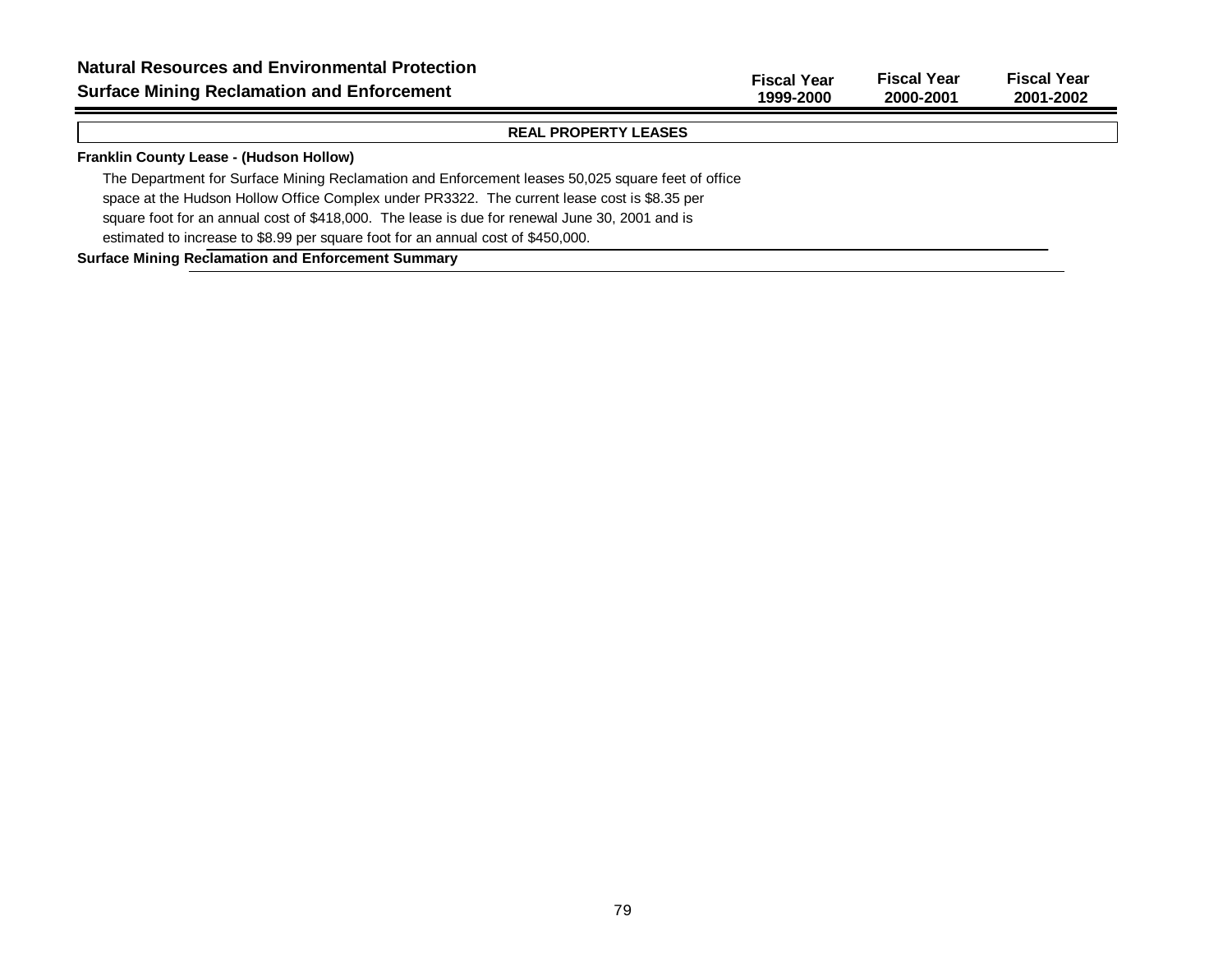**Natural Resources and Environmental Protection**
**Surface Mining Reclamation and Enforcement**

| | Fiscal Year 1999-2000 | Fiscal Year 2000-2001 | Fiscal Year 2001-2002 |
|---|---|---|---|

## REAL PROPERTY LEASES

**Franklin County Lease - (Hudson Hollow)**

The Department for Surface Mining Reclamation and Enforcement leases 50,025 square feet of office space at the Hudson Hollow Office Complex under PR3322. The current lease cost is $8.35 per square foot for an annual cost of $418,000. The lease is due for renewal June 30, 2001 and is estimated to increase to $8.99 per square foot for an annual cost of $450,000.

**Surface Mining Reclamation and Enforcement Summary**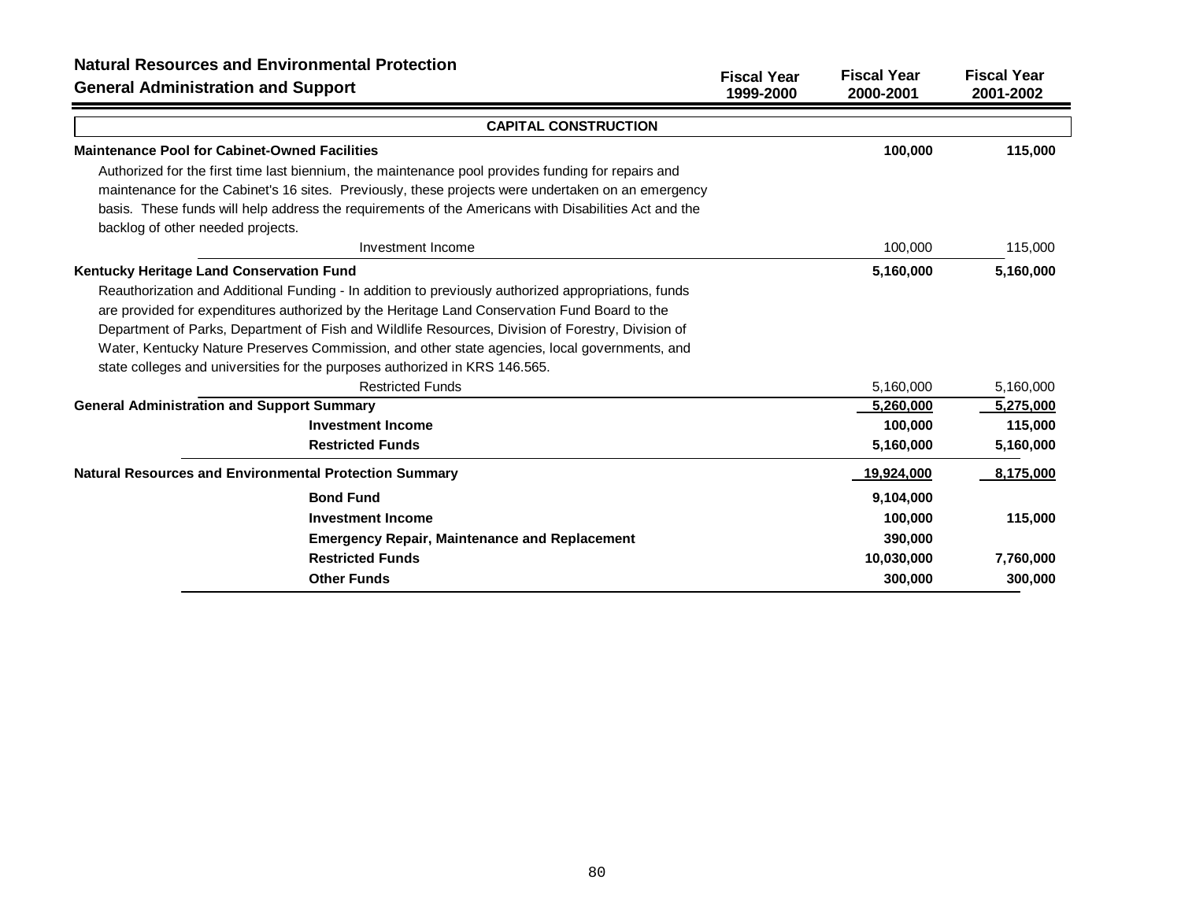## Natural Resources and Environmental Protection

### General Administration and Support

| | Fiscal Year 1999-2000 | Fiscal Year 2000-2001 | Fiscal Year 2001-2002 |
|---|---|---|---|
| **CAPITAL CONSTRUCTION** | | | |
| **Maintenance Pool for Cabinet-Owned Facilities** | | **100,000** | **115,000** |
| Authorized for the first time last biennium, the maintenance pool provides funding for repairs and maintenance for the Cabinet's 16 sites. Previously, these projects were undertaken on an emergency basis. These funds will help address the requirements of the Americans with Disabilities Act and the backlog of other needed projects. | | | |
| Investment Income | | 100,000 | 115,000 |
| **Kentucky Heritage Land Conservation Fund** | | **5,160,000** | **5,160,000** |
| Reauthorization and Additional Funding - In addition to previously authorized appropriations, funds are provided for expenditures authorized by the Heritage Land Conservation Fund Board to the Department of Parks, Department of Fish and Wildlife Resources, Division of Forestry, Division of Water, Kentucky Nature Preserves Commission, and other state agencies, local governments, and state colleges and universities for the purposes authorized in KRS 146.565. | | | |
| Restricted Funds | | 5,160,000 | 5,160,000 |
| **General Administration and Support Summary** | | **5,260,000** | **5,275,000** |
| **Investment Income** | | **100,000** | **115,000** |
| **Restricted Funds** | | **5,160,000** | **5,160,000** |
| **Natural Resources and Environmental Protection Summary** | | **19,924,000** | **8,175,000** |
| **Bond Fund** | | **9,104,000** | |
| **Investment Income** | | **100,000** | **115,000** |
| **Emergency Repair, Maintenance and Replacement** | | **390,000** | |
| **Restricted Funds** | | **10,030,000** | **7,760,000** |
| **Other Funds** | | **300,000** | **300,000** |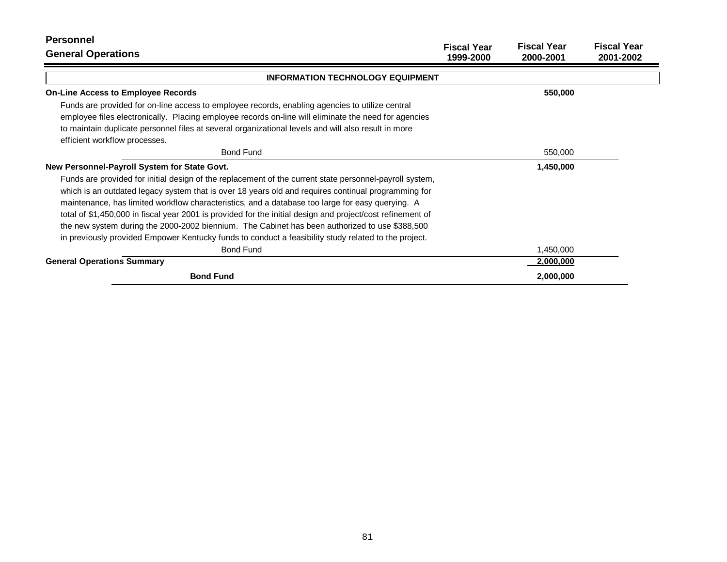# Personnel

## General Operations

| | Fiscal Year 1999-2000 | Fiscal Year 2000-2001 | Fiscal Year 2001-2002 |
|---|---|---|---|
| **INFORMATION TECHNOLOGY EQUIPMENT** | | | |
| **On-Line Access to Employee Records** | | **550,000** | |
| Funds are provided for on-line access to employee records, enabling agencies to utilize central employee files electronically. Placing employee records on-line will eliminate the need for agencies to maintain duplicate personnel files at several organizational levels and will also result in more efficient workflow processes. | | | |
| Bond Fund | | 550,000 | |
| **New Personnel-Payroll System for State Govt.** | | **1,450,000** | |
| Funds are provided for initial design of the replacement of the current state personnel-payroll system, which is an outdated legacy system that is over 18 years old and requires continual programming for maintenance, has limited workflow characteristics, and a database too large for easy querying. A total of $1,450,000 in fiscal year 2001 is provided for the initial design and project/cost refinement of the new system during the 2000-2002 biennium. The Cabinet has been authorized to use $388,500 in previously provided Empower Kentucky funds to conduct a feasibility study related to the project. | | | |
| Bond Fund | | 1,450,000 | |
| **General Operations Summary** | | **2,000,000** | |
| **Bond Fund** | | **2,000,000** | |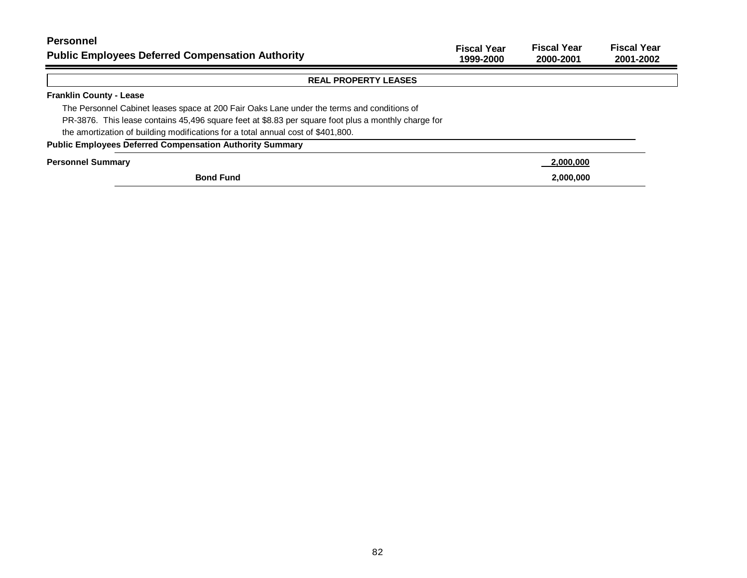# Personnel

## Public Employees Deferred Compensation Authority

| | Fiscal Year 1999-2000 | Fiscal Year 2000-2001 | Fiscal Year 2001-2002 |
|---|---|---|---|

### REAL PROPERTY LEASES

**Franklin County - Lease**

The Personnel Cabinet leases space at 200 Fair Oaks Lane under the terms and conditions of PR-3876. This lease contains 45,496 square feet at $8.83 per square foot plus a monthly charge for the amortization of building modifications for a total annual cost of $401,800.

**Public Employees Deferred Compensation Authority Summary**

| | Fiscal Year 1999-2000 | Fiscal Year 2000-2001 | Fiscal Year 2001-2002 |
|---|---|---|---|
| **Personnel Summary** | | **2,000,000** | |
| **Bond Fund** | | **2,000,000** | |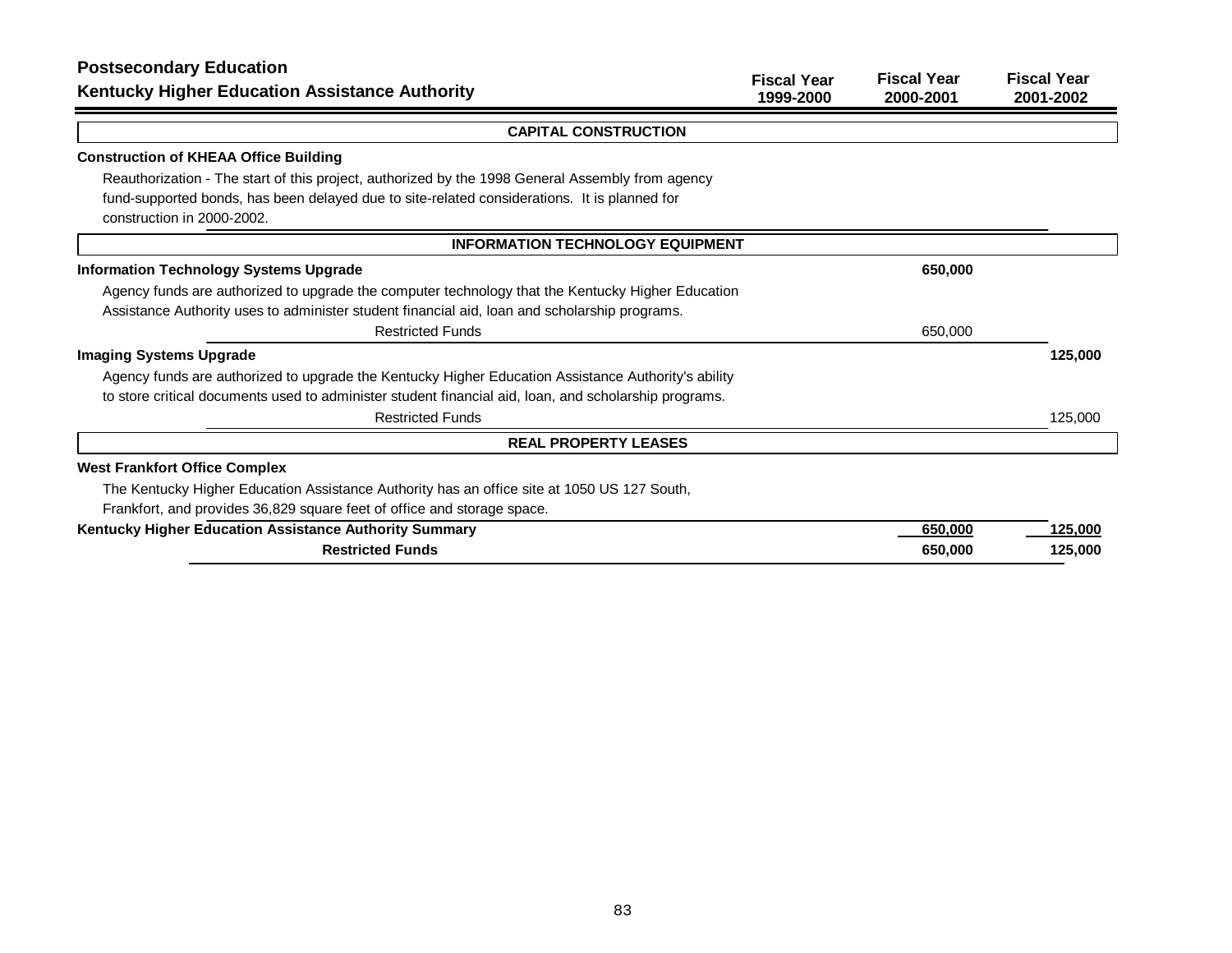# Postsecondary Education

## Kentucky Higher Education Assistance Authority

| | Fiscal Year 1999-2000 | Fiscal Year 2000-2001 | Fiscal Year 2001-2002 |
|---|---|---|---|
| **CAPITAL CONSTRUCTION** | | | |
| **Construction of KHEAA Office Building** | | | |
| Reauthorization - The start of this project, authorized by the 1998 General Assembly from agency fund-supported bonds, has been delayed due to site-related considerations. It is planned for construction in 2000-2002. | | | |
| **INFORMATION TECHNOLOGY EQUIPMENT** | | | |
| **Information Technology Systems Upgrade** | | **650,000** | |
| Agency funds are authorized to upgrade the computer technology that the Kentucky Higher Education Assistance Authority uses to administer student financial aid, loan and scholarship programs. | | | |
| Restricted Funds | | 650,000 | |
| **Imaging Systems Upgrade** | | | **125,000** |
| Agency funds are authorized to upgrade the Kentucky Higher Education Assistance Authority's ability to store critical documents used to administer student financial aid, loan, and scholarship programs. | | | |
| Restricted Funds | | | 125,000 |
| **REAL PROPERTY LEASES** | | | |
| **West Frankfort Office Complex** | | | |
| The Kentucky Higher Education Assistance Authority has an office site at 1050 US 127 South, Frankfort, and provides 36,829 square feet of office and storage space. | | | |
| **Kentucky Higher Education Assistance Authority Summary** | | **650,000** | **125,000** |
| **Restricted Funds** | | **650,000** | **125,000** |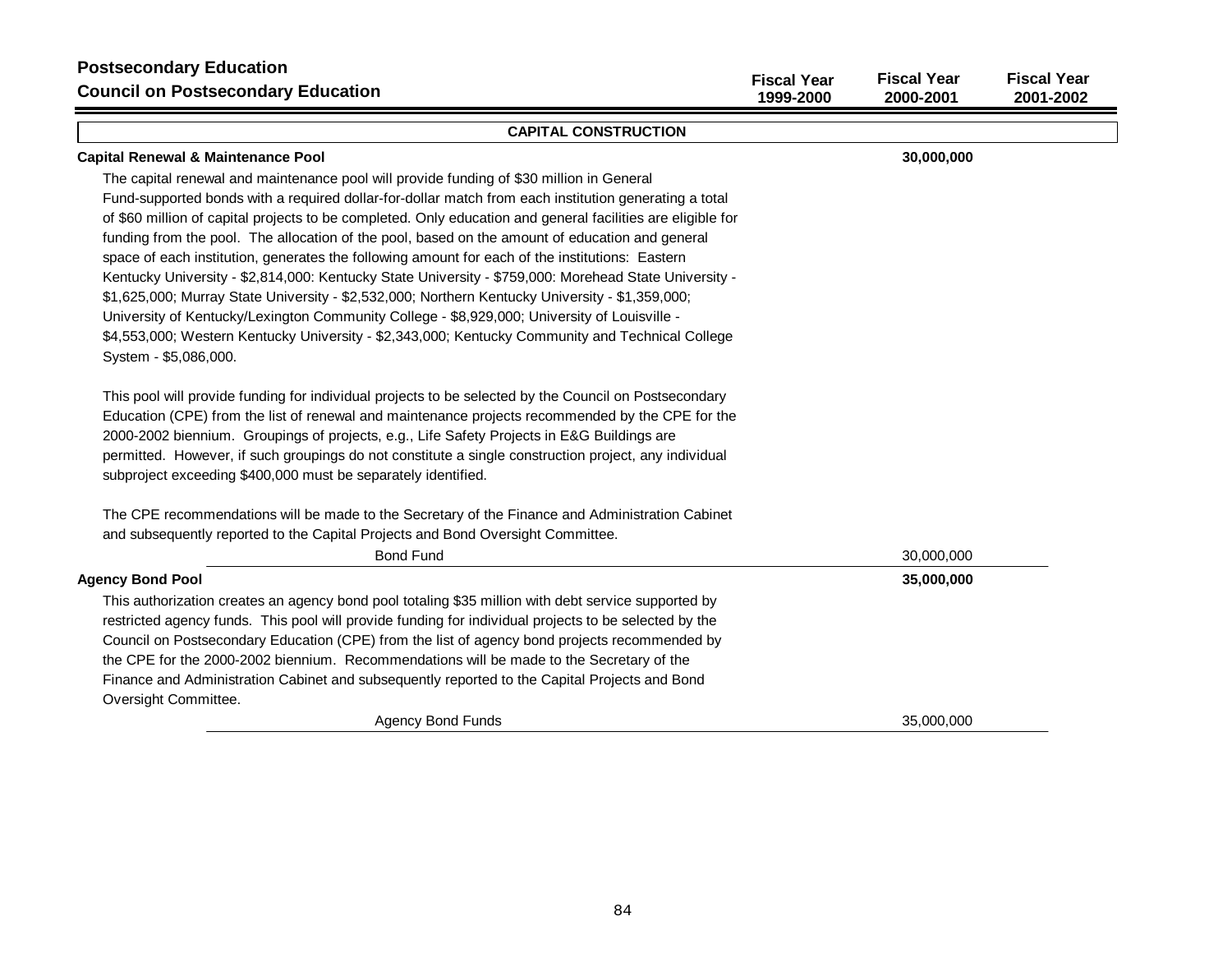## Postsecondary Education
## Council on Postsecondary Education

| | Fiscal Year 1999-2000 | Fiscal Year 2000-2001 | Fiscal Year 2001-2002 |
|---|---|---|---|

### CAPITAL CONSTRUCTION

**Capital Renewal & Maintenance Pool** — **30,000,000** (Fiscal Year 2000-2001)

The capital renewal and maintenance pool will provide funding of $30 million in General Fund-supported bonds with a required dollar-for-dollar match from each institution generating a total of $60 million of capital projects to be completed. Only education and general facilities are eligible for funding from the pool. The allocation of the pool, based on the amount of education and general space of each institution, generates the following amount for each of the institutions: Eastern Kentucky University - $2,814,000: Kentucky State University - $759,000: Morehead State University - $1,625,000; Murray State University - $2,532,000; Northern Kentucky University - $1,359,000; University of Kentucky/Lexington Community College - $8,929,000; University of Louisville - $4,553,000; Western Kentucky University - $2,343,000; Kentucky Community and Technical College System - $5,086,000.

This pool will provide funding for individual projects to be selected by the Council on Postsecondary Education (CPE) from the list of renewal and maintenance projects recommended by the CPE for the 2000-2002 biennium. Groupings of projects, e.g., Life Safety Projects in E&G Buildings are permitted. However, if such groupings do not constitute a single construction project, any individual subproject exceeding $400,000 must be separately identified.

The CPE recommendations will be made to the Secretary of the Finance and Administration Cabinet and subsequently reported to the Capital Projects and Bond Oversight Committee.

| | Fiscal Year 1999-2000 | Fiscal Year 2000-2001 | Fiscal Year 2001-2002 |
|---|---|---|---|
| Bond Fund | | 30,000,000 | |

**Agency Bond Pool** — **35,000,000** (Fiscal Year 2000-2001)

This authorization creates an agency bond pool totaling $35 million with debt service supported by restricted agency funds. This pool will provide funding for individual projects to be selected by the Council on Postsecondary Education (CPE) from the list of agency bond projects recommended by the CPE for the 2000-2002 biennium. Recommendations will be made to the Secretary of the Finance and Administration Cabinet and subsequently reported to the Capital Projects and Bond Oversight Committee.

| | Fiscal Year 1999-2000 | Fiscal Year 2000-2001 | Fiscal Year 2001-2002 |
|---|---|---|---|
| Agency Bond Funds | | 35,000,000 | |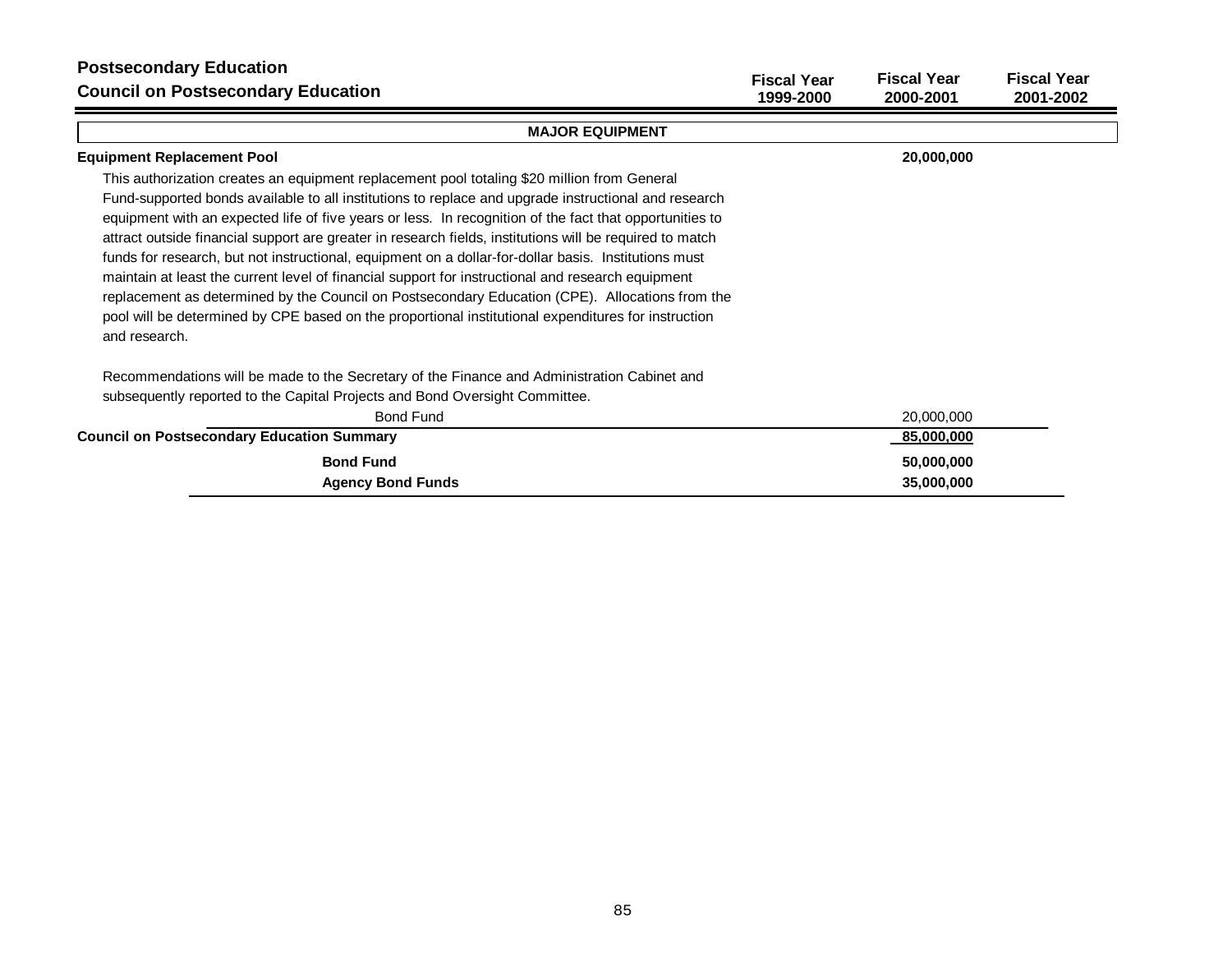## Postsecondary Education
## Council on Postsecondary Education

| | Fiscal Year 1999-2000 | Fiscal Year 2000-2001 | Fiscal Year 2001-2002 |
|---|---|---|---|
| **MAJOR EQUIPMENT** | | | |
| **Equipment Replacement Pool** | | **20,000,000** | |

This authorization creates an equipment replacement pool totaling $20 million from General Fund-supported bonds available to all institutions to replace and upgrade instructional and research equipment with an expected life of five years or less. In recognition of the fact that opportunities to attract outside financial support are greater in research fields, institutions will be required to match funds for research, but not instructional, equipment on a dollar-for-dollar basis. Institutions must maintain at least the current level of financial support for instructional and research equipment replacement as determined by the Council on Postsecondary Education (CPE). Allocations from the pool will be determined by CPE based on the proportional institutional expenditures for instruction and research.

Recommendations will be made to the Secretary of the Finance and Administration Cabinet and subsequently reported to the Capital Projects and Bond Oversight Committee.

| | Fiscal Year 1999-2000 | Fiscal Year 2000-2001 | Fiscal Year 2001-2002 |
|---|---|---|---|
| Bond Fund | | 20,000,000 | |
| **Council on Postsecondary Education Summary** | | **85,000,000** | |
| **Bond Fund** | | **50,000,000** | |
| **Agency Bond Funds** | | **35,000,000** | |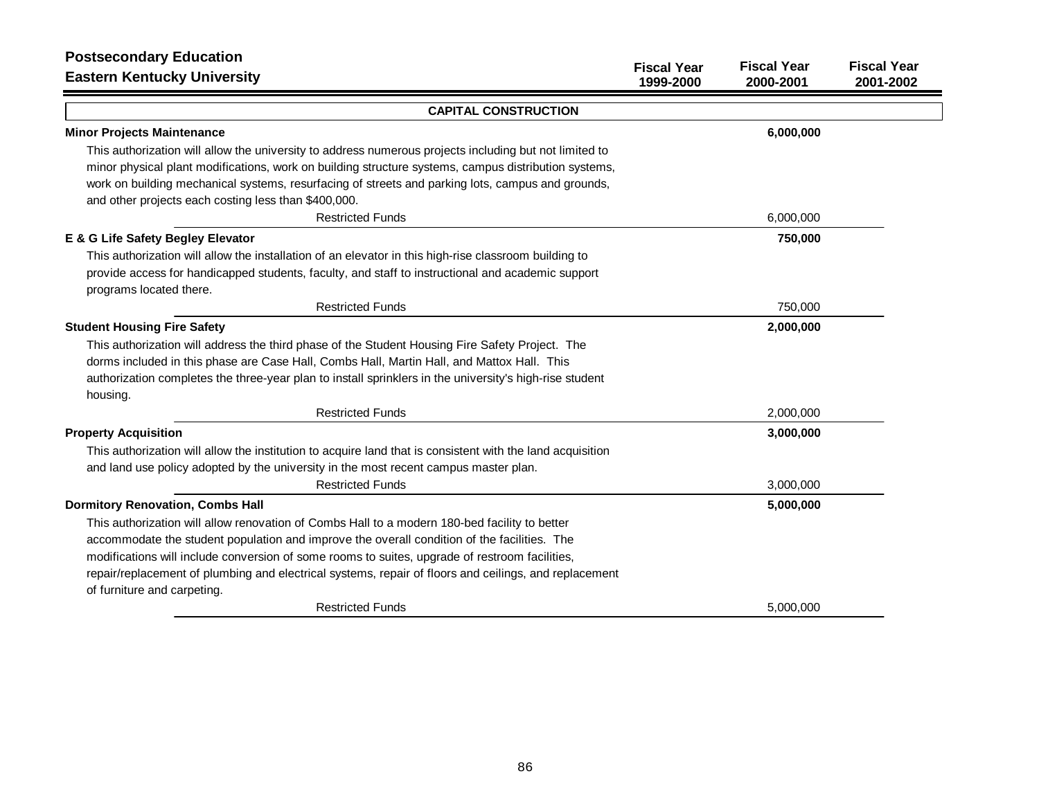**Postsecondary Education**
**Eastern Kentucky University**

| | Fiscal Year 1999-2000 | Fiscal Year 2000-2001 | Fiscal Year 2001-2002 |
|---|---|---|---|

## CAPITAL CONSTRUCTION

| | Fiscal Year 1999-2000 | Fiscal Year 2000-2001 | Fiscal Year 2001-2002 |
|---|---|---|---|
| **Minor Projects Maintenance** | | **6,000,000** | |
| This authorization will allow the university to address numerous projects including but not limited to minor physical plant modifications, work on building structure systems, campus distribution systems, work on building mechanical systems, resurfacing of streets and parking lots, campus and grounds, and other projects each costing less than $400,000. | | | |
| Restricted Funds | | 6,000,000 | |
| **E & G Life Safety Begley Elevator** | | **750,000** | |
| This authorization will allow the installation of an elevator in this high-rise classroom building to provide access for handicapped students, faculty, and staff to instructional and academic support programs located there. | | | |
| Restricted Funds | | 750,000 | |
| **Student Housing Fire Safety** | | **2,000,000** | |
| This authorization will address the third phase of the Student Housing Fire Safety Project. The dorms included in this phase are Case Hall, Combs Hall, Martin Hall, and Mattox Hall. This authorization completes the three-year plan to install sprinklers in the university's high-rise student housing. | | | |
| Restricted Funds | | 2,000,000 | |
| **Property Acquisition** | | **3,000,000** | |
| This authorization will allow the institution to acquire land that is consistent with the land acquisition and land use policy adopted by the university in the most recent campus master plan. | | | |
| Restricted Funds | | 3,000,000 | |
| **Dormitory Renovation, Combs Hall** | | **5,000,000** | |
| This authorization will allow renovation of Combs Hall to a modern 180-bed facility to better accommodate the student population and improve the overall condition of the facilities. The modifications will include conversion of some rooms to suites, upgrade of restroom facilities, repair/replacement of plumbing and electrical systems, repair of floors and ceilings, and replacement of furniture and carpeting. | | | |
| Restricted Funds | | 5,000,000 | |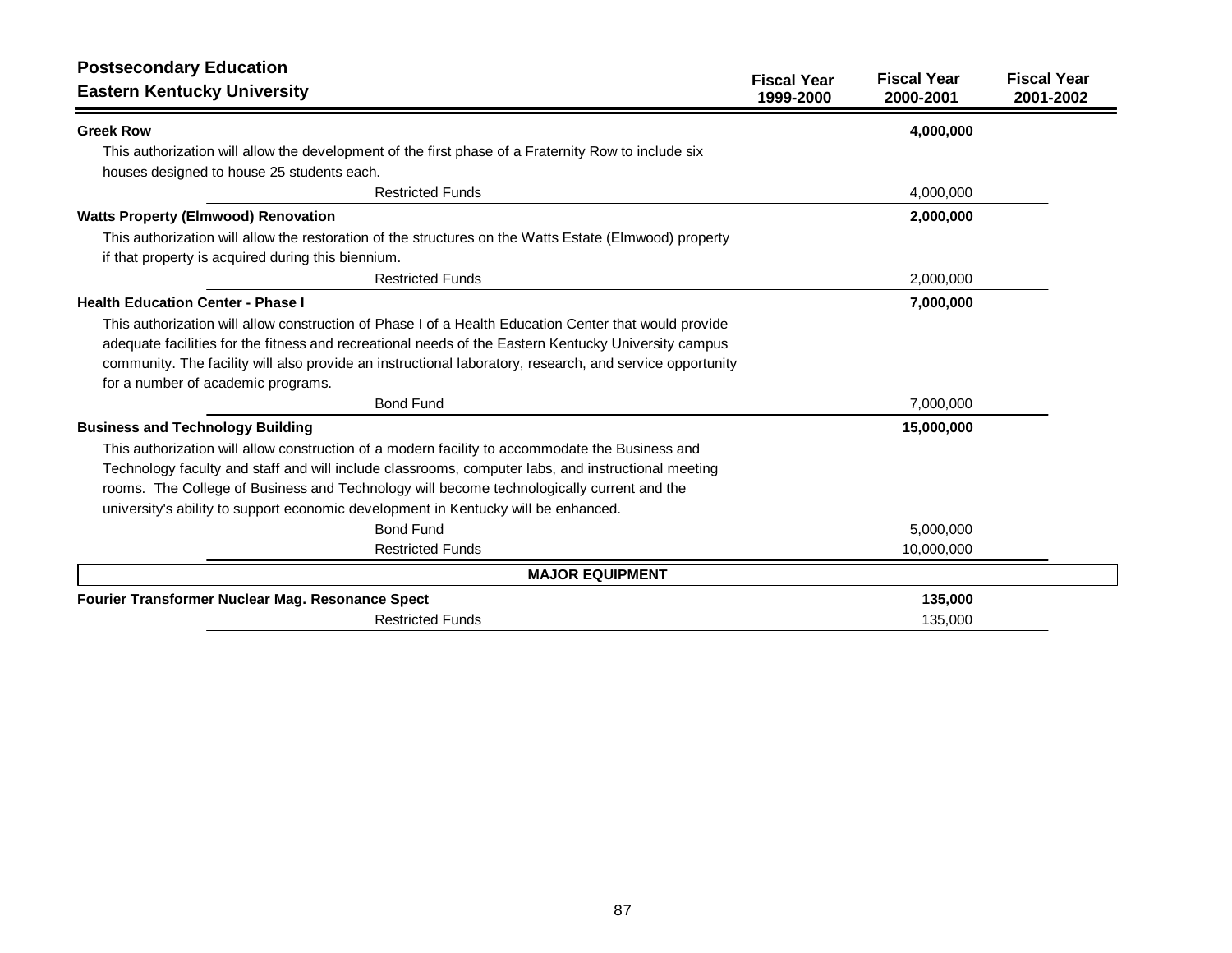## Postsecondary Education

## Eastern Kentucky University

| | Fiscal Year 1999-2000 | Fiscal Year 2000-2001 | Fiscal Year 2001-2002 |
|---|---|---|---|
| **Greek Row** | | **4,000,000** | |
| This authorization will allow the development of the first phase of a Fraternity Row to include six houses designed to house 25 students each. | | | |
| Restricted Funds | | 4,000,000 | |
| **Watts Property (Elmwood) Renovation** | | **2,000,000** | |
| This authorization will allow the restoration of the structures on the Watts Estate (Elmwood) property if that property is acquired during this biennium. | | | |
| Restricted Funds | | 2,000,000 | |
| **Health Education Center - Phase I** | | **7,000,000** | |
| This authorization will allow construction of Phase I of a Health Education Center that would provide adequate facilities for the fitness and recreational needs of the Eastern Kentucky University campus community. The facility will also provide an instructional laboratory, research, and service opportunity for a number of academic programs. | | | |
| Bond Fund | | 7,000,000 | |
| **Business and Technology Building** | | **15,000,000** | |
| This authorization will allow construction of a modern facility to accommodate the Business and Technology faculty and staff and will include classrooms, computer labs, and instructional meeting rooms. The College of Business and Technology will become technologically current and the university's ability to support economic development in Kentucky will be enhanced. | | | |
| Bond Fund | | 5,000,000 | |
| Restricted Funds | | 10,000,000 | |
| **MAJOR EQUIPMENT** | | | |
| **Fourier Transformer Nuclear Mag. Resonance Spect** | | **135,000** | |
| Restricted Funds | | 135,000 | |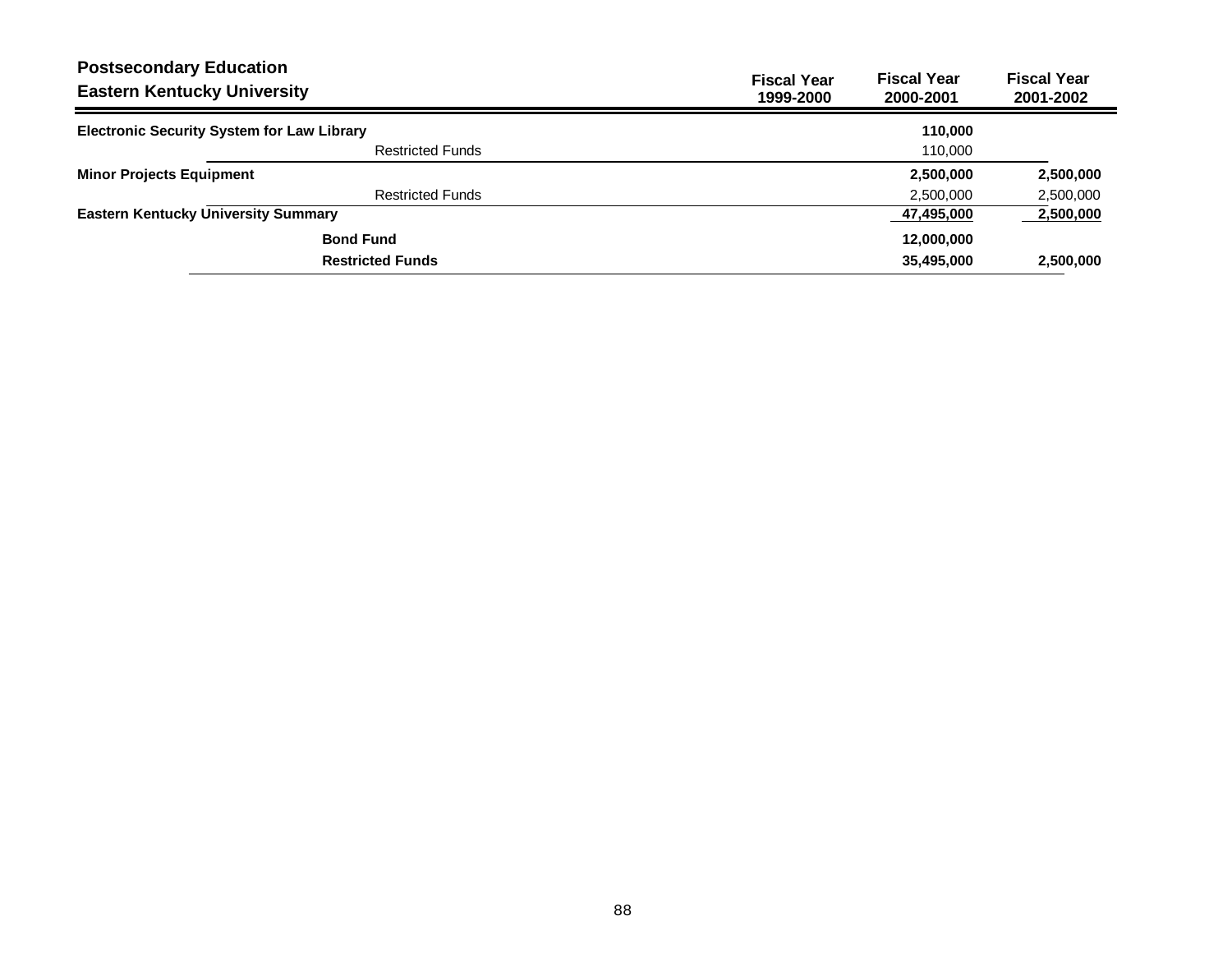# Postsecondary Education

## Eastern Kentucky University

| | Fiscal Year 1999-2000 | Fiscal Year 2000-2001 | Fiscal Year 2001-2002 |
|---|---|---|---|
| **Electronic Security System for Law Library** | | **110,000** | |
| Restricted Funds | | 110,000 | |
| **Minor Projects Equipment** | | **2,500,000** | **2,500,000** |
| Restricted Funds | | 2,500,000 | 2,500,000 |
| **Eastern Kentucky University Summary** | | **47,495,000** | **2,500,000** |
| **Bond Fund** | | **12,000,000** | |
| **Restricted Funds** | | **35,495,000** | **2,500,000** |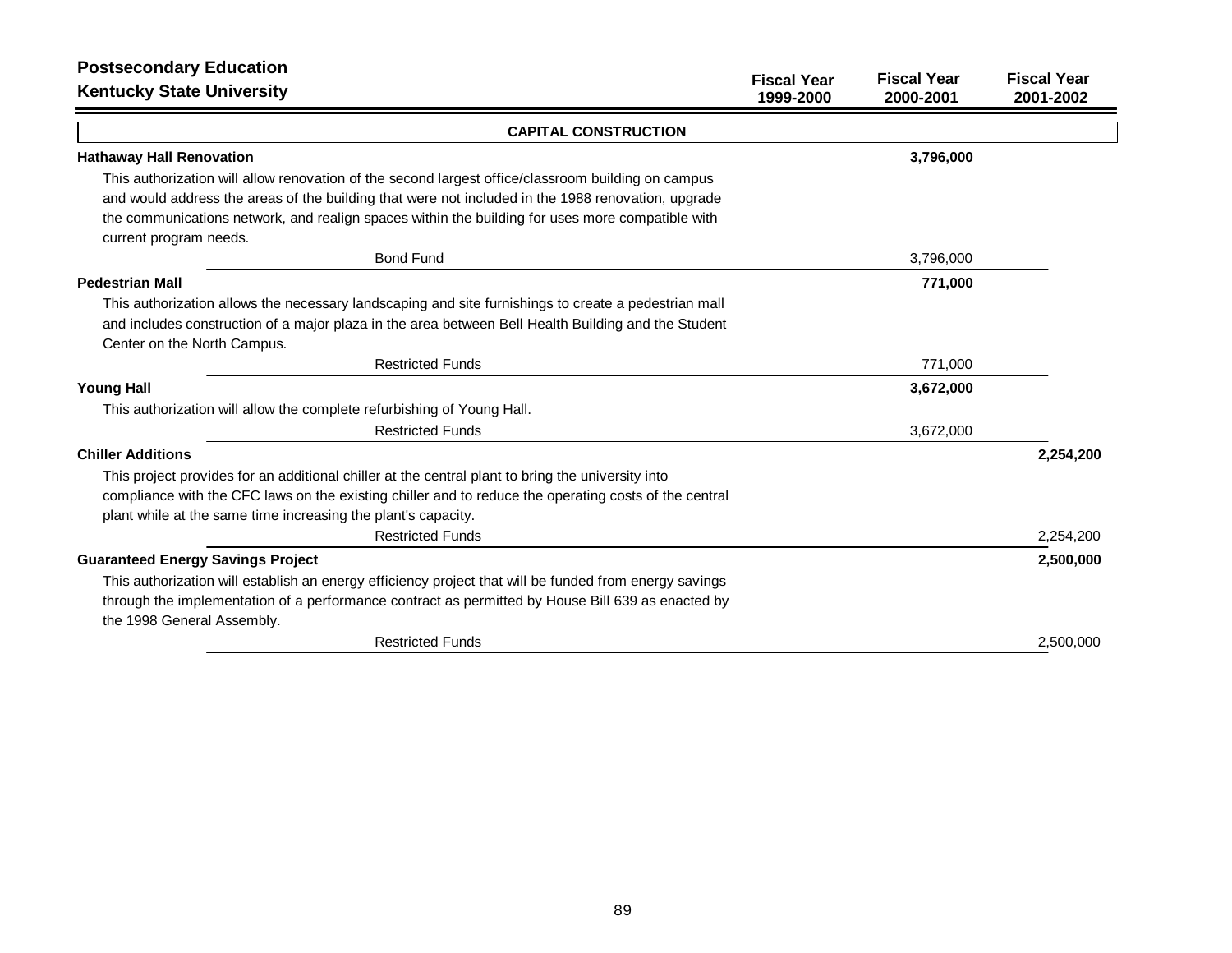## Postsecondary Education
## Kentucky State University

| | Fiscal Year 1999-2000 | Fiscal Year 2000-2001 | Fiscal Year 2001-2002 |
|---|---|---|---|
| **CAPITAL CONSTRUCTION** | | | |
| **Hathaway Hall Renovation** | | **3,796,000** | |
| This authorization will allow renovation of the second largest office/classroom building on campus and would address the areas of the building that were not included in the 1988 renovation, upgrade the communications network, and realign spaces within the building for uses more compatible with current program needs. | | | |
| Bond Fund | | 3,796,000 | |
| **Pedestrian Mall** | | **771,000** | |
| This authorization allows the necessary landscaping and site furnishings to create a pedestrian mall and includes construction of a major plaza in the area between Bell Health Building and the Student Center on the North Campus. | | | |
| Restricted Funds | | 771,000 | |
| **Young Hall** | | **3,672,000** | |
| This authorization will allow the complete refurbishing of Young Hall. | | | |
| Restricted Funds | | 3,672,000 | |
| **Chiller Additions** | | | **2,254,200** |
| This project provides for an additional chiller at the central plant to bring the university into compliance with the CFC laws on the existing chiller and to reduce the operating costs of the central plant while at the same time increasing the plant's capacity. | | | |
| Restricted Funds | | | 2,254,200 |
| **Guaranteed Energy Savings Project** | | | **2,500,000** |
| This authorization will establish an energy efficiency project that will be funded from energy savings through the implementation of a performance contract as permitted by House Bill 639 as enacted by the 1998 General Assembly. | | | |
| Restricted Funds | | | 2,500,000 |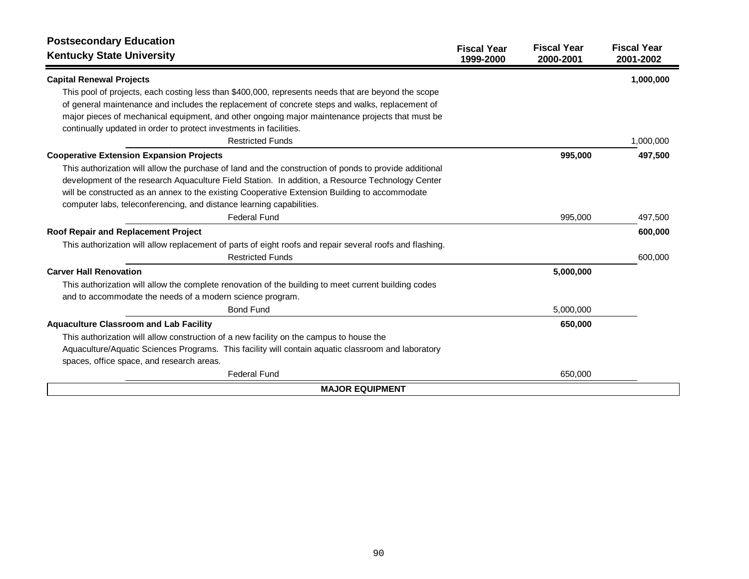## Postsecondary Education
## Kentucky State University

| | Fiscal Year 1999-2000 | Fiscal Year 2000-2001 | Fiscal Year 2001-2002 |
|---|---|---|---|
| **Capital Renewal Projects** | | | **1,000,000** |
| This pool of projects, each costing less than $400,000, represents needs that are beyond the scope of general maintenance and includes the replacement of concrete steps and walks, replacement of major pieces of mechanical equipment, and other ongoing major maintenance projects that must be continually updated in order to protect investments in facilities. | | | |
| Restricted Funds | | | 1,000,000 |
| **Cooperative Extension Expansion Projects** | | **995,000** | **497,500** |
| This authorization will allow the purchase of land and the construction of ponds to provide additional development of the research Aquaculture Field Station. In addition, a Resource Technology Center will be constructed as an annex to the existing Cooperative Extension Building to accommodate computer labs, teleconferencing, and distance learning capabilities. | | | |
| Federal Fund | | 995,000 | 497,500 |
| **Roof Repair and Replacement Project** | | | **600,000** |
| This authorization will allow replacement of parts of eight roofs and repair several roofs and flashing. | | | |
| Restricted Funds | | | 600,000 |
| **Carver Hall Renovation** | | **5,000,000** | |
| This authorization will allow the complete renovation of the building to meet current building codes and to accommodate the needs of a modern science program. | | | |
| Bond Fund | | 5,000,000 | |
| **Aquaculture Classroom and Lab Facility** | | **650,000** | |
| This authorization will allow construction of a new facility on the campus to house the Aquaculture/Aquatic Sciences Programs. This facility will contain aquatic classroom and laboratory spaces, office space, and research areas. | | | |
| Federal Fund | | 650,000 | |

**MAJOR EQUIPMENT**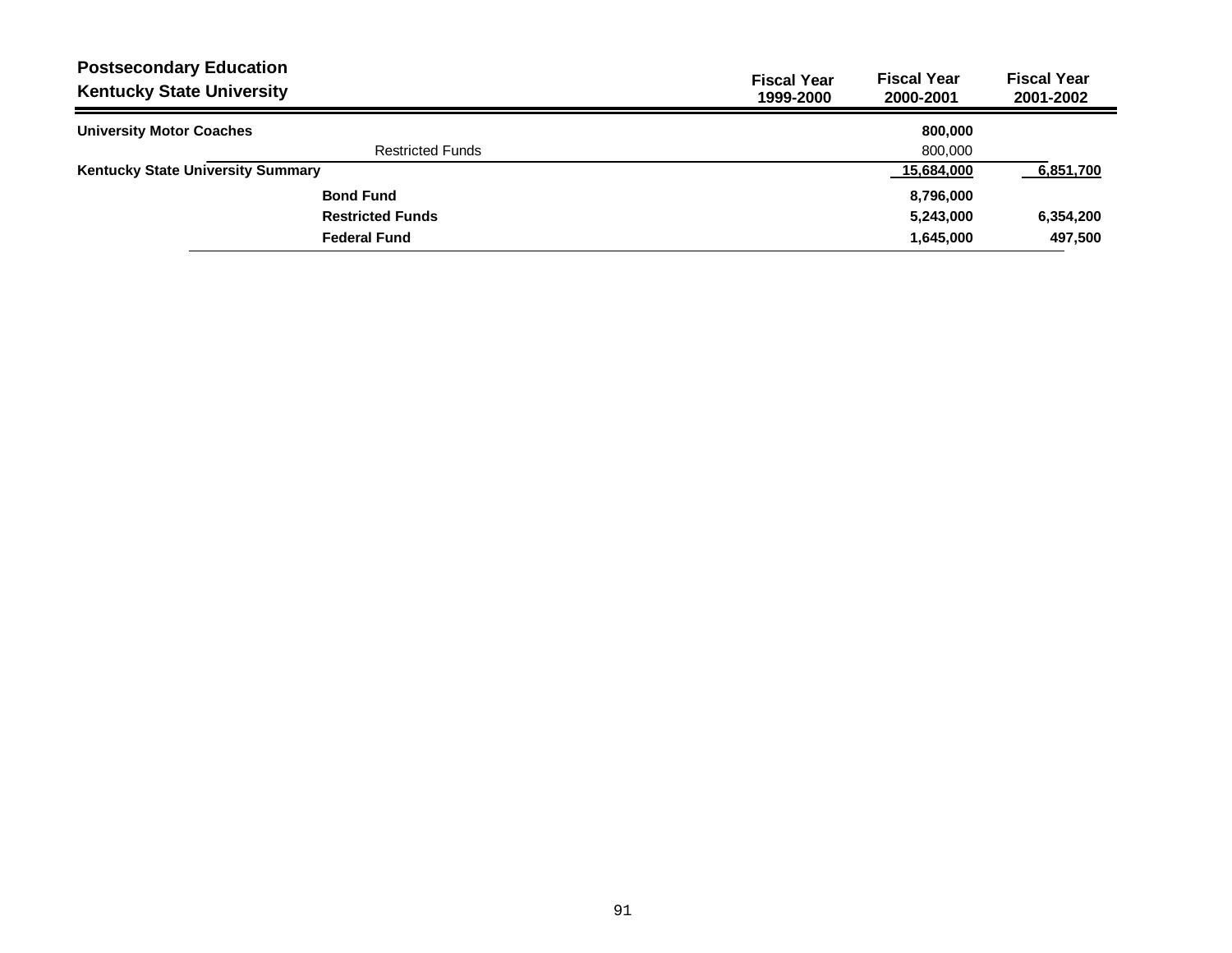## Postsecondary Education
## Kentucky State University

| | Fiscal Year 1999-2000 | Fiscal Year 2000-2001 | Fiscal Year 2001-2002 |
|---|---|---|---|
| **University Motor Coaches** | | **800,000** | |
| Restricted Funds | | 800,000 | |
| **Kentucky State University Summary** | | **15,684,000** | **6,851,700** |
| **Bond Fund** | | **8,796,000** | |
| **Restricted Funds** | | **5,243,000** | **6,354,200** |
| **Federal Fund** | | **1,645,000** | **497,500** |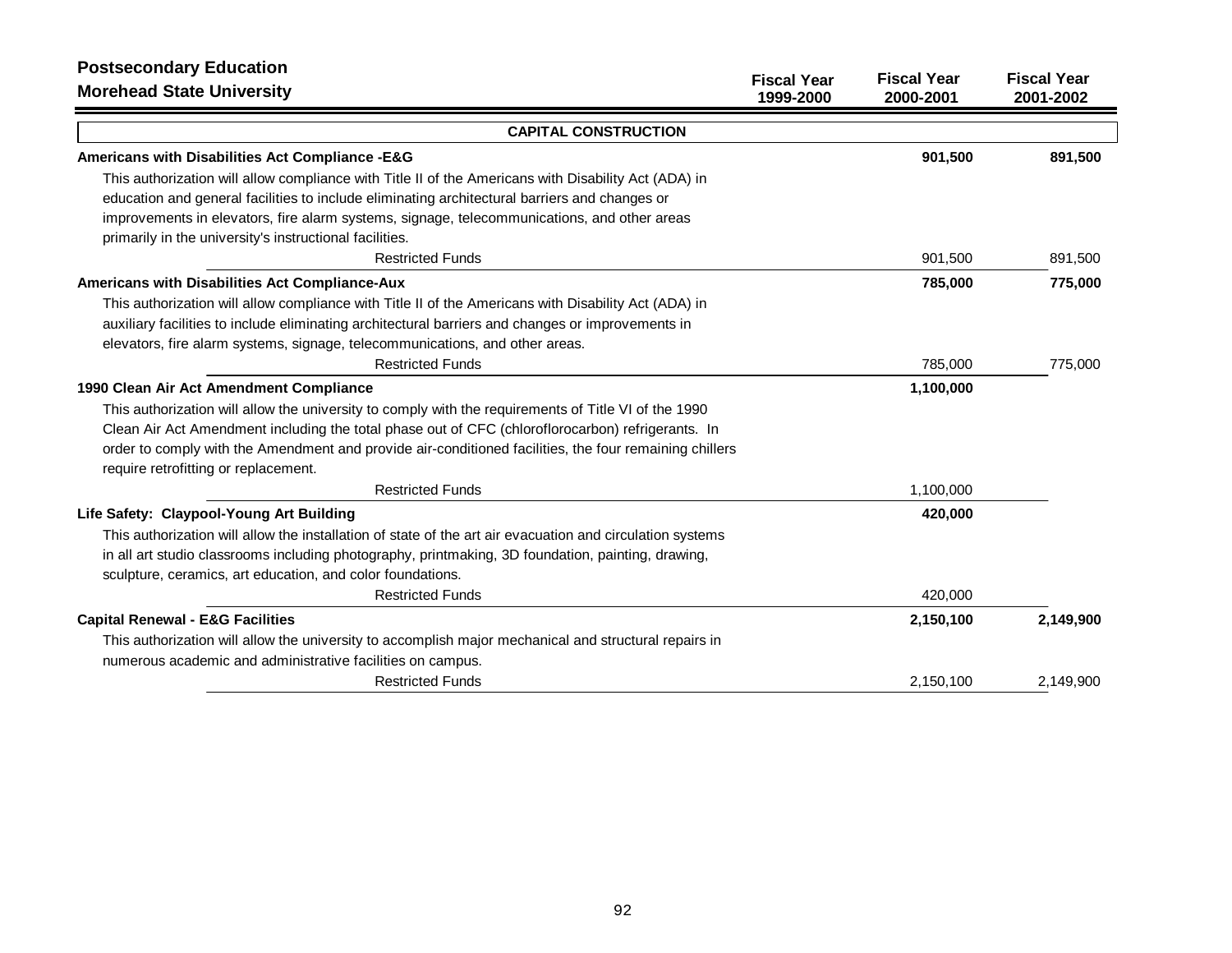## Postsecondary Education
## Morehead State University

| | Fiscal Year 1999-2000 | Fiscal Year 2000-2001 | Fiscal Year 2001-2002 |
|---|---|---|---|
| **CAPITAL CONSTRUCTION** | | | |
| **Americans with Disabilities Act Compliance -E&G** | | **901,500** | **891,500** |
| This authorization will allow compliance with Title II of the Americans with Disability Act (ADA) in education and general facilities to include eliminating architectural barriers and changes or improvements in elevators, fire alarm systems, signage, telecommunications, and other areas primarily in the university's instructional facilities. | | | |
| Restricted Funds | | 901,500 | 891,500 |
| **Americans with Disabilities Act Compliance-Aux** | | **785,000** | **775,000** |
| This authorization will allow compliance with Title II of the Americans with Disability Act (ADA) in auxiliary facilities to include eliminating architectural barriers and changes or improvements in elevators, fire alarm systems, signage, telecommunications, and other areas. | | | |
| Restricted Funds | | 785,000 | 775,000 |
| **1990 Clean Air Act Amendment Compliance** | | **1,100,000** | |
| This authorization will allow the university to comply with the requirements of Title VI of the 1990 Clean Air Act Amendment including the total phase out of CFC (chloroflorocarbon) refrigerants. In order to comply with the Amendment and provide air-conditioned facilities, the four remaining chillers require retrofitting or replacement. | | | |
| Restricted Funds | | 1,100,000 | |
| **Life Safety: Claypool-Young Art Building** | | **420,000** | |
| This authorization will allow the installation of state of the art air evacuation and circulation systems in all art studio classrooms including photography, printmaking, 3D foundation, painting, drawing, sculpture, ceramics, art education, and color foundations. | | | |
| Restricted Funds | | 420,000 | |
| **Capital Renewal - E&G Facilities** | | **2,150,100** | **2,149,900** |
| This authorization will allow the university to accomplish major mechanical and structural repairs in numerous academic and administrative facilities on campus. | | | |
| Restricted Funds | | 2,150,100 | 2,149,900 |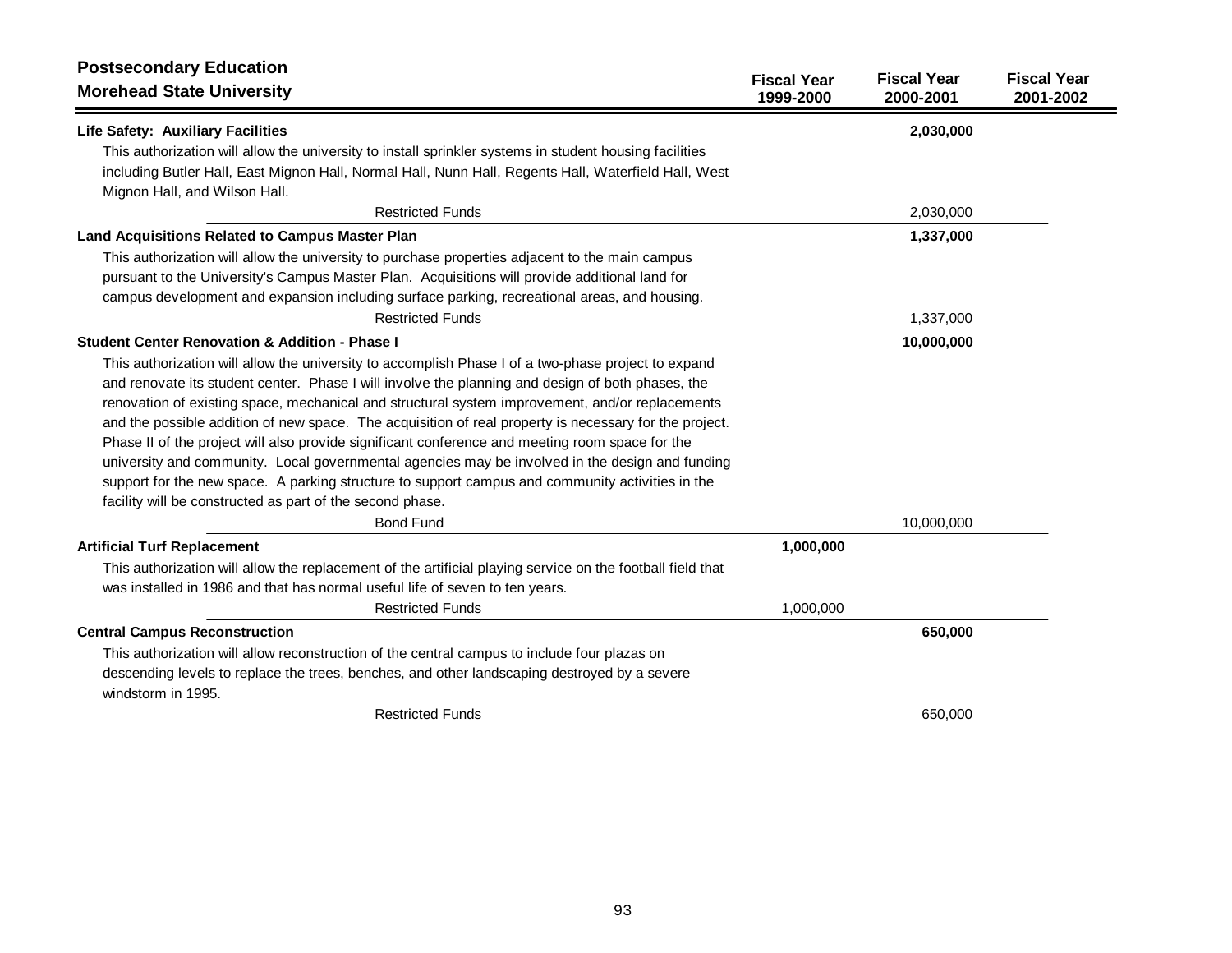## Postsecondary Education
## Morehead State University

| | Fiscal Year 1999-2000 | Fiscal Year 2000-2001 | Fiscal Year 2001-2002 |
|---|---|---|---|
| **Life Safety: Auxiliary Facilities** | | **2,030,000** | |
| This authorization will allow the university to install sprinkler systems in student housing facilities including Butler Hall, East Mignon Hall, Normal Hall, Nunn Hall, Regents Hall, Waterfield Hall, West Mignon Hall, and Wilson Hall. | | | |
| Restricted Funds | | 2,030,000 | |
| **Land Acquisitions Related to Campus Master Plan** | | **1,337,000** | |
| This authorization will allow the university to purchase properties adjacent to the main campus pursuant to the University's Campus Master Plan. Acquisitions will provide additional land for campus development and expansion including surface parking, recreational areas, and housing. | | | |
| Restricted Funds | | 1,337,000 | |
| **Student Center Renovation & Addition - Phase I** | | **10,000,000** | |
| This authorization will allow the university to accomplish Phase I of a two-phase project to expand and renovate its student center. Phase I will involve the planning and design of both phases, the renovation of existing space, mechanical and structural system improvement, and/or replacements and the possible addition of new space. The acquisition of real property is necessary for the project. Phase II of the project will also provide significant conference and meeting room space for the university and community. Local governmental agencies may be involved in the design and funding support for the new space. A parking structure to support campus and community activities in the facility will be constructed as part of the second phase. | | | |
| Bond Fund | | 10,000,000 | |
| **Artificial Turf Replacement** | **1,000,000** | | |
| This authorization will allow the replacement of the artificial playing service on the football field that was installed in 1986 and that has normal useful life of seven to ten years. | | | |
| Restricted Funds | 1,000,000 | | |
| **Central Campus Reconstruction** | | **650,000** | |
| This authorization will allow reconstruction of the central campus to include four plazas on descending levels to replace the trees, benches, and other landscaping destroyed by a severe windstorm in 1995. | | | |
| Restricted Funds | | 650,000 | |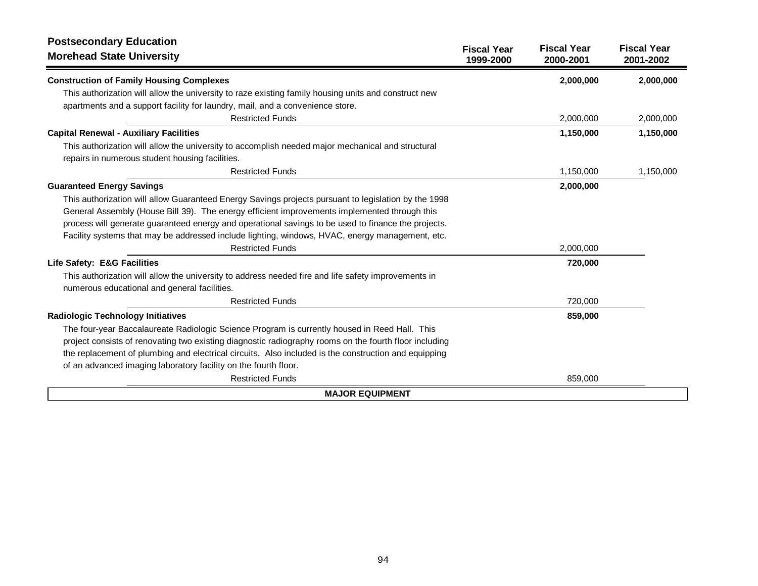| Postsecondary Education<br>Morehead State University | Fiscal Year 1999-2000 | Fiscal Year 2000-2001 | Fiscal Year 2001-2002 |
|---|---|---|---|
| **Construction of Family Housing Complexes** | | **2,000,000** | **2,000,000** |
| This authorization will allow the university to raze existing family housing units and construct new apartments and a support facility for laundry, mail, and a convenience store. | | | |
| Restricted Funds | | 2,000,000 | 2,000,000 |
| **Capital Renewal - Auxiliary Facilities** | | **1,150,000** | **1,150,000** |
| This authorization will allow the university to accomplish needed major mechanical and structural repairs in numerous student housing facilities. | | | |
| Restricted Funds | | 1,150,000 | 1,150,000 |
| **Guaranteed Energy Savings** | | **2,000,000** | |
| This authorization will allow Guaranteed Energy Savings projects pursuant to legislation by the 1998 General Assembly (House Bill 39). The energy efficient improvements implemented through this process will generate guaranteed energy and operational savings to be used to finance the projects. Facility systems that may be addressed include lighting, windows, HVAC, energy management, etc. | | | |
| Restricted Funds | | 2,000,000 | |
| **Life Safety: E&G Facilities** | | **720,000** | |
| This authorization will allow the university to address needed fire and life safety improvements in numerous educational and general facilities. | | | |
| Restricted Funds | | 720,000 | |
| **Radiologic Technology Initiatives** | | **859,000** | |
| The four-year Baccalaureate Radiologic Science Program is currently housed in Reed Hall. This project consists of renovating two existing diagnostic radiography rooms on the fourth floor including the replacement of plumbing and electrical circuits. Also included is the construction and equipping of an advanced imaging laboratory facility on the fourth floor. | | | |
| Restricted Funds | | 859,000 | |

**MAJOR EQUIPMENT**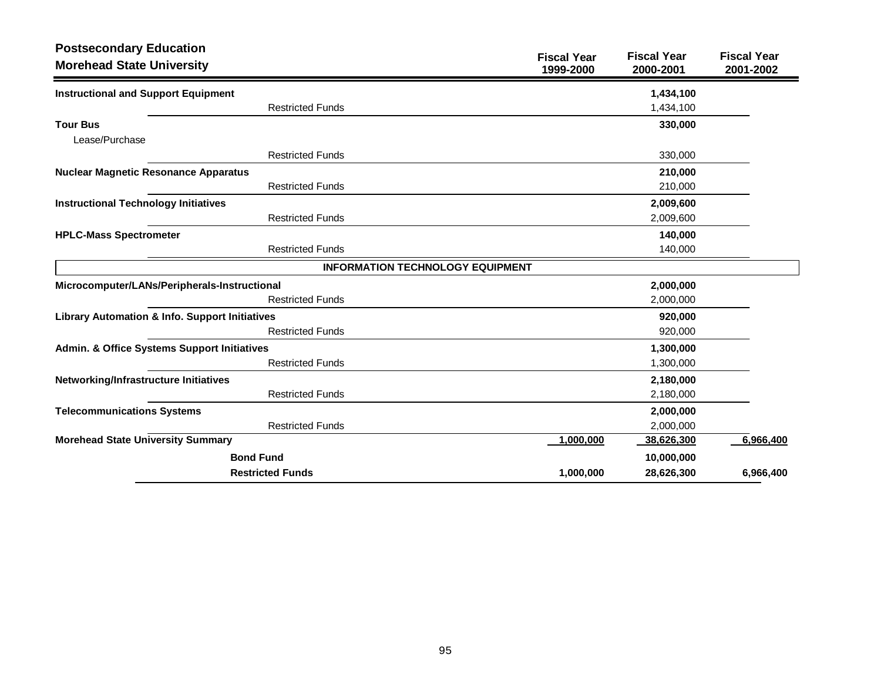## Postsecondary Education
## Morehead State University

| | | Fiscal Year 1999-2000 | Fiscal Year 2000-2001 | Fiscal Year 2001-2002 |
|---|---|---|---|---|
| **Instructional and Support Equipment** | | | **1,434,100** | |
| | Restricted Funds | | 1,434,100 | |
| **Tour Bus** | | | **330,000** | |
| Lease/Purchase | | | | |
| | Restricted Funds | | 330,000 | |
| **Nuclear Magnetic Resonance Apparatus** | | | **210,000** | |
| | Restricted Funds | | 210,000 | |
| **Instructional Technology Initiatives** | | | **2,009,600** | |
| | Restricted Funds | | 2,009,600 | |
| **HPLC-Mass Spectrometer** | | | **140,000** | |
| | Restricted Funds | | 140,000 | |
| | **INFORMATION TECHNOLOGY EQUIPMENT** | | | |
| **Microcomputer/LANs/Peripherals-Instructional** | | | **2,000,000** | |
| | Restricted Funds | | 2,000,000 | |
| **Library Automation & Info. Support Initiatives** | | | **920,000** | |
| | Restricted Funds | | 920,000 | |
| **Admin. & Office Systems Support Initiatives** | | | **1,300,000** | |
| | Restricted Funds | | 1,300,000 | |
| **Networking/Infrastructure Initiatives** | | | **2,180,000** | |
| | Restricted Funds | | 2,180,000 | |
| **Telecommunications Systems** | | | **2,000,000** | |
| | Restricted Funds | | 2,000,000 | |
| **Morehead State University Summary** | | **1,000,000** | **38,626,300** | **6,966,400** |
| | **Bond Fund** | | **10,000,000** | |
| | **Restricted Funds** | **1,000,000** | **28,626,300** | **6,966,400** |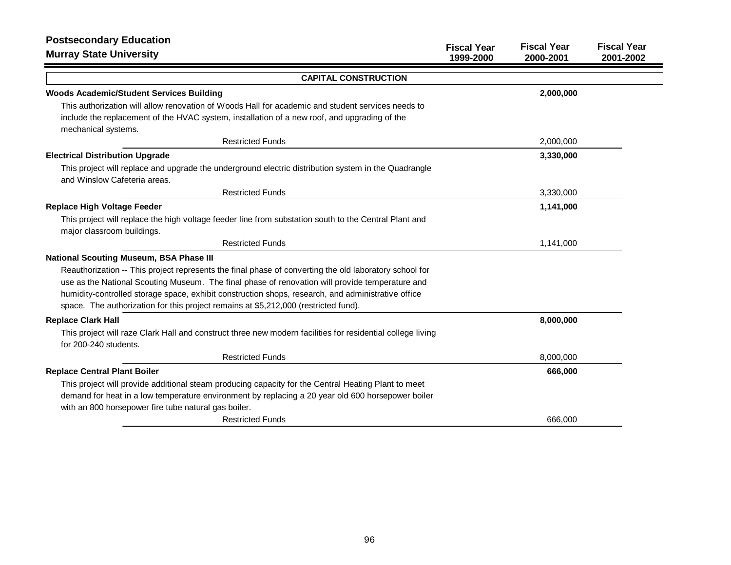## Postsecondary Education
## Murray State University

| | Fiscal Year 1999-2000 | Fiscal Year 2000-2001 | Fiscal Year 2001-2002 |
|---|---|---|---|

### CAPITAL CONSTRUCTION

**Woods Academic/Student Services Building**

This authorization will allow renovation of Woods Hall for academic and student services needs to include the replacement of the HVAC system, installation of a new roof, and upgrading of the mechanical systems.

| | Fiscal Year 1999-2000 | Fiscal Year 2000-2001 | Fiscal Year 2001-2002 |
|---|---|---|---|
| **Woods Academic/Student Services Building** | | **2,000,000** | |
| Restricted Funds | | 2,000,000 | |

**Electrical Distribution Upgrade**

This project will replace and upgrade the underground electric distribution system in the Quadrangle and Winslow Cafeteria areas.

| | Fiscal Year 1999-2000 | Fiscal Year 2000-2001 | Fiscal Year 2001-2002 |
|---|---|---|---|
| **Electrical Distribution Upgrade** | | **3,330,000** | |
| Restricted Funds | | 3,330,000 | |

**Replace High Voltage Feeder**

This project will replace the high voltage feeder line from substation south to the Central Plant and major classroom buildings.

| | Fiscal Year 1999-2000 | Fiscal Year 2000-2001 | Fiscal Year 2001-2002 |
|---|---|---|---|
| **Replace High Voltage Feeder** | | **1,141,000** | |
| Restricted Funds | | 1,141,000 | |

**National Scouting Museum, BSA Phase III**

Reauthorization -- This project represents the final phase of converting the old laboratory school for use as the National Scouting Museum. The final phase of renovation will provide temperature and humidity-controlled storage space, exhibit construction shops, research, and administrative office space. The authorization for this project remains at $5,212,000 (restricted fund).

**Replace Clark Hall**

This project will raze Clark Hall and construct three new modern facilities for residential college living for 200-240 students.

| | Fiscal Year 1999-2000 | Fiscal Year 2000-2001 | Fiscal Year 2001-2002 |
|---|---|---|---|
| **Replace Clark Hall** | | **8,000,000** | |
| Restricted Funds | | 8,000,000 | |

**Replace Central Plant Boiler**

This project will provide additional steam producing capacity for the Central Heating Plant to meet demand for heat in a low temperature environment by replacing a 20 year old 600 horsepower boiler with an 800 horsepower fire tube natural gas boiler.

| | Fiscal Year 1999-2000 | Fiscal Year 2000-2001 | Fiscal Year 2001-2002 |
|---|---|---|---|
| **Replace Central Plant Boiler** | | **666,000** | |
| Restricted Funds | | 666,000 | |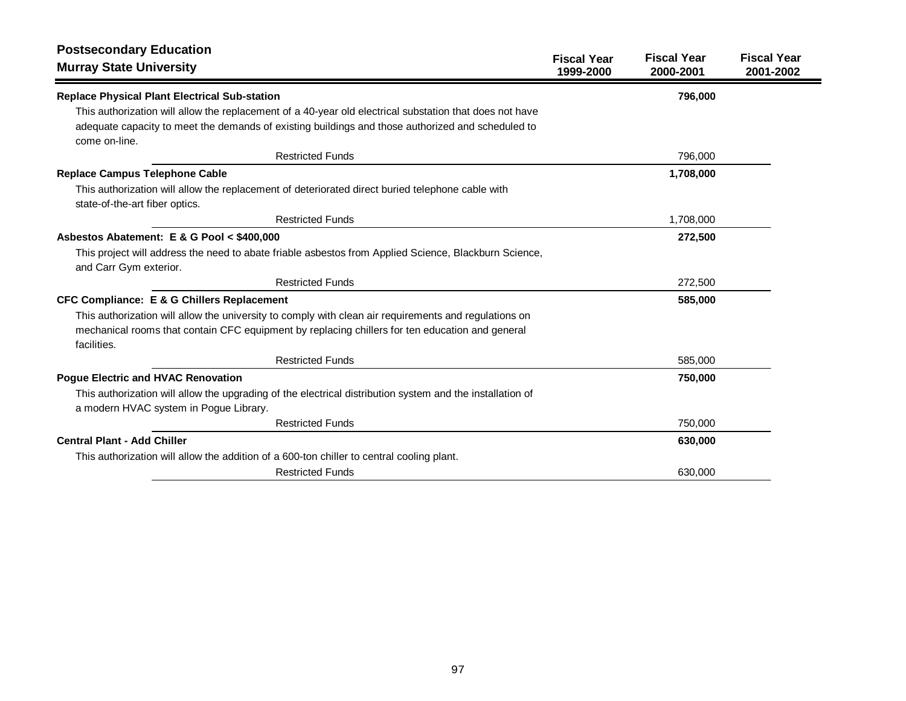## Postsecondary Education

### Murray State University

| | Fiscal Year 1999-2000 | Fiscal Year 2000-2001 | Fiscal Year 2001-2002 |
|---|---|---|---|
| **Replace Physical Plant Electrical Sub-station** | | **796,000** | |
| This authorization will allow the replacement of a 40-year old electrical substation that does not have adequate capacity to meet the demands of existing buildings and those authorized and scheduled to come on-line. | | | |
| Restricted Funds | | 796,000 | |
| **Replace Campus Telephone Cable** | | **1,708,000** | |
| This authorization will allow the replacement of deteriorated direct buried telephone cable with state-of-the-art fiber optics. | | | |
| Restricted Funds | | 1,708,000 | |
| **Asbestos Abatement: E & G Pool < $400,000** | | **272,500** | |
| This project will address the need to abate friable asbestos from Applied Science, Blackburn Science, and Carr Gym exterior. | | | |
| Restricted Funds | | 272,500 | |
| **CFC Compliance: E & G Chillers Replacement** | | **585,000** | |
| This authorization will allow the university to comply with clean air requirements and regulations on mechanical rooms that contain CFC equipment by replacing chillers for ten education and general facilities. | | | |
| Restricted Funds | | 585,000 | |
| **Pogue Electric and HVAC Renovation** | | **750,000** | |
| This authorization will allow the upgrading of the electrical distribution system and the installation of a modern HVAC system in Pogue Library. | | | |
| Restricted Funds | | 750,000 | |
| **Central Plant - Add Chiller** | | **630,000** | |
| This authorization will allow the addition of a 600-ton chiller to central cooling plant. | | | |
| Restricted Funds | | 630,000 | |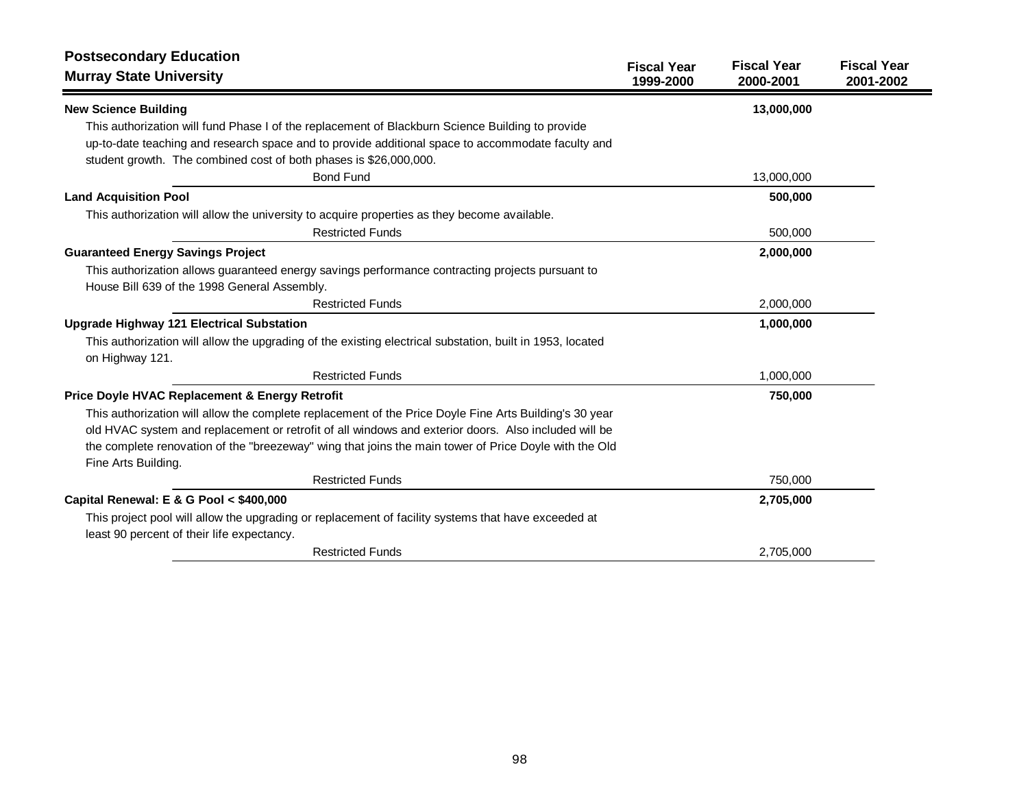## Postsecondary Education
## Murray State University

| | Fiscal Year 1999-2000 | Fiscal Year 2000-2001 | Fiscal Year 2001-2002 |
|---|---|---|---|
| **New Science Building** | | **13,000,000** | |
| This authorization will fund Phase I of the replacement of Blackburn Science Building to provide up-to-date teaching and research space and to provide additional space to accommodate faculty and student growth. The combined cost of both phases is $26,000,000. | | | |
| Bond Fund | | 13,000,000 | |
| **Land Acquisition Pool** | | **500,000** | |
| This authorization will allow the university to acquire properties as they become available. | | | |
| Restricted Funds | | 500,000 | |
| **Guaranteed Energy Savings Project** | | **2,000,000** | |
| This authorization allows guaranteed energy savings performance contracting projects pursuant to House Bill 639 of the 1998 General Assembly. | | | |
| Restricted Funds | | 2,000,000 | |
| **Upgrade Highway 121 Electrical Substation** | | **1,000,000** | |
| This authorization will allow the upgrading of the existing electrical substation, built in 1953, located on Highway 121. | | | |
| Restricted Funds | | 1,000,000 | |
| **Price Doyle HVAC Replacement & Energy Retrofit** | | **750,000** | |
| This authorization will allow the complete replacement of the Price Doyle Fine Arts Building's 30 year old HVAC system and replacement or retrofit of all windows and exterior doors. Also included will be the complete renovation of the "breezeway" wing that joins the main tower of Price Doyle with the Old Fine Arts Building. | | | |
| Restricted Funds | | 750,000 | |
| **Capital Renewal: E & G Pool < $400,000** | | **2,705,000** | |
| This project pool will allow the upgrading or replacement of facility systems that have exceeded at least 90 percent of their life expectancy. | | | |
| Restricted Funds | | 2,705,000 | |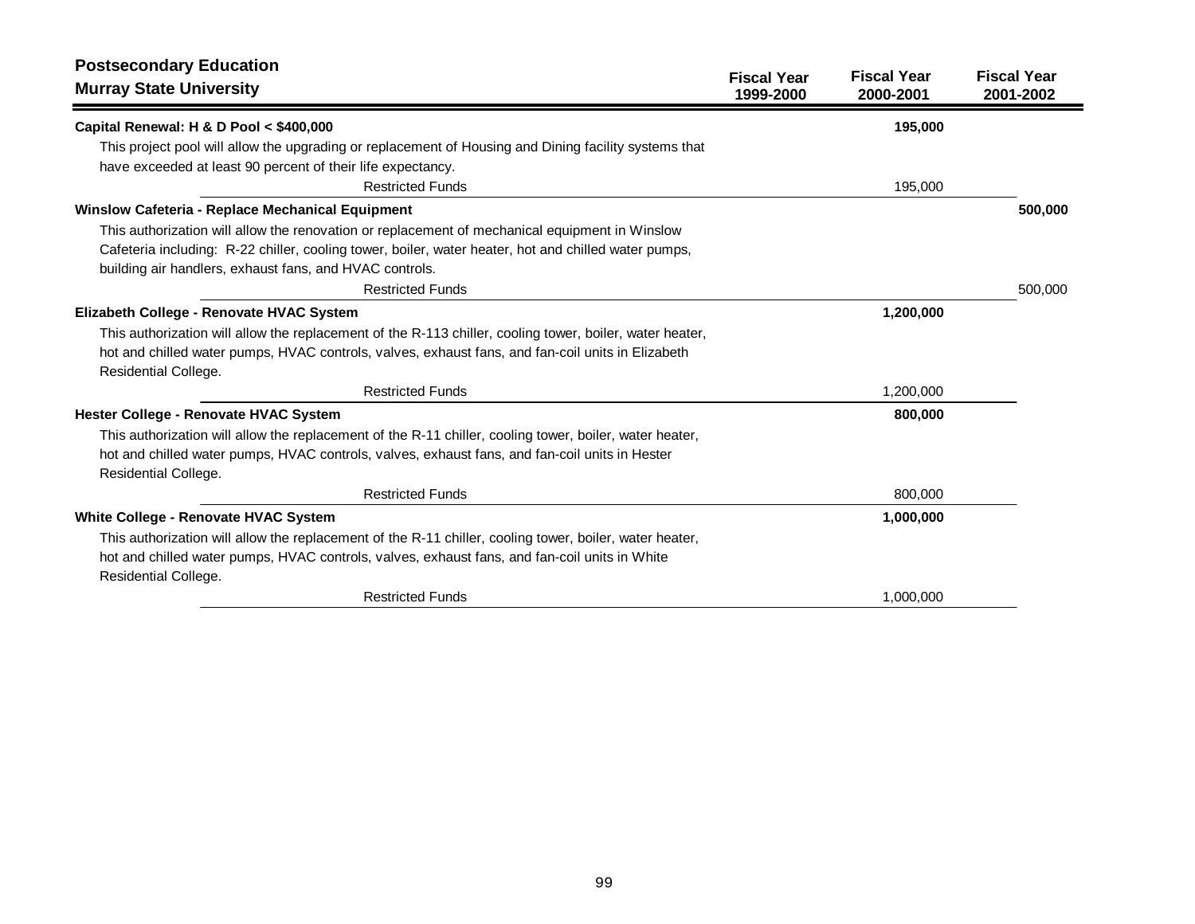## Postsecondary Education
## Murray State University

| | Fiscal Year 1999-2000 | Fiscal Year 2000-2001 | Fiscal Year 2001-2002 |
|---|---|---|---|
| **Capital Renewal: H & D Pool < $400,000** | | **195,000** | |
| This project pool will allow the upgrading or replacement of Housing and Dining facility systems that have exceeded at least 90 percent of their life expectancy. | | | |
| Restricted Funds | | 195,000 | |
| **Winslow Cafeteria - Replace Mechanical Equipment** | | | **500,000** |
| This authorization will allow the renovation or replacement of mechanical equipment in Winslow Cafeteria including: R-22 chiller, cooling tower, boiler, water heater, hot and chilled water pumps, building air handlers, exhaust fans, and HVAC controls. | | | |
| Restricted Funds | | | 500,000 |
| **Elizabeth College - Renovate HVAC System** | | **1,200,000** | |
| This authorization will allow the replacement of the R-113 chiller, cooling tower, boiler, water heater, hot and chilled water pumps, HVAC controls, valves, exhaust fans, and fan-coil units in Elizabeth Residential College. | | | |
| Restricted Funds | | 1,200,000 | |
| **Hester College - Renovate HVAC System** | | **800,000** | |
| This authorization will allow the replacement of the R-11 chiller, cooling tower, boiler, water heater, hot and chilled water pumps, HVAC controls, valves, exhaust fans, and fan-coil units in Hester Residential College. | | | |
| Restricted Funds | | 800,000 | |
| **White College - Renovate HVAC System** | | **1,000,000** | |
| This authorization will allow the replacement of the R-11 chiller, cooling tower, boiler, water heater, hot and chilled water pumps, HVAC controls, valves, exhaust fans, and fan-coil units in White Residential College. | | | |
| Restricted Funds | | 1,000,000 | |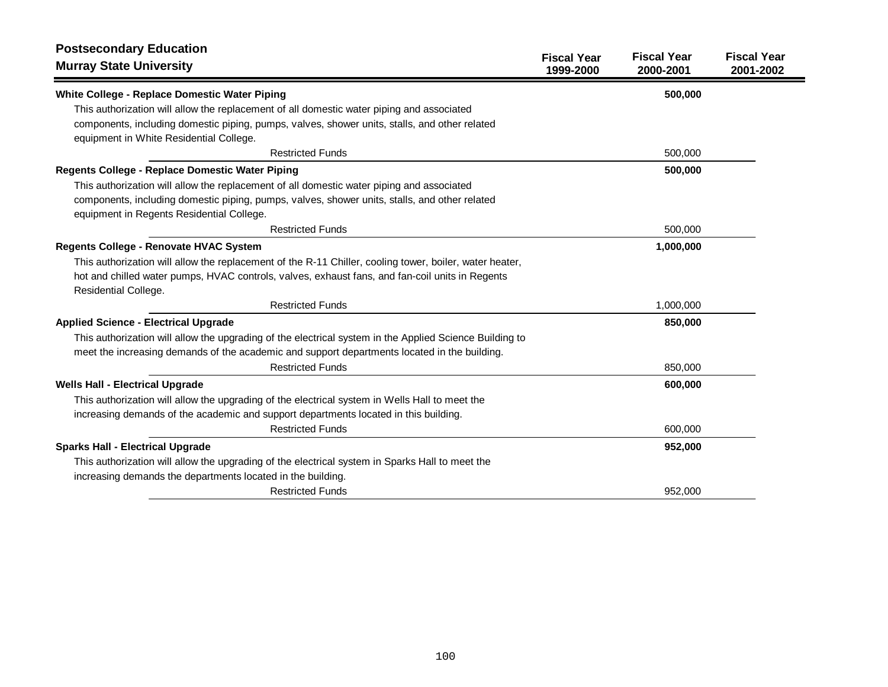## Postsecondary Education

## Murray State University

| | Fiscal Year 1999-2000 | Fiscal Year 2000-2001 | Fiscal Year 2001-2002 |
|---|---|---|---|
| **White College - Replace Domestic Water Piping** | | **500,000** | |
| This authorization will allow the replacement of all domestic water piping and associated components, including domestic piping, pumps, valves, shower units, stalls, and other related equipment in White Residential College. | | | |
| Restricted Funds | | 500,000 | |
| **Regents College - Replace Domestic Water Piping** | | **500,000** | |
| This authorization will allow the replacement of all domestic water piping and associated components, including domestic piping, pumps, valves, shower units, stalls, and other related equipment in Regents Residential College. | | | |
| Restricted Funds | | 500,000 | |
| **Regents College - Renovate HVAC System** | | **1,000,000** | |
| This authorization will allow the replacement of the R-11 Chiller, cooling tower, boiler, water heater, hot and chilled water pumps, HVAC controls, valves, exhaust fans, and fan-coil units in Regents Residential College. | | | |
| Restricted Funds | | 1,000,000 | |
| **Applied Science - Electrical Upgrade** | | **850,000** | |
| This authorization will allow the upgrading of the electrical system in the Applied Science Building to meet the increasing demands of the academic and support departments located in the building. | | | |
| Restricted Funds | | 850,000 | |
| **Wells Hall - Electrical Upgrade** | | **600,000** | |
| This authorization will allow the upgrading of the electrical system in Wells Hall to meet the increasing demands of the academic and support departments located in this building. | | | |
| Restricted Funds | | 600,000 | |
| **Sparks Hall - Electrical Upgrade** | | **952,000** | |
| This authorization will allow the upgrading of the electrical system in Sparks Hall to meet the increasing demands the departments located in the building. | | | |
| Restricted Funds | | 952,000 | |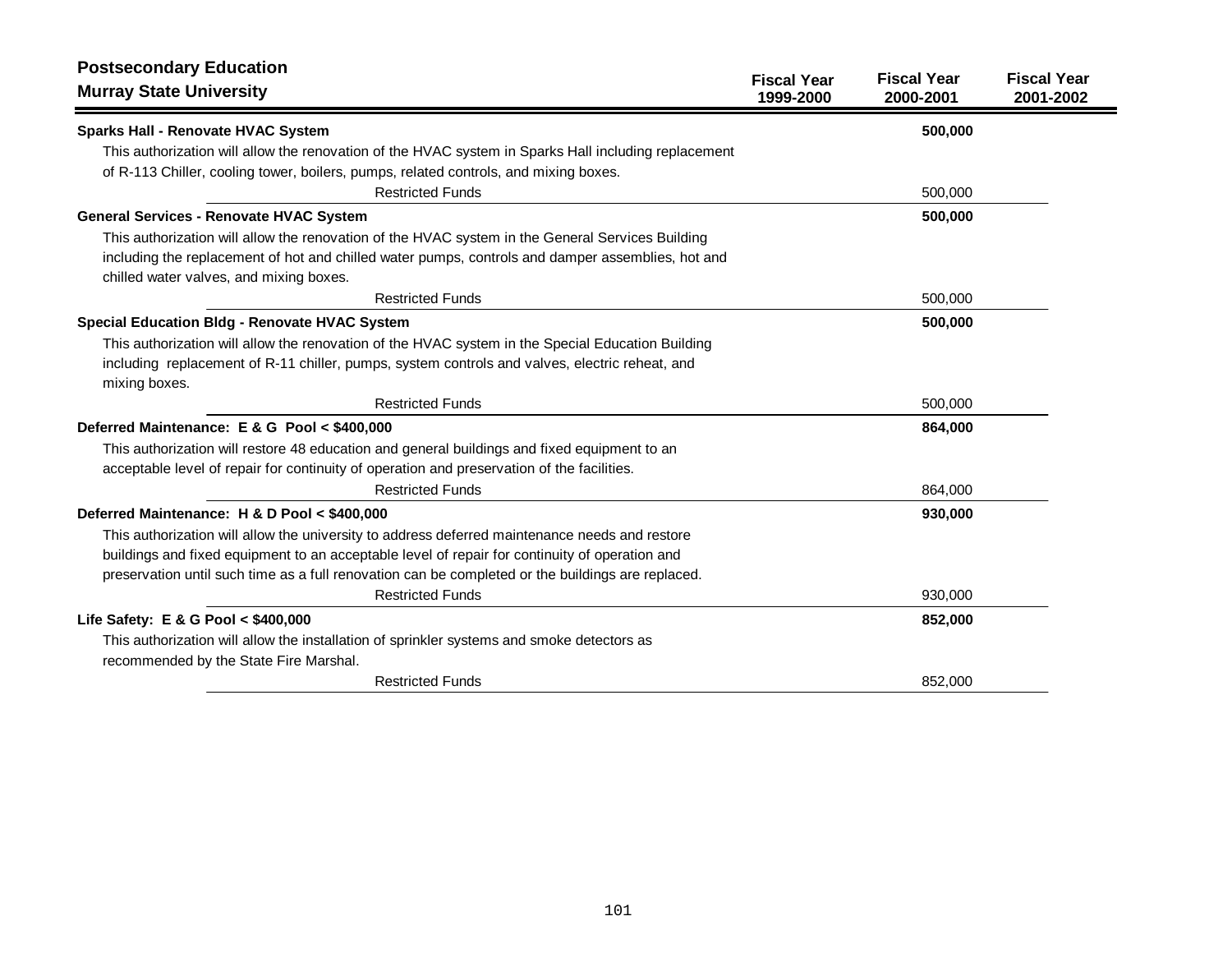## Postsecondary Education
## Murray State University

| | Fiscal Year 1999-2000 | Fiscal Year 2000-2001 | Fiscal Year 2001-2002 |
|---|---|---|---|
| **Sparks Hall - Renovate HVAC System** | | **500,000** | |
| This authorization will allow the renovation of the HVAC system in Sparks Hall including replacement of R-113 Chiller, cooling tower, boilers, pumps, related controls, and mixing boxes. | | | |
| Restricted Funds | | 500,000 | |
| **General Services - Renovate HVAC System** | | **500,000** | |
| This authorization will allow the renovation of the HVAC system in the General Services Building including the replacement of hot and chilled water pumps, controls and damper assemblies, hot and chilled water valves, and mixing boxes. | | | |
| Restricted Funds | | 500,000 | |
| **Special Education Bldg - Renovate HVAC System** | | **500,000** | |
| This authorization will allow the renovation of the HVAC system in the Special Education Building including replacement of R-11 chiller, pumps, system controls and valves, electric reheat, and mixing boxes. | | | |
| Restricted Funds | | 500,000 | |
| **Deferred Maintenance: E & G Pool < $400,000** | | **864,000** | |
| This authorization will restore 48 education and general buildings and fixed equipment to an acceptable level of repair for continuity of operation and preservation of the facilities. | | | |
| Restricted Funds | | 864,000 | |
| **Deferred Maintenance: H & D Pool < $400,000** | | **930,000** | |
| This authorization will allow the university to address deferred maintenance needs and restore buildings and fixed equipment to an acceptable level of repair for continuity of operation and preservation until such time as a full renovation can be completed or the buildings are replaced. | | | |
| Restricted Funds | | 930,000 | |
| **Life Safety: E & G Pool < $400,000** | | **852,000** | |
| This authorization will allow the installation of sprinkler systems and smoke detectors as recommended by the State Fire Marshal. | | | |
| Restricted Funds | | 852,000 | |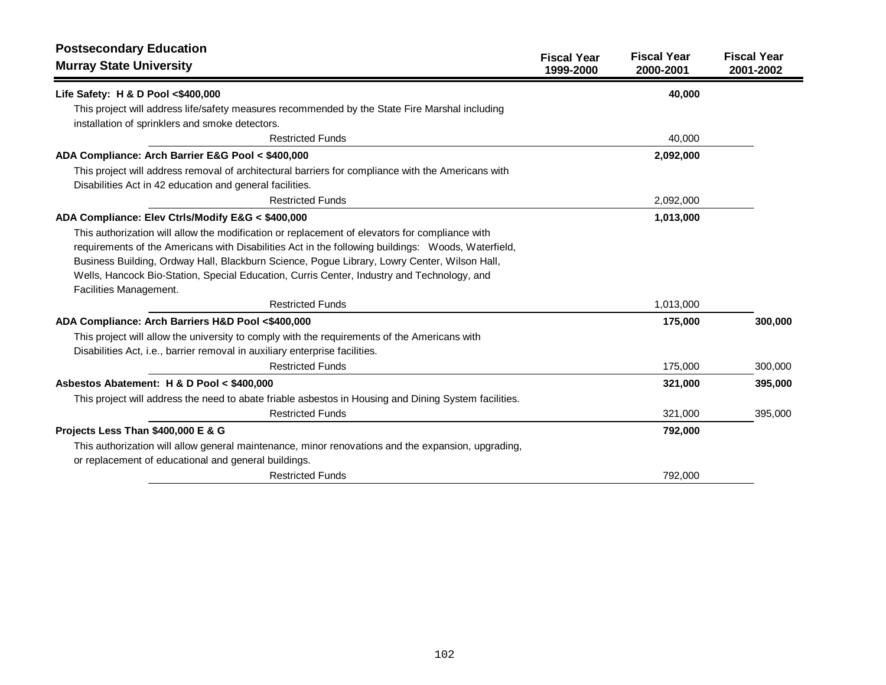## Postsecondary Education
## Murray State University

| | Fiscal Year 1999-2000 | Fiscal Year 2000-2001 | Fiscal Year 2001-2002 |
|---|---|---|---|
| **Life Safety: H & D Pool <$400,000** | | **40,000** | |
| This project will address life/safety measures recommended by the State Fire Marshal including installation of sprinklers and smoke detectors. | | | |
| Restricted Funds | | 40,000 | |
| **ADA Compliance: Arch Barrier E&G Pool < $400,000** | | **2,092,000** | |
| This project will address removal of architectural barriers for compliance with the Americans with Disabilities Act in 42 education and general facilities. | | | |
| Restricted Funds | | 2,092,000 | |
| **ADA Compliance: Elev Ctrls/Modify E&G < $400,000** | | **1,013,000** | |
| This authorization will allow the modification or replacement of elevators for compliance with requirements of the Americans with Disabilities Act in the following buildings: Woods, Waterfield, Business Building, Ordway Hall, Blackburn Science, Pogue Library, Lowry Center, Wilson Hall, Wells, Hancock Bio-Station, Special Education, Curris Center, Industry and Technology, and Facilities Management. | | | |
| Restricted Funds | | 1,013,000 | |
| **ADA Compliance: Arch Barriers H&D Pool <$400,000** | | **175,000** | **300,000** |
| This project will allow the university to comply with the requirements of the Americans with Disabilities Act, i.e., barrier removal in auxiliary enterprise facilities. | | | |
| Restricted Funds | | 175,000 | 300,000 |
| **Asbestos Abatement: H & D Pool < $400,000** | | **321,000** | **395,000** |
| This project will address the need to abate friable asbestos in Housing and Dining System facilities. | | | |
| Restricted Funds | | 321,000 | 395,000 |
| **Projects Less Than $400,000 E & G** | | **792,000** | |
| This authorization will allow general maintenance, minor renovations and the expansion, upgrading, or replacement of educational and general buildings. | | | |
| Restricted Funds | | 792,000 | |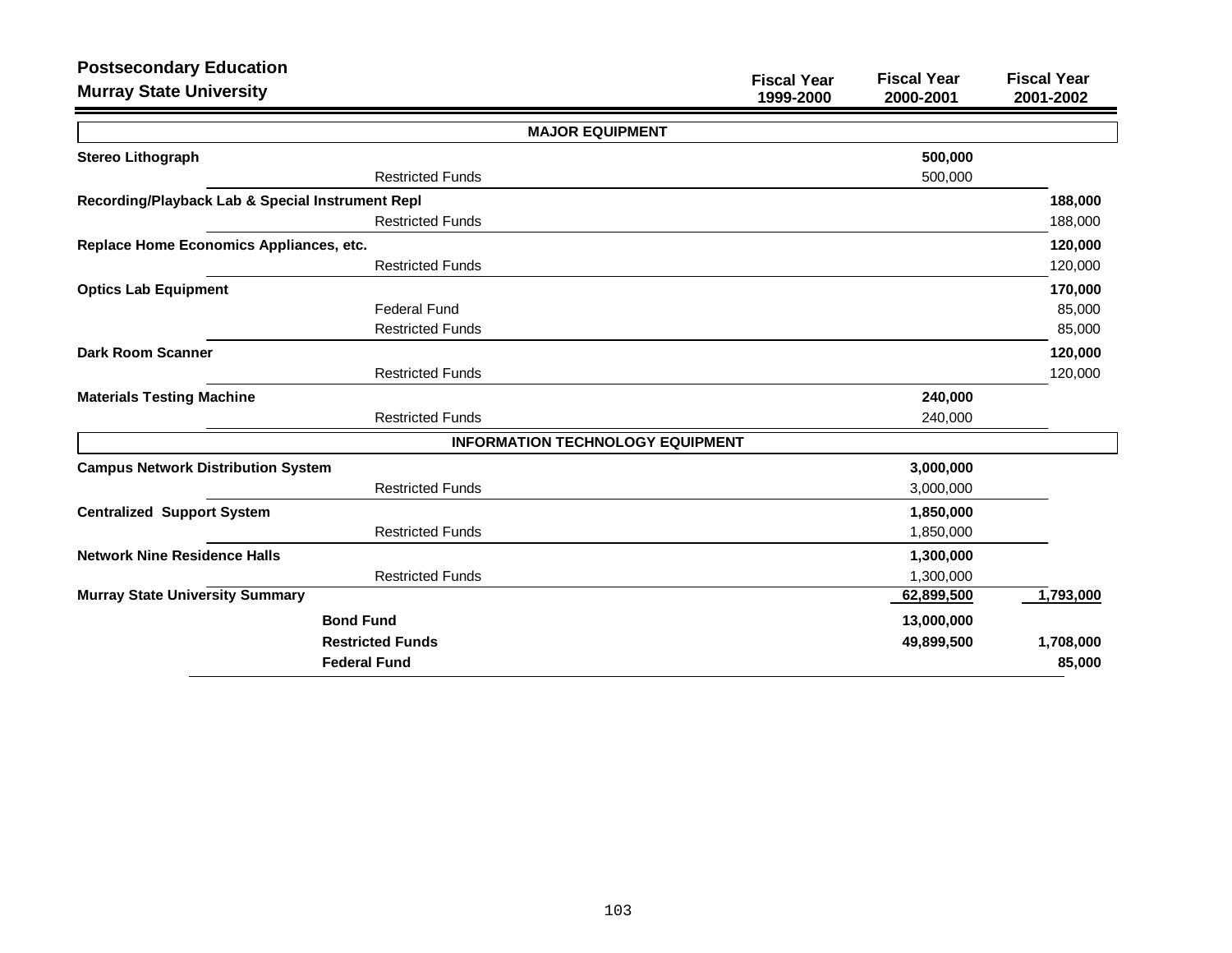## Postsecondary Education
## Murray State University

| | Fiscal Year 1999-2000 | Fiscal Year 2000-2001 | Fiscal Year 2001-2002 |
|---|---|---|---|
| **MAJOR EQUIPMENT** | | | |
| **Stereo Lithograph** | | **500,000** | |
| Restricted Funds | | 500,000 | |
| **Recording/Playback Lab & Special Instrument Repl** | | | **188,000** |
| Restricted Funds | | | 188,000 |
| **Replace Home Economics Appliances, etc.** | | | **120,000** |
| Restricted Funds | | | 120,000 |
| **Optics Lab Equipment** | | | **170,000** |
| Federal Fund | | | 85,000 |
| Restricted Funds | | | 85,000 |
| **Dark Room Scanner** | | | **120,000** |
| Restricted Funds | | | 120,000 |
| **Materials Testing Machine** | | **240,000** | |
| Restricted Funds | | 240,000 | |
| **INFORMATION TECHNOLOGY EQUIPMENT** | | | |
| **Campus Network Distribution System** | | **3,000,000** | |
| Restricted Funds | | 3,000,000 | |
| **Centralized Support System** | | **1,850,000** | |
| Restricted Funds | | 1,850,000 | |
| **Network Nine Residence Halls** | | **1,300,000** | |
| Restricted Funds | | 1,300,000 | |
| **Murray State University Summary** | | **62,899,500** | **1,793,000** |
| **Bond Fund** | | **13,000,000** | |
| **Restricted Funds** | | **49,899,500** | **1,708,000** |
| **Federal Fund** | | | **85,000** |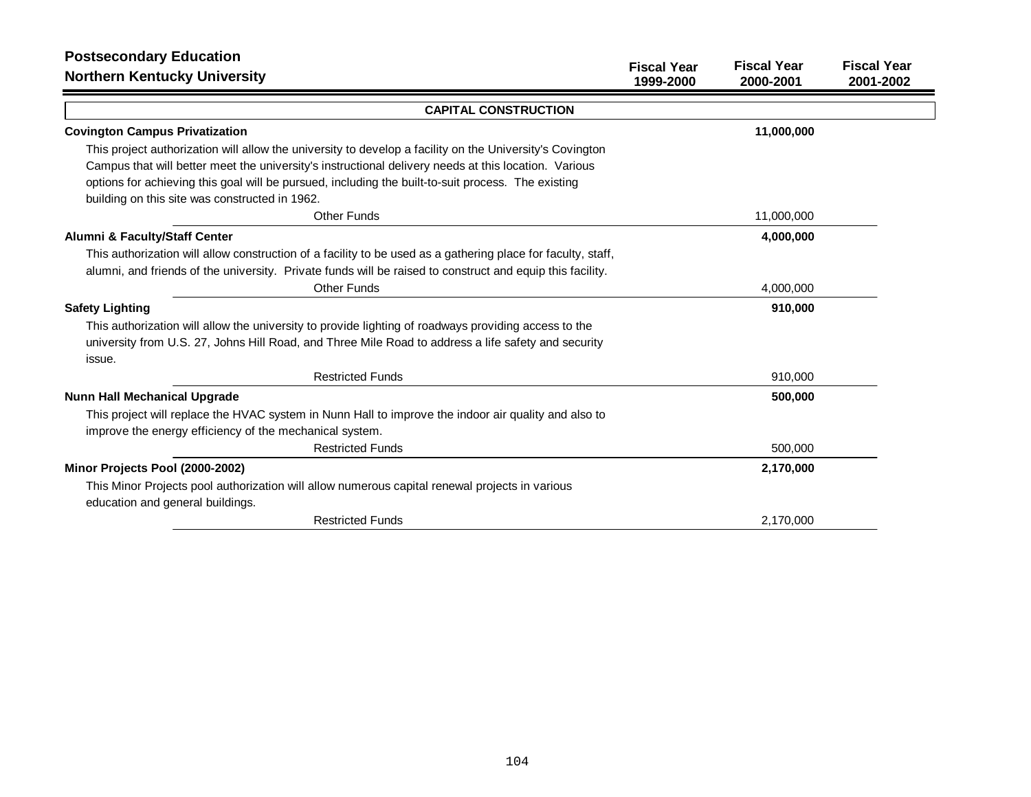# Postsecondary Education
## Northern Kentucky University

| | Fiscal Year 1999-2000 | Fiscal Year 2000-2001 | Fiscal Year 2001-2002 |
|---|---|---|---|
| **CAPITAL CONSTRUCTION** | | | |
| **Covington Campus Privatization** | | **11,000,000** | |
| This project authorization will allow the university to develop a facility on the University's Covington Campus that will better meet the university's instructional delivery needs at this location. Various options for achieving this goal will be pursued, including the built-to-suit process. The existing building on this site was constructed in 1962. | | | |
| Other Funds | | 11,000,000 | |
| **Alumni & Faculty/Staff Center** | | **4,000,000** | |
| This authorization will allow construction of a facility to be used as a gathering place for faculty, staff, alumni, and friends of the university. Private funds will be raised to construct and equip this facility. | | | |
| Other Funds | | 4,000,000 | |
| **Safety Lighting** | | **910,000** | |
| This authorization will allow the university to provide lighting of roadways providing access to the university from U.S. 27, Johns Hill Road, and Three Mile Road to address a life safety and security issue. | | | |
| Restricted Funds | | 910,000 | |
| **Nunn Hall Mechanical Upgrade** | | **500,000** | |
| This project will replace the HVAC system in Nunn Hall to improve the indoor air quality and also to improve the energy efficiency of the mechanical system. | | | |
| Restricted Funds | | 500,000 | |
| **Minor Projects Pool (2000-2002)** | | **2,170,000** | |
| This Minor Projects pool authorization will allow numerous capital renewal projects in various education and general buildings. | | | |
| Restricted Funds | | 2,170,000 | |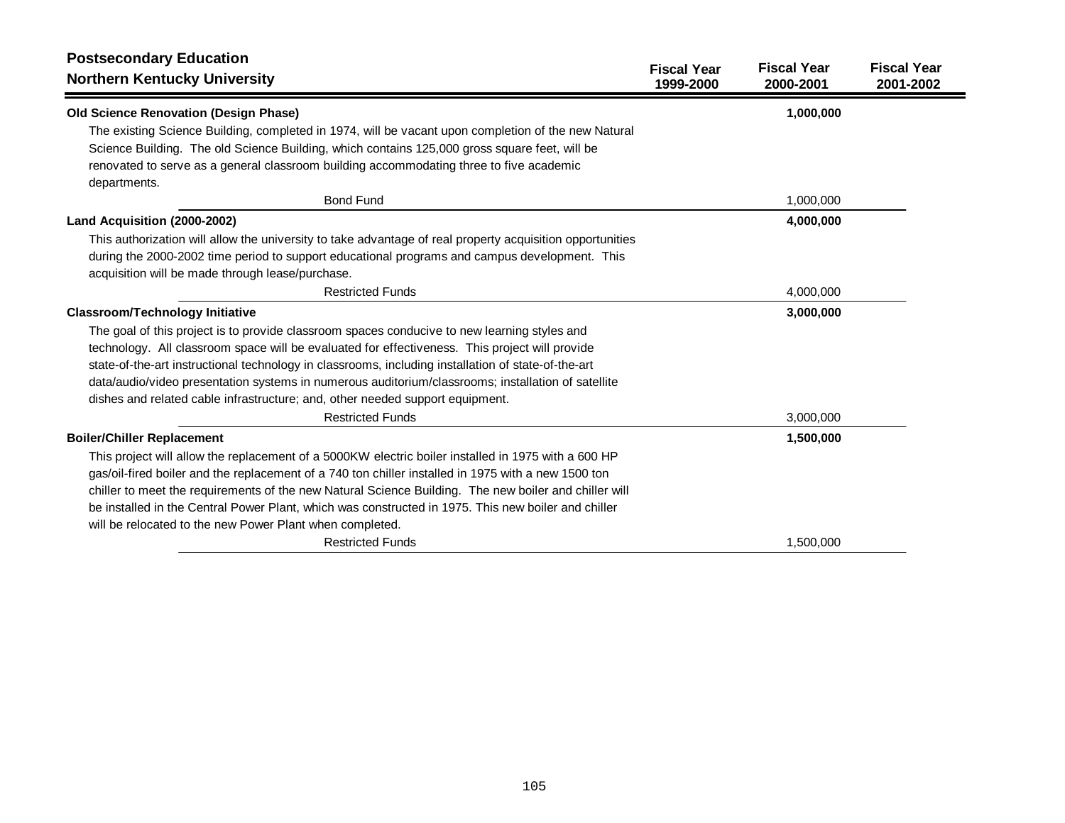## Postsecondary Education
## Northern Kentucky University

| | Fiscal Year 1999-2000 | Fiscal Year 2000-2001 | Fiscal Year 2001-2002 |
|---|---|---|---|
| **Old Science Renovation (Design Phase)** | | **1,000,000** | |
| The existing Science Building, completed in 1974, will be vacant upon completion of the new Natural Science Building. The old Science Building, which contains 125,000 gross square feet, will be renovated to serve as a general classroom building accommodating three to five academic departments. | | | |
| Bond Fund | | 1,000,000 | |
| **Land Acquisition (2000-2002)** | | **4,000,000** | |
| This authorization will allow the university to take advantage of real property acquisition opportunities during the 2000-2002 time period to support educational programs and campus development. This acquisition will be made through lease/purchase. | | | |
| Restricted Funds | | 4,000,000 | |
| **Classroom/Technology Initiative** | | **3,000,000** | |
| The goal of this project is to provide classroom spaces conducive to new learning styles and technology. All classroom space will be evaluated for effectiveness. This project will provide state-of-the-art instructional technology in classrooms, including installation of state-of-the-art data/audio/video presentation systems in numerous auditorium/classrooms; installation of satellite dishes and related cable infrastructure; and, other needed support equipment. | | | |
| Restricted Funds | | 3,000,000 | |
| **Boiler/Chiller Replacement** | | **1,500,000** | |
| This project will allow the replacement of a 5000KW electric boiler installed in 1975 with a 600 HP gas/oil-fired boiler and the replacement of a 740 ton chiller installed in 1975 with a new 1500 ton chiller to meet the requirements of the new Natural Science Building. The new boiler and chiller will be installed in the Central Power Plant, which was constructed in 1975. This new boiler and chiller will be relocated to the new Power Plant when completed. | | | |
| Restricted Funds | | 1,500,000 | |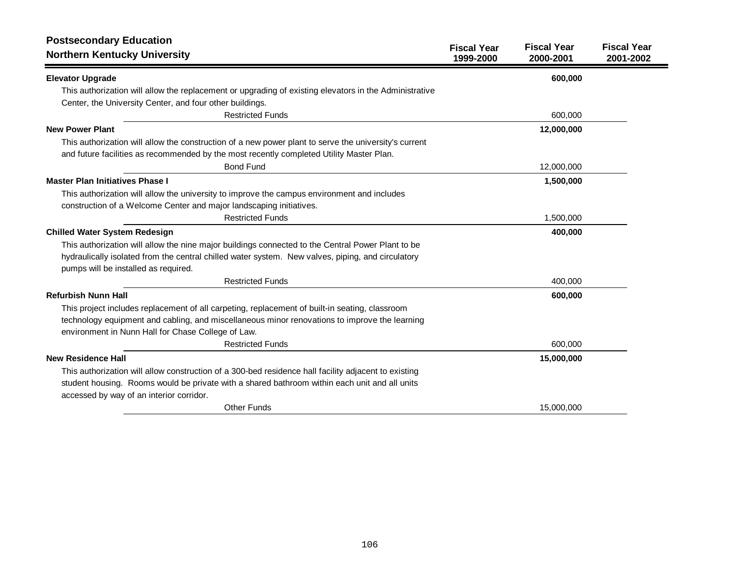## Postsecondary Education
## Northern Kentucky University

| | Fiscal Year 1999-2000 | Fiscal Year 2000-2001 | Fiscal Year 2001-2002 |
|---|---|---|---|
| **Elevator Upgrade** | | **600,000** | |
| This authorization will allow the replacement or upgrading of existing elevators in the Administrative Center, the University Center, and four other buildings. | | | |
| Restricted Funds | | 600,000 | |
| **New Power Plant** | | **12,000,000** | |
| This authorization will allow the construction of a new power plant to serve the university's current and future facilities as recommended by the most recently completed Utility Master Plan. | | | |
| Bond Fund | | 12,000,000 | |
| **Master Plan Initiatives Phase I** | | **1,500,000** | |
| This authorization will allow the university to improve the campus environment and includes construction of a Welcome Center and major landscaping initiatives. | | | |
| Restricted Funds | | 1,500,000 | |
| **Chilled Water System Redesign** | | **400,000** | |
| This authorization will allow the nine major buildings connected to the Central Power Plant to be hydraulically isolated from the central chilled water system. New valves, piping, and circulatory pumps will be installed as required. | | | |
| Restricted Funds | | 400,000 | |
| **Refurbish Nunn Hall** | | **600,000** | |
| This project includes replacement of all carpeting, replacement of built-in seating, classroom technology equipment and cabling, and miscellaneous minor renovations to improve the learning environment in Nunn Hall for Chase College of Law. | | | |
| Restricted Funds | | 600,000 | |
| **New Residence Hall** | | **15,000,000** | |
| This authorization will allow construction of a 300-bed residence hall facility adjacent to existing student housing. Rooms would be private with a shared bathroom within each unit and all units accessed by way of an interior corridor. | | | |
| Other Funds | | 15,000,000 | |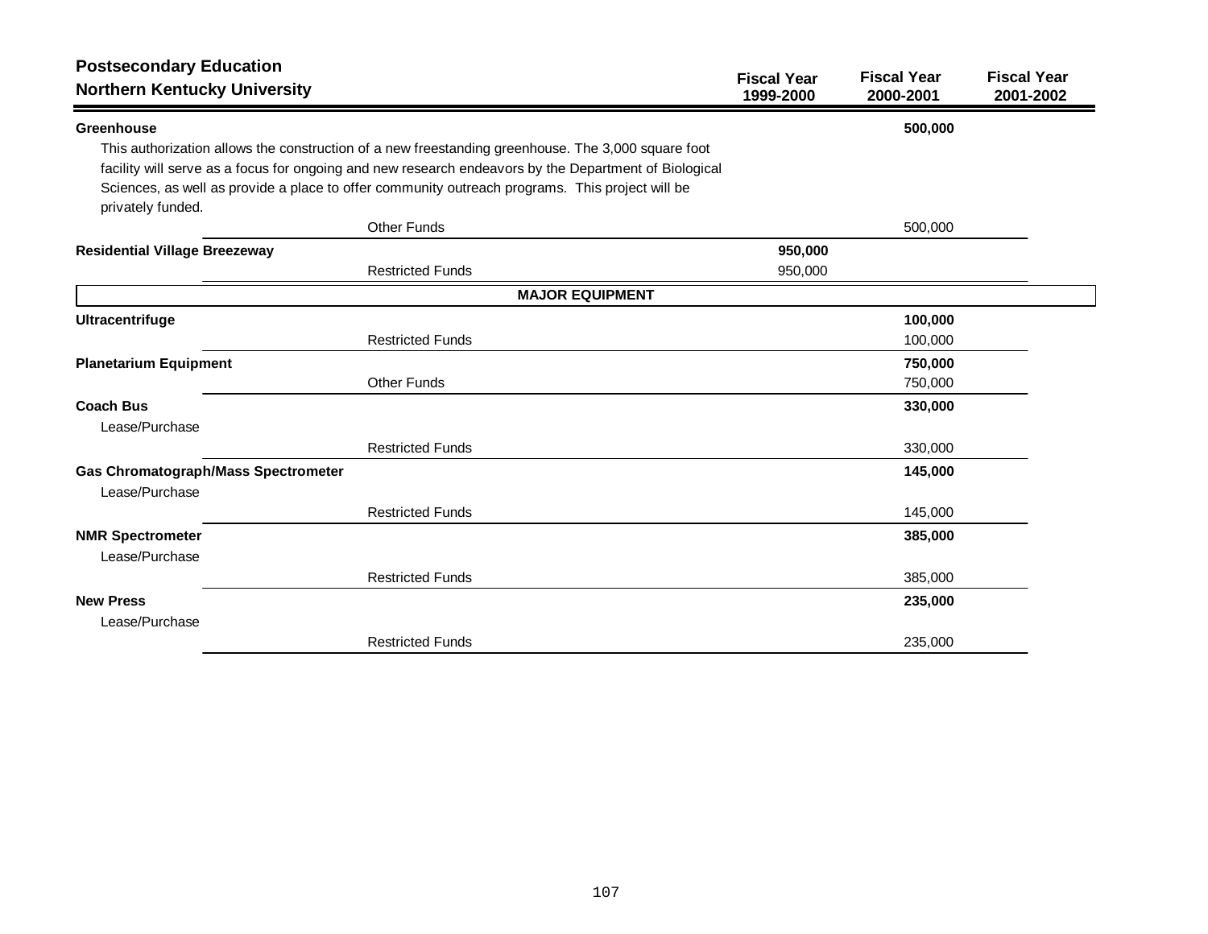## Postsecondary Education
## Northern Kentucky University

| | Fiscal Year 1999-2000 | Fiscal Year 2000-2001 | Fiscal Year 2001-2002 |
|---|---|---|---|
| **Greenhouse** | | **500,000** | |
| This authorization allows the construction of a new freestanding greenhouse. The 3,000 square foot facility will serve as a focus for ongoing and new research endeavors by the Department of Biological Sciences, as well as provide a place to offer community outreach programs. This project will be privately funded. | | | |
| Other Funds | | 500,000 | |
| **Residential Village Breezeway** | **950,000** | | |
| Restricted Funds | 950,000 | | |
| **MAJOR EQUIPMENT** | | | |
| **Ultracentrifuge** | | **100,000** | |
| Restricted Funds | | 100,000 | |
| **Planetarium Equipment** | | **750,000** | |
| Other Funds | | 750,000 | |
| **Coach Bus** | | **330,000** | |
| Lease/Purchase | | | |
| Restricted Funds | | 330,000 | |
| **Gas Chromatograph/Mass Spectrometer** | | **145,000** | |
| Lease/Purchase | | | |
| Restricted Funds | | 145,000 | |
| **NMR Spectrometer** | | **385,000** | |
| Lease/Purchase | | | |
| Restricted Funds | | 385,000 | |
| **New Press** | | **235,000** | |
| Lease/Purchase | | | |
| Restricted Funds | | 235,000 | |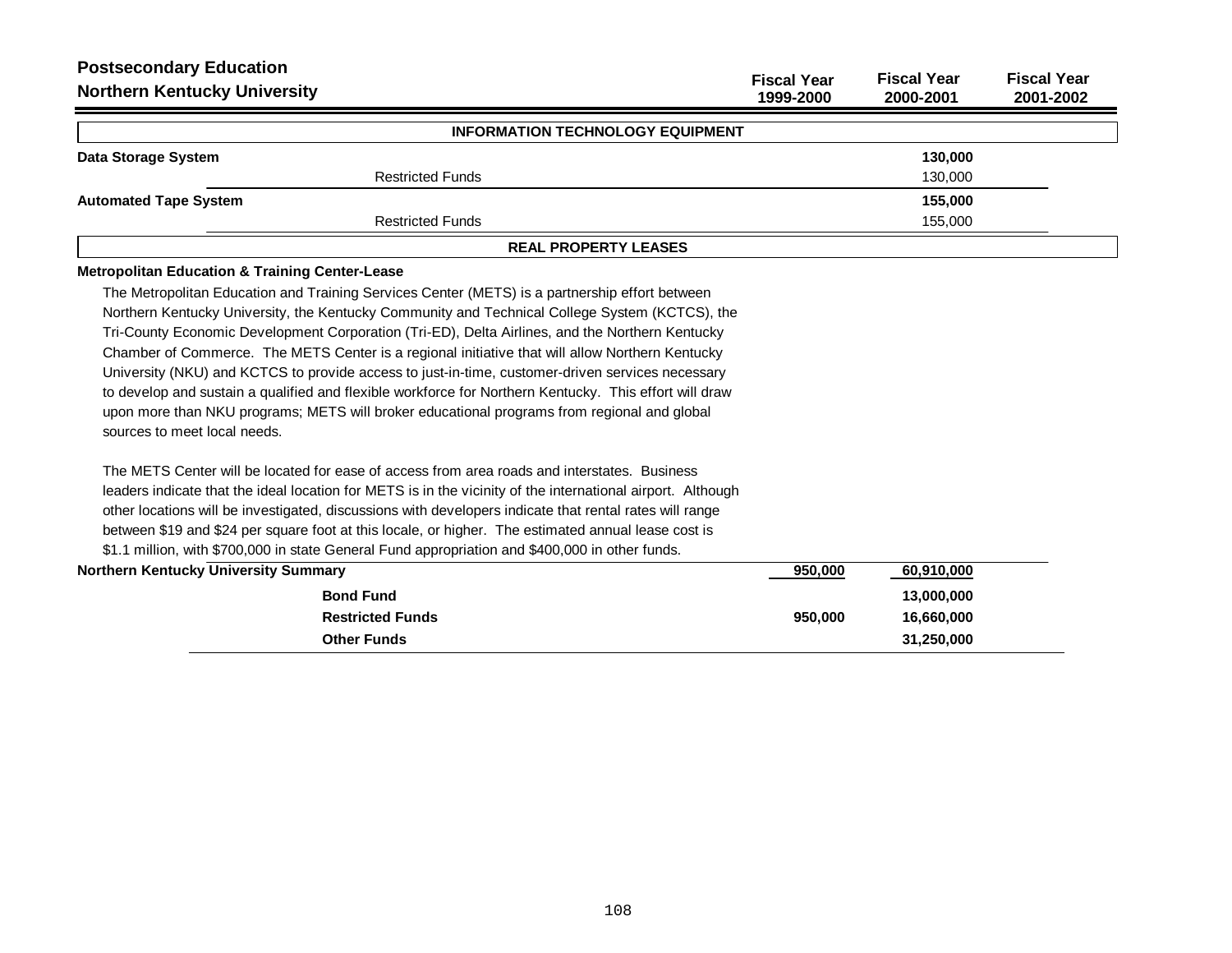## Postsecondary Education
## Northern Kentucky University

| | Fiscal Year 1999-2000 | Fiscal Year 2000-2001 | Fiscal Year 2001-2002 |
|---|---|---|---|
| **INFORMATION TECHNOLOGY EQUIPMENT** | | | |
| **Data Storage System** | | **130,000** | |
| Restricted Funds | | 130,000 | |
| **Automated Tape System** | | **155,000** | |
| Restricted Funds | | 155,000 | |
| **REAL PROPERTY LEASES** | | | |

**Metropolitan Education & Training Center-Lease**

The Metropolitan Education and Training Services Center (METS) is a partnership effort between Northern Kentucky University, the Kentucky Community and Technical College System (KCTCS), the Tri-County Economic Development Corporation (Tri-ED), Delta Airlines, and the Northern Kentucky Chamber of Commerce. The METS Center is a regional initiative that will allow Northern Kentucky University (NKU) and KCTCS to provide access to just-in-time, customer-driven services necessary to develop and sustain a qualified and flexible workforce for Northern Kentucky. This effort will draw upon more than NKU programs; METS will broker educational programs from regional and global sources to meet local needs.

The METS Center will be located for ease of access from area roads and interstates. Business leaders indicate that the ideal location for METS is in the vicinity of the international airport. Although other locations will be investigated, discussions with developers indicate that rental rates will range between $19 and $24 per square foot at this locale, or higher. The estimated annual lease cost is $1.1 million, with $700,000 in state General Fund appropriation and $400,000 in other funds.

| | Fiscal Year 1999-2000 | Fiscal Year 2000-2001 | Fiscal Year 2001-2002 |
|---|---|---|---|
| **Northern Kentucky University Summary** | **950,000** | **60,910,000** | |
| **Bond Fund** | | **13,000,000** | |
| **Restricted Funds** | **950,000** | **16,660,000** | |
| **Other Funds** | | **31,250,000** | |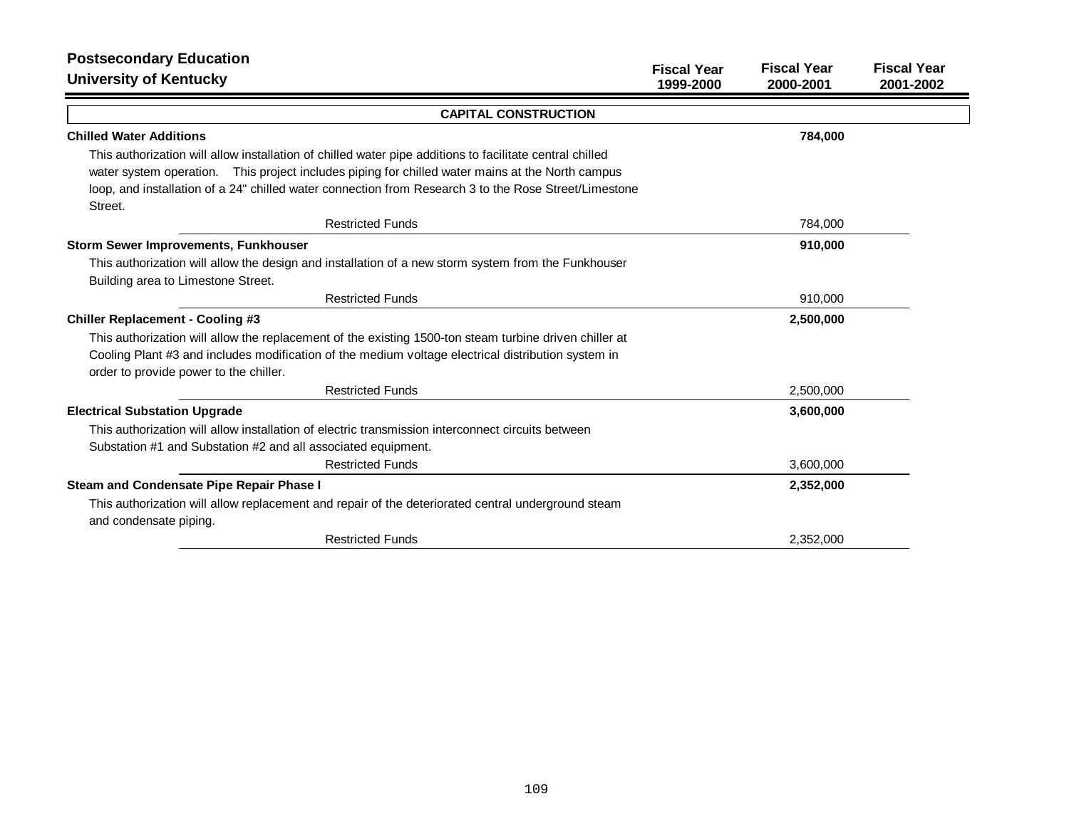**Postsecondary Education**
**University of Kentucky**

| | Fiscal Year 1999-2000 | Fiscal Year 2000-2001 | Fiscal Year 2001-2002 |
|---|---|---|---|

**CAPITAL CONSTRUCTION**

| | Fiscal Year 1999-2000 | Fiscal Year 2000-2001 | Fiscal Year 2001-2002 |
|---|---|---|---|
| **Chilled Water Additions** | | **784,000** | |
| This authorization will allow installation of chilled water pipe additions to facilitate central chilled water system operation. This project includes piping for chilled water mains at the North campus loop, and installation of a 24" chilled water connection from Research 3 to the Rose Street/Limestone Street. | | | |
| Restricted Funds | | 784,000 | |
| **Storm Sewer Improvements, Funkhouser** | | **910,000** | |
| This authorization will allow the design and installation of a new storm system from the Funkhouser Building area to Limestone Street. | | | |
| Restricted Funds | | 910,000 | |
| **Chiller Replacement - Cooling #3** | | **2,500,000** | |
| This authorization will allow the replacement of the existing 1500-ton steam turbine driven chiller at Cooling Plant #3 and includes modification of the medium voltage electrical distribution system in order to provide power to the chiller. | | | |
| Restricted Funds | | 2,500,000 | |
| **Electrical Substation Upgrade** | | **3,600,000** | |
| This authorization will allow installation of electric transmission interconnect circuits between Substation #1 and Substation #2 and all associated equipment. | | | |
| Restricted Funds | | 3,600,000 | |
| **Steam and Condensate Pipe Repair Phase I** | | **2,352,000** | |
| This authorization will allow replacement and repair of the deteriorated central underground steam and condensate piping. | | | |
| Restricted Funds | | 2,352,000 | |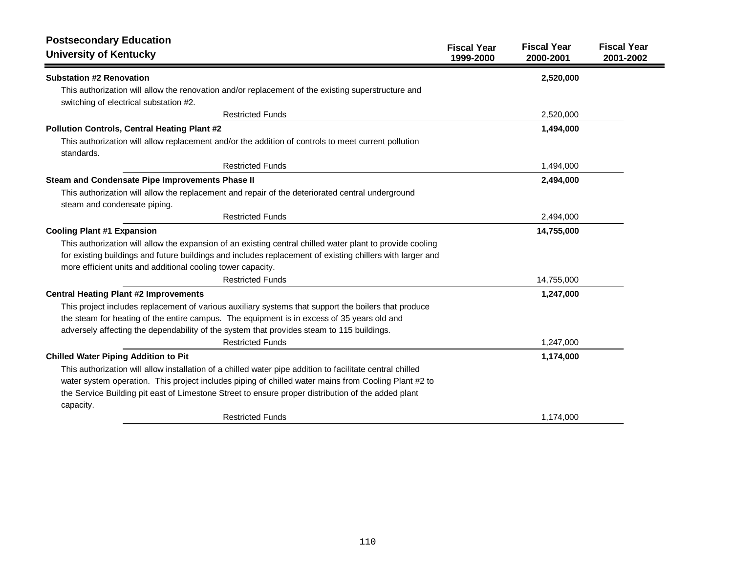**Postsecondary Education**
**University of Kentucky**

| | Fiscal Year 1999-2000 | Fiscal Year 2000-2001 | Fiscal Year 2001-2002 |
|---|---|---|---|
| **Substation #2 Renovation** | | **2,520,000** | |
| This authorization will allow the renovation and/or replacement of the existing superstructure and switching of electrical substation #2. | | | |
| Restricted Funds | | 2,520,000 | |
| **Pollution Controls, Central Heating Plant #2** | | **1,494,000** | |
| This authorization will allow replacement and/or the addition of controls to meet current pollution standards. | | | |
| Restricted Funds | | 1,494,000 | |
| **Steam and Condensate Pipe Improvements Phase II** | | **2,494,000** | |
| This authorization will allow the replacement and repair of the deteriorated central underground steam and condensate piping. | | | |
| Restricted Funds | | 2,494,000 | |
| **Cooling Plant #1 Expansion** | | **14,755,000** | |
| This authorization will allow the expansion of an existing central chilled water plant to provide cooling for existing buildings and future buildings and includes replacement of existing chillers with larger and more efficient units and additional cooling tower capacity. | | | |
| Restricted Funds | | 14,755,000 | |
| **Central Heating Plant #2 Improvements** | | **1,247,000** | |
| This project includes replacement of various auxiliary systems that support the boilers that produce the steam for heating of the entire campus. The equipment is in excess of 35 years old and adversely affecting the dependability of the system that provides steam to 115 buildings. | | | |
| Restricted Funds | | 1,247,000 | |
| **Chilled Water Piping Addition to Pit** | | **1,174,000** | |
| This authorization will allow installation of a chilled water pipe addition to facilitate central chilled water system operation. This project includes piping of chilled water mains from Cooling Plant #2 to the Service Building pit east of Limestone Street to ensure proper distribution of the added plant capacity. | | | |
| Restricted Funds | | 1,174,000 | |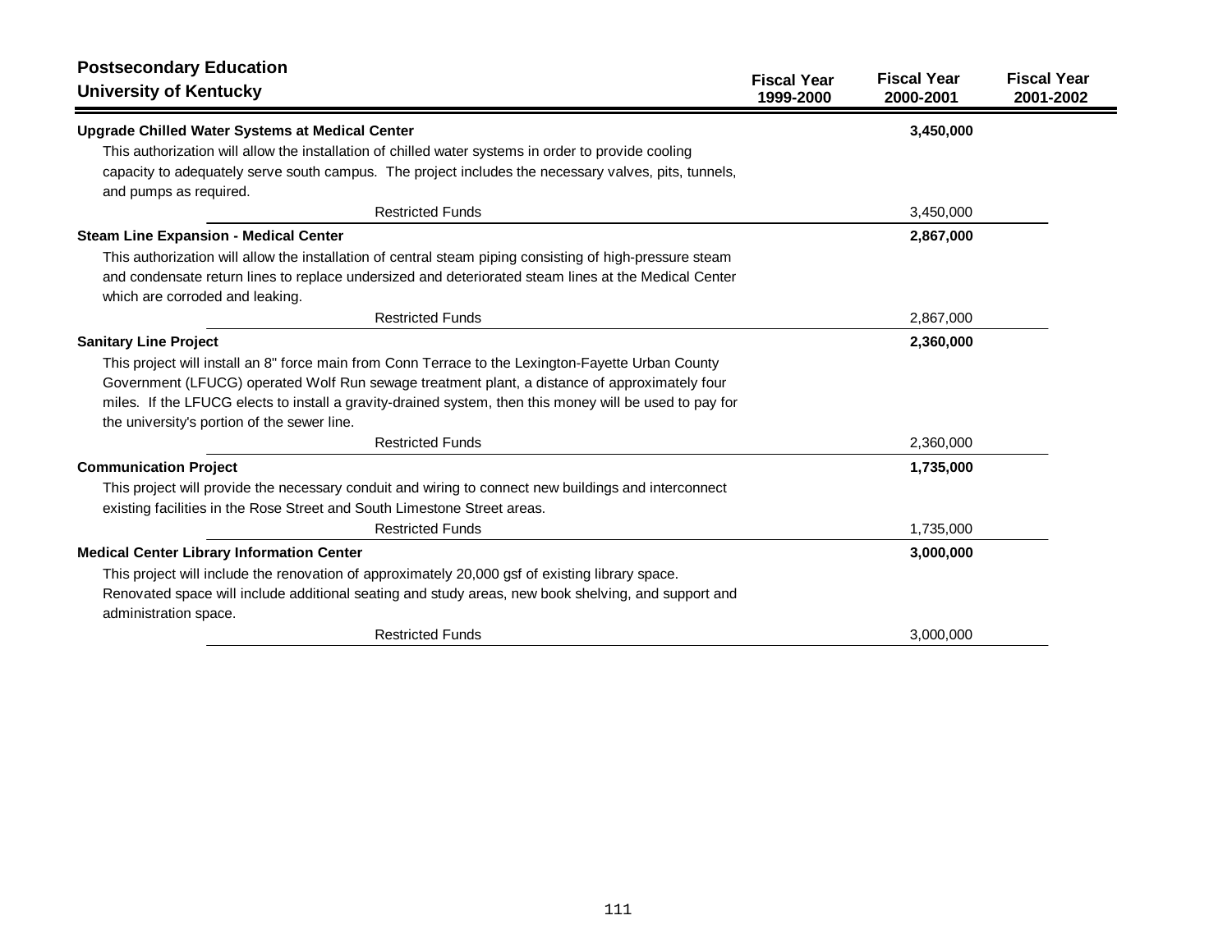**Postsecondary Education**
**University of Kentucky**

| | Fiscal Year 1999-2000 | Fiscal Year 2000-2001 | Fiscal Year 2001-2002 |
|---|---|---|---|
| **Upgrade Chilled Water Systems at Medical Center** | | **3,450,000** | |
| This authorization will allow the installation of chilled water systems in order to provide cooling capacity to adequately serve south campus. The project includes the necessary valves, pits, tunnels, and pumps as required. | | | |
| Restricted Funds | | 3,450,000 | |
| **Steam Line Expansion - Medical Center** | | **2,867,000** | |
| This authorization will allow the installation of central steam piping consisting of high-pressure steam and condensate return lines to replace undersized and deteriorated steam lines at the Medical Center which are corroded and leaking. | | | |
| Restricted Funds | | 2,867,000 | |
| **Sanitary Line Project** | | **2,360,000** | |
| This project will install an 8" force main from Conn Terrace to the Lexington-Fayette Urban County Government (LFUCG) operated Wolf Run sewage treatment plant, a distance of approximately four miles. If the LFUCG elects to install a gravity-drained system, then this money will be used to pay for the university's portion of the sewer line. | | | |
| Restricted Funds | | 2,360,000 | |
| **Communication Project** | | **1,735,000** | |
| This project will provide the necessary conduit and wiring to connect new buildings and interconnect existing facilities in the Rose Street and South Limestone Street areas. | | | |
| Restricted Funds | | 1,735,000 | |
| **Medical Center Library Information Center** | | **3,000,000** | |
| This project will include the renovation of approximately 20,000 gsf of existing library space. Renovated space will include additional seating and study areas, new book shelving, and support and administration space. | | | |
| Restricted Funds | | 3,000,000 | |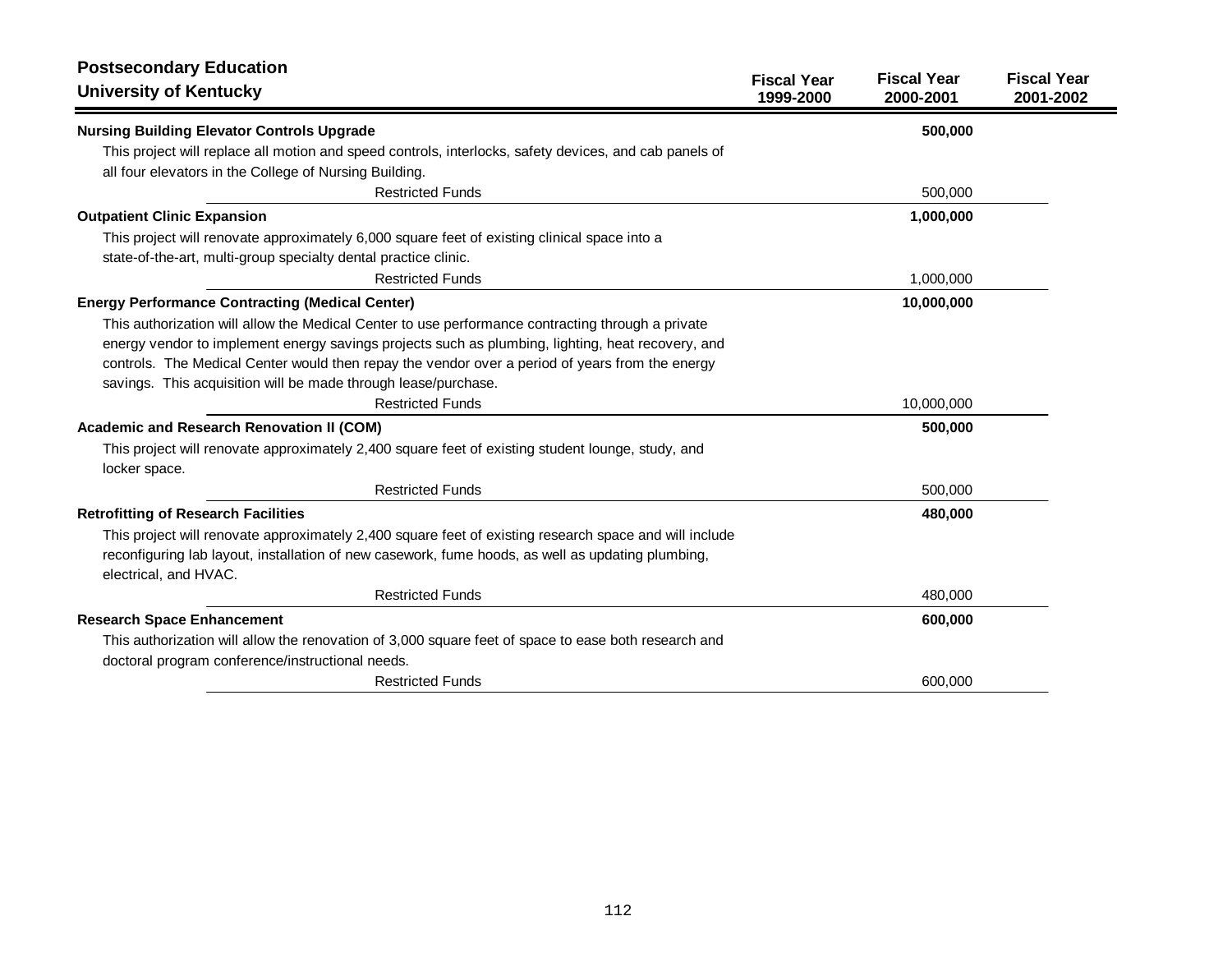## Postsecondary Education
## University of Kentucky

| | Fiscal Year 1999-2000 | Fiscal Year 2000-2001 | Fiscal Year 2001-2002 |
|---|---|---|---|
| **Nursing Building Elevator Controls Upgrade** | | **500,000** | |
| This project will replace all motion and speed controls, interlocks, safety devices, and cab panels of all four elevators in the College of Nursing Building. | | | |
| Restricted Funds | | 500,000 | |
| **Outpatient Clinic Expansion** | | **1,000,000** | |
| This project will renovate approximately 6,000 square feet of existing clinical space into a state-of-the-art, multi-group specialty dental practice clinic. | | | |
| Restricted Funds | | 1,000,000 | |
| **Energy Performance Contracting (Medical Center)** | | **10,000,000** | |
| This authorization will allow the Medical Center to use performance contracting through a private energy vendor to implement energy savings projects such as plumbing, lighting, heat recovery, and controls. The Medical Center would then repay the vendor over a period of years from the energy savings. This acquisition will be made through lease/purchase. | | | |
| Restricted Funds | | 10,000,000 | |
| **Academic and Research Renovation II (COM)** | | **500,000** | |
| This project will renovate approximately 2,400 square feet of existing student lounge, study, and locker space. | | | |
| Restricted Funds | | 500,000 | |
| **Retrofitting of Research Facilities** | | **480,000** | |
| This project will renovate approximately 2,400 square feet of existing research space and will include reconfiguring lab layout, installation of new casework, fume hoods, as well as updating plumbing, electrical, and HVAC. | | | |
| Restricted Funds | | 480,000 | |
| **Research Space Enhancement** | | **600,000** | |
| This authorization will allow the renovation of 3,000 square feet of space to ease both research and doctoral program conference/instructional needs. | | | |
| Restricted Funds | | 600,000 | |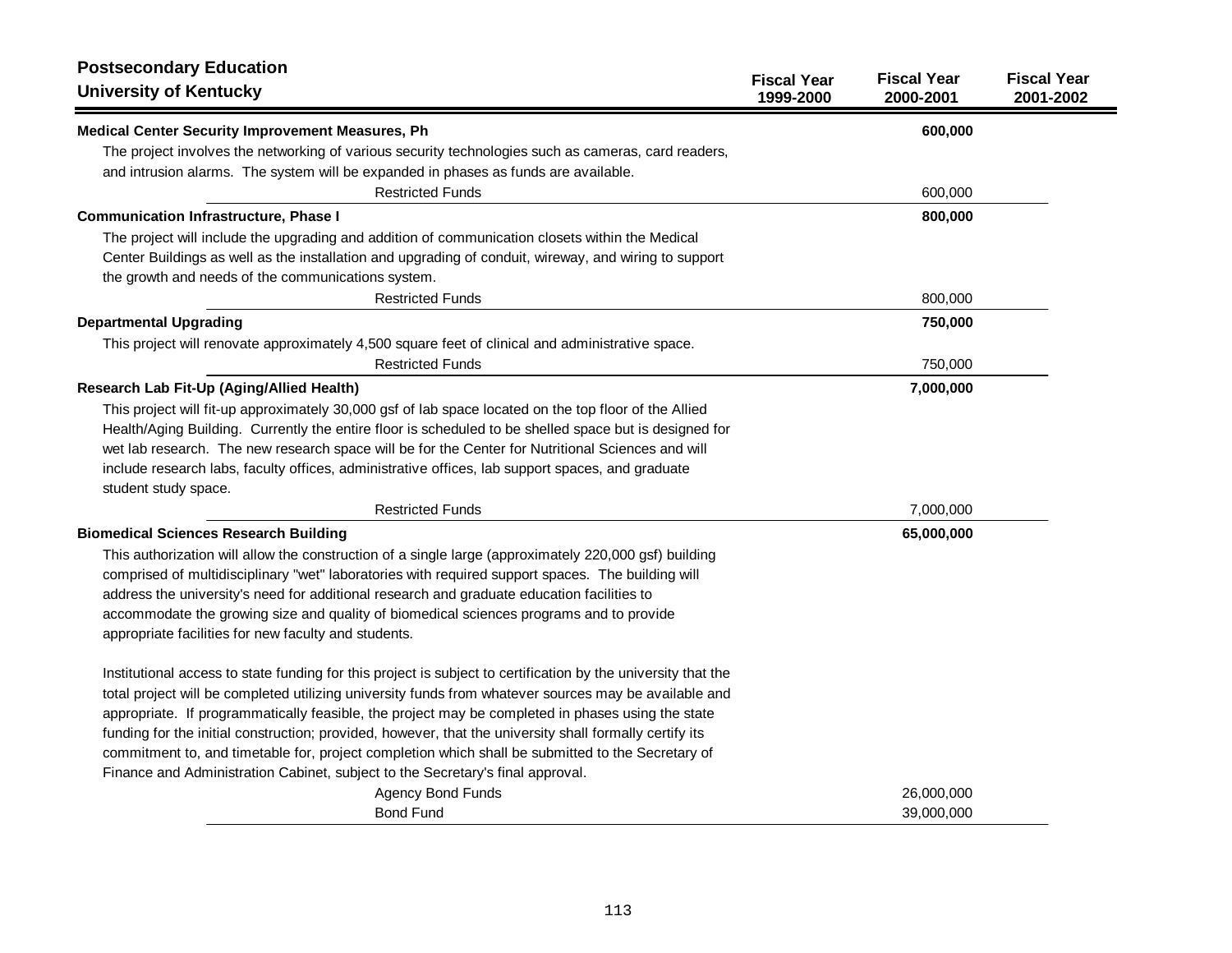## Postsecondary Education
## University of Kentucky

| | Fiscal Year 1999-2000 | Fiscal Year 2000-2001 | Fiscal Year 2001-2002 |
|---|---|---|---|
| **Medical Center Security Improvement Measures, Ph** | | **600,000** | |
| The project involves the networking of various security technologies such as cameras, card readers, and intrusion alarms. The system will be expanded in phases as funds are available. | | | |
| Restricted Funds | | 600,000 | |
| **Communication Infrastructure, Phase I** | | **800,000** | |
| The project will include the upgrading and addition of communication closets within the Medical Center Buildings as well as the installation and upgrading of conduit, wireway, and wiring to support the growth and needs of the communications system. | | | |
| Restricted Funds | | 800,000 | |
| **Departmental Upgrading** | | **750,000** | |
| This project will renovate approximately 4,500 square feet of clinical and administrative space. | | | |
| Restricted Funds | | 750,000 | |
| **Research Lab Fit-Up (Aging/Allied Health)** | | **7,000,000** | |
| This project will fit-up approximately 30,000 gsf of lab space located on the top floor of the Allied Health/Aging Building. Currently the entire floor is scheduled to be shelled space but is designed for wet lab research. The new research space will be for the Center for Nutritional Sciences and will include research labs, faculty offices, administrative offices, lab support spaces, and graduate student study space. | | | |
| Restricted Funds | | 7,000,000 | |
| **Biomedical Sciences Research Building** | | **65,000,000** | |
| This authorization will allow the construction of a single large (approximately 220,000 gsf) building comprised of multidisciplinary "wet" laboratories with required support spaces. The building will address the university's need for additional research and graduate education facilities to accommodate the growing size and quality of biomedical sciences programs and to provide appropriate facilities for new faculty and students.<br><br>Institutional access to state funding for this project is subject to certification by the university that the total project will be completed utilizing university funds from whatever sources may be available and appropriate. If programmatically feasible, the project may be completed in phases using the state funding for the initial construction; provided, however, that the university shall formally certify its commitment to, and timetable for, project completion which shall be submitted to the Secretary of Finance and Administration Cabinet, subject to the Secretary's final approval. | | | |
| Agency Bond Funds | | 26,000,000 | |
| Bond Fund | | 39,000,000 | |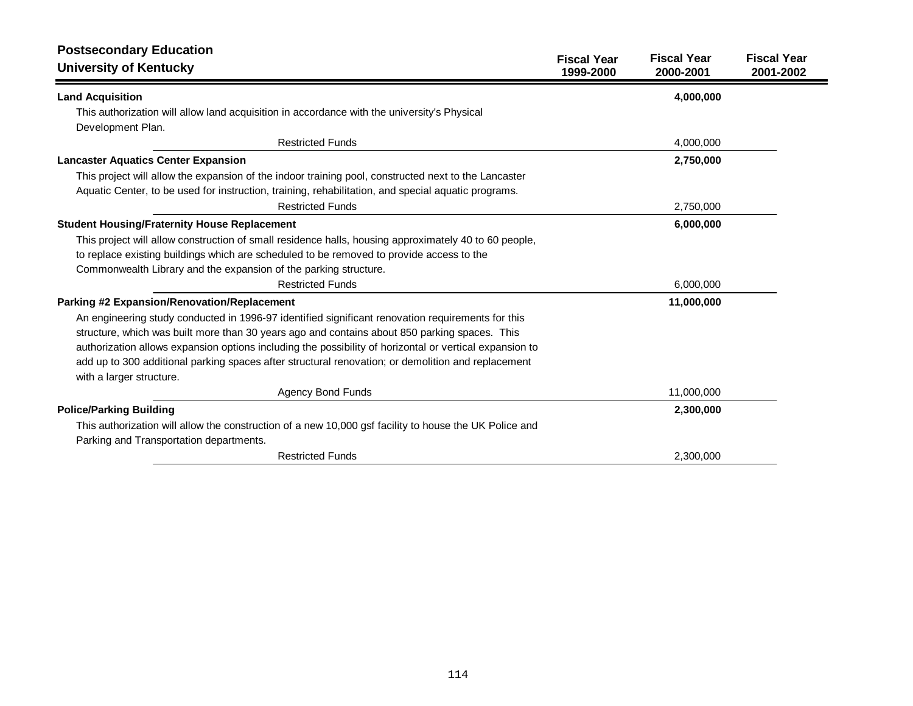## Postsecondary Education
## University of Kentucky

| | Fiscal Year 1999-2000 | Fiscal Year 2000-2001 | Fiscal Year 2001-2002 |
|---|---|---|---|
| **Land Acquisition** | | **4,000,000** | |
| This authorization will allow land acquisition in accordance with the university's Physical Development Plan. | | | |
| Restricted Funds | | 4,000,000 | |
| **Lancaster Aquatics Center Expansion** | | **2,750,000** | |
| This project will allow the expansion of the indoor training pool, constructed next to the Lancaster Aquatic Center, to be used for instruction, training, rehabilitation, and special aquatic programs. | | | |
| Restricted Funds | | 2,750,000 | |
| **Student Housing/Fraternity House Replacement** | | **6,000,000** | |
| This project will allow construction of small residence halls, housing approximately 40 to 60 people, to replace existing buildings which are scheduled to be removed to provide access to the Commonwealth Library and the expansion of the parking structure. | | | |
| Restricted Funds | | 6,000,000 | |
| **Parking #2 Expansion/Renovation/Replacement** | | **11,000,000** | |
| An engineering study conducted in 1996-97 identified significant renovation requirements for this structure, which was built more than 30 years ago and contains about 850 parking spaces. This authorization allows expansion options including the possibility of horizontal or vertical expansion to add up to 300 additional parking spaces after structural renovation; or demolition and replacement with a larger structure. | | | |
| Agency Bond Funds | | 11,000,000 | |
| **Police/Parking Building** | | **2,300,000** | |
| This authorization will allow the construction of a new 10,000 gsf facility to house the UK Police and Parking and Transportation departments. | | | |
| Restricted Funds | | 2,300,000 | |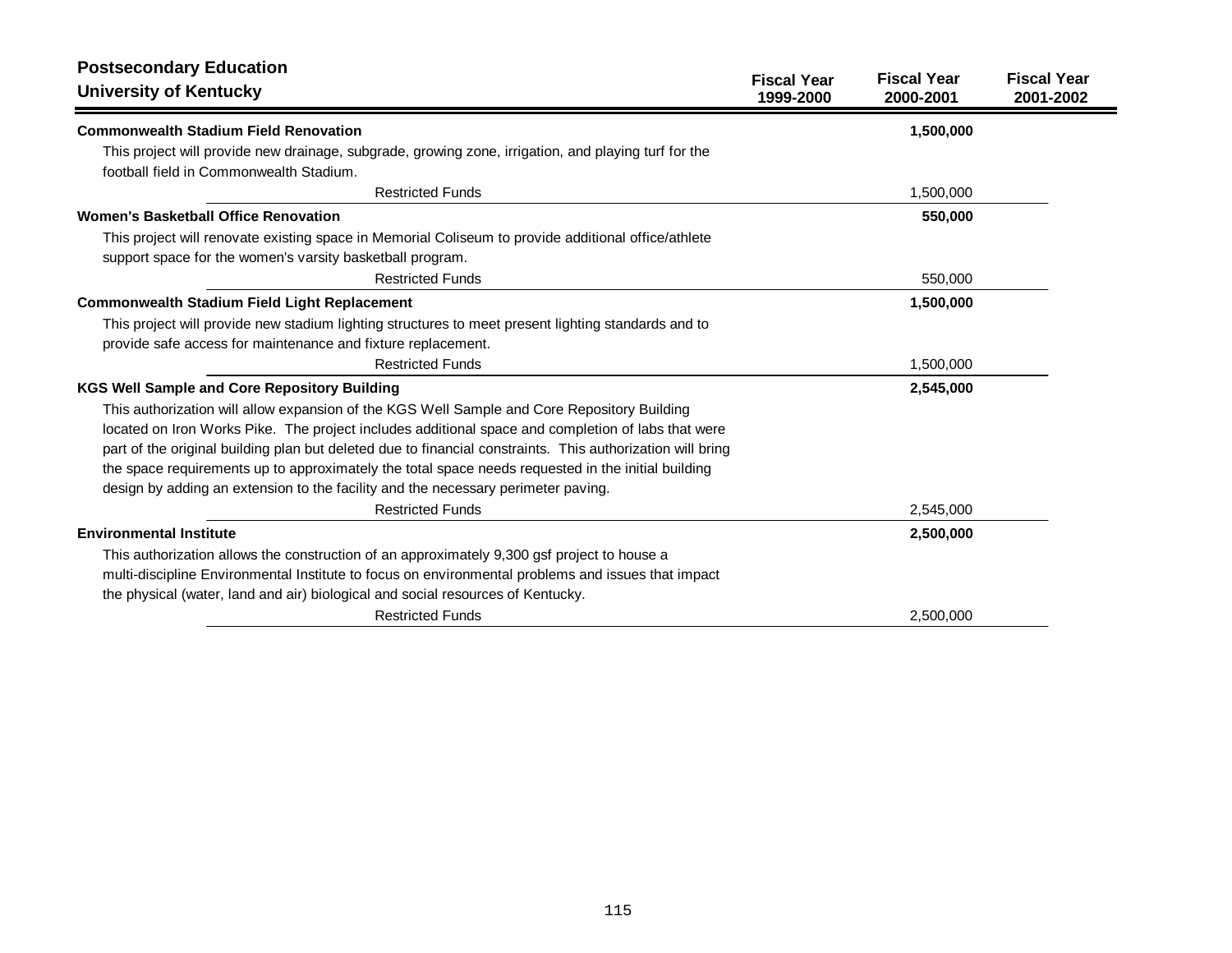## Postsecondary Education
## University of Kentucky

| | Fiscal Year 1999-2000 | Fiscal Year 2000-2001 | Fiscal Year 2001-2002 |
|---|---|---|---|
| **Commonwealth Stadium Field Renovation** | | **1,500,000** | |
| This project will provide new drainage, subgrade, growing zone, irrigation, and playing turf for the football field in Commonwealth Stadium. | | | |
| Restricted Funds | | 1,500,000 | |
| **Women's Basketball Office Renovation** | | **550,000** | |
| This project will renovate existing space in Memorial Coliseum to provide additional office/athlete support space for the women's varsity basketball program. | | | |
| Restricted Funds | | 550,000 | |
| **Commonwealth Stadium Field Light Replacement** | | **1,500,000** | |
| This project will provide new stadium lighting structures to meet present lighting standards and to provide safe access for maintenance and fixture replacement. | | | |
| Restricted Funds | | 1,500,000 | |
| **KGS Well Sample and Core Repository Building** | | **2,545,000** | |
| This authorization will allow expansion of the KGS Well Sample and Core Repository Building located on Iron Works Pike. The project includes additional space and completion of labs that were part of the original building plan but deleted due to financial constraints. This authorization will bring the space requirements up to approximately the total space needs requested in the initial building design by adding an extension to the facility and the necessary perimeter paving. | | | |
| Restricted Funds | | 2,545,000 | |
| **Environmental Institute** | | **2,500,000** | |
| This authorization allows the construction of an approximately 9,300 gsf project to house a multi-discipline Environmental Institute to focus on environmental problems and issues that impact the physical (water, land and air) biological and social resources of Kentucky. | | | |
| Restricted Funds | | 2,500,000 | |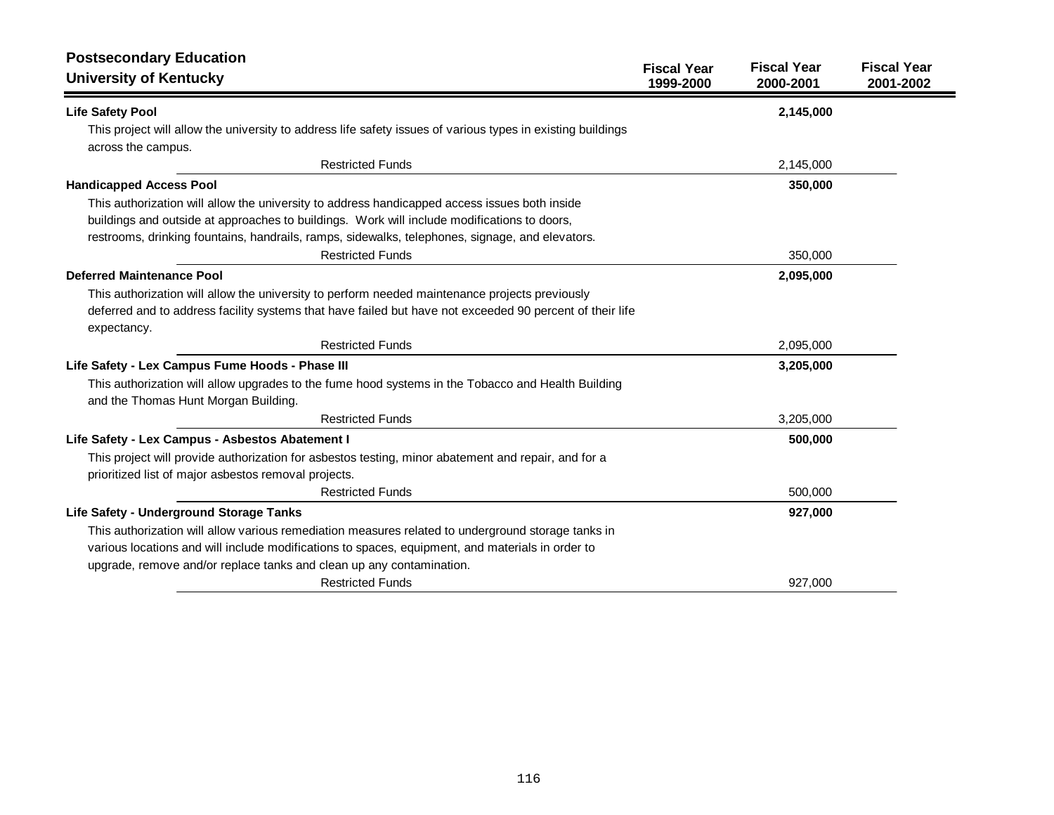## Postsecondary Education
## University of Kentucky

| | Fiscal Year 1999-2000 | Fiscal Year 2000-2001 | Fiscal Year 2001-2002 |
|---|---|---|---|
| **Life Safety Pool** | | **2,145,000** | |
| This project will allow the university to address life safety issues of various types in existing buildings across the campus. | | | |
| Restricted Funds | | 2,145,000 | |
| **Handicapped Access Pool** | | **350,000** | |
| This authorization will allow the university to address handicapped access issues both inside buildings and outside at approaches to buildings. Work will include modifications to doors, restrooms, drinking fountains, handrails, ramps, sidewalks, telephones, signage, and elevators. | | | |
| Restricted Funds | | 350,000 | |
| **Deferred Maintenance Pool** | | **2,095,000** | |
| This authorization will allow the university to perform needed maintenance projects previously deferred and to address facility systems that have failed but have not exceeded 90 percent of their life expectancy. | | | |
| Restricted Funds | | 2,095,000 | |
| **Life Safety - Lex Campus Fume Hoods - Phase III** | | **3,205,000** | |
| This authorization will allow upgrades to the fume hood systems in the Tobacco and Health Building and the Thomas Hunt Morgan Building. | | | |
| Restricted Funds | | 3,205,000 | |
| **Life Safety - Lex Campus - Asbestos Abatement I** | | **500,000** | |
| This project will provide authorization for asbestos testing, minor abatement and repair, and for a prioritized list of major asbestos removal projects. | | | |
| Restricted Funds | | 500,000 | |
| **Life Safety - Underground Storage Tanks** | | **927,000** | |
| This authorization will allow various remediation measures related to underground storage tanks in various locations and will include modifications to spaces, equipment, and materials in order to upgrade, remove and/or replace tanks and clean up any contamination. | | | |
| Restricted Funds | | 927,000 | |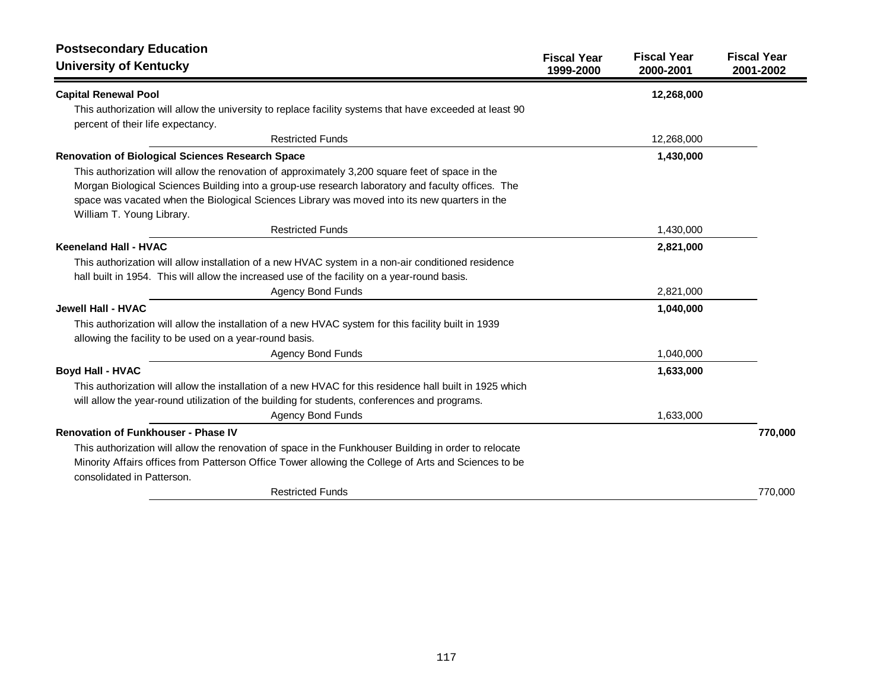## Postsecondary Education
## University of Kentucky

| | Fiscal Year 1999-2000 | Fiscal Year 2000-2001 | Fiscal Year 2001-2002 |
|---|---|---|---|
| **Capital Renewal Pool** | | **12,268,000** | |
| This authorization will allow the university to replace facility systems that have exceeded at least 90 percent of their life expectancy. | | | |
| Restricted Funds | | 12,268,000 | |
| **Renovation of Biological Sciences Research Space** | | **1,430,000** | |
| This authorization will allow the renovation of approximately 3,200 square feet of space in the Morgan Biological Sciences Building into a group-use research laboratory and faculty offices. The space was vacated when the Biological Sciences Library was moved into its new quarters in the William T. Young Library. | | | |
| Restricted Funds | | 1,430,000 | |
| **Keeneland Hall - HVAC** | | **2,821,000** | |
| This authorization will allow installation of a new HVAC system in a non-air conditioned residence hall built in 1954. This will allow the increased use of the facility on a year-round basis. | | | |
| Agency Bond Funds | | 2,821,000 | |
| **Jewell Hall - HVAC** | | **1,040,000** | |
| This authorization will allow the installation of a new HVAC system for this facility built in 1939 allowing the facility to be used on a year-round basis. | | | |
| Agency Bond Funds | | 1,040,000 | |
| **Boyd Hall - HVAC** | | **1,633,000** | |
| This authorization will allow the installation of a new HVAC for this residence hall built in 1925 which will allow the year-round utilization of the building for students, conferences and programs. | | | |
| Agency Bond Funds | | 1,633,000 | |
| **Renovation of Funkhouser - Phase IV** | | | **770,000** |
| This authorization will allow the renovation of space in the Funkhouser Building in order to relocate Minority Affairs offices from Patterson Office Tower allowing the College of Arts and Sciences to be consolidated in Patterson. | | | |
| Restricted Funds | | | 770,000 |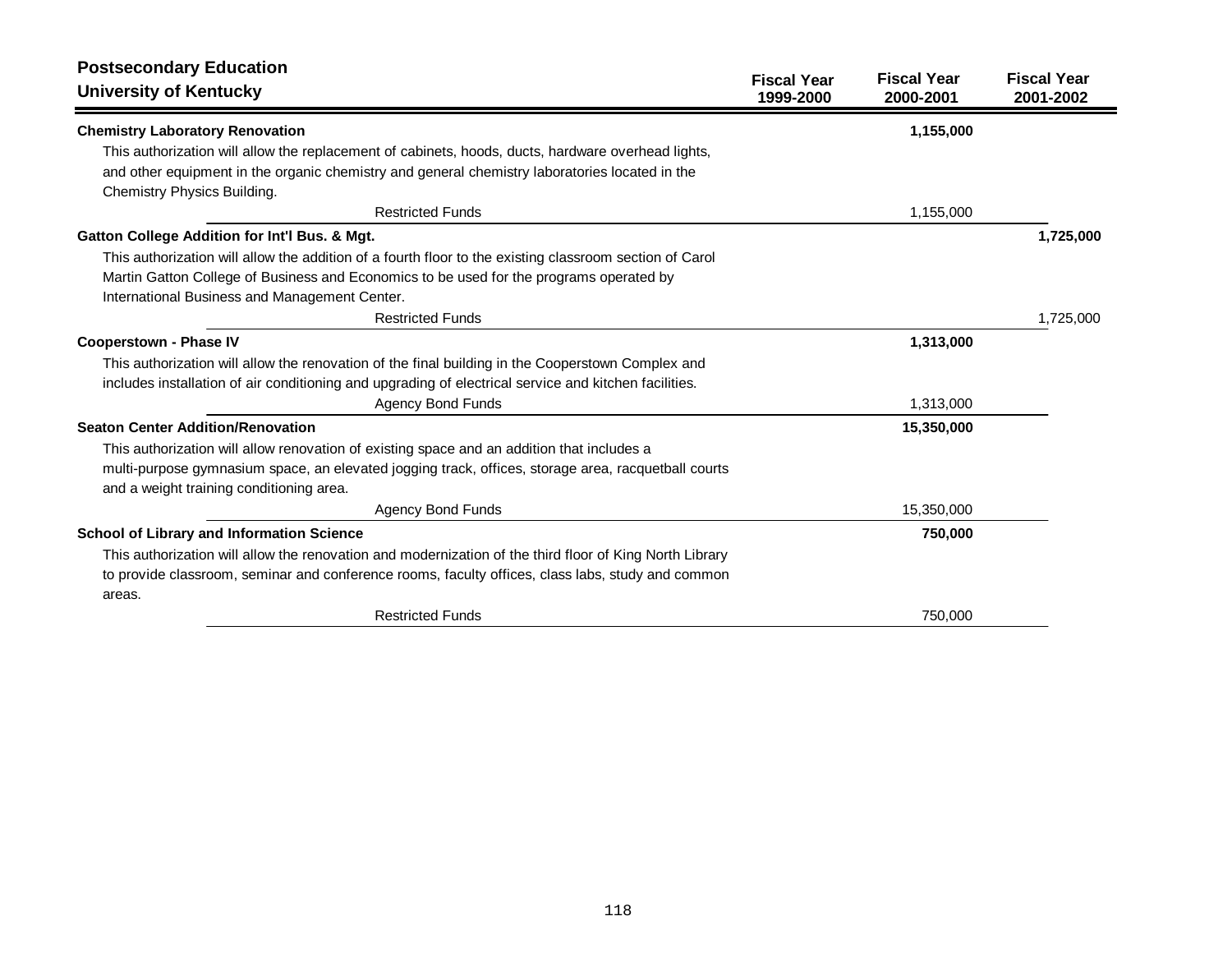## Postsecondary Education
## University of Kentucky

| | Fiscal Year 1999-2000 | Fiscal Year 2000-2001 | Fiscal Year 2001-2002 |
|---|---|---|---|
| **Chemistry Laboratory Renovation** | | **1,155,000** | |
| This authorization will allow the replacement of cabinets, hoods, ducts, hardware overhead lights, and other equipment in the organic chemistry and general chemistry laboratories located in the Chemistry Physics Building. | | | |
| Restricted Funds | | 1,155,000 | |
| **Gatton College Addition for Int'l Bus. & Mgt.** | | | **1,725,000** |
| This authorization will allow the addition of a fourth floor to the existing classroom section of Carol Martin Gatton College of Business and Economics to be used for the programs operated by International Business and Management Center. | | | |
| Restricted Funds | | | 1,725,000 |
| **Cooperstown - Phase IV** | | **1,313,000** | |
| This authorization will allow the renovation of the final building in the Cooperstown Complex and includes installation of air conditioning and upgrading of electrical service and kitchen facilities. | | | |
| Agency Bond Funds | | 1,313,000 | |
| **Seaton Center Addition/Renovation** | | **15,350,000** | |
| This authorization will allow renovation of existing space and an addition that includes a multi-purpose gymnasium space, an elevated jogging track, offices, storage area, racquetball courts and a weight training conditioning area. | | | |
| Agency Bond Funds | | 15,350,000 | |
| **School of Library and Information Science** | | **750,000** | |
| This authorization will allow the renovation and modernization of the third floor of King North Library to provide classroom, seminar and conference rooms, faculty offices, class labs, study and common areas. | | | |
| Restricted Funds | | 750,000 | |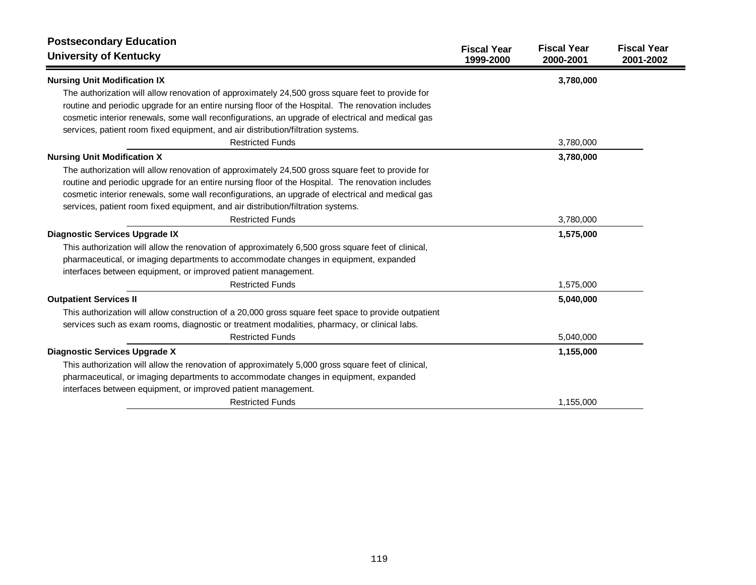## Postsecondary Education
## University of Kentucky

| | Fiscal Year 1999-2000 | Fiscal Year 2000-2001 | Fiscal Year 2001-2002 |
|---|---|---|---|
| **Nursing Unit Modification IX** | | **3,780,000** | |
| The authorization will allow renovation of approximately 24,500 gross square feet to provide for routine and periodic upgrade for an entire nursing floor of the Hospital. The renovation includes cosmetic interior renewals, some wall reconfigurations, an upgrade of electrical and medical gas services, patient room fixed equipment, and air distribution/filtration systems. | | | |
| Restricted Funds | | 3,780,000 | |
| **Nursing Unit Modification X** | | **3,780,000** | |
| The authorization will allow renovation of approximately 24,500 gross square feet to provide for routine and periodic upgrade for an entire nursing floor of the Hospital. The renovation includes cosmetic interior renewals, some wall reconfigurations, an upgrade of electrical and medical gas services, patient room fixed equipment, and air distribution/filtration systems. | | | |
| Restricted Funds | | 3,780,000 | |
| **Diagnostic Services Upgrade IX** | | **1,575,000** | |
| This authorization will allow the renovation of approximately 6,500 gross square feet of clinical, pharmaceutical, or imaging departments to accommodate changes in equipment, expanded interfaces between equipment, or improved patient management. | | | |
| Restricted Funds | | 1,575,000 | |
| **Outpatient Services II** | | **5,040,000** | |
| This authorization will allow construction of a 20,000 gross square feet space to provide outpatient services such as exam rooms, diagnostic or treatment modalities, pharmacy, or clinical labs. | | | |
| Restricted Funds | | 5,040,000 | |
| **Diagnostic Services Upgrade X** | | **1,155,000** | |
| This authorization will allow the renovation of approximately 5,000 gross square feet of clinical, pharmaceutical, or imaging departments to accommodate changes in equipment, expanded interfaces between equipment, or improved patient management. | | | |
| Restricted Funds | | 1,155,000 | |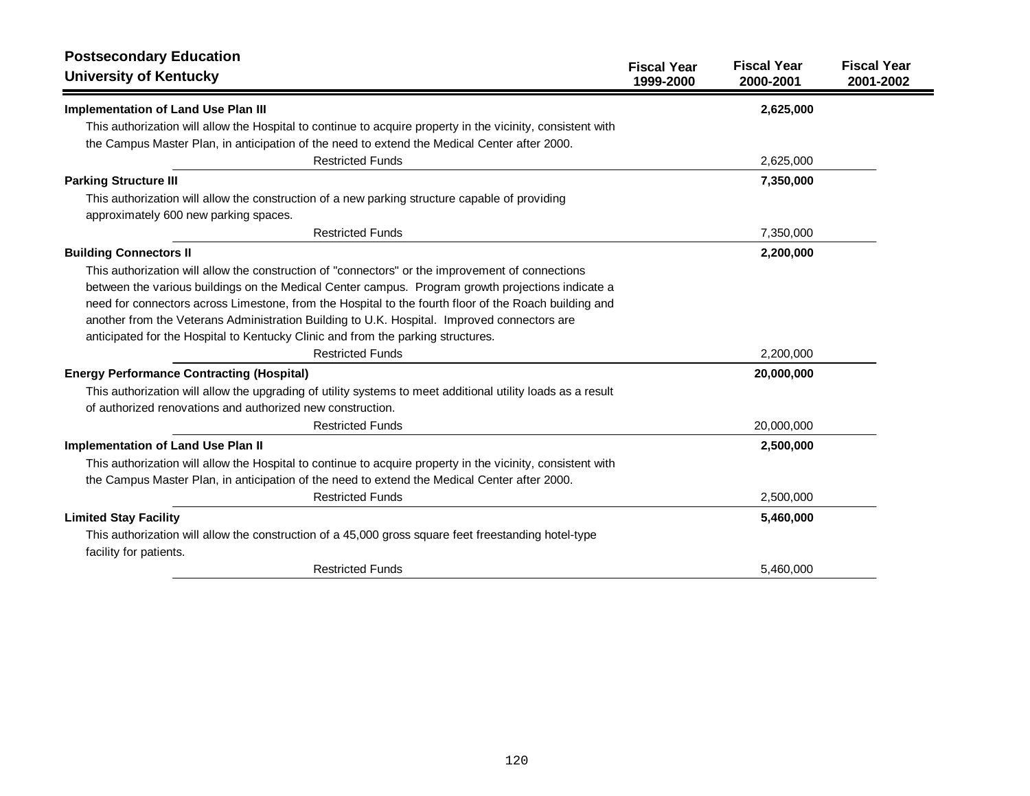## Postsecondary Education
## University of Kentucky

| | Fiscal Year 1999-2000 | Fiscal Year 2000-2001 | Fiscal Year 2001-2002 |
|---|---|---|---|
| **Implementation of Land Use Plan III** | | **2,625,000** | |
| This authorization will allow the Hospital to continue to acquire property in the vicinity, consistent with the Campus Master Plan, in anticipation of the need to extend the Medical Center after 2000. | | | |
| Restricted Funds | | 2,625,000 | |
| **Parking Structure III** | | **7,350,000** | |
| This authorization will allow the construction of a new parking structure capable of providing approximately 600 new parking spaces. | | | |
| Restricted Funds | | 7,350,000 | |
| **Building Connectors II** | | **2,200,000** | |
| This authorization will allow the construction of "connectors" or the improvement of connections between the various buildings on the Medical Center campus. Program growth projections indicate a need for connectors across Limestone, from the Hospital to the fourth floor of the Roach building and another from the Veterans Administration Building to U.K. Hospital. Improved connectors are anticipated for the Hospital to Kentucky Clinic and from the parking structures. | | | |
| Restricted Funds | | 2,200,000 | |
| **Energy Performance Contracting (Hospital)** | | **20,000,000** | |
| This authorization will allow the upgrading of utility systems to meet additional utility loads as a result of authorized renovations and authorized new construction. | | | |
| Restricted Funds | | 20,000,000 | |
| **Implementation of Land Use Plan II** | | **2,500,000** | |
| This authorization will allow the Hospital to continue to acquire property in the vicinity, consistent with the Campus Master Plan, in anticipation of the need to extend the Medical Center after 2000. | | | |
| Restricted Funds | | 2,500,000 | |
| **Limited Stay Facility** | | **5,460,000** | |
| This authorization will allow the construction of a 45,000 gross square feet freestanding hotel-type facility for patients. | | | |
| Restricted Funds | | 5,460,000 | |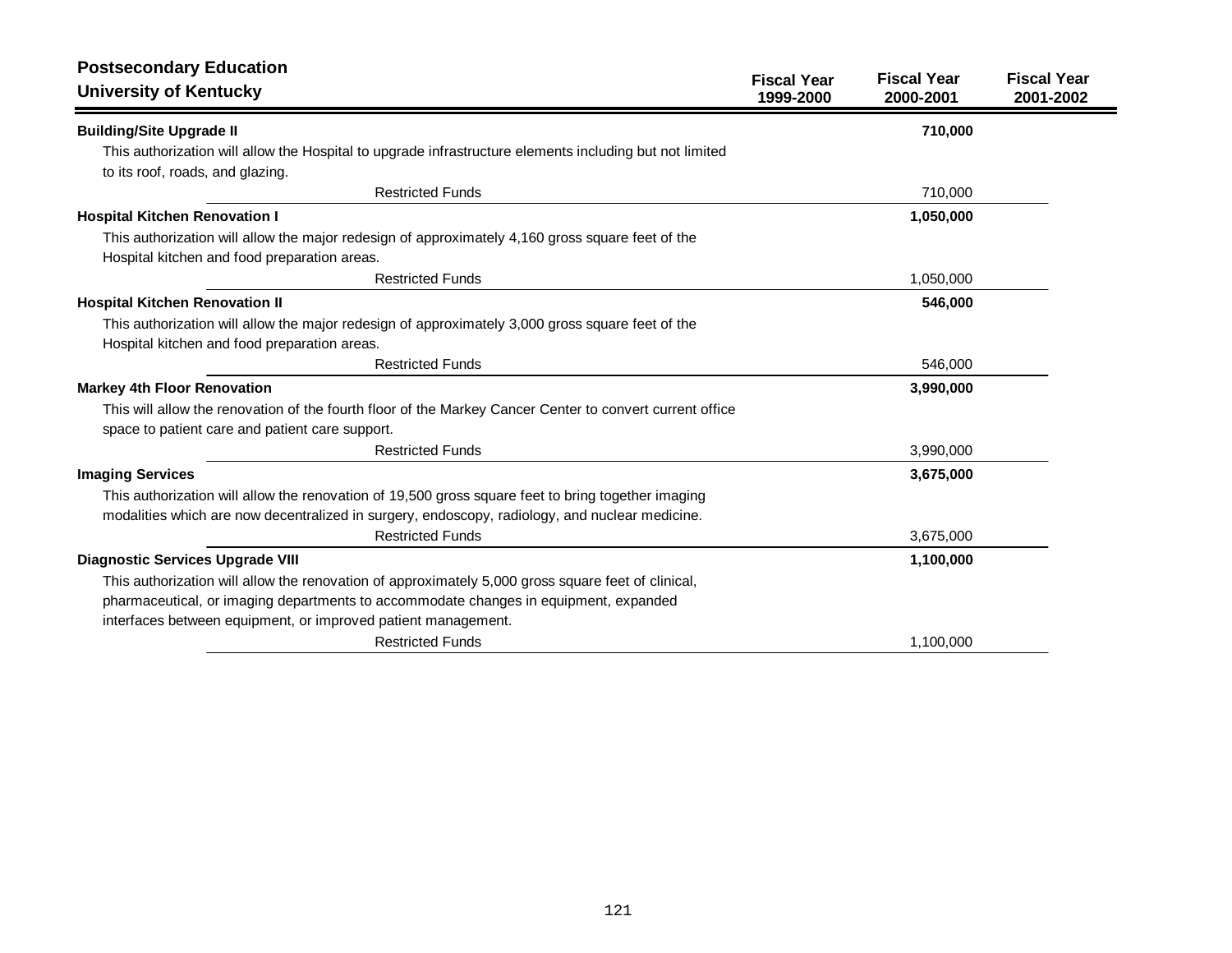## Postsecondary Education
## University of Kentucky

| | Fiscal Year 1999-2000 | Fiscal Year 2000-2001 | Fiscal Year 2001-2002 |
|---|---|---|---|
| **Building/Site Upgrade II** | | **710,000** | |
| This authorization will allow the Hospital to upgrade infrastructure elements including but not limited to its roof, roads, and glazing. | | | |
| Restricted Funds | | 710,000 | |
| **Hospital Kitchen Renovation I** | | **1,050,000** | |
| This authorization will allow the major redesign of approximately 4,160 gross square feet of the Hospital kitchen and food preparation areas. | | | |
| Restricted Funds | | 1,050,000 | |
| **Hospital Kitchen Renovation II** | | **546,000** | |
| This authorization will allow the major redesign of approximately 3,000 gross square feet of the Hospital kitchen and food preparation areas. | | | |
| Restricted Funds | | 546,000 | |
| **Markey 4th Floor Renovation** | | **3,990,000** | |
| This will allow the renovation of the fourth floor of the Markey Cancer Center to convert current office space to patient care and patient care support. | | | |
| Restricted Funds | | 3,990,000 | |
| **Imaging Services** | | **3,675,000** | |
| This authorization will allow the renovation of 19,500 gross square feet to bring together imaging modalities which are now decentralized in surgery, endoscopy, radiology, and nuclear medicine. | | | |
| Restricted Funds | | 3,675,000 | |
| **Diagnostic Services Upgrade VIII** | | **1,100,000** | |
| This authorization will allow the renovation of approximately 5,000 gross square feet of clinical, pharmaceutical, or imaging departments to accommodate changes in equipment, expanded interfaces between equipment, or improved patient management. | | | |
| Restricted Funds | | 1,100,000 | |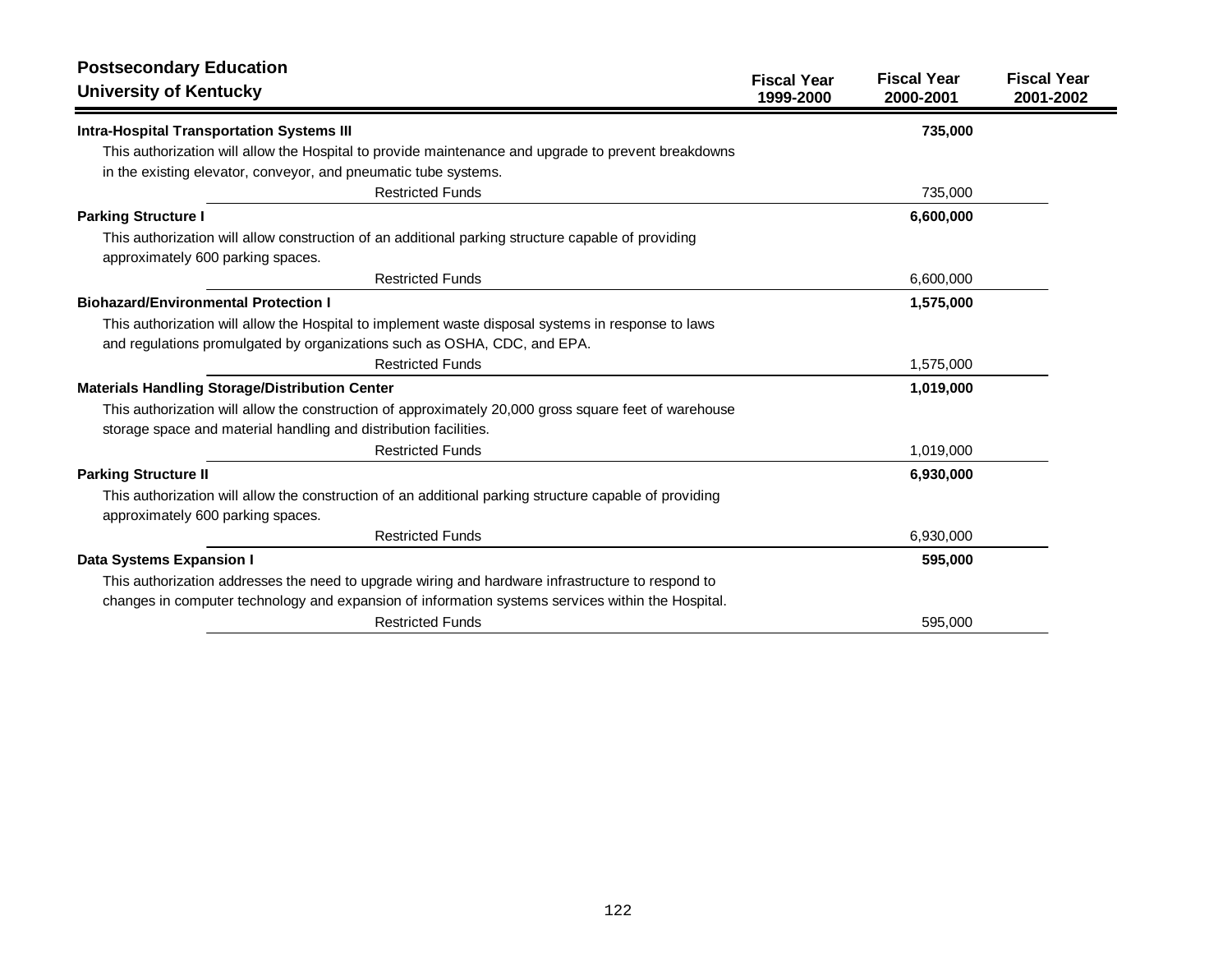## Postsecondary Education
## University of Kentucky

| | Fiscal Year 1999-2000 | Fiscal Year 2000-2001 | Fiscal Year 2001-2002 |
|---|---|---|---|
| **Intra-Hospital Transportation Systems III** | | **735,000** | |
| This authorization will allow the Hospital to provide maintenance and upgrade to prevent breakdowns in the existing elevator, conveyor, and pneumatic tube systems. | | | |
| Restricted Funds | | 735,000 | |
| **Parking Structure I** | | **6,600,000** | |
| This authorization will allow construction of an additional parking structure capable of providing approximately 600 parking spaces. | | | |
| Restricted Funds | | 6,600,000 | |
| **Biohazard/Environmental Protection I** | | **1,575,000** | |
| This authorization will allow the Hospital to implement waste disposal systems in response to laws and regulations promulgated by organizations such as OSHA, CDC, and EPA. | | | |
| Restricted Funds | | 1,575,000 | |
| **Materials Handling Storage/Distribution Center** | | **1,019,000** | |
| This authorization will allow the construction of approximately 20,000 gross square feet of warehouse storage space and material handling and distribution facilities. | | | |
| Restricted Funds | | 1,019,000 | |
| **Parking Structure II** | | **6,930,000** | |
| This authorization will allow the construction of an additional parking structure capable of providing approximately 600 parking spaces. | | | |
| Restricted Funds | | 6,930,000 | |
| **Data Systems Expansion I** | | **595,000** | |
| This authorization addresses the need to upgrade wiring and hardware infrastructure to respond to changes in computer technology and expansion of information systems services within the Hospital. | | | |
| Restricted Funds | | 595,000 | |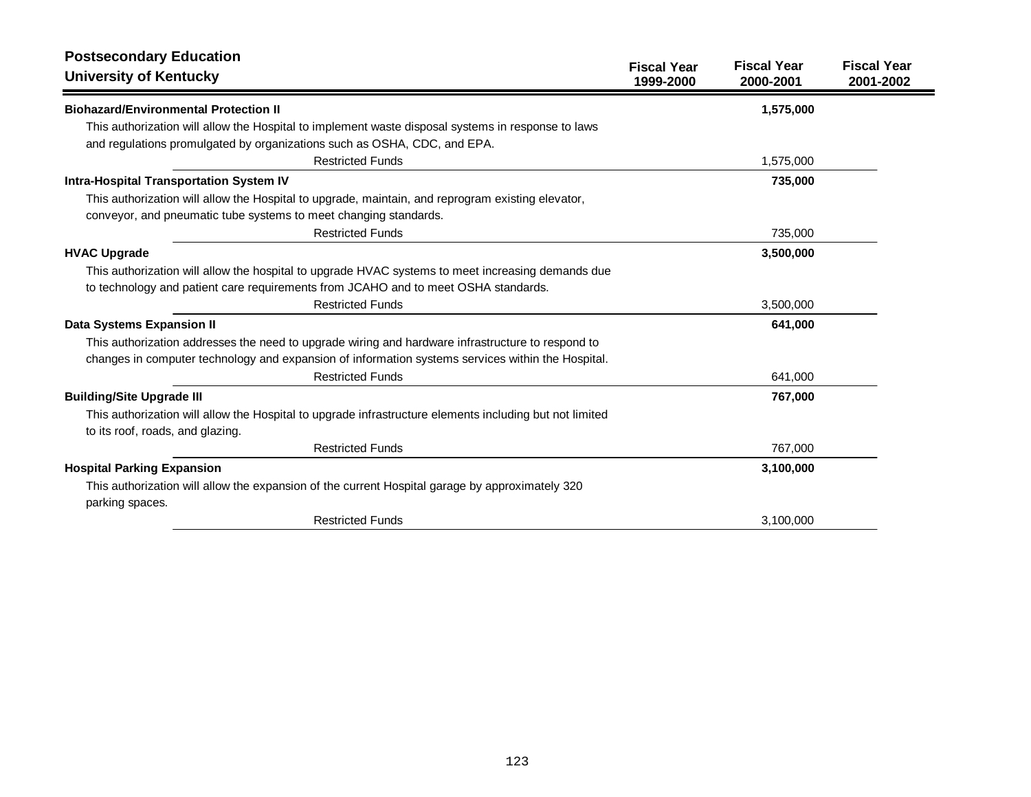## Postsecondary Education
## University of Kentucky

| | Fiscal Year 1999-2000 | Fiscal Year 2000-2001 | Fiscal Year 2001-2002 |
|---|---|---|---|
| **Biohazard/Environmental Protection II** | | **1,575,000** | |
| This authorization will allow the Hospital to implement waste disposal systems in response to laws and regulations promulgated by organizations such as OSHA, CDC, and EPA. | | | |
| Restricted Funds | | 1,575,000 | |
| **Intra-Hospital Transportation System IV** | | **735,000** | |
| This authorization will allow the Hospital to upgrade, maintain, and reprogram existing elevator, conveyor, and pneumatic tube systems to meet changing standards. | | | |
| Restricted Funds | | 735,000 | |
| **HVAC Upgrade** | | **3,500,000** | |
| This authorization will allow the hospital to upgrade HVAC systems to meet increasing demands due to technology and patient care requirements from JCAHO and to meet OSHA standards. | | | |
| Restricted Funds | | 3,500,000 | |
| **Data Systems Expansion II** | | **641,000** | |
| This authorization addresses the need to upgrade wiring and hardware infrastructure to respond to changes in computer technology and expansion of information systems services within the Hospital. | | | |
| Restricted Funds | | 641,000 | |
| **Building/Site Upgrade III** | | **767,000** | |
| This authorization will allow the Hospital to upgrade infrastructure elements including but not limited to its roof, roads, and glazing. | | | |
| Restricted Funds | | 767,000 | |
| **Hospital Parking Expansion** | | **3,100,000** | |
| This authorization will allow the expansion of the current Hospital garage by approximately 320 parking spaces. | | | |
| Restricted Funds | | 3,100,000 | |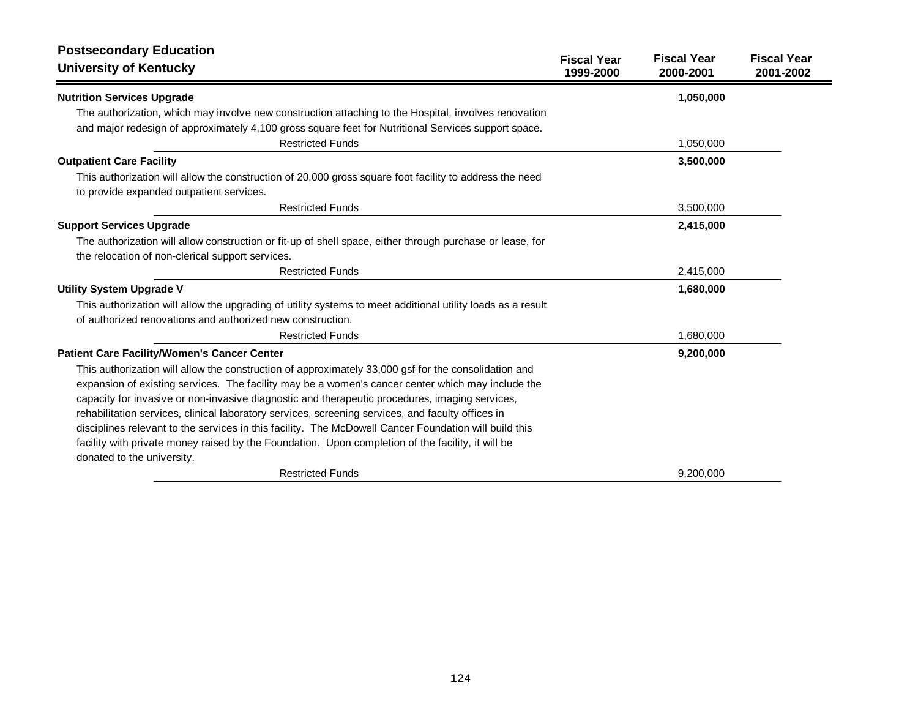## Postsecondary Education
## University of Kentucky

| | Fiscal Year 1999-2000 | Fiscal Year 2000-2001 | Fiscal Year 2001-2002 |
|---|---|---|---|
| **Nutrition Services Upgrade** | | **1,050,000** | |
| The authorization, which may involve new construction attaching to the Hospital, involves renovation and major redesign of approximately 4,100 gross square feet for Nutritional Services support space. | | | |
| Restricted Funds | | 1,050,000 | |
| **Outpatient Care Facility** | | **3,500,000** | |
| This authorization will allow the construction of 20,000 gross square foot facility to address the need to provide expanded outpatient services. | | | |
| Restricted Funds | | 3,500,000 | |
| **Support Services Upgrade** | | **2,415,000** | |
| The authorization will allow construction or fit-up of shell space, either through purchase or lease, for the relocation of non-clerical support services. | | | |
| Restricted Funds | | 2,415,000 | |
| **Utility System Upgrade V** | | **1,680,000** | |
| This authorization will allow the upgrading of utility systems to meet additional utility loads as a result of authorized renovations and authorized new construction. | | | |
| Restricted Funds | | 1,680,000 | |
| **Patient Care Facility/Women's Cancer Center** | | **9,200,000** | |
| This authorization will allow the construction of approximately 33,000 gsf for the consolidation and expansion of existing services. The facility may be a women's cancer center which may include the capacity for invasive or non-invasive diagnostic and therapeutic procedures, imaging services, rehabilitation services, clinical laboratory services, screening services, and faculty offices in disciplines relevant to the services in this facility. The McDowell Cancer Foundation will build this facility with private money raised by the Foundation. Upon completion of the facility, it will be donated to the university. | | | |
| Restricted Funds | | 9,200,000 | |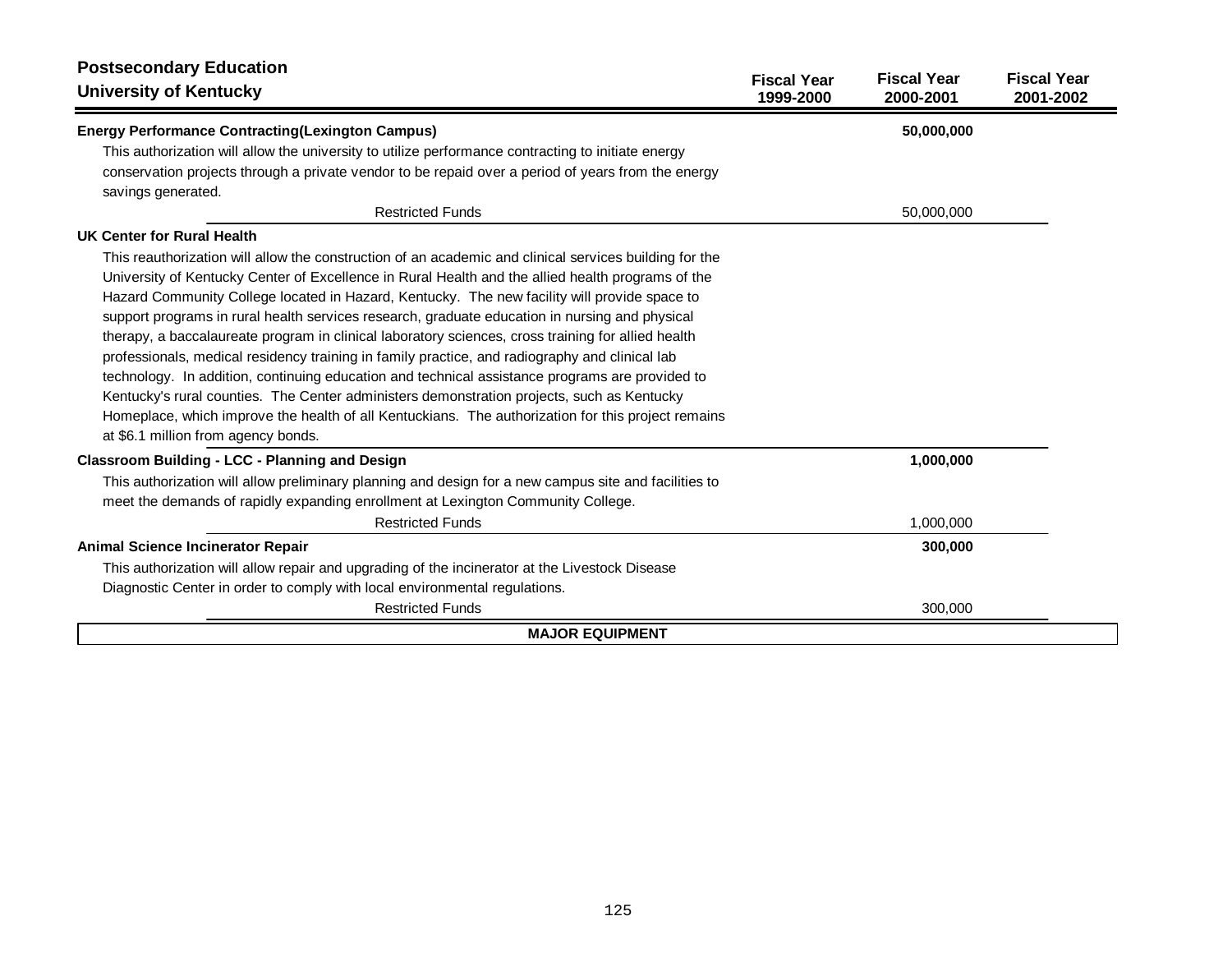## Postsecondary Education
## University of Kentucky

| | Fiscal Year 1999-2000 | Fiscal Year 2000-2001 | Fiscal Year 2001-2002 |
|---|---|---|---|
| **Energy Performance Contracting(Lexington Campus)** | | **50,000,000** | |
| This authorization will allow the university to utilize performance contracting to initiate energy conservation projects through a private vendor to be repaid over a period of years from the energy savings generated. | | | |
| Restricted Funds | | 50,000,000 | |
| **UK Center for Rural Health** | | | |
| This reauthorization will allow the construction of an academic and clinical services building for the University of Kentucky Center of Excellence in Rural Health and the allied health programs of the Hazard Community College located in Hazard, Kentucky. The new facility will provide space to support programs in rural health services research, graduate education in nursing and physical therapy, a baccalaureate program in clinical laboratory sciences, cross training for allied health professionals, medical residency training in family practice, and radiography and clinical lab technology. In addition, continuing education and technical assistance programs are provided to Kentucky's rural counties. The Center administers demonstration projects, such as Kentucky Homeplace, which improve the health of all Kentuckians. The authorization for this project remains at $6.1 million from agency bonds. | | | |
| **Classroom Building - LCC - Planning and Design** | | **1,000,000** | |
| This authorization will allow preliminary planning and design for a new campus site and facilities to meet the demands of rapidly expanding enrollment at Lexington Community College. | | | |
| Restricted Funds | | 1,000,000 | |
| **Animal Science Incinerator Repair** | | **300,000** | |
| This authorization will allow repair and upgrading of the incinerator at the Livestock Disease Diagnostic Center in order to comply with local environmental regulations. | | | |
| Restricted Funds | | 300,000 | |

**MAJOR EQUIPMENT**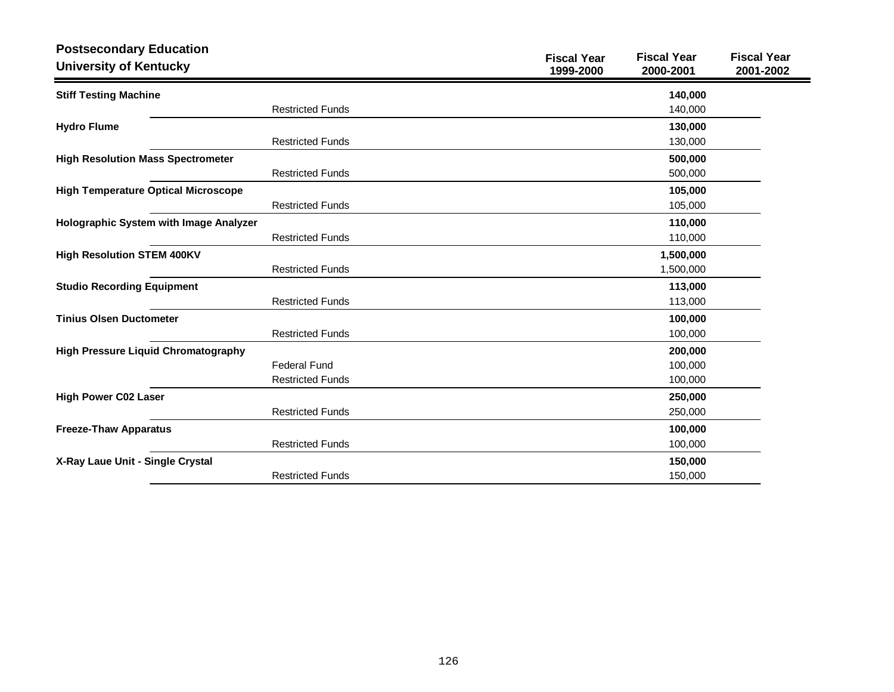## Postsecondary Education
## University of Kentucky

| | | Fiscal Year 1999-2000 | Fiscal Year 2000-2001 | Fiscal Year 2001-2002 |
|---|---|---|---|---|
| **Stiff Testing Machine** | | | **140,000** | |
| | Restricted Funds | | 140,000 | |
| **Hydro Flume** | | | **130,000** | |
| | Restricted Funds | | 130,000 | |
| **High Resolution Mass Spectrometer** | | | **500,000** | |
| | Restricted Funds | | 500,000 | |
| **High Temperature Optical Microscope** | | | **105,000** | |
| | Restricted Funds | | 105,000 | |
| **Holographic System with Image Analyzer** | | | **110,000** | |
| | Restricted Funds | | 110,000 | |
| **High Resolution STEM 400KV** | | | **1,500,000** | |
| | Restricted Funds | | 1,500,000 | |
| **Studio Recording Equipment** | | | **113,000** | |
| | Restricted Funds | | 113,000 | |
| **Tinius Olsen Ductometer** | | | **100,000** | |
| | Restricted Funds | | 100,000 | |
| **High Pressure Liquid Chromatography** | | | **200,000** | |
| | Federal Fund | | 100,000 | |
| | Restricted Funds | | 100,000 | |
| **High Power C02 Laser** | | | **250,000** | |
| | Restricted Funds | | 250,000 | |
| **Freeze-Thaw Apparatus** | | | **100,000** | |
| | Restricted Funds | | 100,000 | |
| **X-Ray Laue Unit - Single Crystal** | | | **150,000** | |
| | Restricted Funds | | 150,000 | |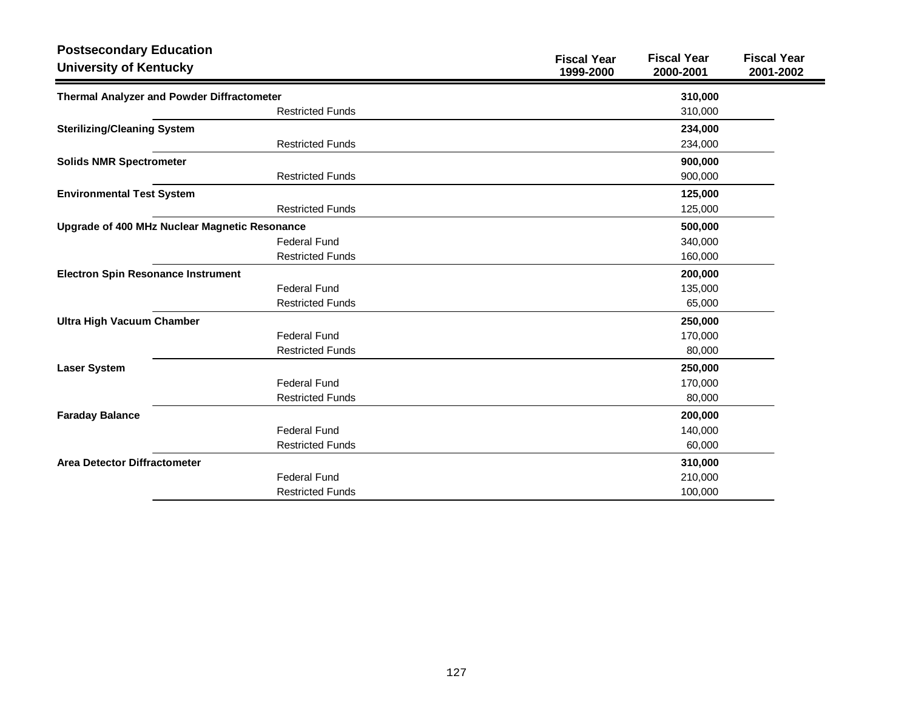## Postsecondary Education
## University of Kentucky

| | Fiscal Year 1999-2000 | Fiscal Year 2000-2001 | Fiscal Year 2001-2002 |
|---|---|---|---|
| **Thermal Analyzer and Powder Diffractometer** | | **310,000** | |
| Restricted Funds | | 310,000 | |
| **Sterilizing/Cleaning System** | | **234,000** | |
| Restricted Funds | | 234,000 | |
| **Solids NMR Spectrometer** | | **900,000** | |
| Restricted Funds | | 900,000 | |
| **Environmental Test System** | | **125,000** | |
| Restricted Funds | | 125,000 | |
| **Upgrade of 400 MHz Nuclear Magnetic Resonance** | | **500,000** | |
| Federal Fund | | 340,000 | |
| Restricted Funds | | 160,000 | |
| **Electron Spin Resonance Instrument** | | **200,000** | |
| Federal Fund | | 135,000 | |
| Restricted Funds | | 65,000 | |
| **Ultra High Vacuum Chamber** | | **250,000** | |
| Federal Fund | | 170,000 | |
| Restricted Funds | | 80,000 | |
| **Laser System** | | **250,000** | |
| Federal Fund | | 170,000 | |
| Restricted Funds | | 80,000 | |
| **Faraday Balance** | | **200,000** | |
| Federal Fund | | 140,000 | |
| Restricted Funds | | 60,000 | |
| **Area Detector Diffractometer** | | **310,000** | |
| Federal Fund | | 210,000 | |
| Restricted Funds | | 100,000 | |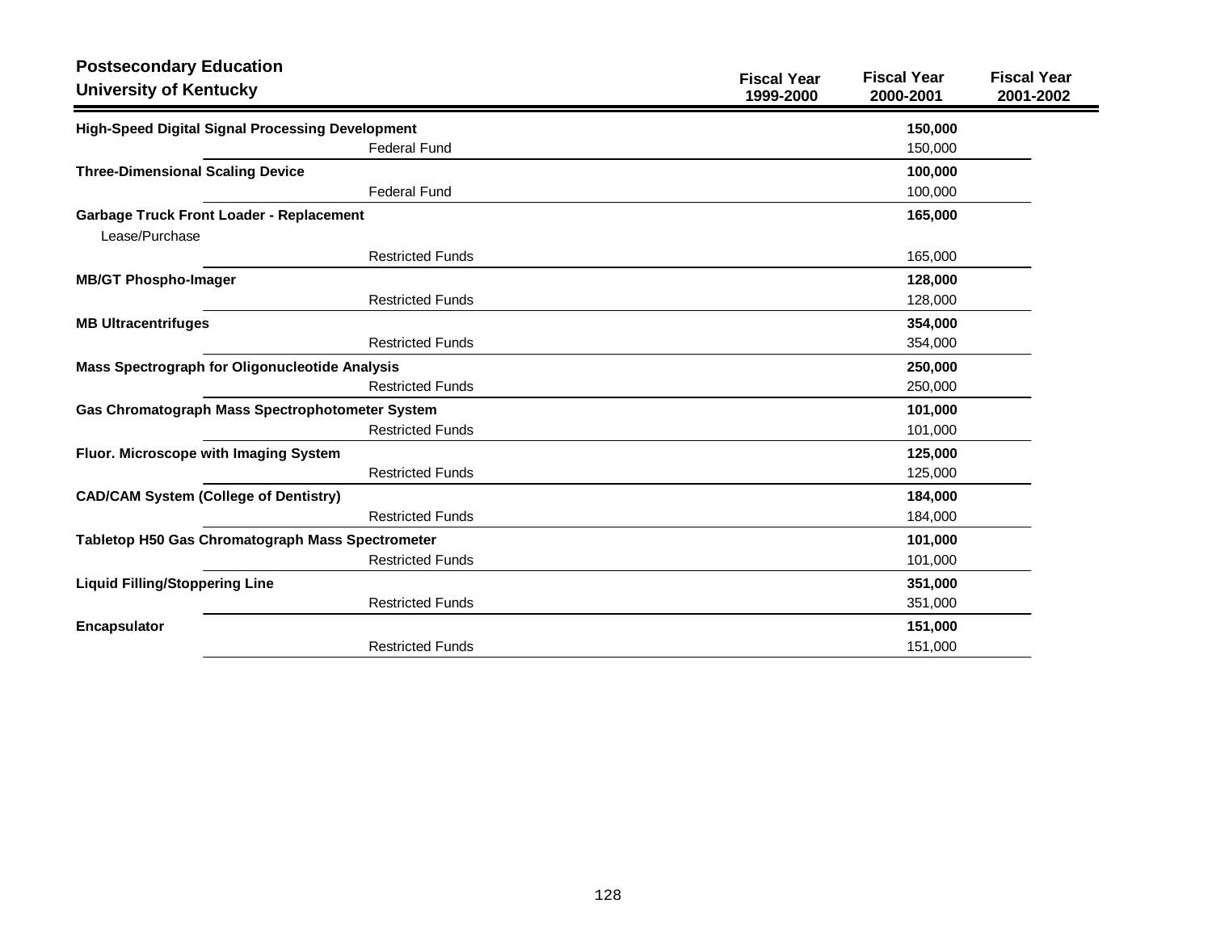**Postsecondary Education**
**University of Kentucky**

| | Fiscal Year 1999-2000 | Fiscal Year 2000-2001 | Fiscal Year 2001-2002 |
|---|---|---|---|
| **High-Speed Digital Signal Processing Development** | | **150,000** | |
| Federal Fund | | 150,000 | |
| **Three-Dimensional Scaling Device** | | **100,000** | |
| Federal Fund | | 100,000 | |
| **Garbage Truck Front Loader - Replacement** | | **165,000** | |
| Lease/Purchase | | | |
| Restricted Funds | | 165,000 | |
| **MB/GT Phospho-Imager** | | **128,000** | |
| Restricted Funds | | 128,000 | |
| **MB Ultracentrifuges** | | **354,000** | |
| Restricted Funds | | 354,000 | |
| **Mass Spectrograph for Oligonucleotide Analysis** | | **250,000** | |
| Restricted Funds | | 250,000 | |
| **Gas Chromatograph Mass Spectrophotometer System** | | **101,000** | |
| Restricted Funds | | 101,000 | |
| **Fluor. Microscope with Imaging System** | | **125,000** | |
| Restricted Funds | | 125,000 | |
| **CAD/CAM System (College of Dentistry)** | | **184,000** | |
| Restricted Funds | | 184,000 | |
| **Tabletop H50 Gas Chromatograph Mass Spectrometer** | | **101,000** | |
| Restricted Funds | | 101,000 | |
| **Liquid Filling/Stoppering Line** | | **351,000** | |
| Restricted Funds | | 351,000 | |
| **Encapsulator** | | **151,000** | |
| Restricted Funds | | 151,000 | |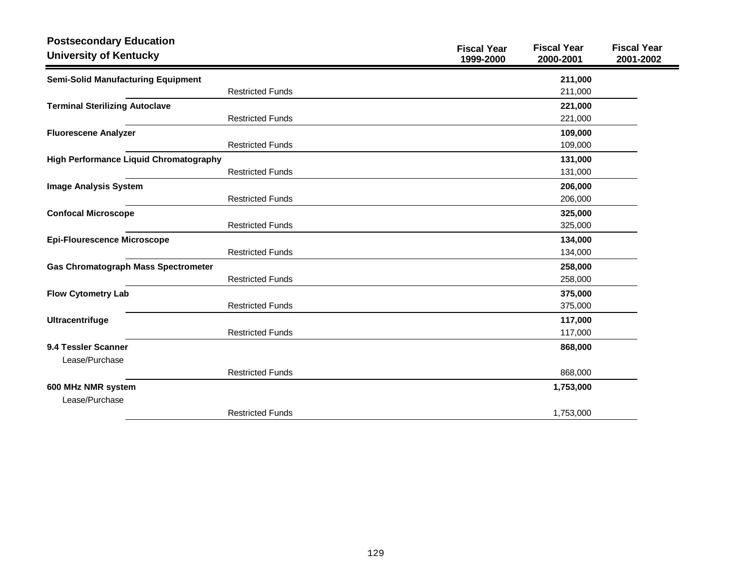## Postsecondary Education
## University of Kentucky

| | | Fiscal Year 1999-2000 | Fiscal Year 2000-2001 | Fiscal Year 2001-2002 |
|---|---|---|---|---|
| **Semi-Solid Manufacturing Equipment** | | | **211,000** | |
| | Restricted Funds | | 211,000 | |
| **Terminal Sterilizing Autoclave** | | | **221,000** | |
| | Restricted Funds | | 221,000 | |
| **Fluorescene Analyzer** | | | **109,000** | |
| | Restricted Funds | | 109,000 | |
| **High Performance Liquid Chromatography** | | | **131,000** | |
| | Restricted Funds | | 131,000 | |
| **Image Analysis System** | | | **206,000** | |
| | Restricted Funds | | 206,000 | |
| **Confocal Microscope** | | | **325,000** | |
| | Restricted Funds | | 325,000 | |
| **Epi-Flourescence Microscope** | | | **134,000** | |
| | Restricted Funds | | 134,000 | |
| **Gas Chromatograph Mass Spectrometer** | | | **258,000** | |
| | Restricted Funds | | 258,000 | |
| **Flow Cytometry Lab** | | | **375,000** | |
| | Restricted Funds | | 375,000 | |
| **Ultracentrifuge** | | | **117,000** | |
| | Restricted Funds | | 117,000 | |
| **9.4 Tessler Scanner** | | | **868,000** | |
| Lease/Purchase | | | | |
| | Restricted Funds | | 868,000 | |
| **600 MHz NMR system** | | | **1,753,000** | |
| Lease/Purchase | | | | |
| | Restricted Funds | | 1,753,000 | |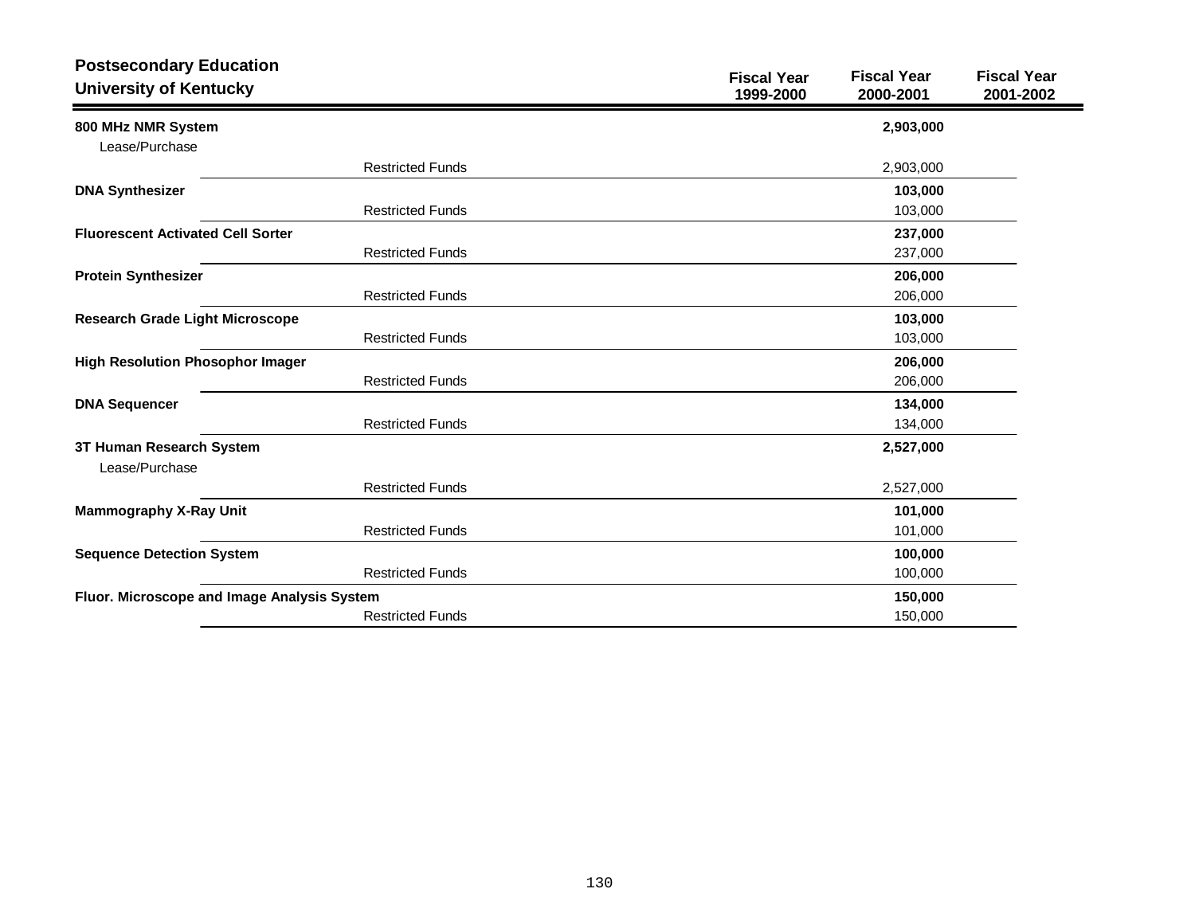**Postsecondary Education**
**University of Kentucky**

| | | Fiscal Year 1999-2000 | Fiscal Year 2000-2001 | Fiscal Year 2001-2002 |
|---|---|---|---|---|
| **800 MHz NMR System** | | | **2,903,000** | |
| Lease/Purchase | | | | |
| | Restricted Funds | | 2,903,000 | |
| **DNA Synthesizer** | | | **103,000** | |
| | Restricted Funds | | 103,000 | |
| **Fluorescent Activated Cell Sorter** | | | **237,000** | |
| | Restricted Funds | | 237,000 | |
| **Protein Synthesizer** | | | **206,000** | |
| | Restricted Funds | | 206,000 | |
| **Research Grade Light Microscope** | | | **103,000** | |
| | Restricted Funds | | 103,000 | |
| **High Resolution Phosophor Imager** | | | **206,000** | |
| | Restricted Funds | | 206,000 | |
| **DNA Sequencer** | | | **134,000** | |
| | Restricted Funds | | 134,000 | |
| **3T Human Research System** | | | **2,527,000** | |
| Lease/Purchase | | | | |
| | Restricted Funds | | 2,527,000 | |
| **Mammography X-Ray Unit** | | | **101,000** | |
| | Restricted Funds | | 101,000 | |
| **Sequence Detection System** | | | **100,000** | |
| | Restricted Funds | | 100,000 | |
| **Fluor. Microscope and Image Analysis System** | | | **150,000** | |
| | Restricted Funds | | 150,000 | |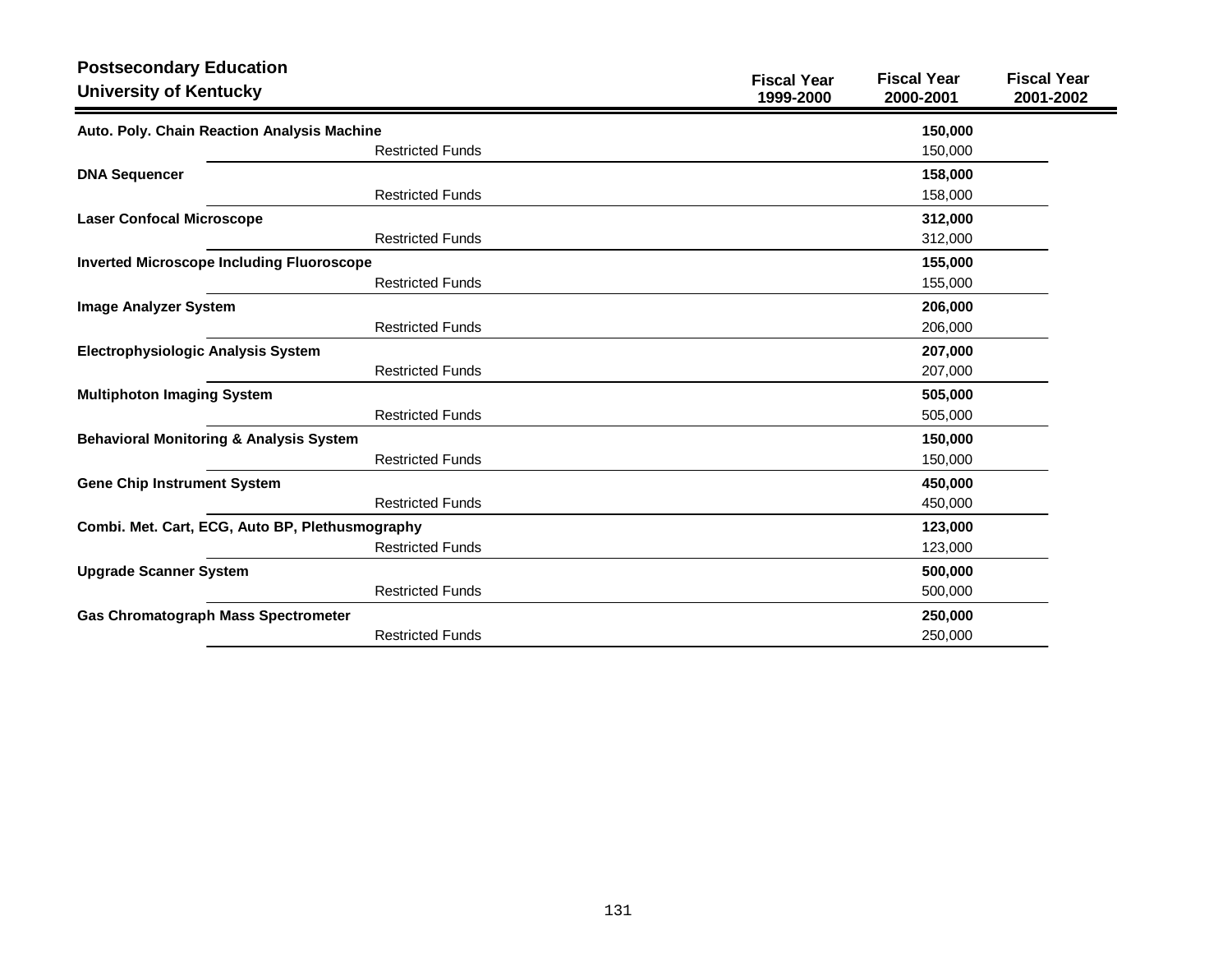**Postsecondary Education**
**University of Kentucky**

| | Fiscal Year 1999-2000 | Fiscal Year 2000-2001 | Fiscal Year 2001-2002 |
|---|---|---|---|
| **Auto. Poly. Chain Reaction Analysis Machine** | | **150,000** | |
| Restricted Funds | | 150,000 | |
| **DNA Sequencer** | | **158,000** | |
| Restricted Funds | | 158,000 | |
| **Laser Confocal Microscope** | | **312,000** | |
| Restricted Funds | | 312,000 | |
| **Inverted Microscope Including Fluoroscope** | | **155,000** | |
| Restricted Funds | | 155,000 | |
| **Image Analyzer System** | | **206,000** | |
| Restricted Funds | | 206,000 | |
| **Electrophysiologic Analysis System** | | **207,000** | |
| Restricted Funds | | 207,000 | |
| **Multiphoton Imaging System** | | **505,000** | |
| Restricted Funds | | 505,000 | |
| **Behavioral Monitoring & Analysis System** | | **150,000** | |
| Restricted Funds | | 150,000 | |
| **Gene Chip Instrument System** | | **450,000** | |
| Restricted Funds | | 450,000 | |
| **Combi. Met. Cart, ECG, Auto BP, Plethusmography** | | **123,000** | |
| Restricted Funds | | 123,000 | |
| **Upgrade Scanner System** | | **500,000** | |
| Restricted Funds | | 500,000 | |
| **Gas Chromatograph Mass Spectrometer** | | **250,000** | |
| Restricted Funds | | 250,000 | |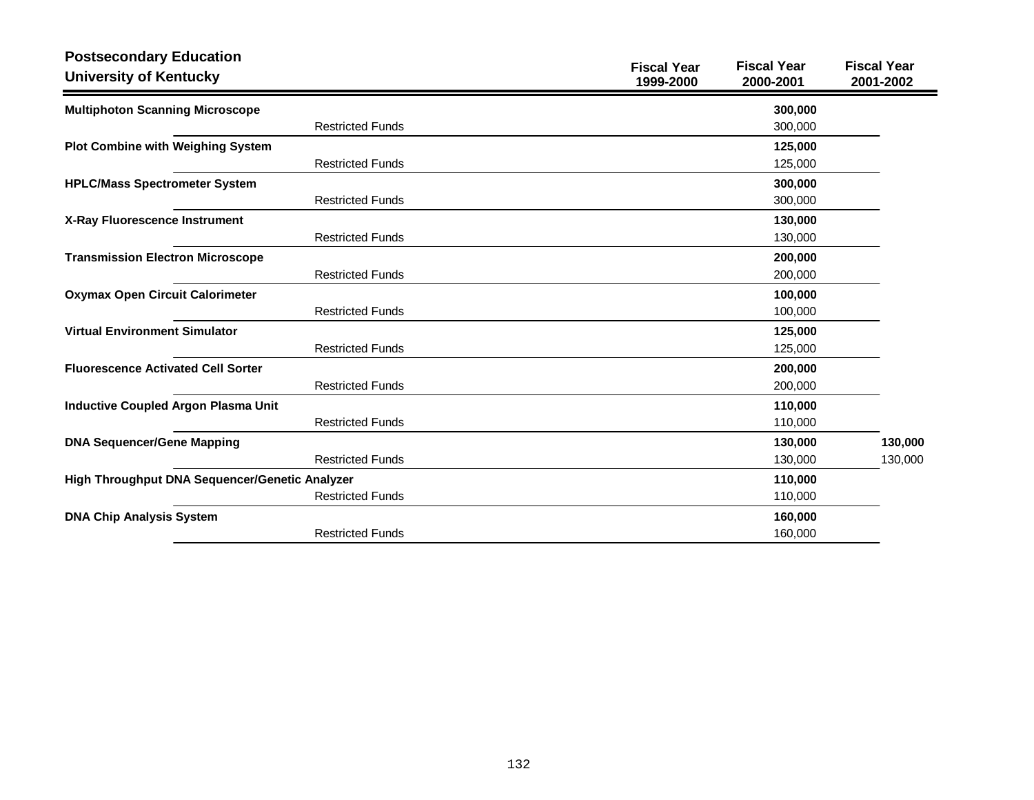## Postsecondary Education
## University of Kentucky

| | Fiscal Year 1999-2000 | Fiscal Year 2000-2001 | Fiscal Year 2001-2002 |
|---|---|---|---|
| **Multiphoton Scanning Microscope** | | **300,000** | |
| Restricted Funds | | 300,000 | |
| **Plot Combine with Weighing System** | | **125,000** | |
| Restricted Funds | | 125,000 | |
| **HPLC/Mass Spectrometer System** | | **300,000** | |
| Restricted Funds | | 300,000 | |
| **X-Ray Fluorescence Instrument** | | **130,000** | |
| Restricted Funds | | 130,000 | |
| **Transmission Electron Microscope** | | **200,000** | |
| Restricted Funds | | 200,000 | |
| **Oxymax Open Circuit Calorimeter** | | **100,000** | |
| Restricted Funds | | 100,000 | |
| **Virtual Environment Simulator** | | **125,000** | |
| Restricted Funds | | 125,000 | |
| **Fluorescence Activated Cell Sorter** | | **200,000** | |
| Restricted Funds | | 200,000 | |
| **Inductive Coupled Argon Plasma Unit** | | **110,000** | |
| Restricted Funds | | 110,000 | |
| **DNA Sequencer/Gene Mapping** | | **130,000** | **130,000** |
| Restricted Funds | | 130,000 | 130,000 |
| **High Throughput DNA Sequencer/Genetic Analyzer** | | **110,000** | |
| Restricted Funds | | 110,000 | |
| **DNA Chip Analysis System** | | **160,000** | |
| Restricted Funds | | 160,000 | |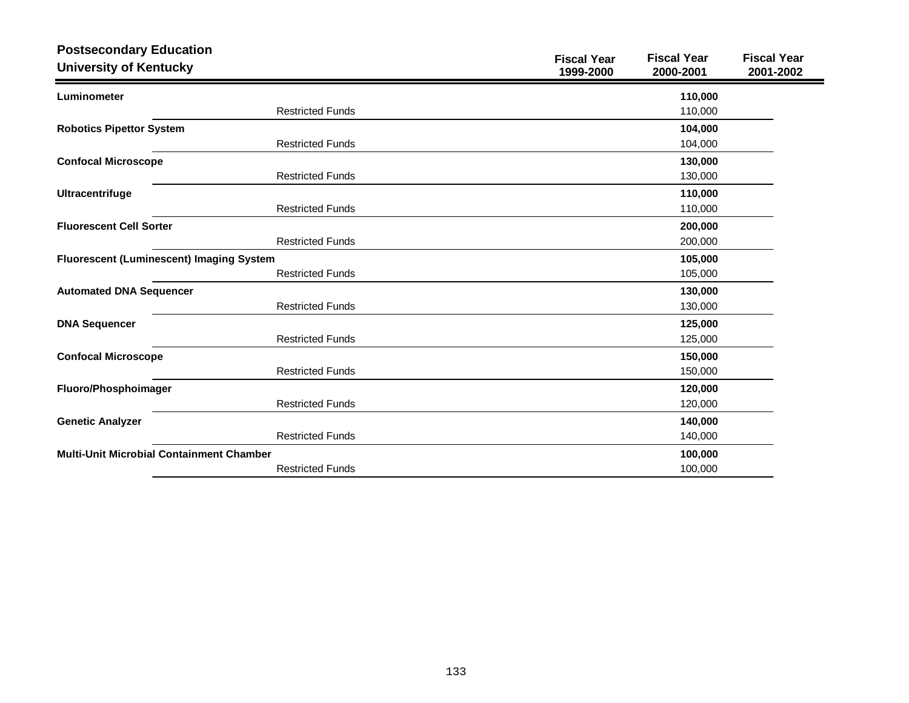## Postsecondary Education
## University of Kentucky

| | Fiscal Year 1999-2000 | Fiscal Year 2000-2001 | Fiscal Year 2001-2002 |
|---|---|---|---|
| **Luminometer** | | **110,000** | |
| Restricted Funds | | 110,000 | |
| **Robotics Pipettor System** | | **104,000** | |
| Restricted Funds | | 104,000 | |
| **Confocal Microscope** | | **130,000** | |
| Restricted Funds | | 130,000 | |
| **Ultracentrifuge** | | **110,000** | |
| Restricted Funds | | 110,000 | |
| **Fluorescent Cell Sorter** | | **200,000** | |
| Restricted Funds | | 200,000 | |
| **Fluorescent (Luminescent) Imaging System** | | **105,000** | |
| Restricted Funds | | 105,000 | |
| **Automated DNA Sequencer** | | **130,000** | |
| Restricted Funds | | 130,000 | |
| **DNA Sequencer** | | **125,000** | |
| Restricted Funds | | 125,000 | |
| **Confocal Microscope** | | **150,000** | |
| Restricted Funds | | 150,000 | |
| **Fluoro/Phosphoimager** | | **120,000** | |
| Restricted Funds | | 120,000 | |
| **Genetic Analyzer** | | **140,000** | |
| Restricted Funds | | 140,000 | |
| **Multi-Unit Microbial Containment Chamber** | | **100,000** | |
| Restricted Funds | | 100,000 | |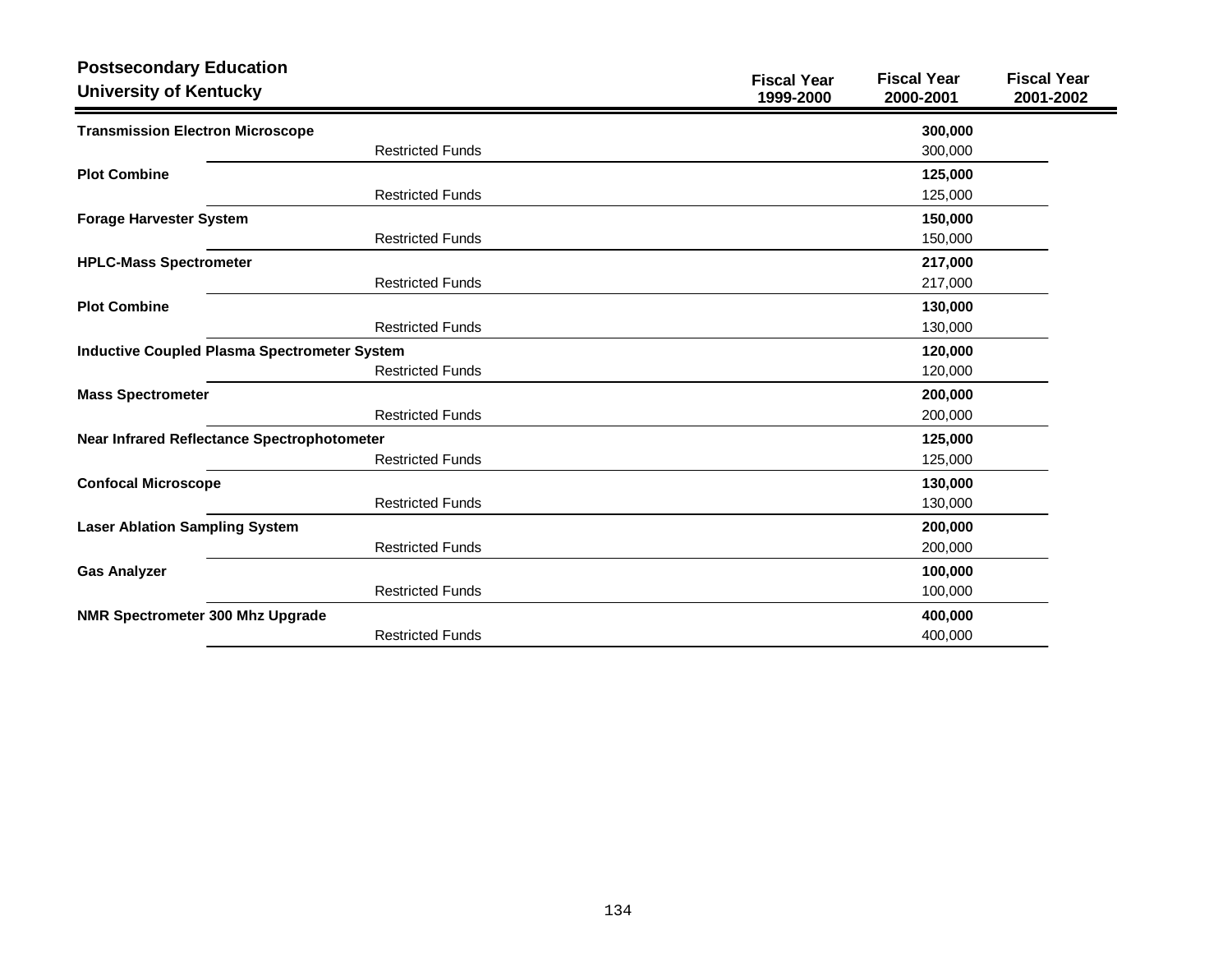## Postsecondary Education
### University of Kentucky

| | Fiscal Year 1999-2000 | Fiscal Year 2000-2001 | Fiscal Year 2001-2002 |
|---|---|---|---|
| **Transmission Electron Microscope** | | **300,000** | |
| Restricted Funds | | 300,000 | |
| **Plot Combine** | | **125,000** | |
| Restricted Funds | | 125,000 | |
| **Forage Harvester System** | | **150,000** | |
| Restricted Funds | | 150,000 | |
| **HPLC-Mass Spectrometer** | | **217,000** | |
| Restricted Funds | | 217,000 | |
| **Plot Combine** | | **130,000** | |
| Restricted Funds | | 130,000 | |
| **Inductive Coupled Plasma Spectrometer System** | | **120,000** | |
| Restricted Funds | | 120,000 | |
| **Mass Spectrometer** | | **200,000** | |
| Restricted Funds | | 200,000 | |
| **Near Infrared Reflectance Spectrophotometer** | | **125,000** | |
| Restricted Funds | | 125,000 | |
| **Confocal Microscope** | | **130,000** | |
| Restricted Funds | | 130,000 | |
| **Laser Ablation Sampling System** | | **200,000** | |
| Restricted Funds | | 200,000 | |
| **Gas Analyzer** | | **100,000** | |
| Restricted Funds | | 100,000 | |
| **NMR Spectrometer 300 Mhz Upgrade** | | **400,000** | |
| Restricted Funds | | 400,000 | |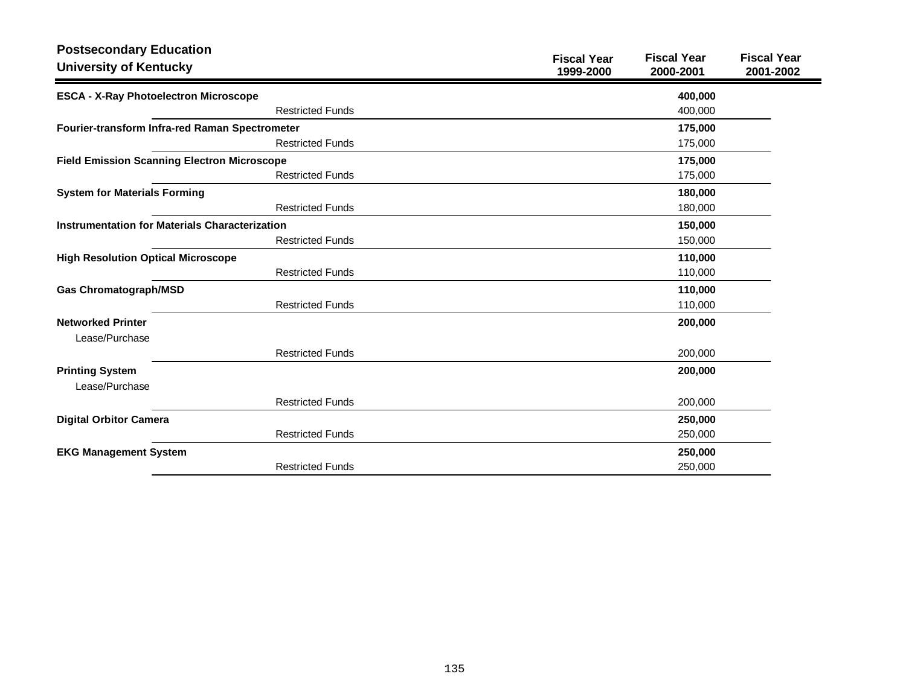## Postsecondary Education
## University of Kentucky

| | Fiscal Year 1999-2000 | Fiscal Year 2000-2001 | Fiscal Year 2001-2002 |
|---|---|---|---|
| **ESCA - X-Ray Photoelectron Microscope** | | **400,000** | |
| Restricted Funds | | 400,000 | |
| **Fourier-transform Infra-red Raman Spectrometer** | | **175,000** | |
| Restricted Funds | | 175,000 | |
| **Field Emission Scanning Electron Microscope** | | **175,000** | |
| Restricted Funds | | 175,000 | |
| **System for Materials Forming** | | **180,000** | |
| Restricted Funds | | 180,000 | |
| **Instrumentation for Materials Characterization** | | **150,000** | |
| Restricted Funds | | 150,000 | |
| **High Resolution Optical Microscope** | | **110,000** | |
| Restricted Funds | | 110,000 | |
| **Gas Chromatograph/MSD** | | **110,000** | |
| Restricted Funds | | 110,000 | |
| **Networked Printer** | | **200,000** | |
| Lease/Purchase | | | |
| Restricted Funds | | 200,000 | |
| **Printing System** | | **200,000** | |
| Lease/Purchase | | | |
| Restricted Funds | | 200,000 | |
| **Digital Orbitor Camera** | | **250,000** | |
| Restricted Funds | | 250,000 | |
| **EKG Management System** | | **250,000** | |
| Restricted Funds | | 250,000 | |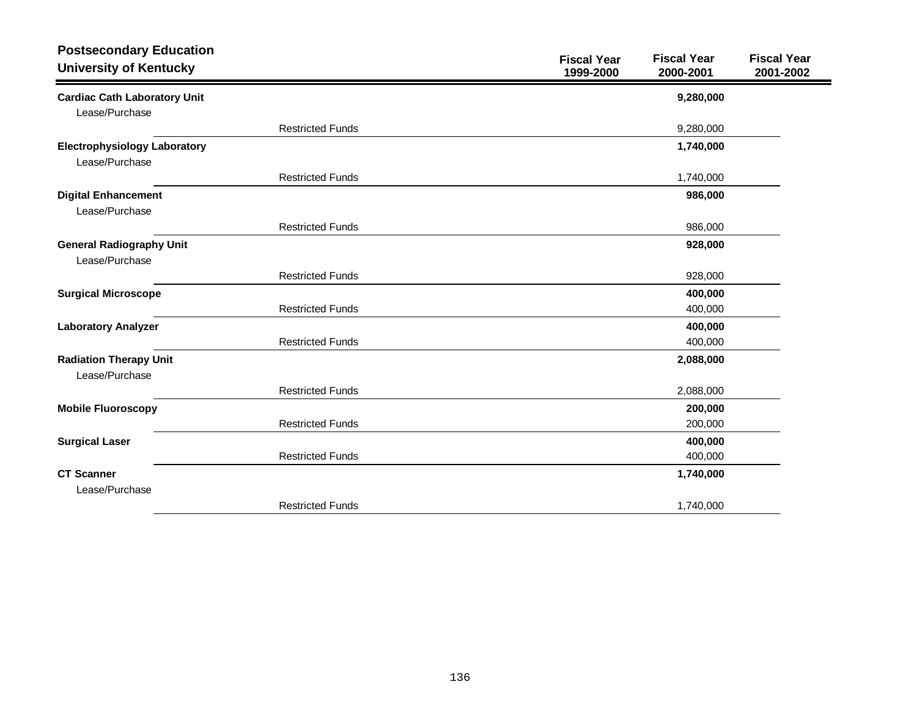## Postsecondary Education
## University of Kentucky

| | Fiscal Year 1999-2000 | Fiscal Year 2000-2001 | Fiscal Year 2001-2002 |
|---|---|---|---|
| **Cardiac Cath Laboratory Unit** | | **9,280,000** | |
| Lease/Purchase | | | |
| Restricted Funds | | 9,280,000 | |
| **Electrophysiology Laboratory** | | **1,740,000** | |
| Lease/Purchase | | | |
| Restricted Funds | | 1,740,000 | |
| **Digital Enhancement** | | **986,000** | |
| Lease/Purchase | | | |
| Restricted Funds | | 986,000 | |
| **General Radiography Unit** | | **928,000** | |
| Lease/Purchase | | | |
| Restricted Funds | | 928,000 | |
| **Surgical Microscope** | | **400,000** | |
| Restricted Funds | | 400,000 | |
| **Laboratory Analyzer** | | **400,000** | |
| Restricted Funds | | 400,000 | |
| **Radiation Therapy Unit** | | **2,088,000** | |
| Lease/Purchase | | | |
| Restricted Funds | | 2,088,000 | |
| **Mobile Fluoroscopy** | | **200,000** | |
| Restricted Funds | | 200,000 | |
| **Surgical Laser** | | **400,000** | |
| Restricted Funds | | 400,000 | |
| **CT Scanner** | | **1,740,000** | |
| Lease/Purchase | | | |
| Restricted Funds | | 1,740,000 | |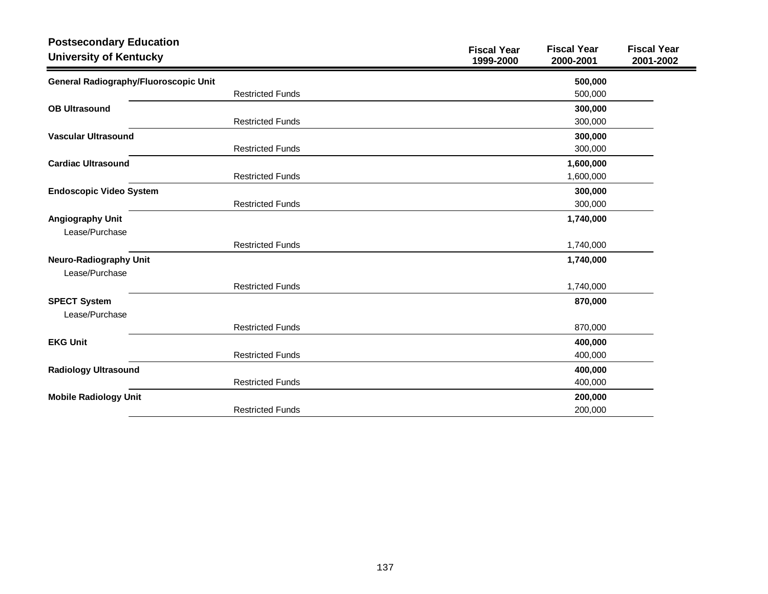**Postsecondary Education**
**University of Kentucky**

| | | Fiscal Year 1999-2000 | Fiscal Year 2000-2001 | Fiscal Year 2001-2002 |
|---|---|---|---|---|
| **General Radiography/Fluoroscopic Unit** | | | **500,000** | |
| | Restricted Funds | | 500,000 | |
| **OB Ultrasound** | | | **300,000** | |
| | Restricted Funds | | 300,000 | |
| **Vascular Ultrasound** | | | **300,000** | |
| | Restricted Funds | | 300,000 | |
| **Cardiac Ultrasound** | | | **1,600,000** | |
| | Restricted Funds | | 1,600,000 | |
| **Endoscopic Video System** | | | **300,000** | |
| | Restricted Funds | | 300,000 | |
| **Angiography Unit** | | | **1,740,000** | |
| Lease/Purchase | | | | |
| | Restricted Funds | | 1,740,000 | |
| **Neuro-Radiography Unit** | | | **1,740,000** | |
| Lease/Purchase | | | | |
| | Restricted Funds | | 1,740,000 | |
| **SPECT System** | | | **870,000** | |
| Lease/Purchase | | | | |
| | Restricted Funds | | 870,000 | |
| **EKG Unit** | | | **400,000** | |
| | Restricted Funds | | 400,000 | |
| **Radiology Ultrasound** | | | **400,000** | |
| | Restricted Funds | | 400,000 | |
| **Mobile Radiology Unit** | | | **200,000** | |
| | Restricted Funds | | 200,000 | |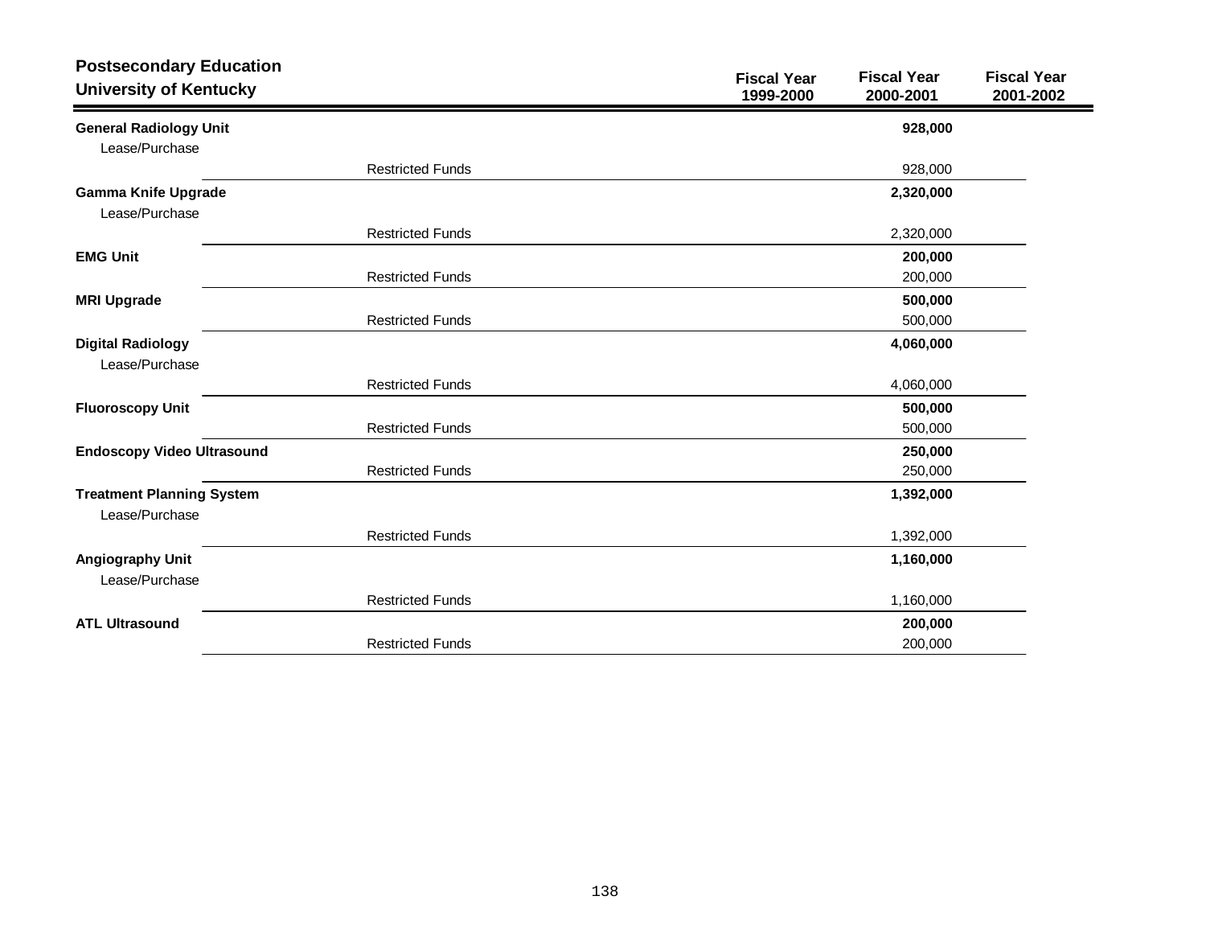## Postsecondary Education
## University of Kentucky

| | | Fiscal Year 1999-2000 | Fiscal Year 2000-2001 | Fiscal Year 2001-2002 |
|---|---|---|---|---|
| **General Radiology Unit** | | | **928,000** | |
| Lease/Purchase | | | | |
| | Restricted Funds | | 928,000 | |
| **Gamma Knife Upgrade** | | | **2,320,000** | |
| Lease/Purchase | | | | |
| | Restricted Funds | | 2,320,000 | |
| **EMG Unit** | | | **200,000** | |
| | Restricted Funds | | 200,000 | |
| **MRI Upgrade** | | | **500,000** | |
| | Restricted Funds | | 500,000 | |
| **Digital Radiology** | | | **4,060,000** | |
| Lease/Purchase | | | | |
| | Restricted Funds | | 4,060,000 | |
| **Fluoroscopy Unit** | | | **500,000** | |
| | Restricted Funds | | 500,000 | |
| **Endoscopy Video Ultrasound** | | | **250,000** | |
| | Restricted Funds | | 250,000 | |
| **Treatment Planning System** | | | **1,392,000** | |
| Lease/Purchase | | | | |
| | Restricted Funds | | 1,392,000 | |
| **Angiography Unit** | | | **1,160,000** | |
| Lease/Purchase | | | | |
| | Restricted Funds | | 1,160,000 | |
| **ATL Ultrasound** | | | **200,000** | |
| | Restricted Funds | | 200,000 | |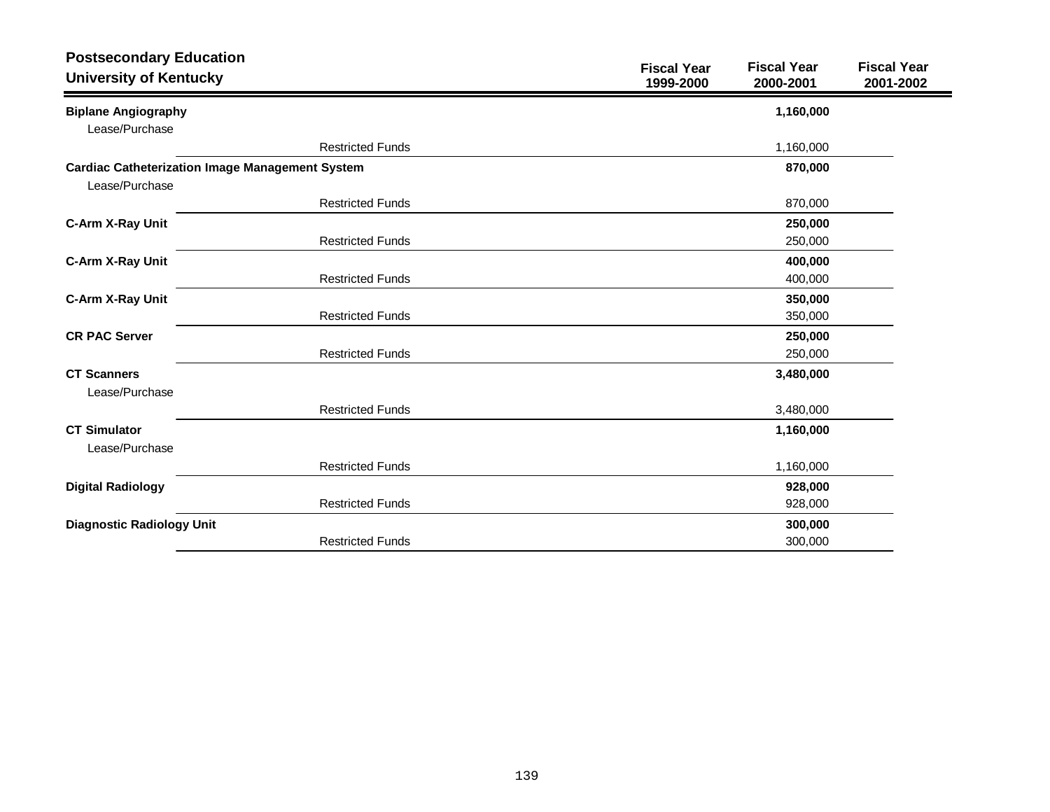## Postsecondary Education
## University of Kentucky

| | Fiscal Year 1999-2000 | Fiscal Year 2000-2001 | Fiscal Year 2001-2002 |
|---|---|---|---|
| **Biplane Angiography** | | **1,160,000** | |
| Lease/Purchase | | | |
| Restricted Funds | | 1,160,000 | |
| **Cardiac Catheterization Image Management System** | | **870,000** | |
| Lease/Purchase | | | |
| Restricted Funds | | 870,000 | |
| **C-Arm X-Ray Unit** | | **250,000** | |
| Restricted Funds | | 250,000 | |
| **C-Arm X-Ray Unit** | | **400,000** | |
| Restricted Funds | | 400,000 | |
| **C-Arm X-Ray Unit** | | **350,000** | |
| Restricted Funds | | 350,000 | |
| **CR PAC Server** | | **250,000** | |
| Restricted Funds | | 250,000 | |
| **CT Scanners** | | **3,480,000** | |
| Lease/Purchase | | | |
| Restricted Funds | | 3,480,000 | |
| **CT Simulator** | | **1,160,000** | |
| Lease/Purchase | | | |
| Restricted Funds | | 1,160,000 | |
| **Digital Radiology** | | **928,000** | |
| Restricted Funds | | 928,000 | |
| **Diagnostic Radiology Unit** | | **300,000** | |
| Restricted Funds | | 300,000 | |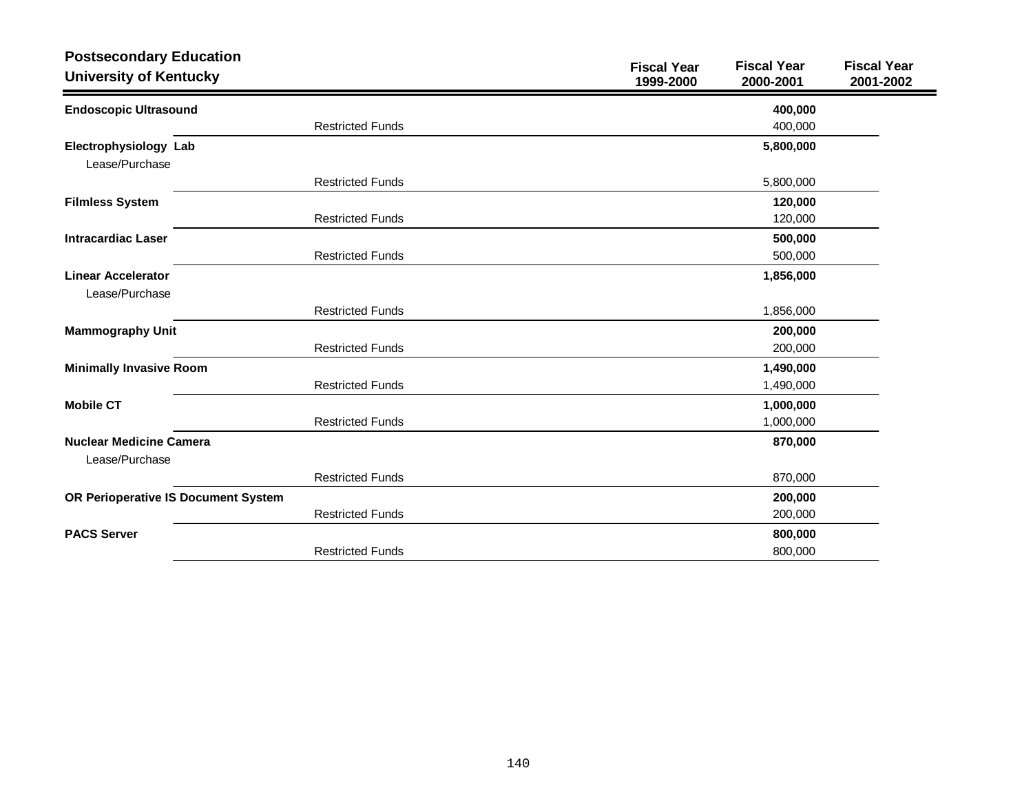## Postsecondary Education
## University of Kentucky

| | | Fiscal Year 1999-2000 | Fiscal Year 2000-2001 | Fiscal Year 2001-2002 |
|---|---|---|---|---|
| **Endoscopic Ultrasound** | | | **400,000** | |
| | Restricted Funds | | 400,000 | |
| **Electrophysiology Lab** | | | **5,800,000** | |
| Lease/Purchase | | | | |
| | Restricted Funds | | 5,800,000 | |
| **Filmless System** | | | **120,000** | |
| | Restricted Funds | | 120,000 | |
| **Intracardiac Laser** | | | **500,000** | |
| | Restricted Funds | | 500,000 | |
| **Linear Accelerator** | | | **1,856,000** | |
| Lease/Purchase | | | | |
| | Restricted Funds | | 1,856,000 | |
| **Mammography Unit** | | | **200,000** | |
| | Restricted Funds | | 200,000 | |
| **Minimally Invasive Room** | | | **1,490,000** | |
| | Restricted Funds | | 1,490,000 | |
| **Mobile CT** | | | **1,000,000** | |
| | Restricted Funds | | 1,000,000 | |
| **Nuclear Medicine Camera** | | | **870,000** | |
| Lease/Purchase | | | | |
| | Restricted Funds | | 870,000 | |
| **OR Perioperative IS Document System** | | | **200,000** | |
| | Restricted Funds | | 200,000 | |
| **PACS Server** | | | **800,000** | |
| | Restricted Funds | | 800,000 | |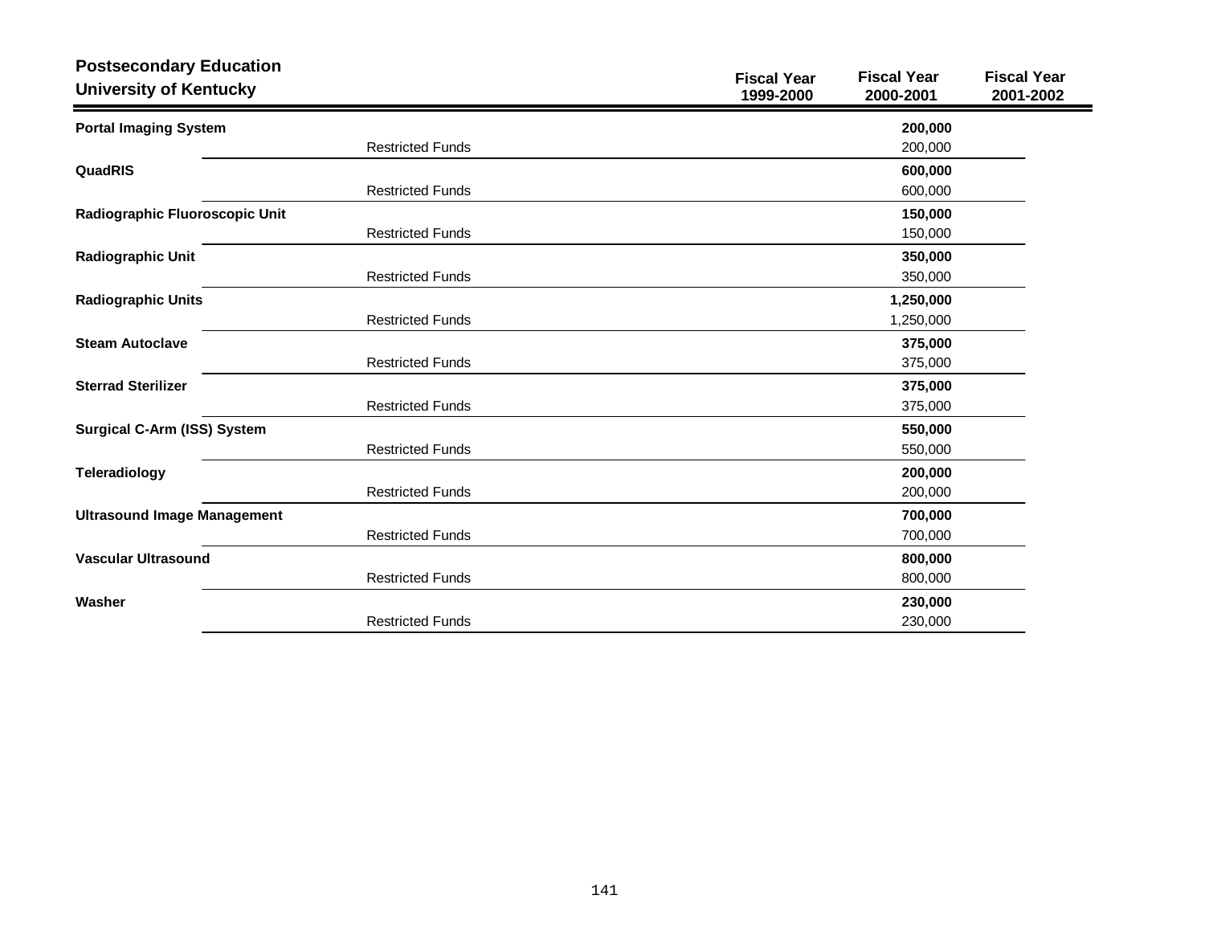**Postsecondary Education**
**University of Kentucky**

| | | Fiscal Year 1999-2000 | Fiscal Year 2000-2001 | Fiscal Year 2001-2002 |
|---|---|---|---|---|
| **Portal Imaging System** | | | **200,000** | |
| | Restricted Funds | | 200,000 | |
| **QuadRIS** | | | **600,000** | |
| | Restricted Funds | | 600,000 | |
| **Radiographic Fluoroscopic Unit** | | | **150,000** | |
| | Restricted Funds | | 150,000 | |
| **Radiographic Unit** | | | **350,000** | |
| | Restricted Funds | | 350,000 | |
| **Radiographic Units** | | | **1,250,000** | |
| | Restricted Funds | | 1,250,000 | |
| **Steam Autoclave** | | | **375,000** | |
| | Restricted Funds | | 375,000 | |
| **Sterrad Sterilizer** | | | **375,000** | |
| | Restricted Funds | | 375,000 | |
| **Surgical C-Arm (ISS) System** | | | **550,000** | |
| | Restricted Funds | | 550,000 | |
| **Teleradiology** | | | **200,000** | |
| | Restricted Funds | | 200,000 | |
| **Ultrasound Image Management** | | | **700,000** | |
| | Restricted Funds | | 700,000 | |
| **Vascular Ultrasound** | | | **800,000** | |
| | Restricted Funds | | 800,000 | |
| **Washer** | | | **230,000** | |
| | Restricted Funds | | 230,000 | |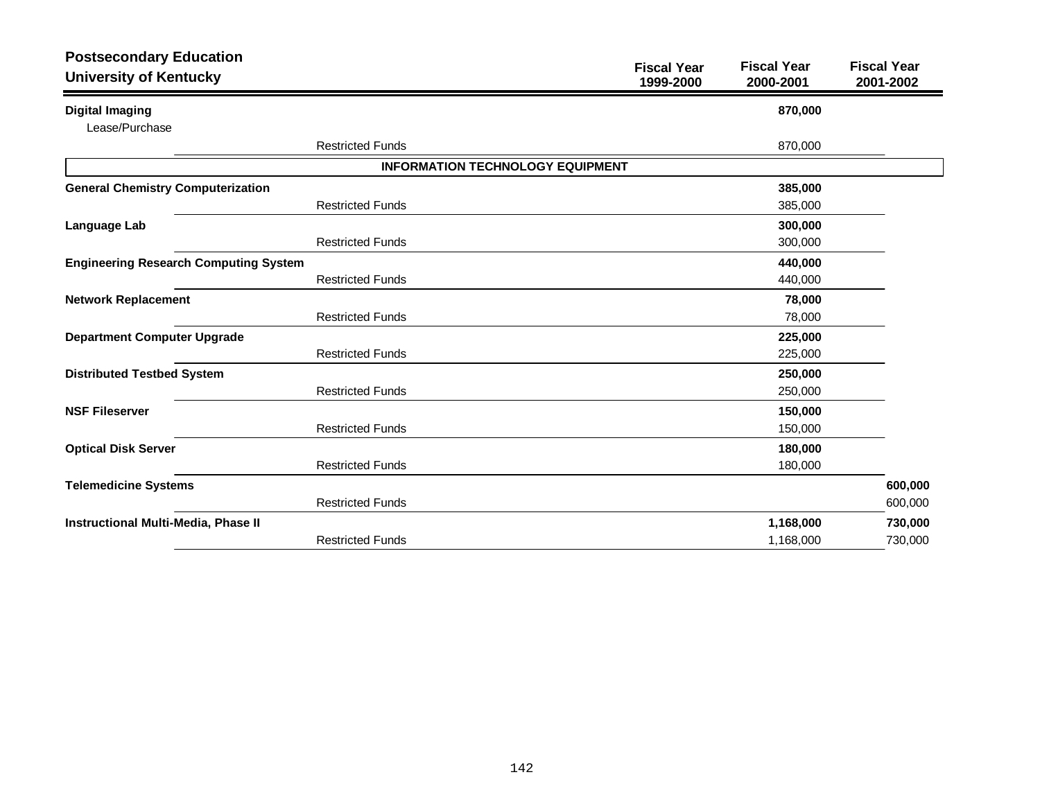**Postsecondary Education**
**University of Kentucky**

| | | Fiscal Year 1999-2000 | Fiscal Year 2000-2001 | Fiscal Year 2001-2002 |
|---|---|---|---|---|
| **Digital Imaging** | | | **870,000** | |
| Lease/Purchase | | | | |
| | Restricted Funds | | 870,000 | |
| | **INFORMATION TECHNOLOGY EQUIPMENT** | | | |
| **General Chemistry Computerization** | | | **385,000** | |
| | Restricted Funds | | 385,000 | |
| **Language Lab** | | | **300,000** | |
| | Restricted Funds | | 300,000 | |
| **Engineering Research Computing System** | | | **440,000** | |
| | Restricted Funds | | 440,000 | |
| **Network Replacement** | | | **78,000** | |
| | Restricted Funds | | 78,000 | |
| **Department Computer Upgrade** | | | **225,000** | |
| | Restricted Funds | | 225,000 | |
| **Distributed Testbed System** | | | **250,000** | |
| | Restricted Funds | | 250,000 | |
| **NSF Fileserver** | | | **150,000** | |
| | Restricted Funds | | 150,000 | |
| **Optical Disk Server** | | | **180,000** | |
| | Restricted Funds | | 180,000 | |
| **Telemedicine Systems** | | | | **600,000** |
| | Restricted Funds | | | 600,000 |
| **Instructional Multi-Media, Phase II** | | | **1,168,000** | **730,000** |
| | Restricted Funds | | 1,168,000 | 730,000 |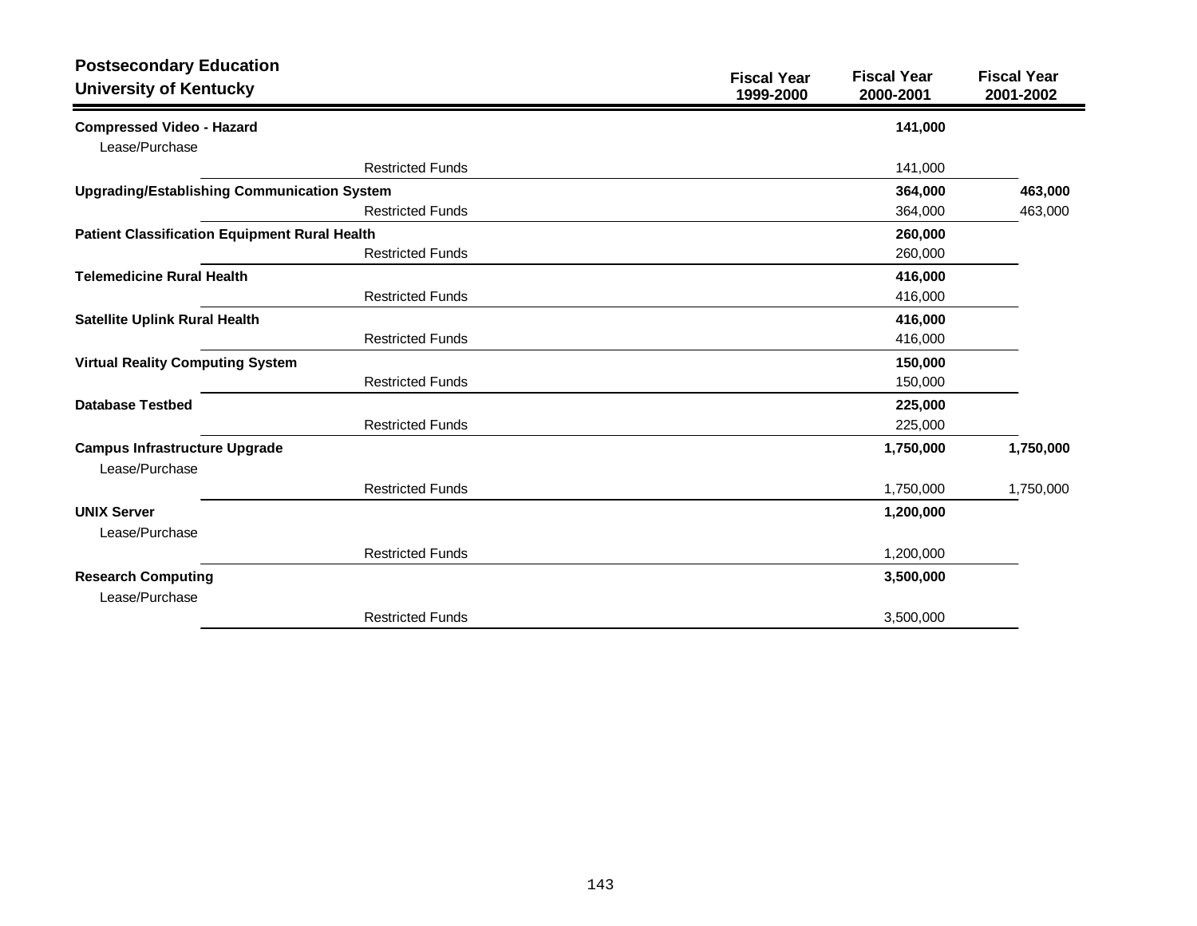## Postsecondary Education
## University of Kentucky

| | Fiscal Year 1999-2000 | Fiscal Year 2000-2001 | Fiscal Year 2001-2002 |
|---|---|---|---|
| **Compressed Video - Hazard** | | **141,000** | |
| Lease/Purchase | | | |
| Restricted Funds | | 141,000 | |
| **Upgrading/Establishing Communication System** | | **364,000** | **463,000** |
| Restricted Funds | | 364,000 | 463,000 |
| **Patient Classification Equipment Rural Health** | | **260,000** | |
| Restricted Funds | | 260,000 | |
| **Telemedicine Rural Health** | | **416,000** | |
| Restricted Funds | | 416,000 | |
| **Satellite Uplink Rural Health** | | **416,000** | |
| Restricted Funds | | 416,000 | |
| **Virtual Reality Computing System** | | **150,000** | |
| Restricted Funds | | 150,000 | |
| **Database Testbed** | | **225,000** | |
| Restricted Funds | | 225,000 | |
| **Campus Infrastructure Upgrade** | | **1,750,000** | **1,750,000** |
| Lease/Purchase | | | |
| Restricted Funds | | 1,750,000 | 1,750,000 |
| **UNIX Server** | | **1,200,000** | |
| Lease/Purchase | | | |
| Restricted Funds | | 1,200,000 | |
| **Research Computing** | | **3,500,000** | |
| Lease/Purchase | | | |
| Restricted Funds | | 3,500,000 | |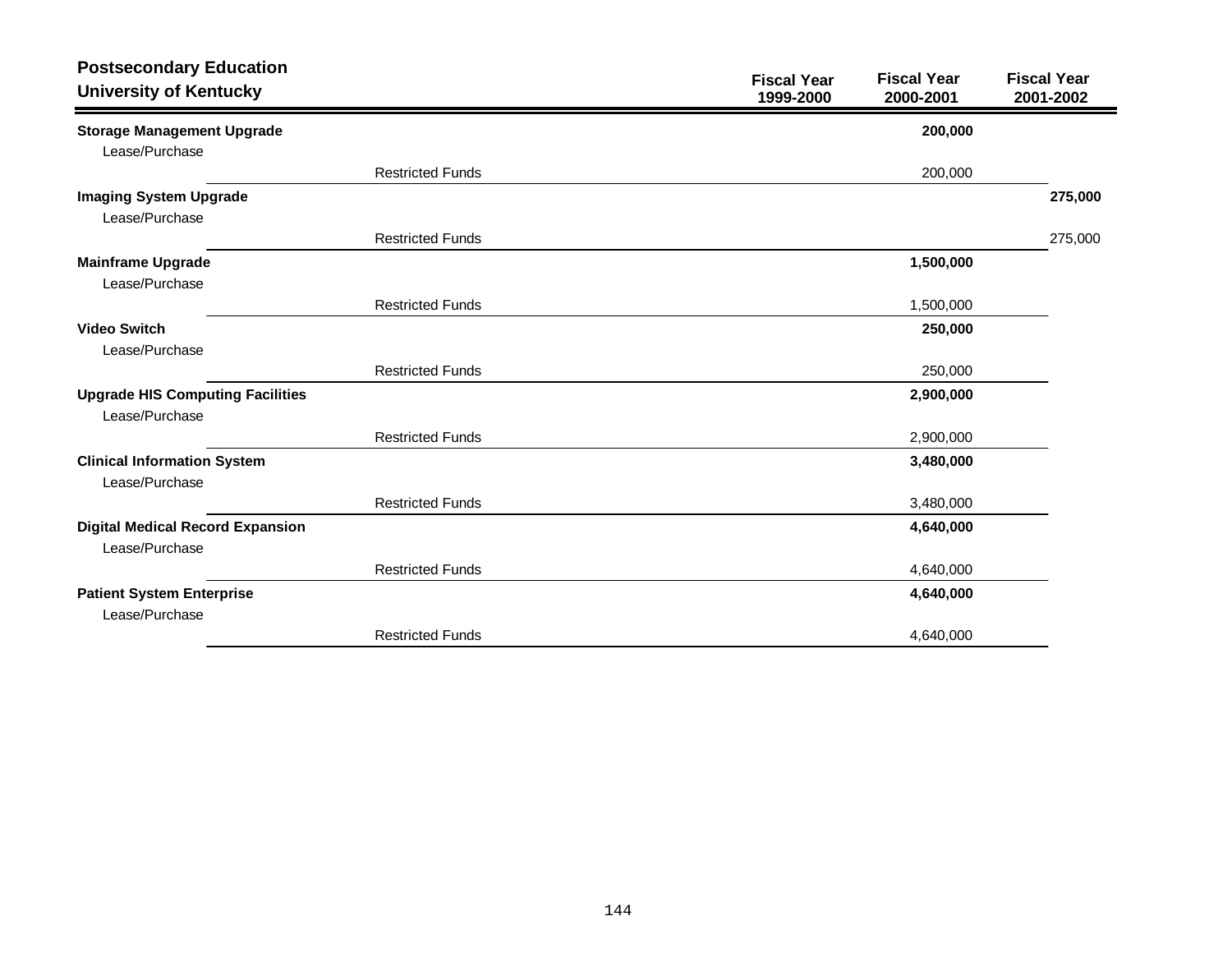## Postsecondary Education
## University of Kentucky

| | | Fiscal Year 1999-2000 | Fiscal Year 2000-2001 | Fiscal Year 2001-2002 |
|---|---|---|---|---|
| **Storage Management Upgrade** | | | **200,000** | |
| Lease/Purchase | | | | |
| | Restricted Funds | | 200,000 | |
| **Imaging System Upgrade** | | | | **275,000** |
| Lease/Purchase | | | | |
| | Restricted Funds | | | 275,000 |
| **Mainframe Upgrade** | | | **1,500,000** | |
| Lease/Purchase | | | | |
| | Restricted Funds | | 1,500,000 | |
| **Video Switch** | | | **250,000** | |
| Lease/Purchase | | | | |
| | Restricted Funds | | 250,000 | |
| **Upgrade HIS Computing Facilities** | | | **2,900,000** | |
| Lease/Purchase | | | | |
| | Restricted Funds | | 2,900,000 | |
| **Clinical Information System** | | | **3,480,000** | |
| Lease/Purchase | | | | |
| | Restricted Funds | | 3,480,000 | |
| **Digital Medical Record Expansion** | | | **4,640,000** | |
| Lease/Purchase | | | | |
| | Restricted Funds | | 4,640,000 | |
| **Patient System Enterprise** | | | **4,640,000** | |
| Lease/Purchase | | | | |
| | Restricted Funds | | 4,640,000 | |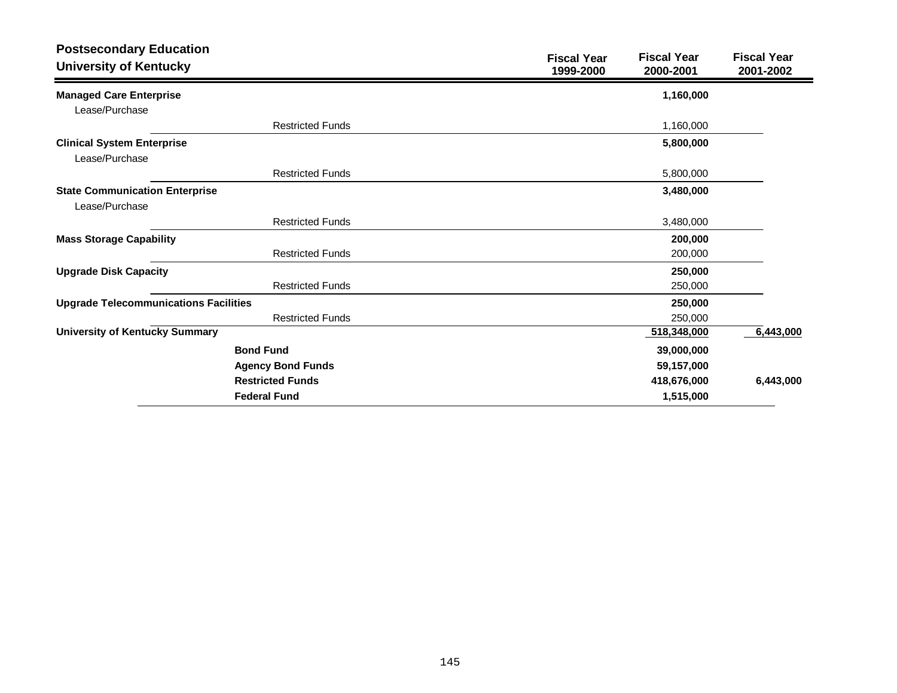## Postsecondary Education
## University of Kentucky

| | | Fiscal Year 1999-2000 | Fiscal Year 2000-2001 | Fiscal Year 2001-2002 |
|---|---|---|---|---|
| **Managed Care Enterprise** | | | **1,160,000** | |
| Lease/Purchase | | | | |
| | Restricted Funds | | 1,160,000 | |
| **Clinical System Enterprise** | | | **5,800,000** | |
| Lease/Purchase | | | | |
| | Restricted Funds | | 5,800,000 | |
| **State Communication Enterprise** | | | **3,480,000** | |
| Lease/Purchase | | | | |
| | Restricted Funds | | 3,480,000 | |
| **Mass Storage Capability** | | | **200,000** | |
| | Restricted Funds | | 200,000 | |
| **Upgrade Disk Capacity** | | | **250,000** | |
| | Restricted Funds | | 250,000 | |
| **Upgrade Telecommunications Facilities** | | | **250,000** | |
| | Restricted Funds | | 250,000 | |
| **University of Kentucky Summary** | | | **518,348,000** | **6,443,000** |
| | **Bond Fund** | | **39,000,000** | |
| | **Agency Bond Funds** | | **59,157,000** | |
| | **Restricted Funds** | | **418,676,000** | **6,443,000** |
| | **Federal Fund** | | **1,515,000** | |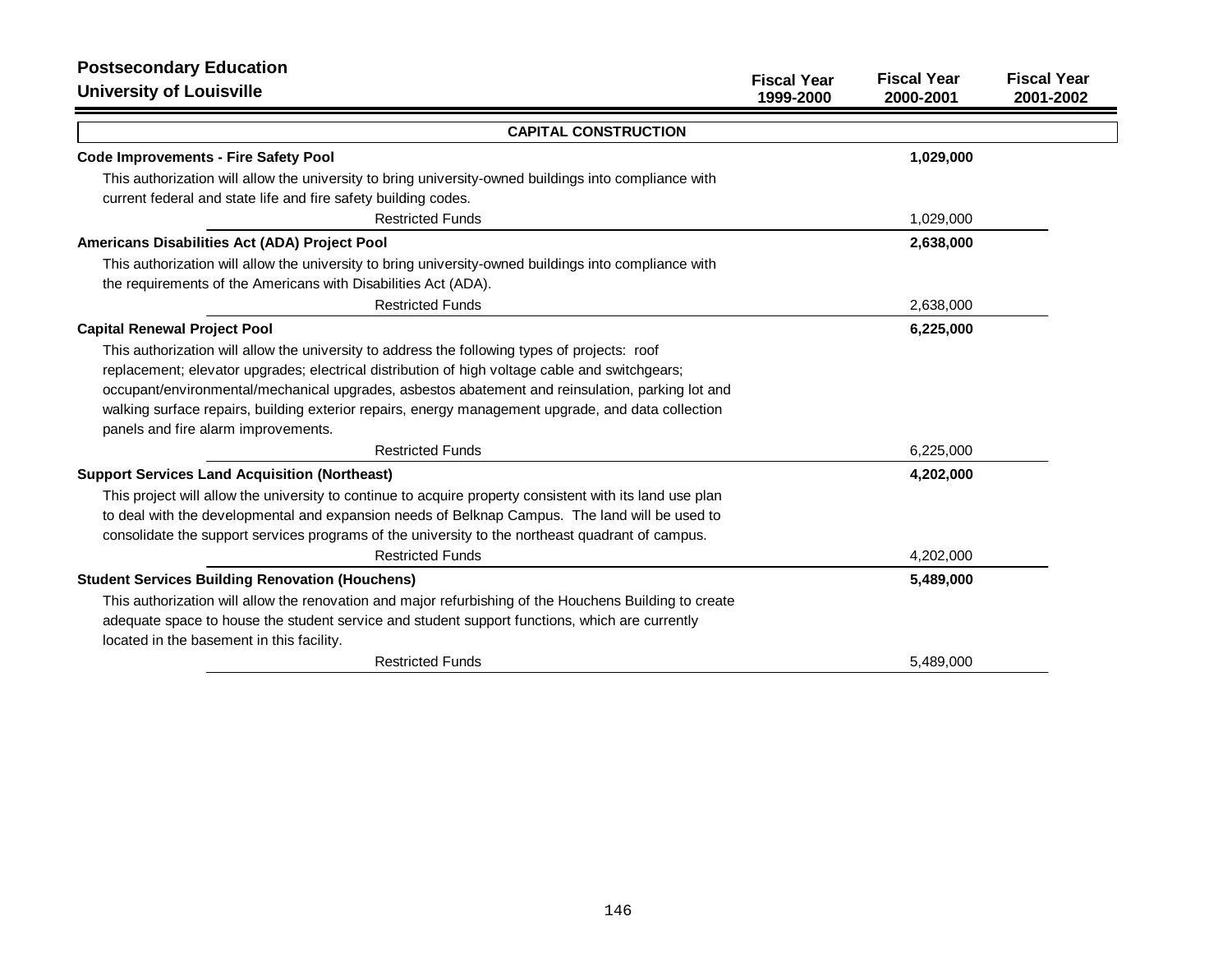## Postsecondary Education
## University of Louisville

| | Fiscal Year 1999-2000 | Fiscal Year 2000-2001 | Fiscal Year 2001-2002 |
|---|---|---|---|
| **CAPITAL CONSTRUCTION** | | | |
| **Code Improvements - Fire Safety Pool** | | **1,029,000** | |
| This authorization will allow the university to bring university-owned buildings into compliance with current federal and state life and fire safety building codes. | | | |
| Restricted Funds | | 1,029,000 | |
| **Americans Disabilities Act (ADA) Project Pool** | | **2,638,000** | |
| This authorization will allow the university to bring university-owned buildings into compliance with the requirements of the Americans with Disabilities Act (ADA). | | | |
| Restricted Funds | | 2,638,000 | |
| **Capital Renewal Project Pool** | | **6,225,000** | |
| This authorization will allow the university to address the following types of projects: roof replacement; elevator upgrades; electrical distribution of high voltage cable and switchgears; occupant/environmental/mechanical upgrades, asbestos abatement and reinsulation, parking lot and walking surface repairs, building exterior repairs, energy management upgrade, and data collection panels and fire alarm improvements. | | | |
| Restricted Funds | | 6,225,000 | |
| **Support Services Land Acquisition (Northeast)** | | **4,202,000** | |
| This project will allow the university to continue to acquire property consistent with its land use plan to deal with the developmental and expansion needs of Belknap Campus. The land will be used to consolidate the support services programs of the university to the northeast quadrant of campus. | | | |
| Restricted Funds | | 4,202,000 | |
| **Student Services Building Renovation (Houchens)** | | **5,489,000** | |
| This authorization will allow the renovation and major refurbishing of the Houchens Building to create adequate space to house the student service and student support functions, which are currently located in the basement in this facility. | | | |
| Restricted Funds | | 5,489,000 | |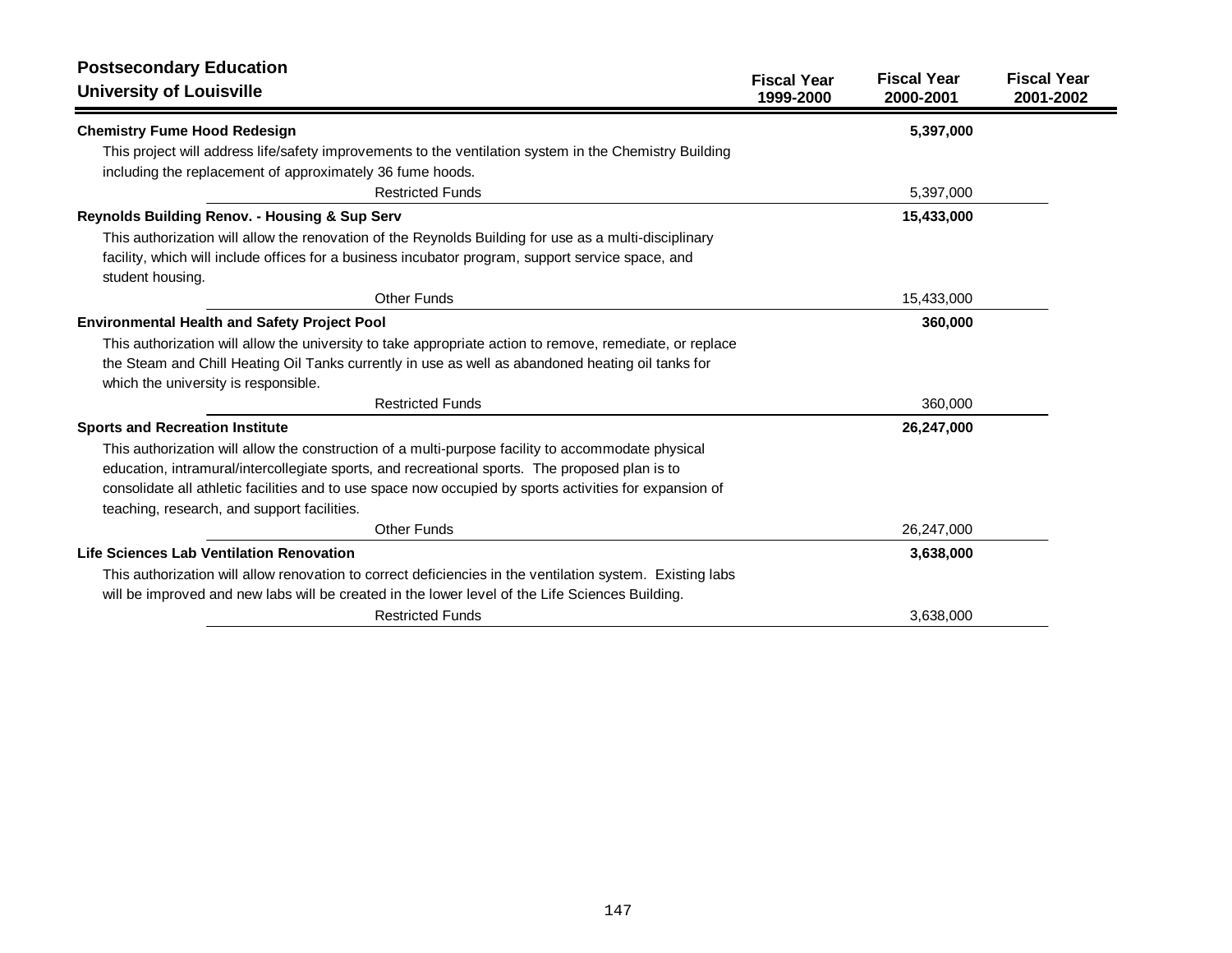## Postsecondary Education
## University of Louisville

| | Fiscal Year 1999-2000 | Fiscal Year 2000-2001 | Fiscal Year 2001-2002 |
|---|---|---|---|
| **Chemistry Fume Hood Redesign** | | **5,397,000** | |
| This project will address life/safety improvements to the ventilation system in the Chemistry Building including the replacement of approximately 36 fume hoods. | | | |
| Restricted Funds | | 5,397,000 | |
| **Reynolds Building Renov. - Housing & Sup Serv** | | **15,433,000** | |
| This authorization will allow the renovation of the Reynolds Building for use as a multi-disciplinary facility, which will include offices for a business incubator program, support service space, and student housing. | | | |
| Other Funds | | 15,433,000 | |
| **Environmental Health and Safety Project Pool** | | **360,000** | |
| This authorization will allow the university to take appropriate action to remove, remediate, or replace the Steam and Chill Heating Oil Tanks currently in use as well as abandoned heating oil tanks for which the university is responsible. | | | |
| Restricted Funds | | 360,000 | |
| **Sports and Recreation Institute** | | **26,247,000** | |
| This authorization will allow the construction of a multi-purpose facility to accommodate physical education, intramural/intercollegiate sports, and recreational sports. The proposed plan is to consolidate all athletic facilities and to use space now occupied by sports activities for expansion of teaching, research, and support facilities. | | | |
| Other Funds | | 26,247,000 | |
| **Life Sciences Lab Ventilation Renovation** | | **3,638,000** | |
| This authorization will allow renovation to correct deficiencies in the ventilation system. Existing labs will be improved and new labs will be created in the lower level of the Life Sciences Building. | | | |
| Restricted Funds | | 3,638,000 | |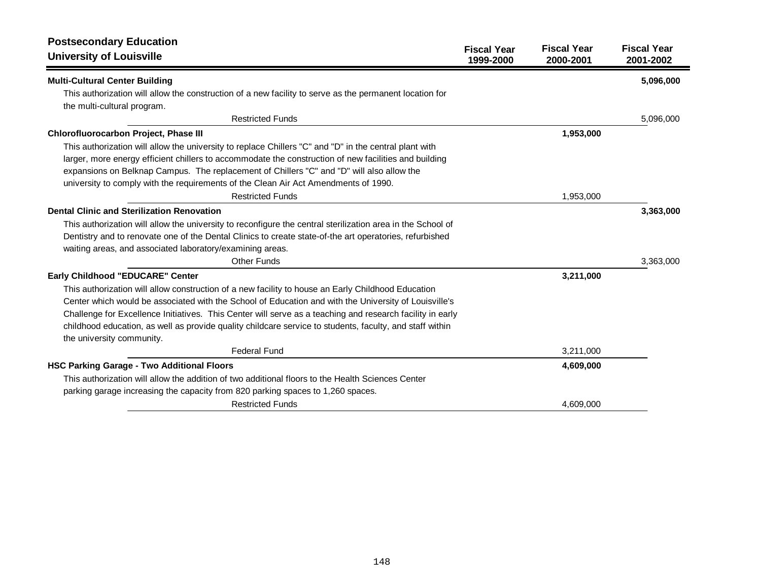**Postsecondary Education**
**University of Louisville**

| | Fiscal Year 1999-2000 | Fiscal Year 2000-2001 | Fiscal Year 2001-2002 |
|---|---|---|---|
| **Multi-Cultural Center Building** | | | **5,096,000** |
| This authorization will allow the construction of a new facility to serve as the permanent location for the multi-cultural program. | | | |
| Restricted Funds | | | 5,096,000 |
| **Chlorofluorocarbon Project, Phase III** | | **1,953,000** | |
| This authorization will allow the university to replace Chillers "C" and "D" in the central plant with larger, more energy efficient chillers to accommodate the construction of new facilities and building expansions on Belknap Campus. The replacement of Chillers "C" and "D" will also allow the university to comply with the requirements of the Clean Air Act Amendments of 1990. | | | |
| Restricted Funds | | 1,953,000 | |
| **Dental Clinic and Sterilization Renovation** | | | **3,363,000** |
| This authorization will allow the university to reconfigure the central sterilization area in the School of Dentistry and to renovate one of the Dental Clinics to create state-of-the art operatories, refurbished waiting areas, and associated laboratory/examining areas. | | | |
| Other Funds | | | 3,363,000 |
| **Early Childhood "EDUCARE" Center** | | **3,211,000** | |
| This authorization will allow construction of a new facility to house an Early Childhood Education Center which would be associated with the School of Education and with the University of Louisville's Challenge for Excellence Initiatives. This Center will serve as a teaching and research facility in early childhood education, as well as provide quality childcare service to students, faculty, and staff within the university community. | | | |
| Federal Fund | | 3,211,000 | |
| **HSC Parking Garage - Two Additional Floors** | | **4,609,000** | |
| This authorization will allow the addition of two additional floors to the Health Sciences Center parking garage increasing the capacity from 820 parking spaces to 1,260 spaces. | | | |
| Restricted Funds | | 4,609,000 | |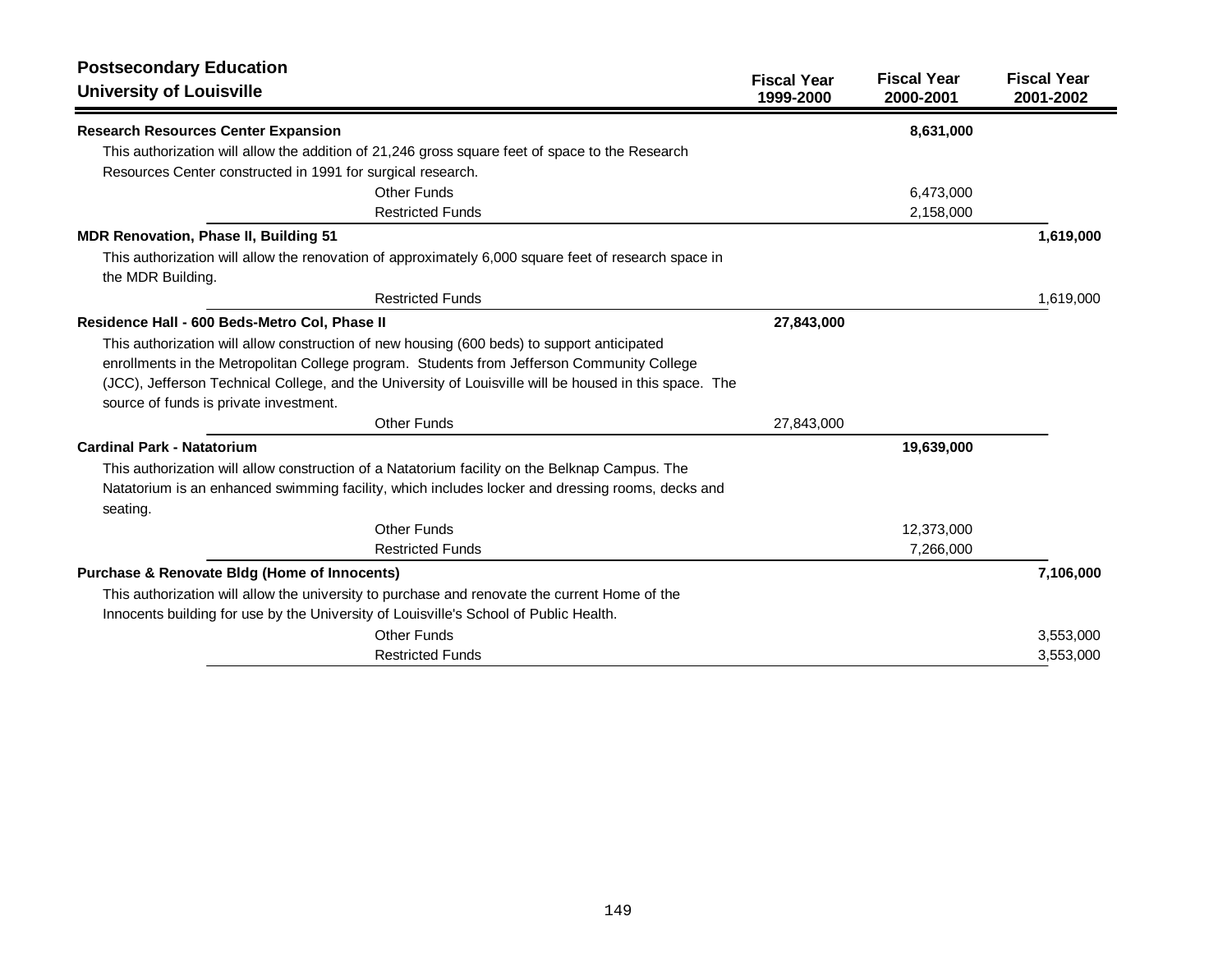**Postsecondary Education**
**University of Louisville**

| | Fiscal Year 1999-2000 | Fiscal Year 2000-2001 | Fiscal Year 2001-2002 |
|---|---|---|---|
| **Research Resources Center Expansion** | | **8,631,000** | |
| This authorization will allow the addition of 21,246 gross square feet of space to the Research Resources Center constructed in 1991 for surgical research. | | | |
| Other Funds | | 6,473,000 | |
| Restricted Funds | | 2,158,000 | |
| **MDR Renovation, Phase II, Building 51** | | | **1,619,000** |
| This authorization will allow the renovation of approximately 6,000 square feet of research space in the MDR Building. | | | |
| Restricted Funds | | | 1,619,000 |
| **Residence Hall - 600 Beds-Metro Col, Phase II** | **27,843,000** | | |
| This authorization will allow construction of new housing (600 beds) to support anticipated enrollments in the Metropolitan College program. Students from Jefferson Community College (JCC), Jefferson Technical College, and the University of Louisville will be housed in this space. The source of funds is private investment. | | | |
| Other Funds | 27,843,000 | | |
| **Cardinal Park - Natatorium** | | **19,639,000** | |
| This authorization will allow construction of a Natatorium facility on the Belknap Campus. The Natatorium is an enhanced swimming facility, which includes locker and dressing rooms, decks and seating. | | | |
| Other Funds | | 12,373,000 | |
| Restricted Funds | | 7,266,000 | |
| **Purchase & Renovate Bldg (Home of Innocents)** | | | **7,106,000** |
| This authorization will allow the university to purchase and renovate the current Home of the Innocents building for use by the University of Louisville's School of Public Health. | | | |
| Other Funds | | | 3,553,000 |
| Restricted Funds | | | 3,553,000 |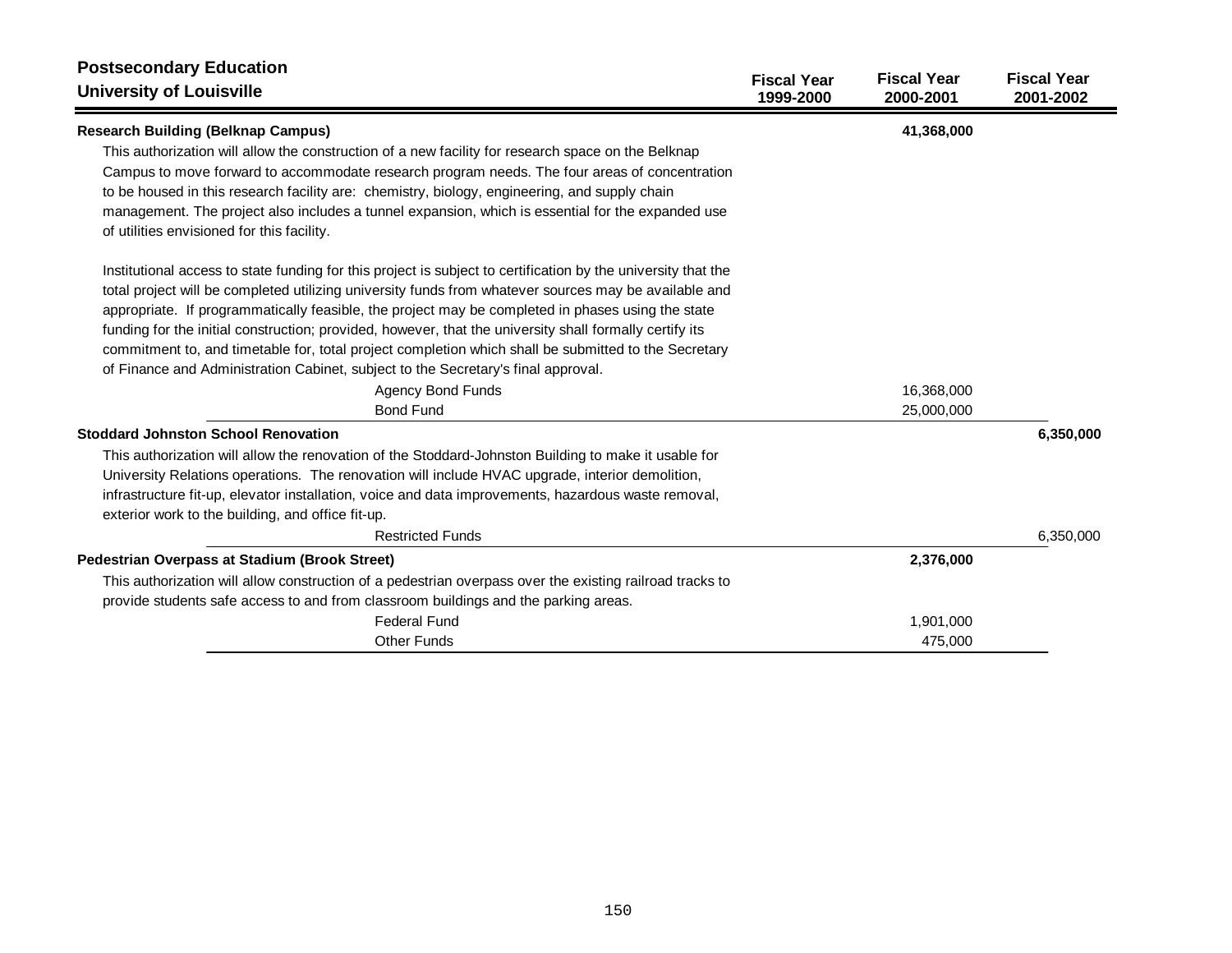## Postsecondary Education
## University of Louisville

| | Fiscal Year 1999-2000 | Fiscal Year 2000-2001 | Fiscal Year 2001-2002 |
|---|---|---|---|
| **Research Building (Belknap Campus)** | | **41,368,000** | |

This authorization will allow the construction of a new facility for research space on the Belknap Campus to move forward to accommodate research program needs. The four areas of concentration to be housed in this research facility are: chemistry, biology, engineering, and supply chain management. The project also includes a tunnel expansion, which is essential for the expanded use of utilities envisioned for this facility.

Institutional access to state funding for this project is subject to certification by the university that the total project will be completed utilizing university funds from whatever sources may be available and appropriate. If programmatically feasible, the project may be completed in phases using the state funding for the initial construction; provided, however, that the university shall formally certify its commitment to, and timetable for, total project completion which shall be submitted to the Secretary of Finance and Administration Cabinet, subject to the Secretary's final approval.

| | Fiscal Year 1999-2000 | Fiscal Year 2000-2001 | Fiscal Year 2001-2002 |
|---|---|---|---|
| Agency Bond Funds | | 16,368,000 | |
| Bond Fund | | 25,000,000 | |
| **Stoddard Johnston School Renovation** | | | **6,350,000** |

This authorization will allow the renovation of the Stoddard-Johnston Building to make it usable for University Relations operations. The renovation will include HVAC upgrade, interior demolition, infrastructure fit-up, elevator installation, voice and data improvements, hazardous waste removal, exterior work to the building, and office fit-up.

| | Fiscal Year 1999-2000 | Fiscal Year 2000-2001 | Fiscal Year 2001-2002 |
|---|---|---|---|
| Restricted Funds | | | 6,350,000 |
| **Pedestrian Overpass at Stadium (Brook Street)** | | **2,376,000** | |

This authorization will allow construction of a pedestrian overpass over the existing railroad tracks to provide students safe access to and from classroom buildings and the parking areas.

| | Fiscal Year 1999-2000 | Fiscal Year 2000-2001 | Fiscal Year 2001-2002 |
|---|---|---|---|
| Federal Fund | | 1,901,000 | |
| Other Funds | | 475,000 | |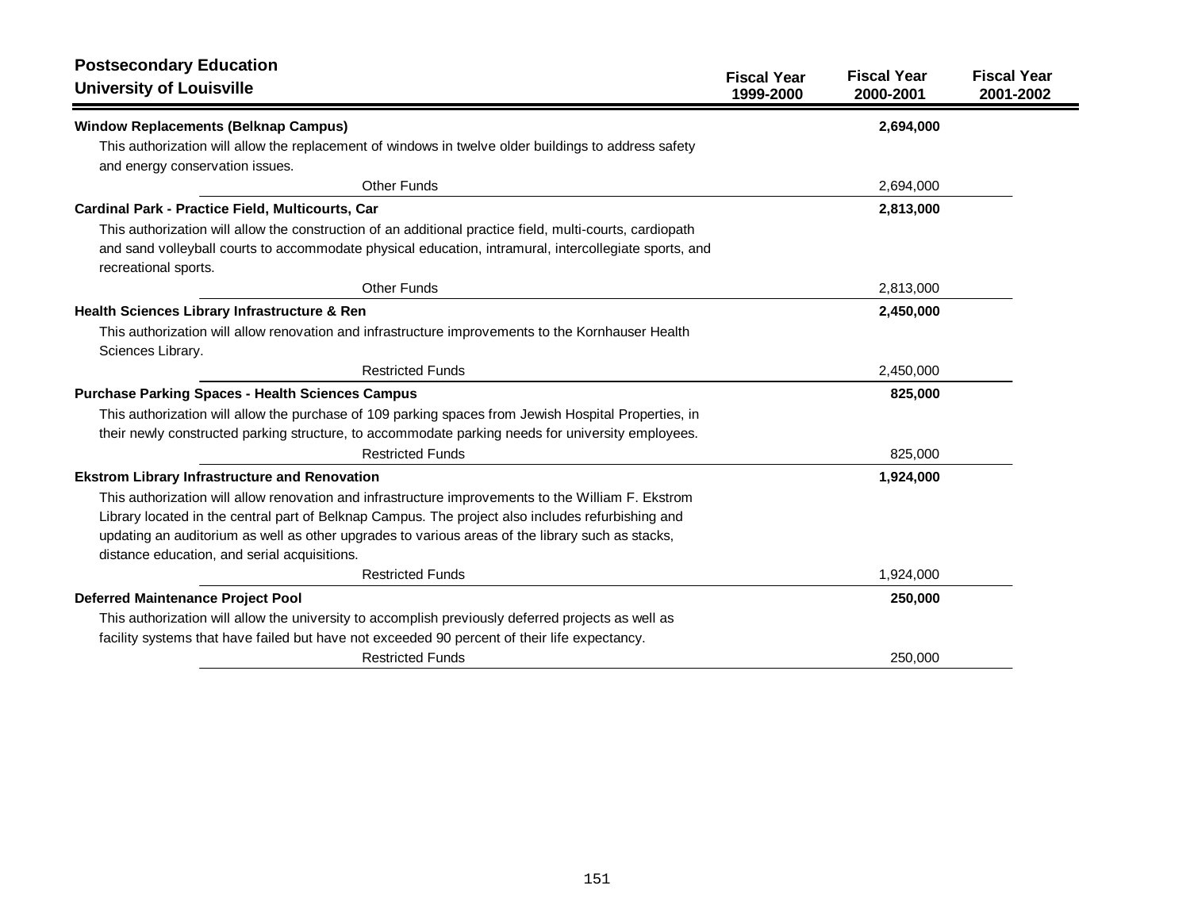## Postsecondary Education
## University of Louisville

| | Fiscal Year 1999-2000 | Fiscal Year 2000-2001 | Fiscal Year 2001-2002 |
|---|---|---|---|
| **Window Replacements (Belknap Campus)** | | **2,694,000** | |
| This authorization will allow the replacement of windows in twelve older buildings to address safety and energy conservation issues. | | | |
| Other Funds | | 2,694,000 | |
| **Cardinal Park - Practice Field, Multicourts, Car** | | **2,813,000** | |
| This authorization will allow the construction of an additional practice field, multi-courts, cardiopath and sand volleyball courts to accommodate physical education, intramural, intercollegiate sports, and recreational sports. | | | |
| Other Funds | | 2,813,000 | |
| **Health Sciences Library Infrastructure & Ren** | | **2,450,000** | |
| This authorization will allow renovation and infrastructure improvements to the Kornhauser Health Sciences Library. | | | |
| Restricted Funds | | 2,450,000 | |
| **Purchase Parking Spaces - Health Sciences Campus** | | **825,000** | |
| This authorization will allow the purchase of 109 parking spaces from Jewish Hospital Properties, in their newly constructed parking structure, to accommodate parking needs for university employees. | | | |
| Restricted Funds | | 825,000 | |
| **Ekstrom Library Infrastructure and Renovation** | | **1,924,000** | |
| This authorization will allow renovation and infrastructure improvements to the William F. Ekstrom Library located in the central part of Belknap Campus. The project also includes refurbishing and updating an auditorium as well as other upgrades to various areas of the library such as stacks, distance education, and serial acquisitions. | | | |
| Restricted Funds | | 1,924,000 | |
| **Deferred Maintenance Project Pool** | | **250,000** | |
| This authorization will allow the university to accomplish previously deferred projects as well as facility systems that have failed but have not exceeded 90 percent of their life expectancy. | | | |
| Restricted Funds | | 250,000 | |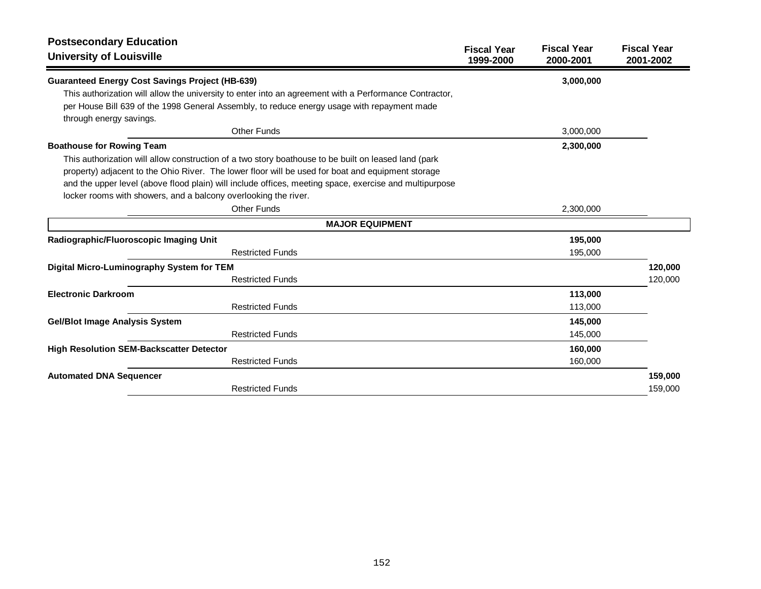## Postsecondary Education
## University of Louisville

| | Fiscal Year 1999-2000 | Fiscal Year 2000-2001 | Fiscal Year 2001-2002 |
|---|---|---|---|
| **Guaranteed Energy Cost Savings Project (HB-639)** | | **3,000,000** | |
| This authorization will allow the university to enter into an agreement with a Performance Contractor, per House Bill 639 of the 1998 General Assembly, to reduce energy usage with repayment made through energy savings. | | | |
| Other Funds | | 3,000,000 | |
| **Boathouse for Rowing Team** | | **2,300,000** | |
| This authorization will allow construction of a two story boathouse to be built on leased land (park property) adjacent to the Ohio River. The lower floor will be used for boat and equipment storage and the upper level (above flood plain) will include offices, meeting space, exercise and multipurpose locker rooms with showers, and a balcony overlooking the river. | | | |
| Other Funds | | 2,300,000 | |
| **MAJOR EQUIPMENT** | | | |
| **Radiographic/Fluoroscopic Imaging Unit** | | **195,000** | |
| Restricted Funds | | 195,000 | |
| **Digital Micro-Luminography System for TEM** | | | **120,000** |
| Restricted Funds | | | 120,000 |
| **Electronic Darkroom** | | **113,000** | |
| Restricted Funds | | 113,000 | |
| **Gel/Blot Image Analysis System** | | **145,000** | |
| Restricted Funds | | 145,000 | |
| **High Resolution SEM-Backscatter Detector** | | **160,000** | |
| Restricted Funds | | 160,000 | |
| **Automated DNA Sequencer** | | | **159,000** |
| Restricted Funds | | | 159,000 |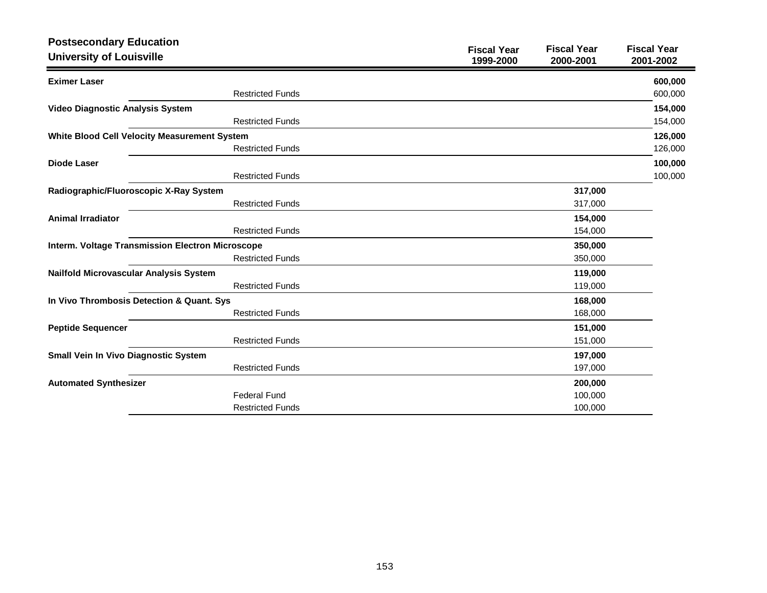## Postsecondary Education
## University of Louisville

| | Fiscal Year 1999-2000 | Fiscal Year 2000-2001 | Fiscal Year 2001-2002 |
|---|---|---|---|
| **Eximer Laser** | | | **600,000** |
| Restricted Funds | | | 600,000 |
| **Video Diagnostic Analysis System** | | | **154,000** |
| Restricted Funds | | | 154,000 |
| **White Blood Cell Velocity Measurement System** | | | **126,000** |
| Restricted Funds | | | 126,000 |
| **Diode Laser** | | | **100,000** |
| Restricted Funds | | | 100,000 |
| **Radiographic/Fluoroscopic X-Ray System** | | **317,000** | |
| Restricted Funds | | 317,000 | |
| **Animal Irradiator** | | **154,000** | |
| Restricted Funds | | 154,000 | |
| **Interm. Voltage Transmission Electron Microscope** | | **350,000** | |
| Restricted Funds | | 350,000 | |
| **Nailfold Microvascular Analysis System** | | **119,000** | |
| Restricted Funds | | 119,000 | |
| **In Vivo Thrombosis Detection & Quant. Sys** | | **168,000** | |
| Restricted Funds | | 168,000 | |
| **Peptide Sequencer** | | **151,000** | |
| Restricted Funds | | 151,000 | |
| **Small Vein In Vivo Diagnostic System** | | **197,000** | |
| Restricted Funds | | 197,000 | |
| **Automated Synthesizer** | | **200,000** | |
| Federal Fund | | 100,000 | |
| Restricted Funds | | 100,000 | |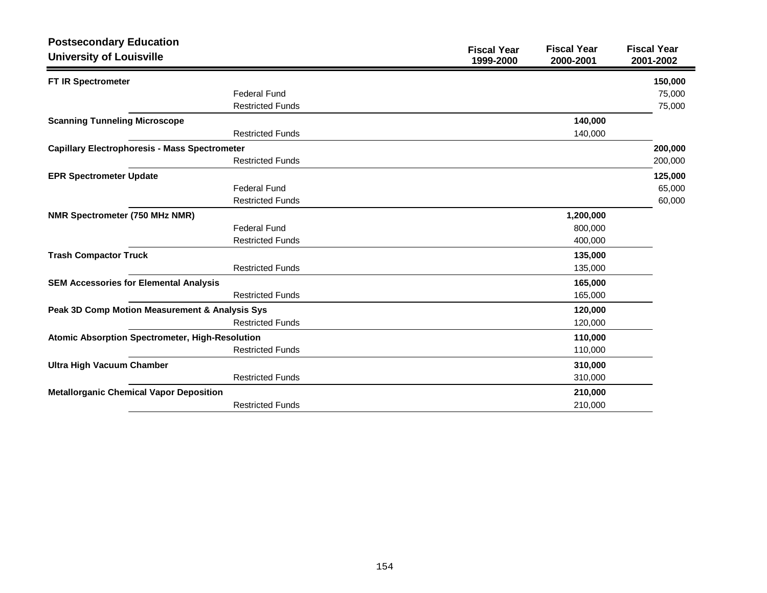**Postsecondary Education**
**University of Louisville**

| | | Fiscal Year 1999-2000 | Fiscal Year 2000-2001 | Fiscal Year 2001-2002 |
|---|---|---|---|---|
| **FT IR Spectrometer** | | | | **150,000** |
| | Federal Fund | | | 75,000 |
| | Restricted Funds | | | 75,000 |
| **Scanning Tunneling Microscope** | | | **140,000** | |
| | Restricted Funds | | 140,000 | |
| **Capillary Electrophoresis - Mass Spectrometer** | | | | **200,000** |
| | Restricted Funds | | | 200,000 |
| **EPR Spectrometer Update** | | | | **125,000** |
| | Federal Fund | | | 65,000 |
| | Restricted Funds | | | 60,000 |
| **NMR Spectrometer (750 MHz NMR)** | | | **1,200,000** | |
| | Federal Fund | | 800,000 | |
| | Restricted Funds | | 400,000 | |
| **Trash Compactor Truck** | | | **135,000** | |
| | Restricted Funds | | 135,000 | |
| **SEM Accessories for Elemental Analysis** | | | **165,000** | |
| | Restricted Funds | | 165,000 | |
| **Peak 3D Comp Motion Measurement & Analysis Sys** | | | **120,000** | |
| | Restricted Funds | | 120,000 | |
| **Atomic Absorption Spectrometer, High-Resolution** | | | **110,000** | |
| | Restricted Funds | | 110,000 | |
| **Ultra High Vacuum Chamber** | | | **310,000** | |
| | Restricted Funds | | 310,000 | |
| **Metallorganic Chemical Vapor Deposition** | | | **210,000** | |
| | Restricted Funds | | 210,000 | |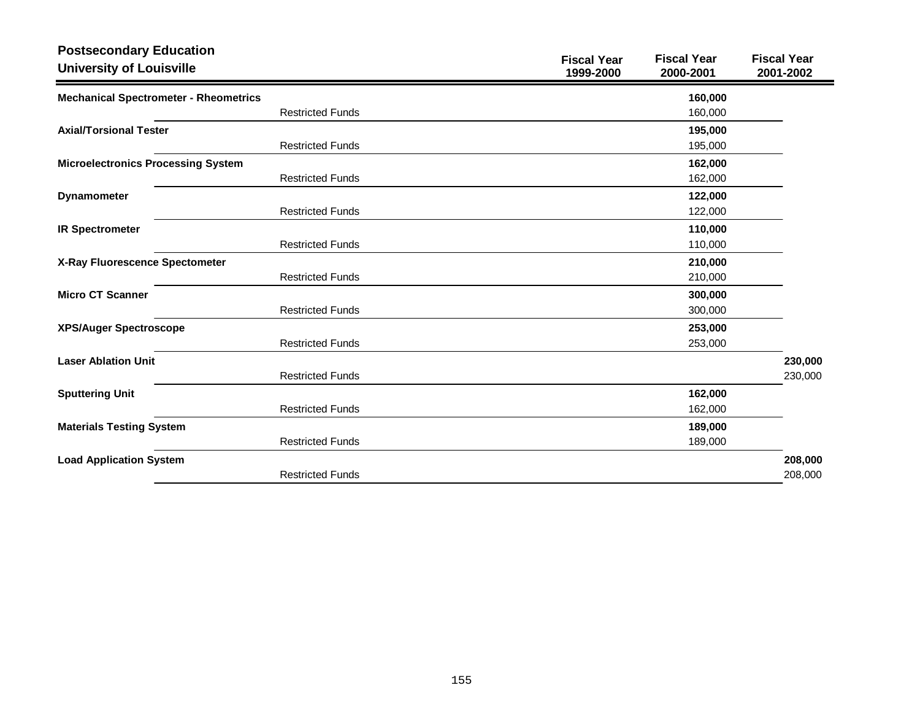**Postsecondary Education**
**University of Louisville**

| | | Fiscal Year 1999-2000 | Fiscal Year 2000-2001 | Fiscal Year 2001-2002 |
|---|---|---|---|---|
| **Mechanical Spectrometer - Rheometrics** | | | **160,000** | |
| | Restricted Funds | | 160,000 | |
| **Axial/Torsional Tester** | | | **195,000** | |
| | Restricted Funds | | 195,000 | |
| **Microelectronics Processing System** | | | **162,000** | |
| | Restricted Funds | | 162,000 | |
| **Dynamometer** | | | **122,000** | |
| | Restricted Funds | | 122,000 | |
| **IR Spectrometer** | | | **110,000** | |
| | Restricted Funds | | 110,000 | |
| **X-Ray Fluorescence Spectometer** | | | **210,000** | |
| | Restricted Funds | | 210,000 | |
| **Micro CT Scanner** | | | **300,000** | |
| | Restricted Funds | | 300,000 | |
| **XPS/Auger Spectroscope** | | | **253,000** | |
| | Restricted Funds | | 253,000 | |
| **Laser Ablation Unit** | | | | **230,000** |
| | Restricted Funds | | | 230,000 |
| **Sputtering Unit** | | | **162,000** | |
| | Restricted Funds | | 162,000 | |
| **Materials Testing System** | | | **189,000** | |
| | Restricted Funds | | 189,000 | |
| **Load Application System** | | | | **208,000** |
| | Restricted Funds | | | 208,000 |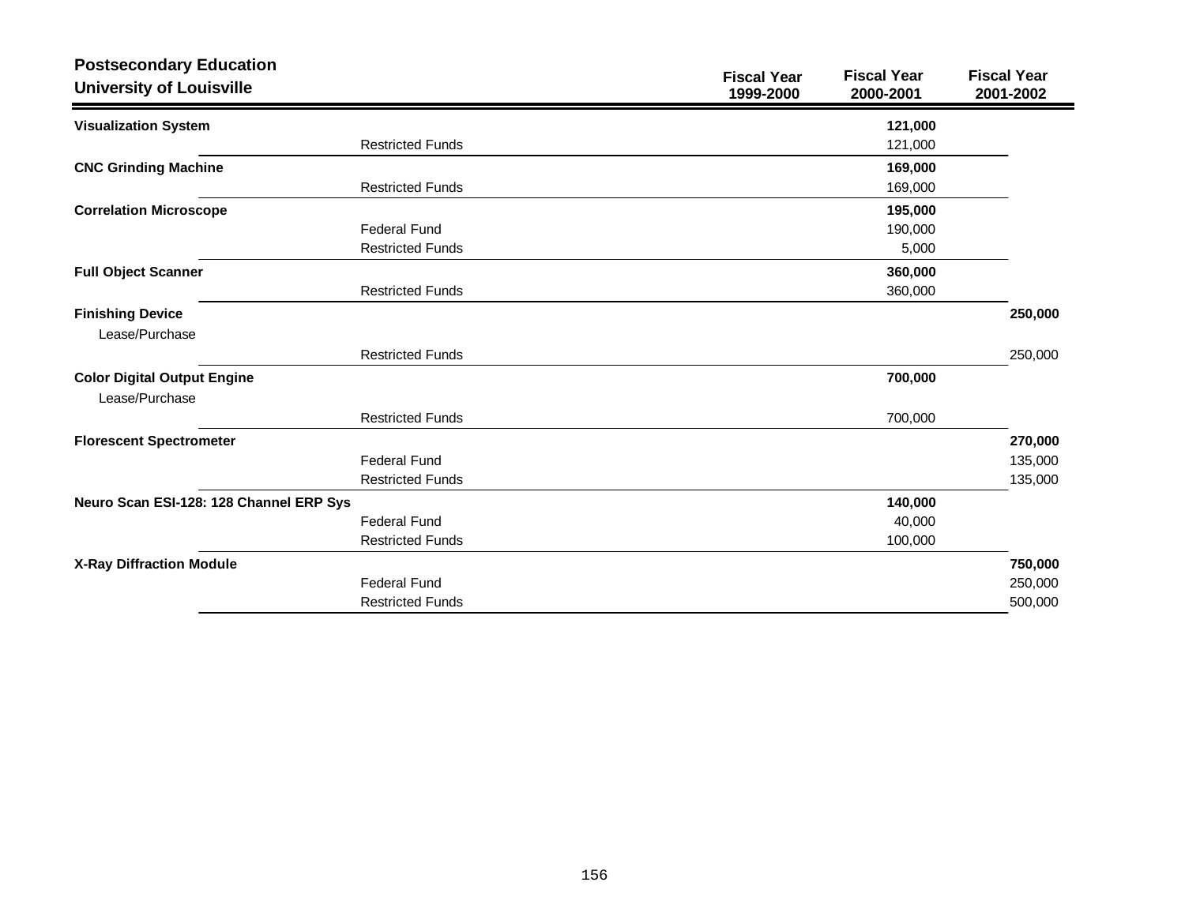## Postsecondary Education
### University of Louisville

| | | Fiscal Year 1999-2000 | Fiscal Year 2000-2001 | Fiscal Year 2001-2002 |
|---|---|---|---|---|
| **Visualization System** | | | **121,000** | |
| | Restricted Funds | | 121,000 | |
| **CNC Grinding Machine** | | | **169,000** | |
| | Restricted Funds | | 169,000 | |
| **Correlation Microscope** | | | **195,000** | |
| | Federal Fund | | 190,000 | |
| | Restricted Funds | | 5,000 | |
| **Full Object Scanner** | | | **360,000** | |
| | Restricted Funds | | 360,000 | |
| **Finishing Device** | | | | **250,000** |
| Lease/Purchase | | | | |
| | Restricted Funds | | | 250,000 |
| **Color Digital Output Engine** | | | **700,000** | |
| Lease/Purchase | | | | |
| | Restricted Funds | | 700,000 | |
| **Florescent Spectrometer** | | | | **270,000** |
| | Federal Fund | | | 135,000 |
| | Restricted Funds | | | 135,000 |
| **Neuro Scan ESI-128: 128 Channel ERP Sys** | | | **140,000** | |
| | Federal Fund | | 40,000 | |
| | Restricted Funds | | 100,000 | |
| **X-Ray Diffraction Module** | | | | **750,000** |
| | Federal Fund | | | 250,000 |
| | Restricted Funds | | | 500,000 |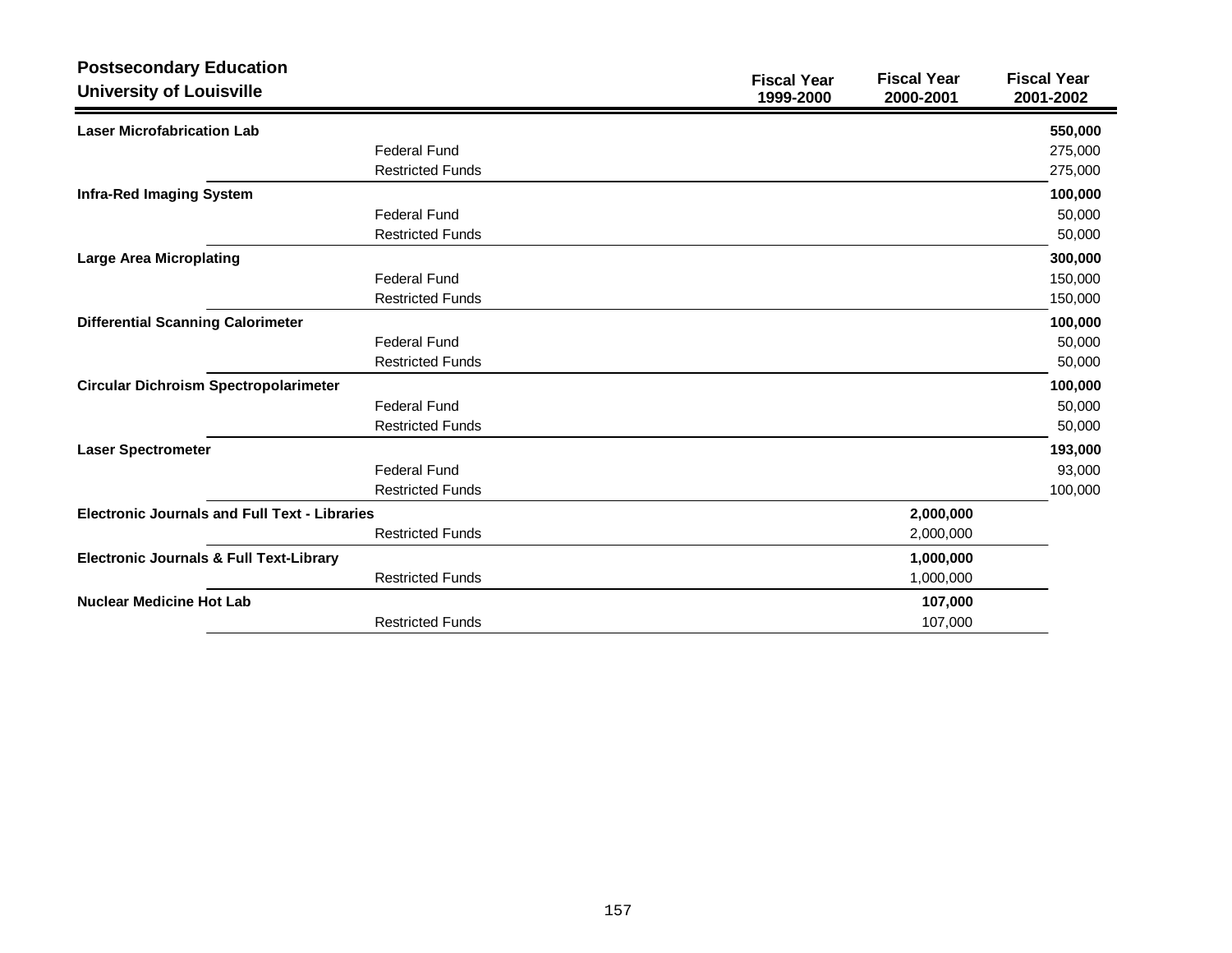## Postsecondary Education
## University of Louisville

| | | Fiscal Year 1999-2000 | Fiscal Year 2000-2001 | Fiscal Year 2001-2002 |
|---|---|---|---|---|
| **Laser Microfabrication Lab** | | | | **550,000** |
| | Federal Fund | | | 275,000 |
| | Restricted Funds | | | 275,000 |
| **Infra-Red Imaging System** | | | | **100,000** |
| | Federal Fund | | | 50,000 |
| | Restricted Funds | | | 50,000 |
| **Large Area Microplating** | | | | **300,000** |
| | Federal Fund | | | 150,000 |
| | Restricted Funds | | | 150,000 |
| **Differential Scanning Calorimeter** | | | | **100,000** |
| | Federal Fund | | | 50,000 |
| | Restricted Funds | | | 50,000 |
| **Circular Dichroism Spectropolarimeter** | | | | **100,000** |
| | Federal Fund | | | 50,000 |
| | Restricted Funds | | | 50,000 |
| **Laser Spectrometer** | | | | **193,000** |
| | Federal Fund | | | 93,000 |
| | Restricted Funds | | | 100,000 |
| **Electronic Journals and Full Text - Libraries** | | | **2,000,000** | |
| | Restricted Funds | | 2,000,000 | |
| **Electronic Journals & Full Text-Library** | | | **1,000,000** | |
| | Restricted Funds | | 1,000,000 | |
| **Nuclear Medicine Hot Lab** | | | **107,000** | |
| | Restricted Funds | | 107,000 | |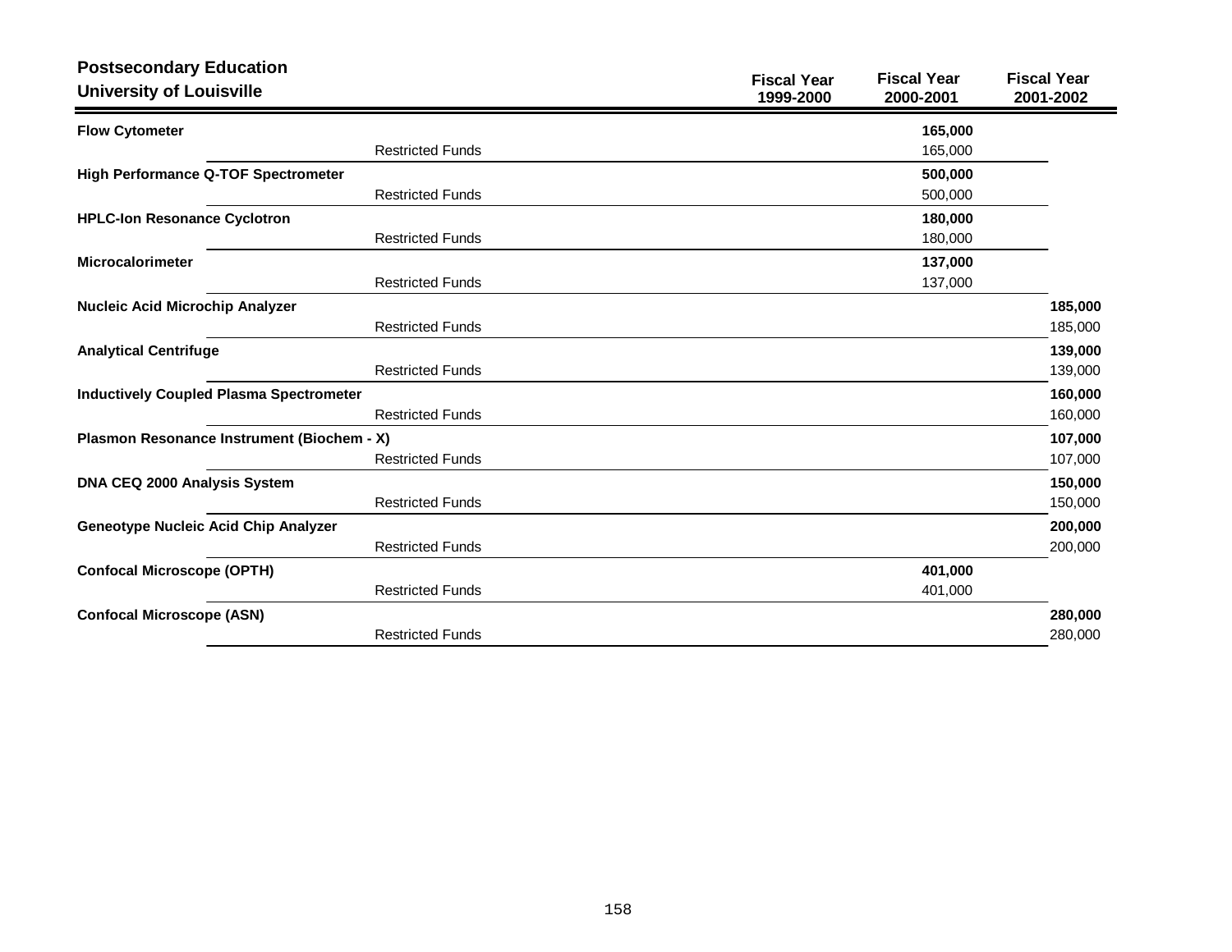**Postsecondary Education**
**University of Louisville**

| | | Fiscal Year 1999-2000 | Fiscal Year 2000-2001 | Fiscal Year 2001-2002 |
|---|---|---|---|---|
| **Flow Cytometer** | | | **165,000** | |
| | Restricted Funds | | 165,000 | |
| **High Performance Q-TOF Spectrometer** | | | **500,000** | |
| | Restricted Funds | | 500,000 | |
| **HPLC-Ion Resonance Cyclotron** | | | **180,000** | |
| | Restricted Funds | | 180,000 | |
| **Microcalorimeter** | | | **137,000** | |
| | Restricted Funds | | 137,000 | |
| **Nucleic Acid Microchip Analyzer** | | | | **185,000** |
| | Restricted Funds | | | 185,000 |
| **Analytical Centrifuge** | | | | **139,000** |
| | Restricted Funds | | | 139,000 |
| **Inductively Coupled Plasma Spectrometer** | | | | **160,000** |
| | Restricted Funds | | | 160,000 |
| **Plasmon Resonance Instrument (Biochem - X)** | | | | **107,000** |
| | Restricted Funds | | | 107,000 |
| **DNA CEQ 2000 Analysis System** | | | | **150,000** |
| | Restricted Funds | | | 150,000 |
| **Geneotype Nucleic Acid Chip Analyzer** | | | | **200,000** |
| | Restricted Funds | | | 200,000 |
| **Confocal Microscope (OPTH)** | | | **401,000** | |
| | Restricted Funds | | 401,000 | |
| **Confocal Microscope (ASN)** | | | | **280,000** |
| | Restricted Funds | | | 280,000 |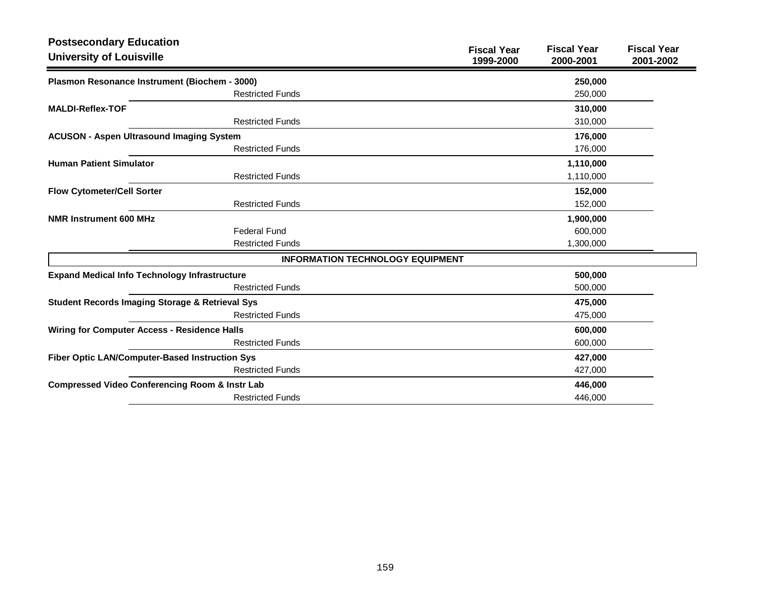## Postsecondary Education
## University of Louisville

| | Fiscal Year 1999-2000 | Fiscal Year 2000-2001 | Fiscal Year 2001-2002 |
|---|---|---|---|
| **Plasmon Resonance Instrument (Biochem - 3000)** | | **250,000** | |
| Restricted Funds | | 250,000 | |
| **MALDI-Reflex-TOF** | | **310,000** | |
| Restricted Funds | | 310,000 | |
| **ACUSON - Aspen Ultrasound Imaging System** | | **176,000** | |
| Restricted Funds | | 176,000 | |
| **Human Patient Simulator** | | **1,110,000** | |
| Restricted Funds | | 1,110,000 | |
| **Flow Cytometer/Cell Sorter** | | **152,000** | |
| Restricted Funds | | 152,000 | |
| **NMR Instrument 600 MHz** | | **1,900,000** | |
| Federal Fund | | 600,000 | |
| Restricted Funds | | 1,300,000 | |
| **INFORMATION TECHNOLOGY EQUIPMENT** | | | |
| **Expand Medical Info Technology Infrastructure** | | **500,000** | |
| Restricted Funds | | 500,000 | |
| **Student Records Imaging Storage & Retrieval Sys** | | **475,000** | |
| Restricted Funds | | 475,000 | |
| **Wiring for Computer Access - Residence Halls** | | **600,000** | |
| Restricted Funds | | 600,000 | |
| **Fiber Optic LAN/Computer-Based Instruction Sys** | | **427,000** | |
| Restricted Funds | | 427,000 | |
| **Compressed Video Conferencing Room & Instr Lab** | | **446,000** | |
| Restricted Funds | | 446,000 | |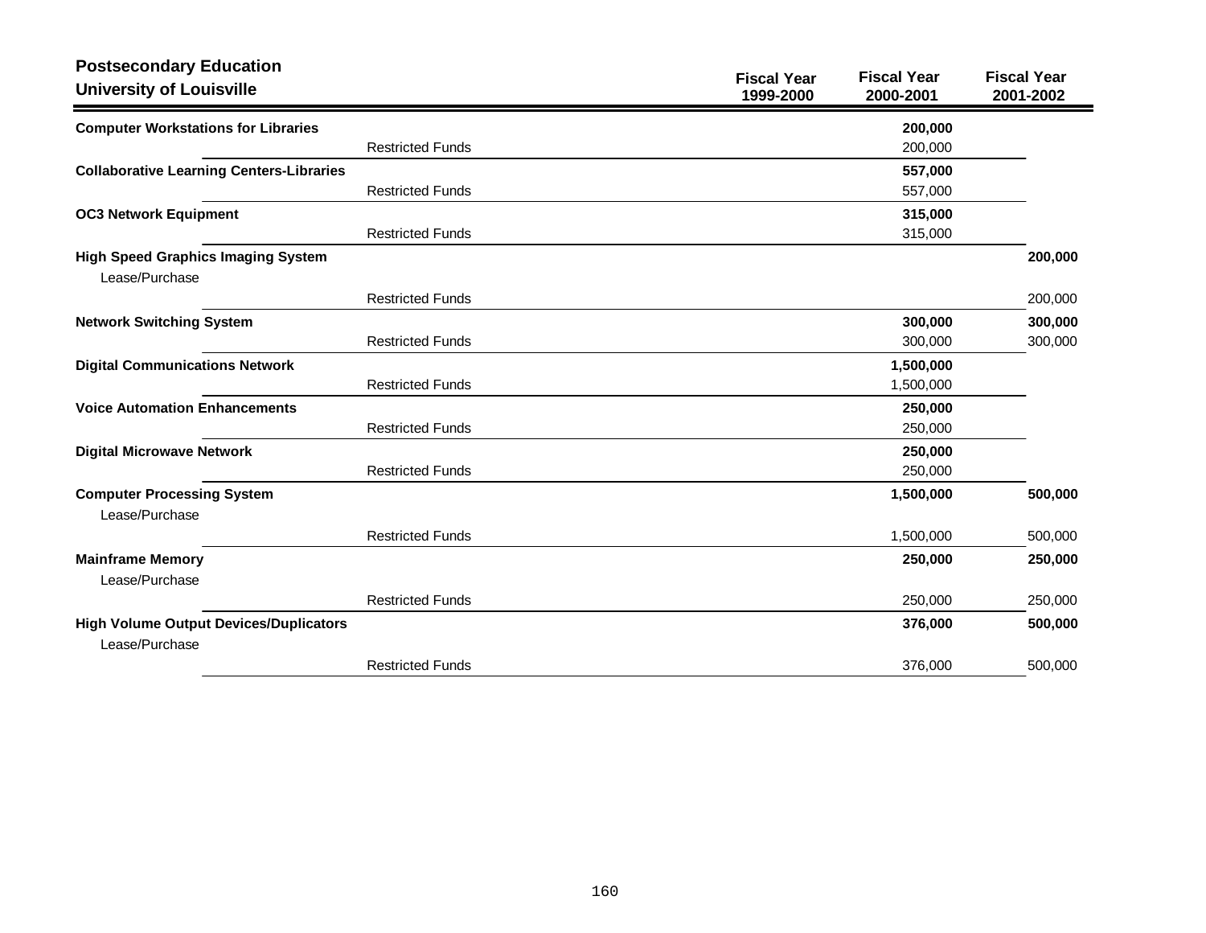**Postsecondary Education**
**University of Louisville**

| | | Fiscal Year 1999-2000 | Fiscal Year 2000-2001 | Fiscal Year 2001-2002 |
|---|---|---|---|---|
| **Computer Workstations for Libraries** | | | **200,000** | |
| | Restricted Funds | | 200,000 | |
| **Collaborative Learning Centers-Libraries** | | | **557,000** | |
| | Restricted Funds | | 557,000 | |
| **OC3 Network Equipment** | | | **315,000** | |
| | Restricted Funds | | 315,000 | |
| **High Speed Graphics Imaging System** | | | | **200,000** |
| Lease/Purchase | | | | |
| | Restricted Funds | | | 200,000 |
| **Network Switching System** | | | **300,000** | **300,000** |
| | Restricted Funds | | 300,000 | 300,000 |
| **Digital Communications Network** | | | **1,500,000** | |
| | Restricted Funds | | 1,500,000 | |
| **Voice Automation Enhancements** | | | **250,000** | |
| | Restricted Funds | | 250,000 | |
| **Digital Microwave Network** | | | **250,000** | |
| | Restricted Funds | | 250,000 | |
| **Computer Processing System** | | | **1,500,000** | **500,000** |
| Lease/Purchase | | | | |
| | Restricted Funds | | 1,500,000 | 500,000 |
| **Mainframe Memory** | | | **250,000** | **250,000** |
| Lease/Purchase | | | | |
| | Restricted Funds | | 250,000 | 250,000 |
| **High Volume Output Devices/Duplicators** | | | **376,000** | **500,000** |
| Lease/Purchase | | | | |
| | Restricted Funds | | 376,000 | 500,000 |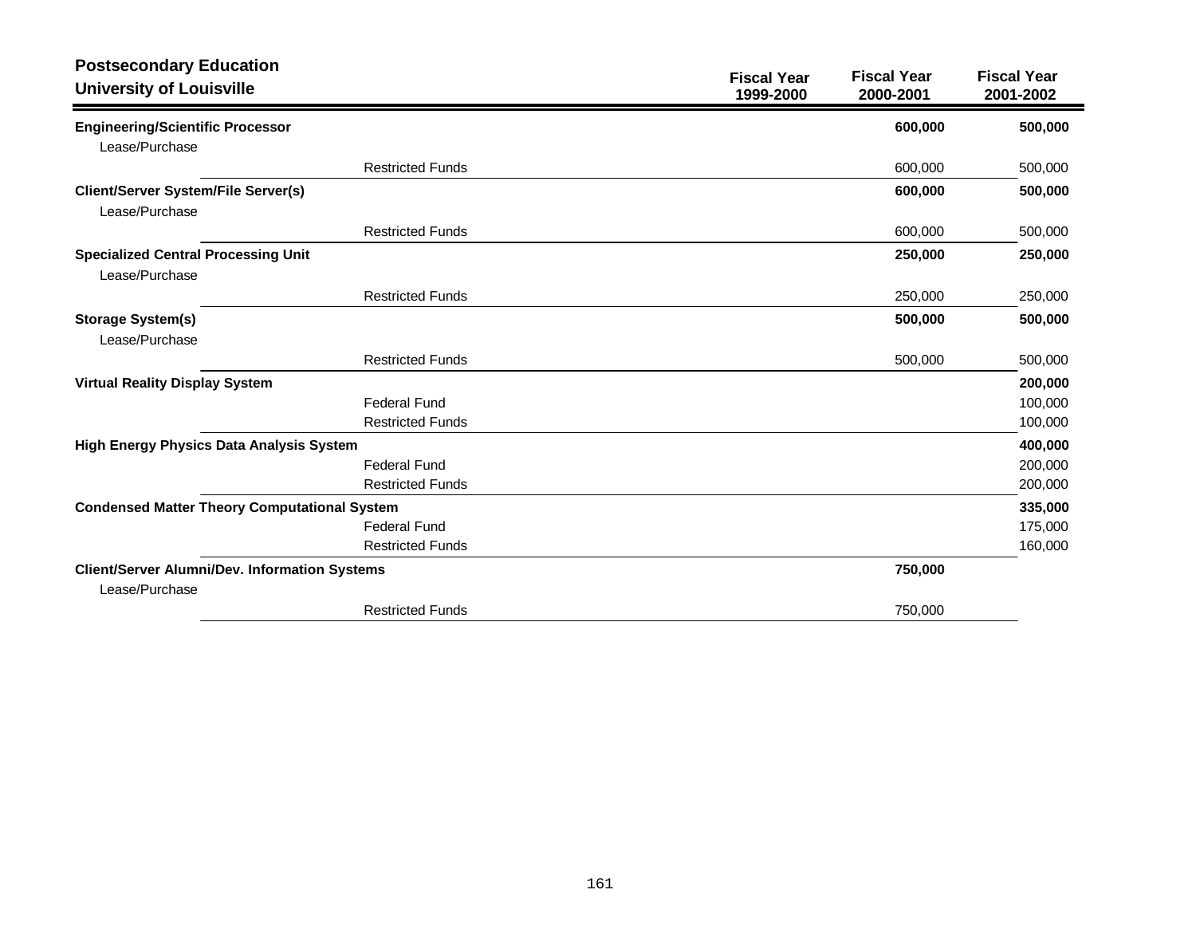## Postsecondary Education
### University of Louisville

| | | Fiscal Year 1999-2000 | Fiscal Year 2000-2001 | Fiscal Year 2001-2002 |
|---|---|---|---|---|
| **Engineering/Scientific Processor** | | | **600,000** | **500,000** |
| Lease/Purchase | | | | |
| | Restricted Funds | | 600,000 | 500,000 |
| **Client/Server System/File Server(s)** | | | **600,000** | **500,000** |
| Lease/Purchase | | | | |
| | Restricted Funds | | 600,000 | 500,000 |
| **Specialized Central Processing Unit** | | | **250,000** | **250,000** |
| Lease/Purchase | | | | |
| | Restricted Funds | | 250,000 | 250,000 |
| **Storage System(s)** | | | **500,000** | **500,000** |
| Lease/Purchase | | | | |
| | Restricted Funds | | 500,000 | 500,000 |
| **Virtual Reality Display System** | | | | **200,000** |
| | Federal Fund | | | 100,000 |
| | Restricted Funds | | | 100,000 |
| **High Energy Physics Data Analysis System** | | | | **400,000** |
| | Federal Fund | | | 200,000 |
| | Restricted Funds | | | 200,000 |
| **Condensed Matter Theory Computational System** | | | | **335,000** |
| | Federal Fund | | | 175,000 |
| | Restricted Funds | | | 160,000 |
| **Client/Server Alumni/Dev. Information Systems** | | | **750,000** | |
| Lease/Purchase | | | | |
| | Restricted Funds | | 750,000 | |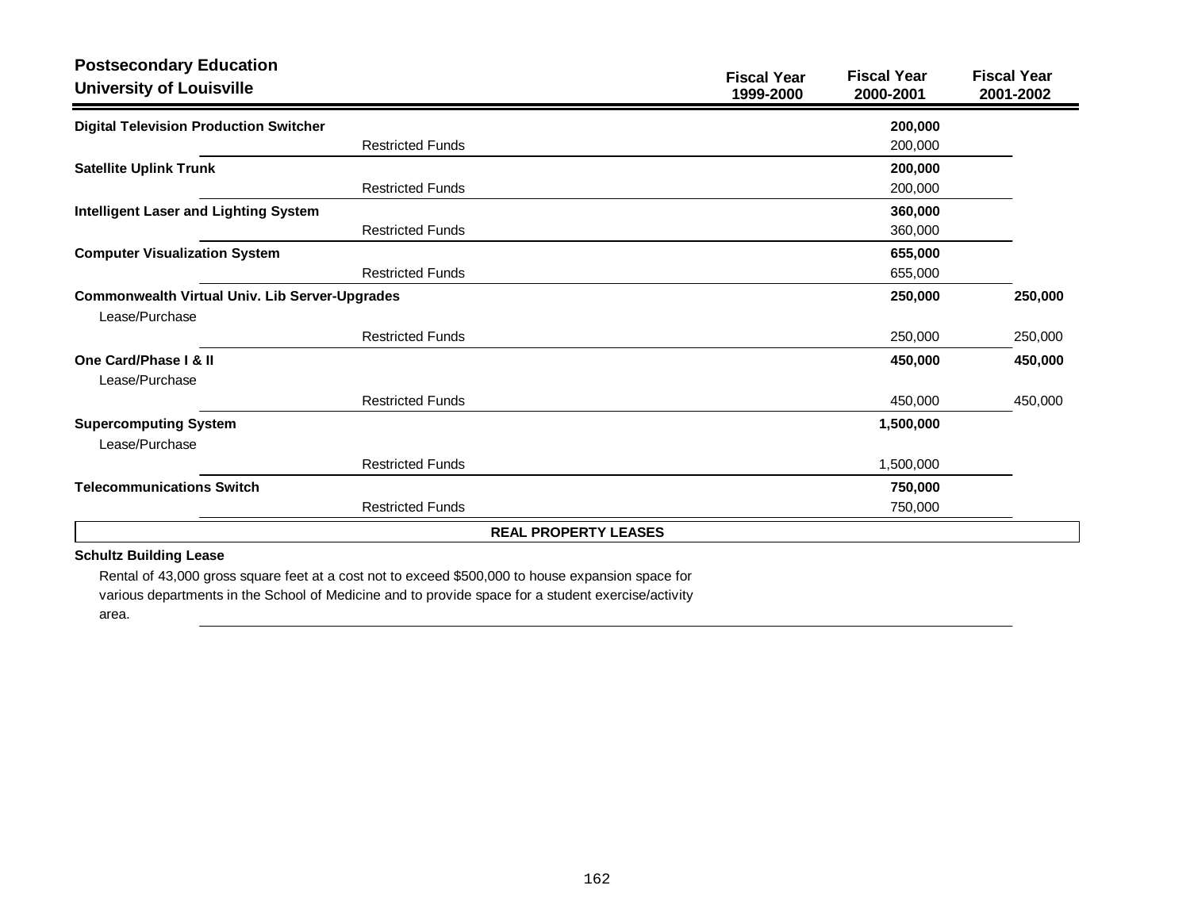**Postsecondary Education**
**University of Louisville**

| | Fiscal Year 1999-2000 | Fiscal Year 2000-2001 | Fiscal Year 2001-2002 |
|---|---|---|---|
| **Digital Television Production Switcher** | | **200,000** | |
| Restricted Funds | | 200,000 | |
| **Satellite Uplink Trunk** | | **200,000** | |
| Restricted Funds | | 200,000 | |
| **Intelligent Laser and Lighting System** | | **360,000** | |
| Restricted Funds | | 360,000 | |
| **Computer Visualization System** | | **655,000** | |
| Restricted Funds | | 655,000 | |
| **Commonwealth Virtual Univ. Lib Server-Upgrades** | | **250,000** | **250,000** |
| Lease/Purchase | | | |
| Restricted Funds | | 250,000 | 250,000 |
| **One Card/Phase I & II** | | **450,000** | **450,000** |
| Lease/Purchase | | | |
| Restricted Funds | | 450,000 | 450,000 |
| **Supercomputing System** | | **1,500,000** | |
| Lease/Purchase | | | |
| Restricted Funds | | 1,500,000 | |
| **Telecommunications Switch** | | **750,000** | |
| Restricted Funds | | 750,000 | |

**REAL PROPERTY LEASES**

**Schultz Building Lease**

Rental of 43,000 gross square feet at a cost not to exceed $500,000 to house expansion space for various departments in the School of Medicine and to provide space for a student exercise/activity area.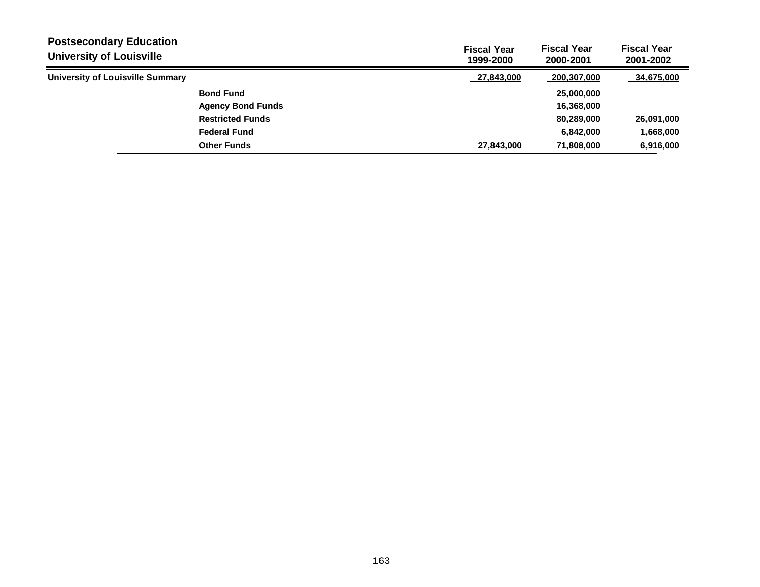**Postsecondary Education**
**University of Louisville**

| | | Fiscal Year 1999-2000 | Fiscal Year 2000-2001 | Fiscal Year 2001-2002 |
|---|---|---|---|---|
| **University of Louisville Summary** | | 27,843,000 | 200,307,000 | 34,675,000 |
| | Bond Fund | | 25,000,000 | |
| | Agency Bond Funds | | 16,368,000 | |
| | Restricted Funds | | 80,289,000 | 26,091,000 |
| | Federal Fund | | 6,842,000 | 1,668,000 |
| | Other Funds | 27,843,000 | 71,808,000 | 6,916,000 |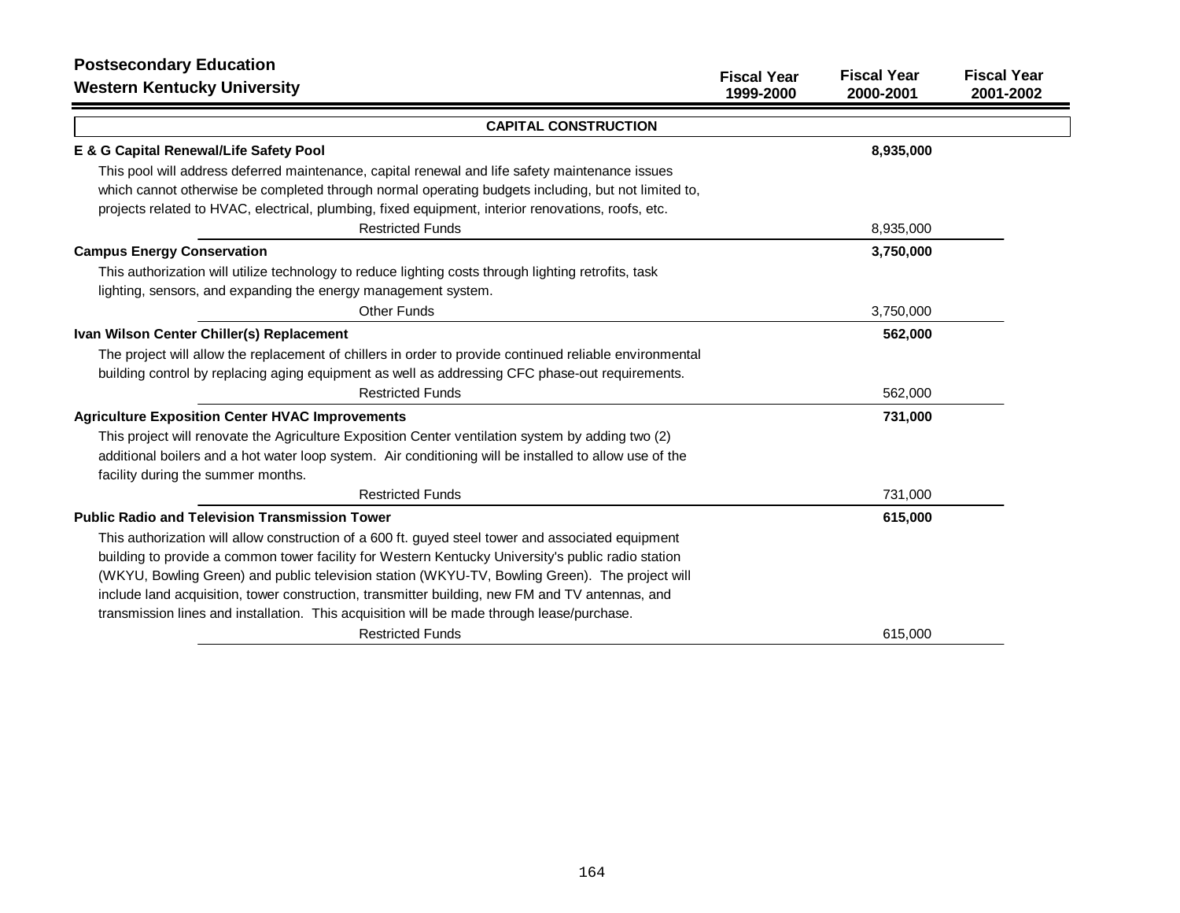## Postsecondary Education
## Western Kentucky University

| | Fiscal Year 1999-2000 | Fiscal Year 2000-2001 | Fiscal Year 2001-2002 |
|---|---|---|---|
| **CAPITAL CONSTRUCTION** | | | |
| **E & G Capital Renewal/Life Safety Pool** | | **8,935,000** | |
| This pool will address deferred maintenance, capital renewal and life safety maintenance issues which cannot otherwise be completed through normal operating budgets including, but not limited to, projects related to HVAC, electrical, plumbing, fixed equipment, interior renovations, roofs, etc. | | | |
| Restricted Funds | | 8,935,000 | |
| **Campus Energy Conservation** | | **3,750,000** | |
| This authorization will utilize technology to reduce lighting costs through lighting retrofits, task lighting, sensors, and expanding the energy management system. | | | |
| Other Funds | | 3,750,000 | |
| **Ivan Wilson Center Chiller(s) Replacement** | | **562,000** | |
| The project will allow the replacement of chillers in order to provide continued reliable environmental building control by replacing aging equipment as well as addressing CFC phase-out requirements. | | | |
| Restricted Funds | | 562,000 | |
| **Agriculture Exposition Center HVAC Improvements** | | **731,000** | |
| This project will renovate the Agriculture Exposition Center ventilation system by adding two (2) additional boilers and a hot water loop system. Air conditioning will be installed to allow use of the facility during the summer months. | | | |
| Restricted Funds | | 731,000 | |
| **Public Radio and Television Transmission Tower** | | **615,000** | |
| This authorization will allow construction of a 600 ft. guyed steel tower and associated equipment building to provide a common tower facility for Western Kentucky University's public radio station (WKYU, Bowling Green) and public television station (WKYU-TV, Bowling Green). The project will include land acquisition, tower construction, transmitter building, new FM and TV antennas, and transmission lines and installation. This acquisition will be made through lease/purchase. | | | |
| Restricted Funds | | 615,000 | |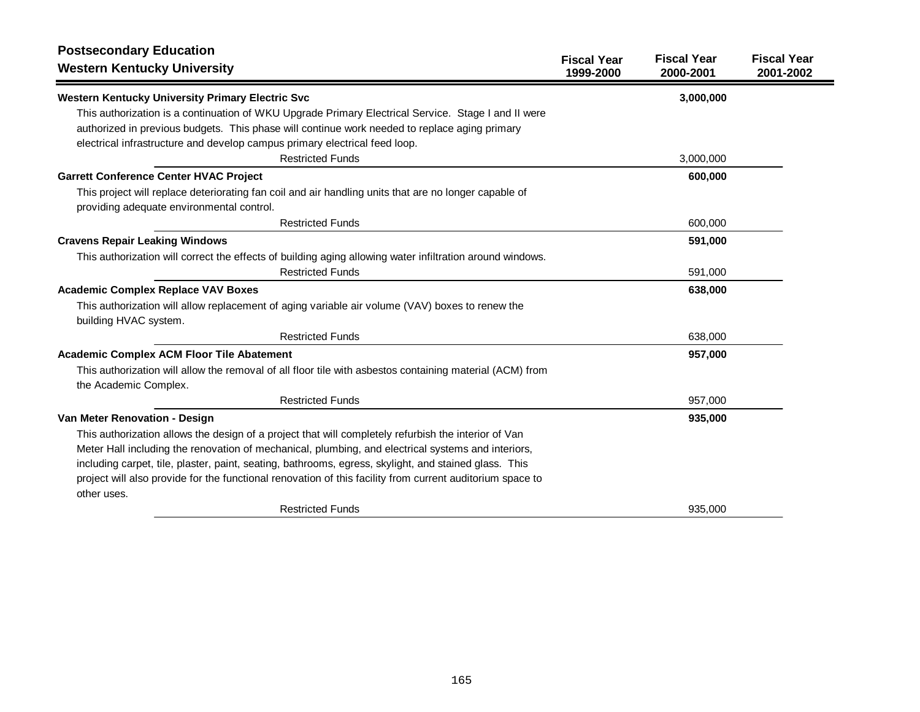## Postsecondary Education
## Western Kentucky University

| | Fiscal Year 1999-2000 | Fiscal Year 2000-2001 | Fiscal Year 2001-2002 |
|---|---|---|---|
| **Western Kentucky University Primary Electric Svc** | | **3,000,000** | |
| This authorization is a continuation of WKU Upgrade Primary Electrical Service. Stage I and II were authorized in previous budgets. This phase will continue work needed to replace aging primary electrical infrastructure and develop campus primary electrical feed loop. | | | |
| Restricted Funds | | 3,000,000 | |
| **Garrett Conference Center HVAC Project** | | **600,000** | |
| This project will replace deteriorating fan coil and air handling units that are no longer capable of providing adequate environmental control. | | | |
| Restricted Funds | | 600,000 | |
| **Cravens Repair Leaking Windows** | | **591,000** | |
| This authorization will correct the effects of building aging allowing water infiltration around windows. | | | |
| Restricted Funds | | 591,000 | |
| **Academic Complex Replace VAV Boxes** | | **638,000** | |
| This authorization will allow replacement of aging variable air volume (VAV) boxes to renew the building HVAC system. | | | |
| Restricted Funds | | 638,000 | |
| **Academic Complex ACM Floor Tile Abatement** | | **957,000** | |
| This authorization will allow the removal of all floor tile with asbestos containing material (ACM) from the Academic Complex. | | | |
| Restricted Funds | | 957,000 | |
| **Van Meter Renovation - Design** | | **935,000** | |
| This authorization allows the design of a project that will completely refurbish the interior of Van Meter Hall including the renovation of mechanical, plumbing, and electrical systems and interiors, including carpet, tile, plaster, paint, seating, bathrooms, egress, skylight, and stained glass. This project will also provide for the functional renovation of this facility from current auditorium space to other uses. | | | |
| Restricted Funds | | 935,000 | |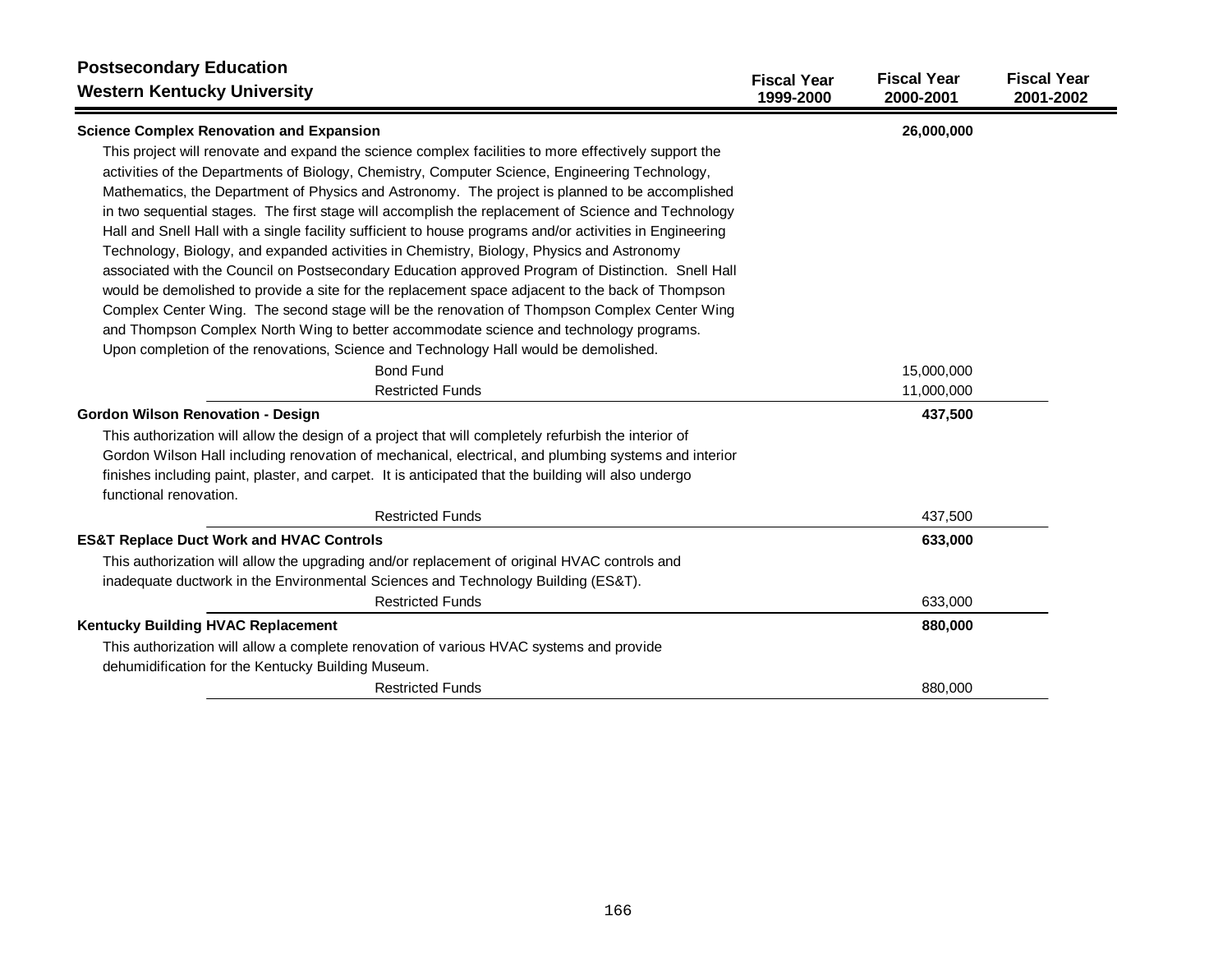## Postsecondary Education
## Western Kentucky University

| | Fiscal Year 1999-2000 | Fiscal Year 2000-2001 | Fiscal Year 2001-2002 |
|---|---|---|---|
| **Science Complex Renovation and Expansion** | | **26,000,000** | |
| This project will renovate and expand the science complex facilities to more effectively support the activities of the Departments of Biology, Chemistry, Computer Science, Engineering Technology, Mathematics, the Department of Physics and Astronomy. The project is planned to be accomplished in two sequential stages. The first stage will accomplish the replacement of Science and Technology Hall and Snell Hall with a single facility sufficient to house programs and/or activities in Engineering Technology, Biology, and expanded activities in Chemistry, Biology, Physics and Astronomy associated with the Council on Postsecondary Education approved Program of Distinction. Snell Hall would be demolished to provide a site for the replacement space adjacent to the back of Thompson Complex Center Wing. The second stage will be the renovation of Thompson Complex Center Wing and Thompson Complex North Wing to better accommodate science and technology programs. Upon completion of the renovations, Science and Technology Hall would be demolished. | | | |
| Bond Fund | | 15,000,000 | |
| Restricted Funds | | 11,000,000 | |
| **Gordon Wilson Renovation - Design** | | **437,500** | |
| This authorization will allow the design of a project that will completely refurbish the interior of Gordon Wilson Hall including renovation of mechanical, electrical, and plumbing systems and interior finishes including paint, plaster, and carpet. It is anticipated that the building will also undergo functional renovation. | | | |
| Restricted Funds | | 437,500 | |
| **ES&T Replace Duct Work and HVAC Controls** | | **633,000** | |
| This authorization will allow the upgrading and/or replacement of original HVAC controls and inadequate ductwork in the Environmental Sciences and Technology Building (ES&T). | | | |
| Restricted Funds | | 633,000 | |
| **Kentucky Building HVAC Replacement** | | **880,000** | |
| This authorization will allow a complete renovation of various HVAC systems and provide dehumidification for the Kentucky Building Museum. | | | |
| Restricted Funds | | 880,000 | |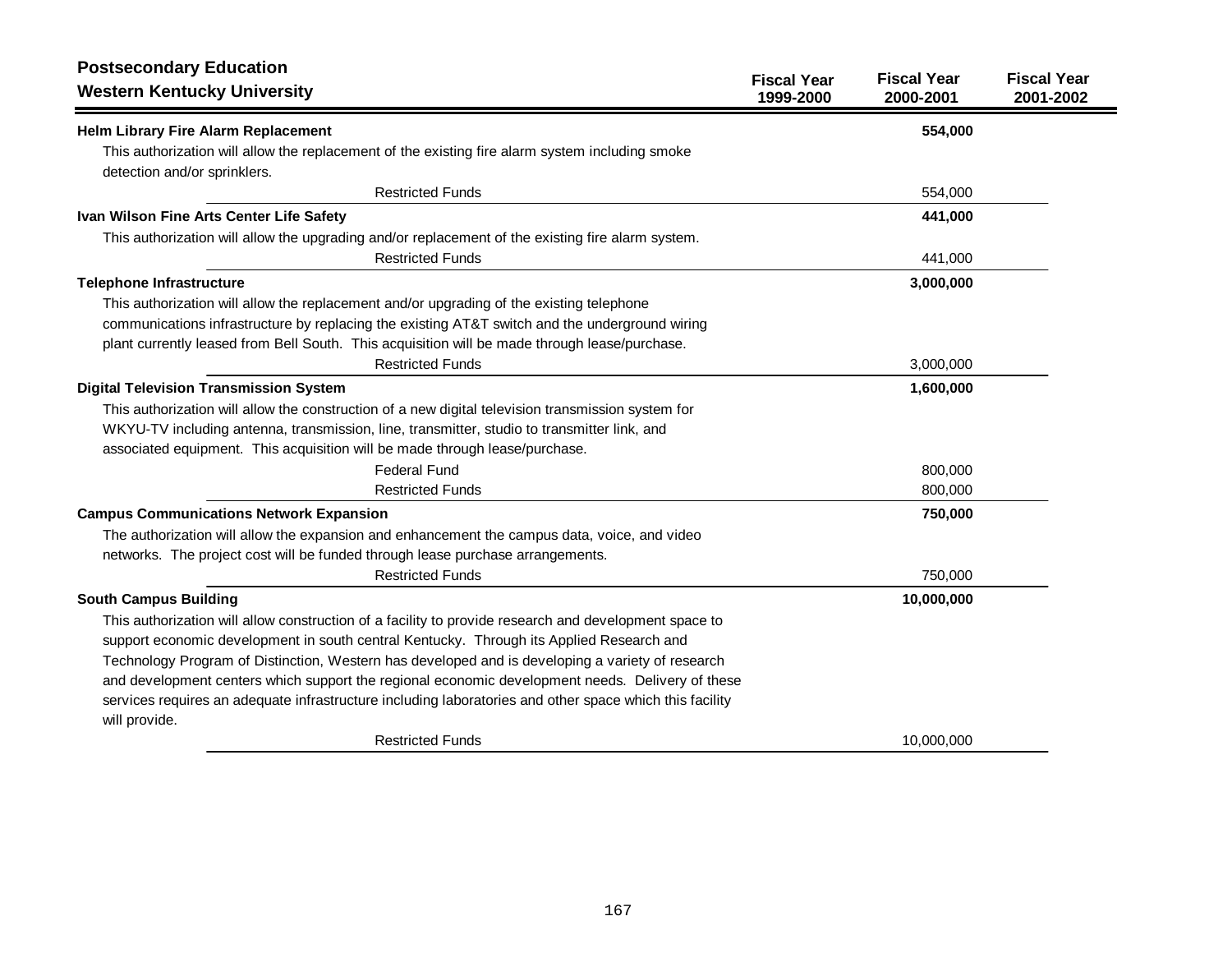## Postsecondary Education
## Western Kentucky University

| | Fiscal Year 1999-2000 | Fiscal Year 2000-2001 | Fiscal Year 2001-2002 |
|---|---|---|---|
| **Helm Library Fire Alarm Replacement** | | **554,000** | |
| This authorization will allow the replacement of the existing fire alarm system including smoke detection and/or sprinklers. | | | |
| Restricted Funds | | 554,000 | |
| **Ivan Wilson Fine Arts Center Life Safety** | | **441,000** | |
| This authorization will allow the upgrading and/or replacement of the existing fire alarm system. | | | |
| Restricted Funds | | 441,000 | |
| **Telephone Infrastructure** | | **3,000,000** | |
| This authorization will allow the replacement and/or upgrading of the existing telephone communications infrastructure by replacing the existing AT&T switch and the underground wiring plant currently leased from Bell South. This acquisition will be made through lease/purchase. | | | |
| Restricted Funds | | 3,000,000 | |
| **Digital Television Transmission System** | | **1,600,000** | |
| This authorization will allow the construction of a new digital television transmission system for WKYU-TV including antenna, transmission, line, transmitter, studio to transmitter link, and associated equipment. This acquisition will be made through lease/purchase. | | | |
| Federal Fund | | 800,000 | |
| Restricted Funds | | 800,000 | |
| **Campus Communications Network Expansion** | | **750,000** | |
| The authorization will allow the expansion and enhancement the campus data, voice, and video networks. The project cost will be funded through lease purchase arrangements. | | | |
| Restricted Funds | | 750,000 | |
| **South Campus Building** | | **10,000,000** | |
| This authorization will allow construction of a facility to provide research and development space to support economic development in south central Kentucky. Through its Applied Research and Technology Program of Distinction, Western has developed and is developing a variety of research and development centers which support the regional economic development needs. Delivery of these services requires an adequate infrastructure including laboratories and other space which this facility will provide. | | | |
| Restricted Funds | | 10,000,000 | |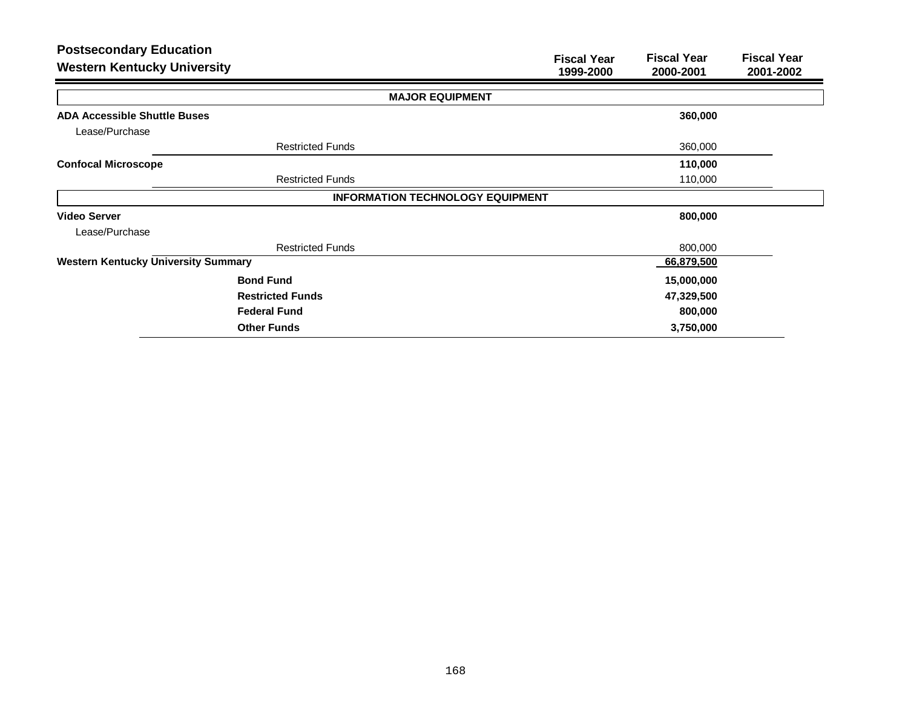## Postsecondary Education
## Western Kentucky University

| | Fiscal Year 1999-2000 | Fiscal Year 2000-2001 | Fiscal Year 2001-2002 |
|---|---|---|---|
| **MAJOR EQUIPMENT** | | | |
| **ADA Accessible Shuttle Buses** | | **360,000** | |
| Lease/Purchase | | | |
| Restricted Funds | | 360,000 | |
| **Confocal Microscope** | | **110,000** | |
| Restricted Funds | | 110,000 | |
| **INFORMATION TECHNOLOGY EQUIPMENT** | | | |
| **Video Server** | | **800,000** | |
| Lease/Purchase | | | |
| Restricted Funds | | 800,000 | |
| **Western Kentucky University Summary** | | **66,879,500** | |
| **Bond Fund** | | **15,000,000** | |
| **Restricted Funds** | | **47,329,500** | |
| **Federal Fund** | | **800,000** | |
| **Other Funds** | | **3,750,000** | |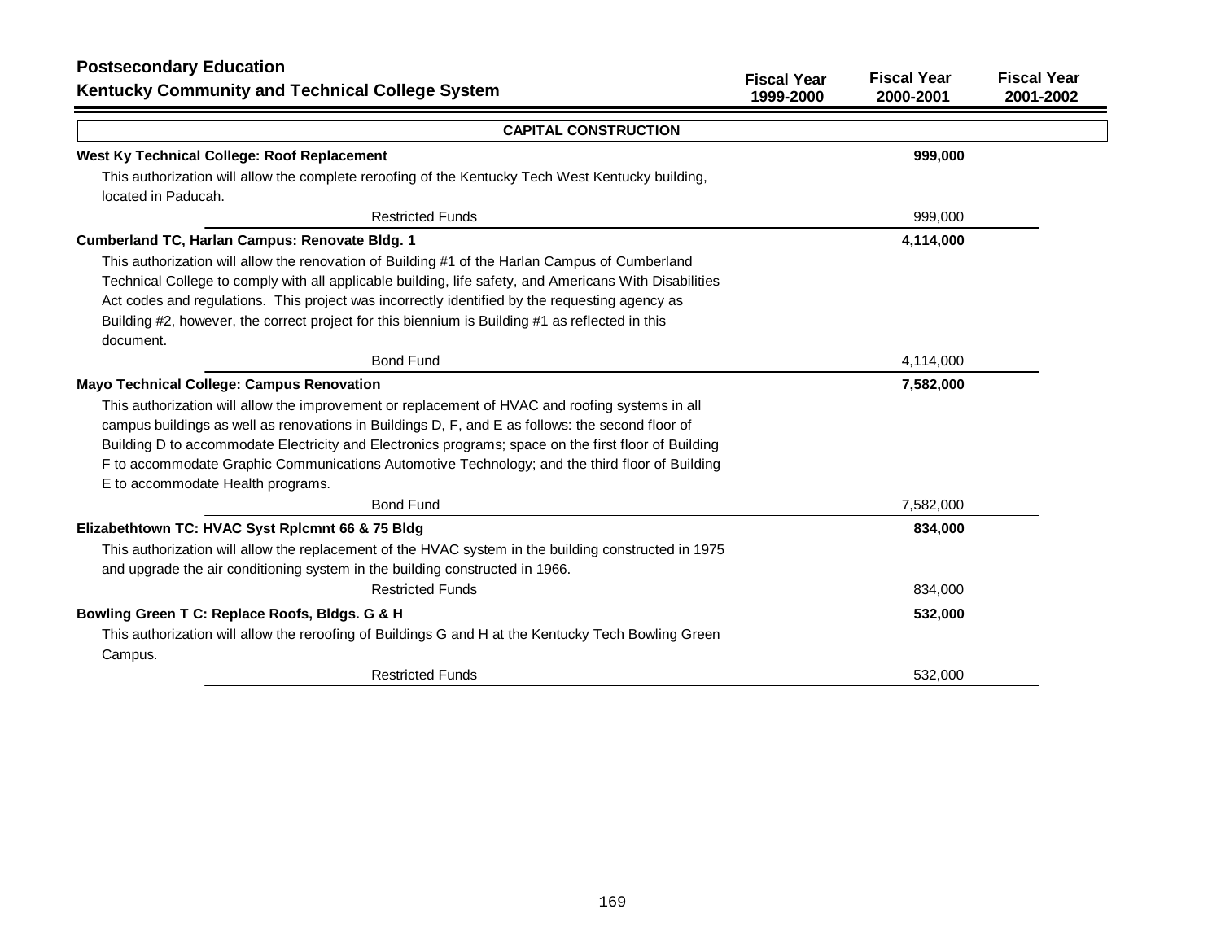## Postsecondary Education

### Kentucky Community and Technical College System

| | Fiscal Year 1999-2000 | Fiscal Year 2000-2001 | Fiscal Year 2001-2002 |
|---|---|---|---|

**CAPITAL CONSTRUCTION**

**West Ky Technical College: Roof Replacement**

This authorization will allow the complete reroofing of the Kentucky Tech West Kentucky building, located in Paducah.

| | Fiscal Year 1999-2000 | Fiscal Year 2000-2001 | Fiscal Year 2001-2002 |
|---|---|---|---|
| **West Ky Technical College: Roof Replacement** | | **999,000** | |
| Restricted Funds | | 999,000 | |

**Cumberland TC, Harlan Campus: Renovate Bldg. 1**

This authorization will allow the renovation of Building #1 of the Harlan Campus of Cumberland Technical College to comply with all applicable building, life safety, and Americans With Disabilities Act codes and regulations. This project was incorrectly identified by the requesting agency as Building #2, however, the correct project for this biennium is Building #1 as reflected in this document.

| | Fiscal Year 1999-2000 | Fiscal Year 2000-2001 | Fiscal Year 2001-2002 |
|---|---|---|---|
| **Cumberland TC, Harlan Campus: Renovate Bldg. 1** | | **4,114,000** | |
| Bond Fund | | 4,114,000 | |

**Mayo Technical College: Campus Renovation**

This authorization will allow the improvement or replacement of HVAC and roofing systems in all campus buildings as well as renovations in Buildings D, F, and E as follows: the second floor of Building D to accommodate Electricity and Electronics programs; space on the first floor of Building F to accommodate Graphic Communications Automotive Technology; and the third floor of Building E to accommodate Health programs.

| | Fiscal Year 1999-2000 | Fiscal Year 2000-2001 | Fiscal Year 2001-2002 |
|---|---|---|---|
| **Mayo Technical College: Campus Renovation** | | **7,582,000** | |
| Bond Fund | | 7,582,000 | |

**Elizabethtown TC: HVAC Syst Rplcmnt 66 & 75 Bldg**

This authorization will allow the replacement of the HVAC system in the building constructed in 1975 and upgrade the air conditioning system in the building constructed in 1966.

| | Fiscal Year 1999-2000 | Fiscal Year 2000-2001 | Fiscal Year 2001-2002 |
|---|---|---|---|
| **Elizabethtown TC: HVAC Syst Rplcmnt 66 & 75 Bldg** | | **834,000** | |
| Restricted Funds | | 834,000 | |

**Bowling Green T C: Replace Roofs, Bldgs. G & H**

This authorization will allow the reroofing of Buildings G and H at the Kentucky Tech Bowling Green Campus.

| | Fiscal Year 1999-2000 | Fiscal Year 2000-2001 | Fiscal Year 2001-2002 |
|---|---|---|---|
| **Bowling Green T C: Replace Roofs, Bldgs. G & H** | | **532,000** | |
| Restricted Funds | | 532,000 | |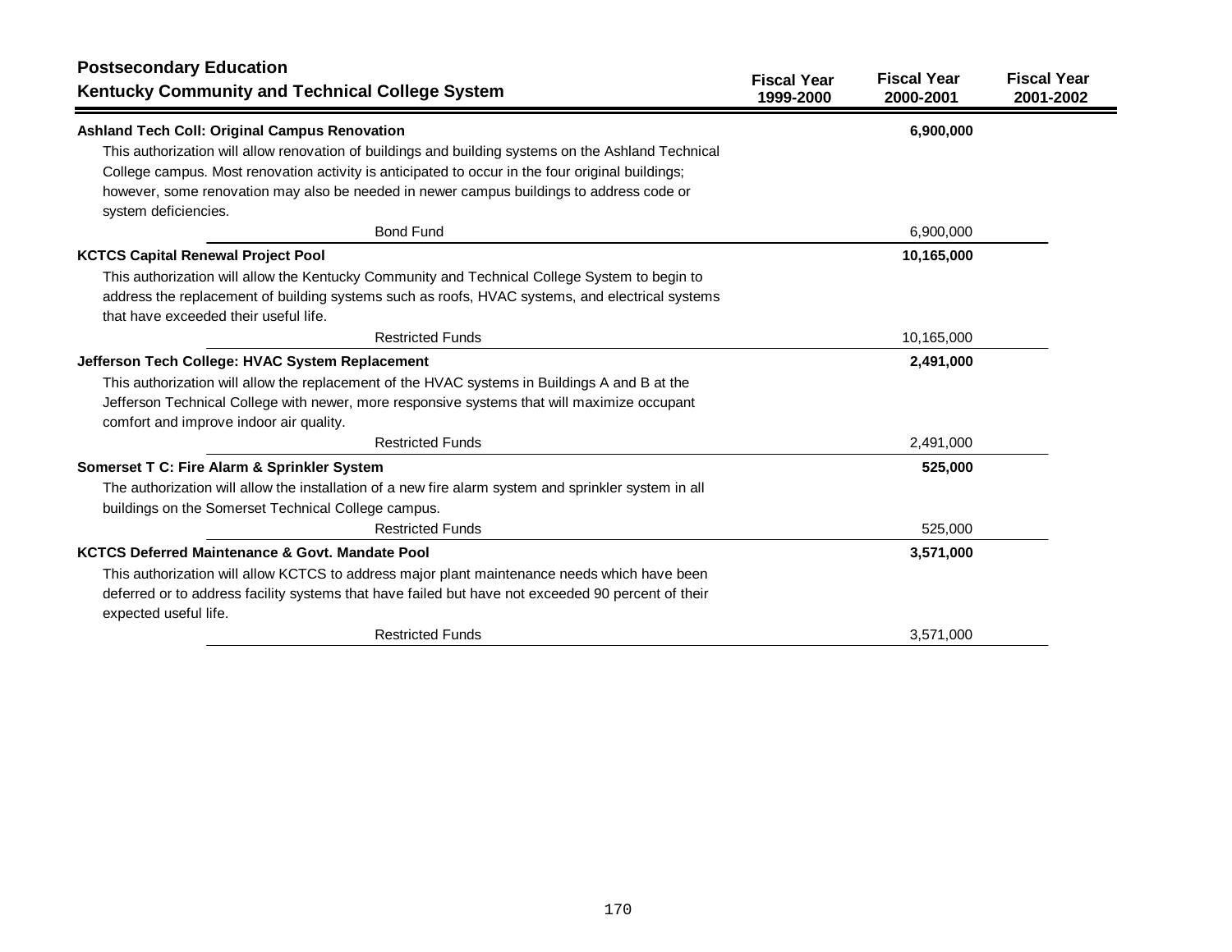## Postsecondary Education
## Kentucky Community and Technical College System

| | Fiscal Year 1999-2000 | Fiscal Year 2000-2001 | Fiscal Year 2001-2002 |
|---|---|---|---|
| **Ashland Tech Coll: Original Campus Renovation** | | **6,900,000** | |
| This authorization will allow renovation of buildings and building systems on the Ashland Technical College campus. Most renovation activity is anticipated to occur in the four original buildings; however, some renovation may also be needed in newer campus buildings to address code or system deficiencies. | | | |
| Bond Fund | | 6,900,000 | |
| **KCTCS Capital Renewal Project Pool** | | **10,165,000** | |
| This authorization will allow the Kentucky Community and Technical College System to begin to address the replacement of building systems such as roofs, HVAC systems, and electrical systems that have exceeded their useful life. | | | |
| Restricted Funds | | 10,165,000 | |
| **Jefferson Tech College: HVAC System Replacement** | | **2,491,000** | |
| This authorization will allow the replacement of the HVAC systems in Buildings A and B at the Jefferson Technical College with newer, more responsive systems that will maximize occupant comfort and improve indoor air quality. | | | |
| Restricted Funds | | 2,491,000 | |
| **Somerset T C: Fire Alarm & Sprinkler System** | | **525,000** | |
| The authorization will allow the installation of a new fire alarm system and sprinkler system in all buildings on the Somerset Technical College campus. | | | |
| Restricted Funds | | 525,000 | |
| **KCTCS Deferred Maintenance & Govt. Mandate Pool** | | **3,571,000** | |
| This authorization will allow KCTCS to address major plant maintenance needs which have been deferred or to address facility systems that have failed but have not exceeded 90 percent of their expected useful life. | | | |
| Restricted Funds | | 3,571,000 | |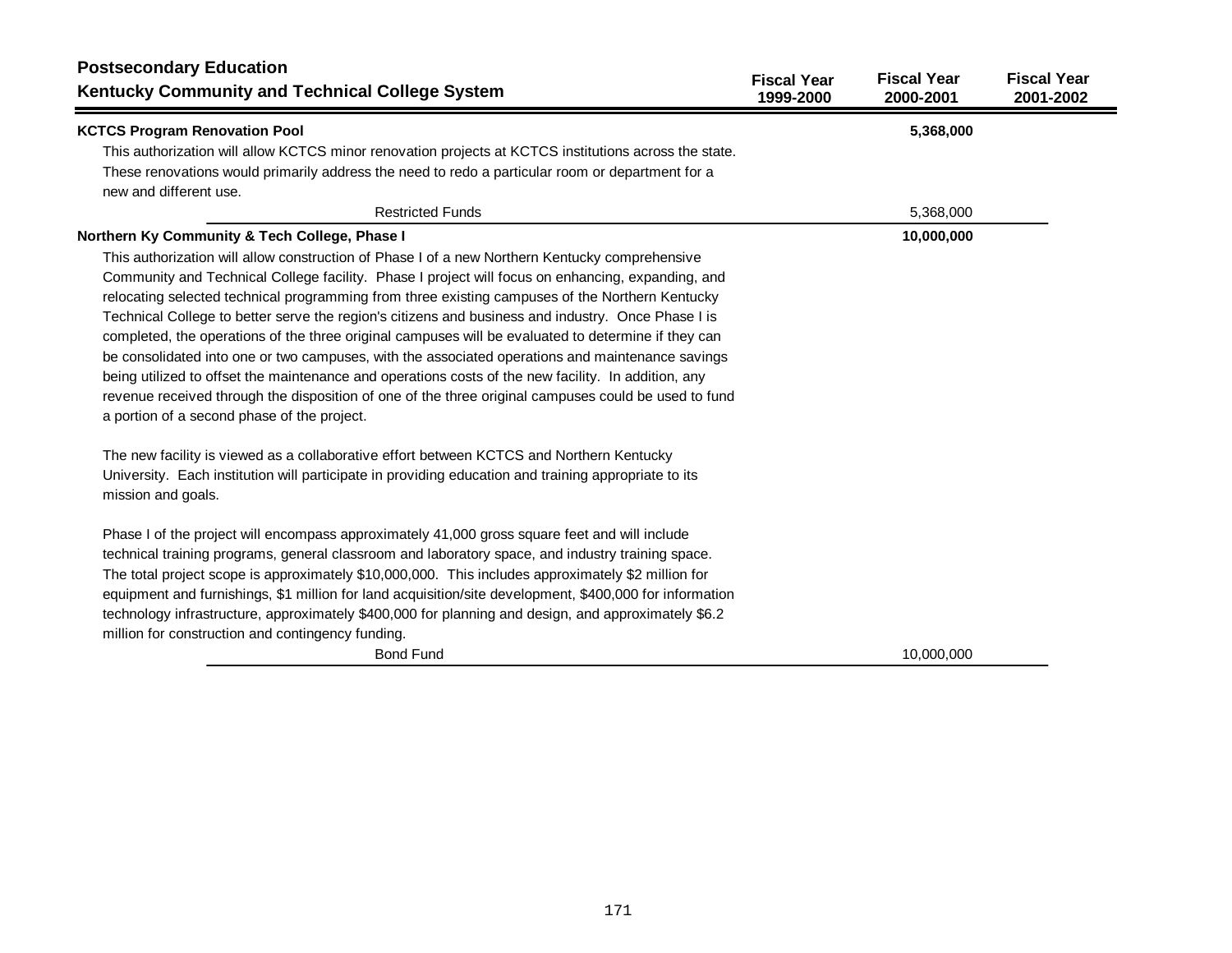## Postsecondary Education
## Kentucky Community and Technical College System

| | Fiscal Year 1999-2000 | Fiscal Year 2000-2001 | Fiscal Year 2001-2002 |
|---|---|---|---|
| **KCTCS Program Renovation Pool** | | **5,368,000** | |

This authorization will allow KCTCS minor renovation projects at KCTCS institutions across the state. These renovations would primarily address the need to redo a particular room or department for a new and different use.

| | Fiscal Year 1999-2000 | Fiscal Year 2000-2001 | Fiscal Year 2001-2002 |
|---|---|---|---|
| Restricted Funds | | 5,368,000 | |

| | Fiscal Year 1999-2000 | Fiscal Year 2000-2001 | Fiscal Year 2001-2002 |
|---|---|---|---|
| **Northern Ky Community & Tech College, Phase I** | | **10,000,000** | |

This authorization will allow construction of Phase I of a new Northern Kentucky comprehensive Community and Technical College facility. Phase I project will focus on enhancing, expanding, and relocating selected technical programming from three existing campuses of the Northern Kentucky Technical College to better serve the region's citizens and business and industry. Once Phase I is completed, the operations of the three original campuses will be evaluated to determine if they can be consolidated into one or two campuses, with the associated operations and maintenance savings being utilized to offset the maintenance and operations costs of the new facility. In addition, any revenue received through the disposition of one of the three original campuses could be used to fund a portion of a second phase of the project.

The new facility is viewed as a collaborative effort between KCTCS and Northern Kentucky University. Each institution will participate in providing education and training appropriate to its mission and goals.

Phase I of the project will encompass approximately 41,000 gross square feet and will include technical training programs, general classroom and laboratory space, and industry training space. The total project scope is approximately $10,000,000. This includes approximately $2 million for equipment and furnishings, $1 million for land acquisition/site development, $400,000 for information technology infrastructure, approximately $400,000 for planning and design, and approximately $6.2 million for construction and contingency funding.

| | Fiscal Year 1999-2000 | Fiscal Year 2000-2001 | Fiscal Year 2001-2002 |
|---|---|---|---|
| Bond Fund | | 10,000,000 | |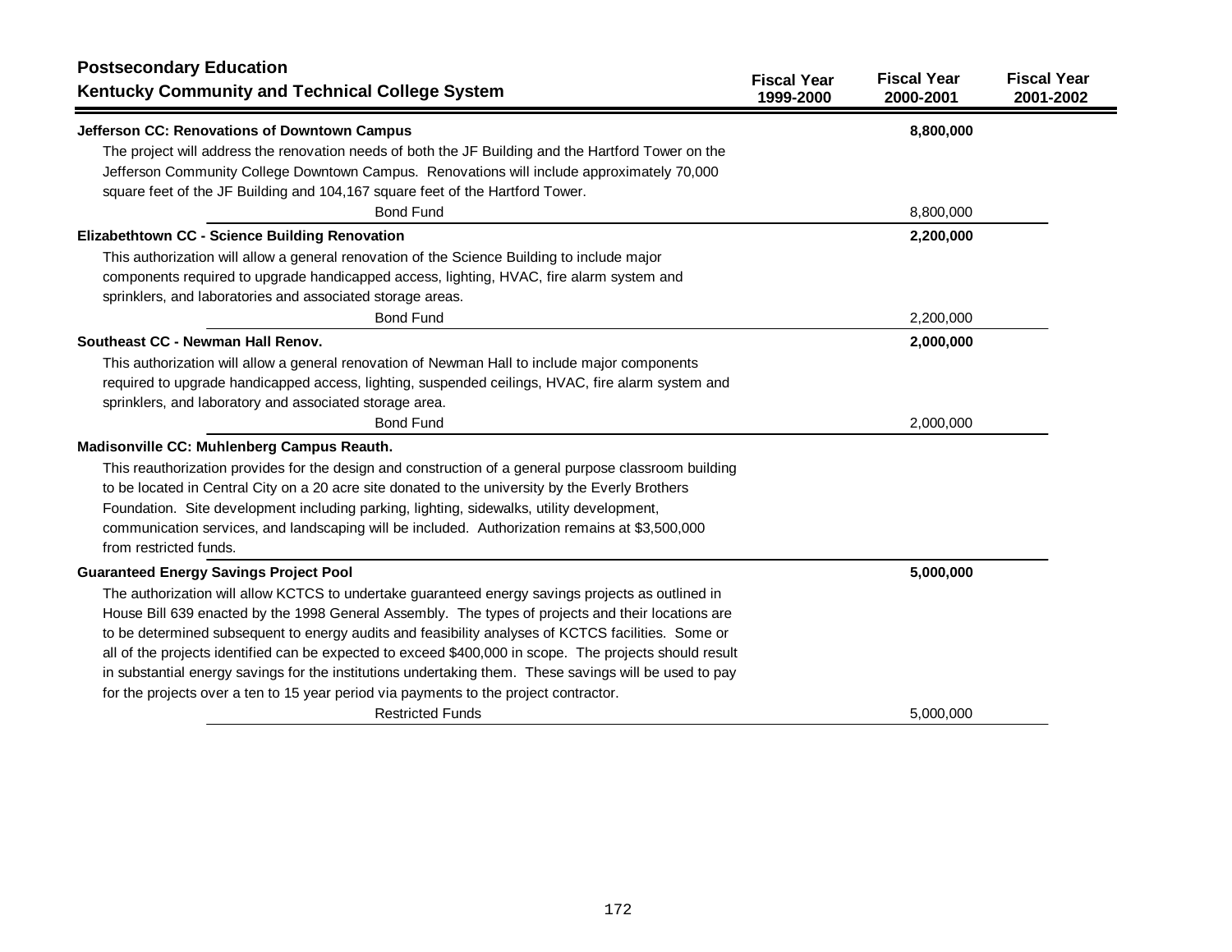## Postsecondary Education
## Kentucky Community and Technical College System

| | Fiscal Year 1999-2000 | Fiscal Year 2000-2001 | Fiscal Year 2001-2002 |
|---|---|---|---|
| **Jefferson CC: Renovations of Downtown Campus** | | **8,800,000** | |
| The project will address the renovation needs of both the JF Building and the Hartford Tower on the Jefferson Community College Downtown Campus. Renovations will include approximately 70,000 square feet of the JF Building and 104,167 square feet of the Hartford Tower. | | | |
| Bond Fund | | 8,800,000 | |
| **Elizabethtown CC - Science Building Renovation** | | **2,200,000** | |
| This authorization will allow a general renovation of the Science Building to include major components required to upgrade handicapped access, lighting, HVAC, fire alarm system and sprinklers, and laboratories and associated storage areas. | | | |
| Bond Fund | | 2,200,000 | |
| **Southeast CC - Newman Hall Renov.** | | **2,000,000** | |
| This authorization will allow a general renovation of Newman Hall to include major components required to upgrade handicapped access, lighting, suspended ceilings, HVAC, fire alarm system and sprinklers, and laboratory and associated storage area. | | | |
| Bond Fund | | 2,000,000 | |
| **Madisonville CC: Muhlenberg Campus Reauth.** | | | |
| This reauthorization provides for the design and construction of a general purpose classroom building to be located in Central City on a 20 acre site donated to the university by the Everly Brothers Foundation. Site development including parking, lighting, sidewalks, utility development, communication services, and landscaping will be included. Authorization remains at $3,500,000 from restricted funds. | | | |
| **Guaranteed Energy Savings Project Pool** | | **5,000,000** | |
| The authorization will allow KCTCS to undertake guaranteed energy savings projects as outlined in House Bill 639 enacted by the 1998 General Assembly. The types of projects and their locations are to be determined subsequent to energy audits and feasibility analyses of KCTCS facilities. Some or all of the projects identified can be expected to exceed $400,000 in scope. The projects should result in substantial energy savings for the institutions undertaking them. These savings will be used to pay for the projects over a ten to 15 year period via payments to the project contractor. | | | |
| Restricted Funds | | 5,000,000 | |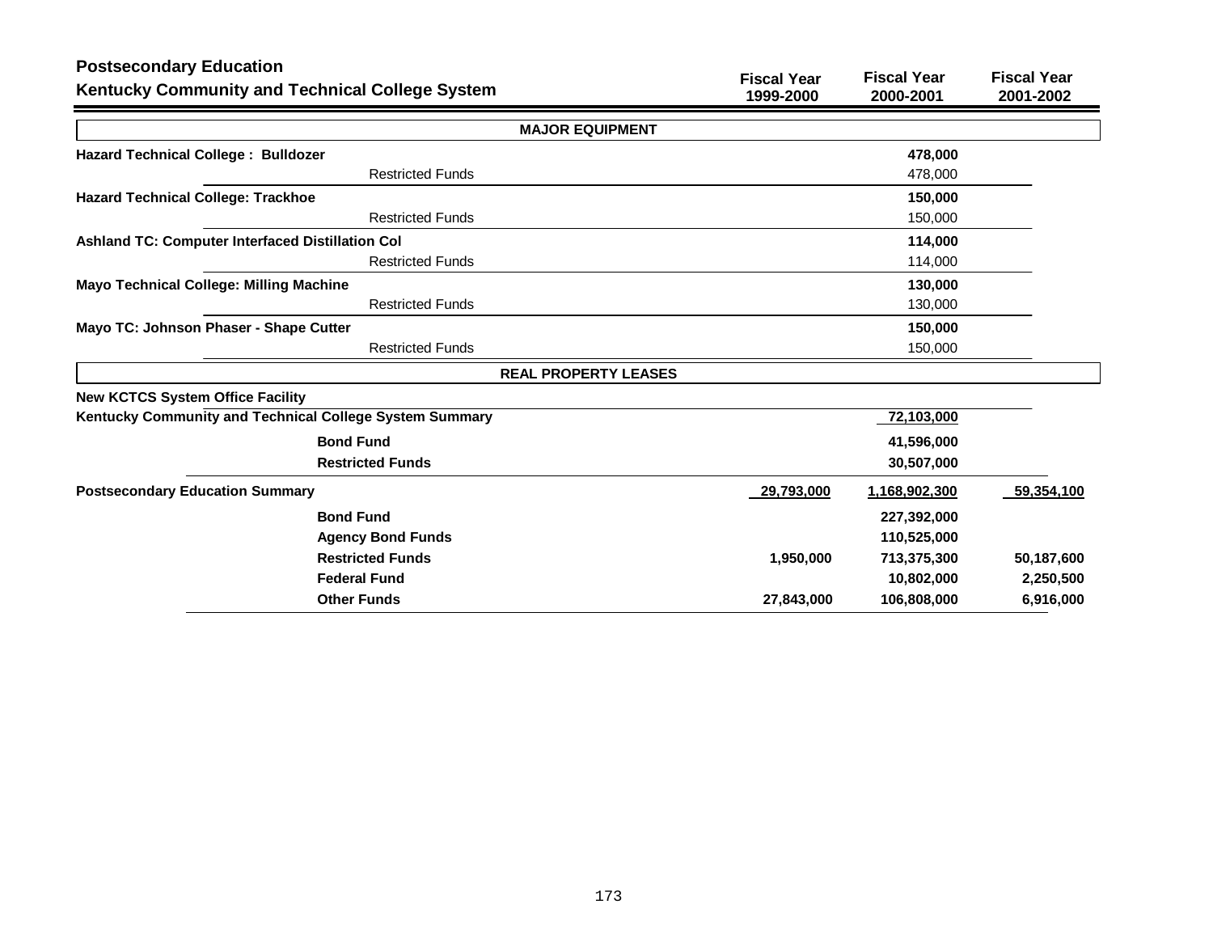## Postsecondary Education
## Kentucky Community and Technical College System

| | Fiscal Year 1999-2000 | Fiscal Year 2000-2001 | Fiscal Year 2001-2002 |
|---|---|---|---|
| **MAJOR EQUIPMENT** | | | |
| **Hazard Technical College : Bulldozer** | | **478,000** | |
| Restricted Funds | | 478,000 | |
| **Hazard Technical College: Trackhoe** | | **150,000** | |
| Restricted Funds | | 150,000 | |
| **Ashland TC: Computer Interfaced Distillation Col** | | **114,000** | |
| Restricted Funds | | 114,000 | |
| **Mayo Technical College: Milling Machine** | | **130,000** | |
| Restricted Funds | | 130,000 | |
| **Mayo TC: Johnson Phaser - Shape Cutter** | | **150,000** | |
| Restricted Funds | | 150,000 | |
| **REAL PROPERTY LEASES** | | | |
| **New KCTCS System Office Facility** | | | |
| **Kentucky Community and Technical College System Summary** | | **72,103,000** | |
| **Bond Fund** | | **41,596,000** | |
| **Restricted Funds** | | **30,507,000** | |
| **Postsecondary Education Summary** | **29,793,000** | **1,168,902,300** | **59,354,100** |
| **Bond Fund** | | **227,392,000** | |
| **Agency Bond Funds** | | **110,525,000** | |
| **Restricted Funds** | **1,950,000** | **713,375,300** | **50,187,600** |
| **Federal Fund** | | **10,802,000** | **2,250,500** |
| **Other Funds** | **27,843,000** | **106,808,000** | **6,916,000** |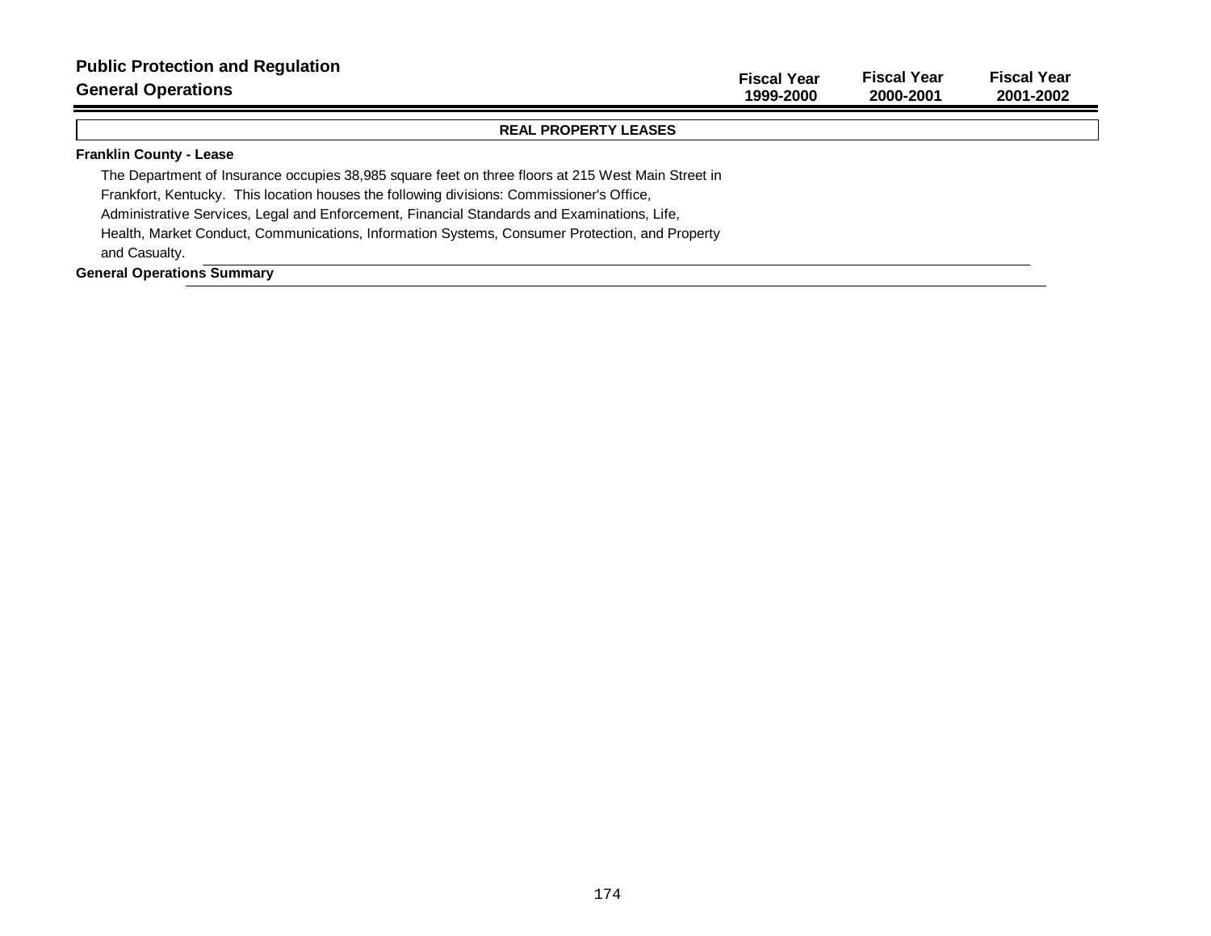**Public Protection and Regulation**

**General Operations**

| | Fiscal Year 1999-2000 | Fiscal Year 2000-2001 | Fiscal Year 2001-2002 |
|---|---|---|---|

**REAL PROPERTY LEASES**

**Franklin County - Lease**

The Department of Insurance occupies 38,985 square feet on three floors at 215 West Main Street in Frankfort, Kentucky. This location houses the following divisions: Commissioner's Office, Administrative Services, Legal and Enforcement, Financial Standards and Examinations, Life, Health, Market Conduct, Communications, Information Systems, Consumer Protection, and Property and Casualty.

**General Operations Summary**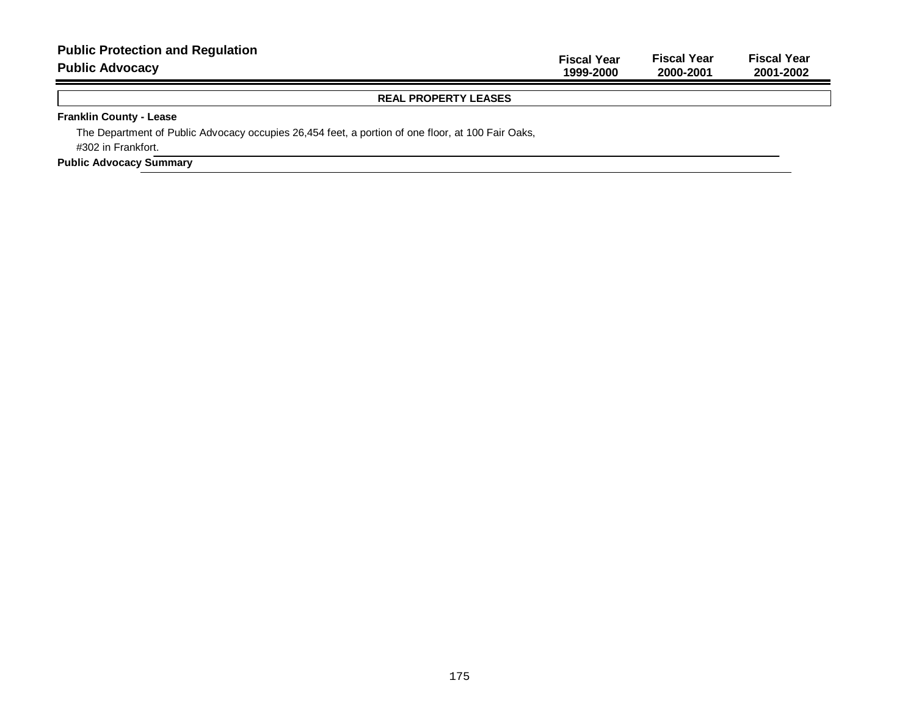**Public Protection and Regulation**

**Public Advocacy**

| | Fiscal Year 1999-2000 | Fiscal Year 2000-2001 | Fiscal Year 2001-2002 |
|---|---|---|---|

**REAL PROPERTY LEASES**

**Franklin County - Lease**

The Department of Public Advocacy occupies 26,454 feet, a portion of one floor, at 100 Fair Oaks, #302 in Frankfort.

**Public Advocacy Summary**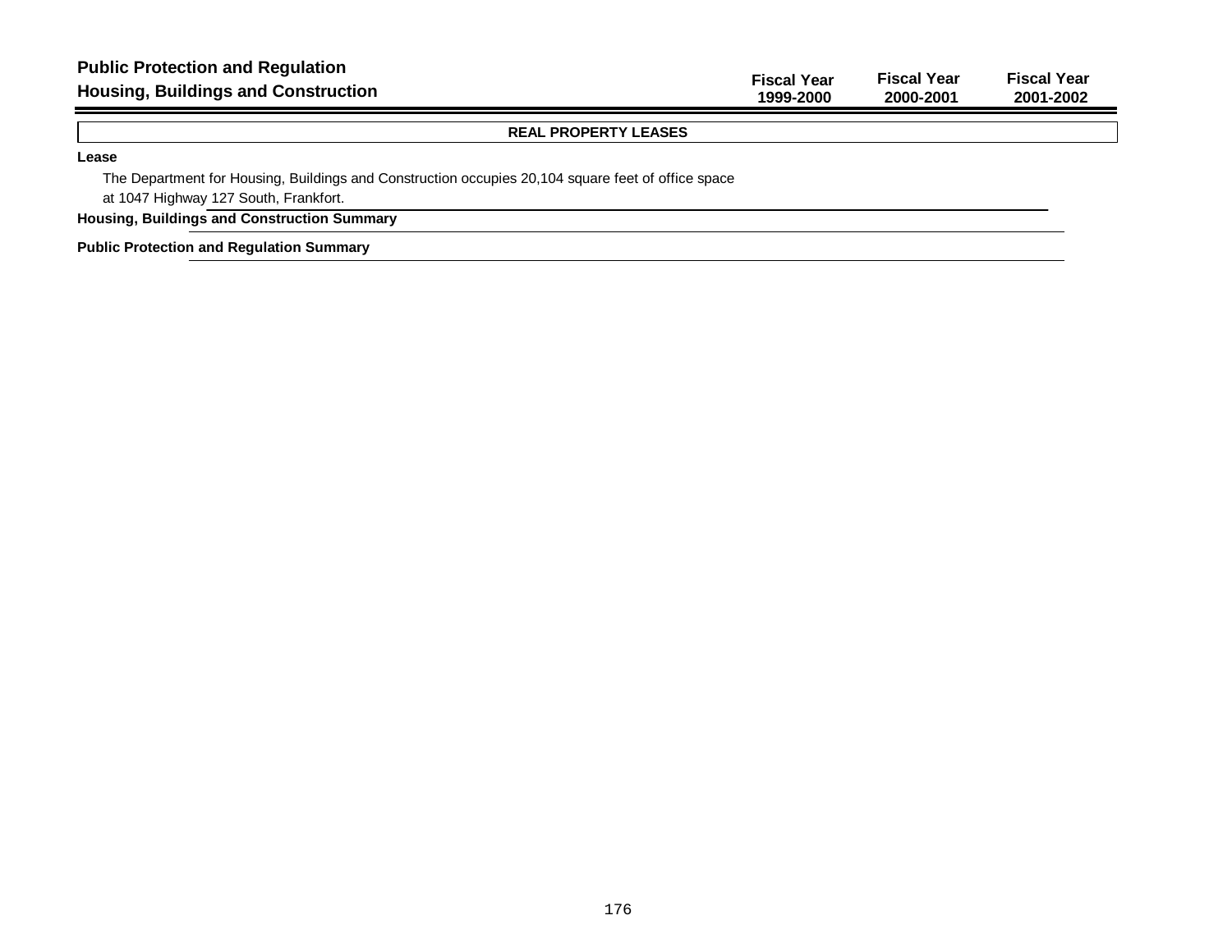## Public Protection and Regulation
## Housing, Buildings and Construction

| | Fiscal Year 1999-2000 | Fiscal Year 2000-2001 | Fiscal Year 2001-2002 |
|---|---|---|---|

**REAL PROPERTY LEASES**

**Lease**

The Department for Housing, Buildings and Construction occupies 20,104 square feet of office space at 1047 Highway 127 South, Frankfort.

**Housing, Buildings and Construction Summary**

**Public Protection and Regulation Summary**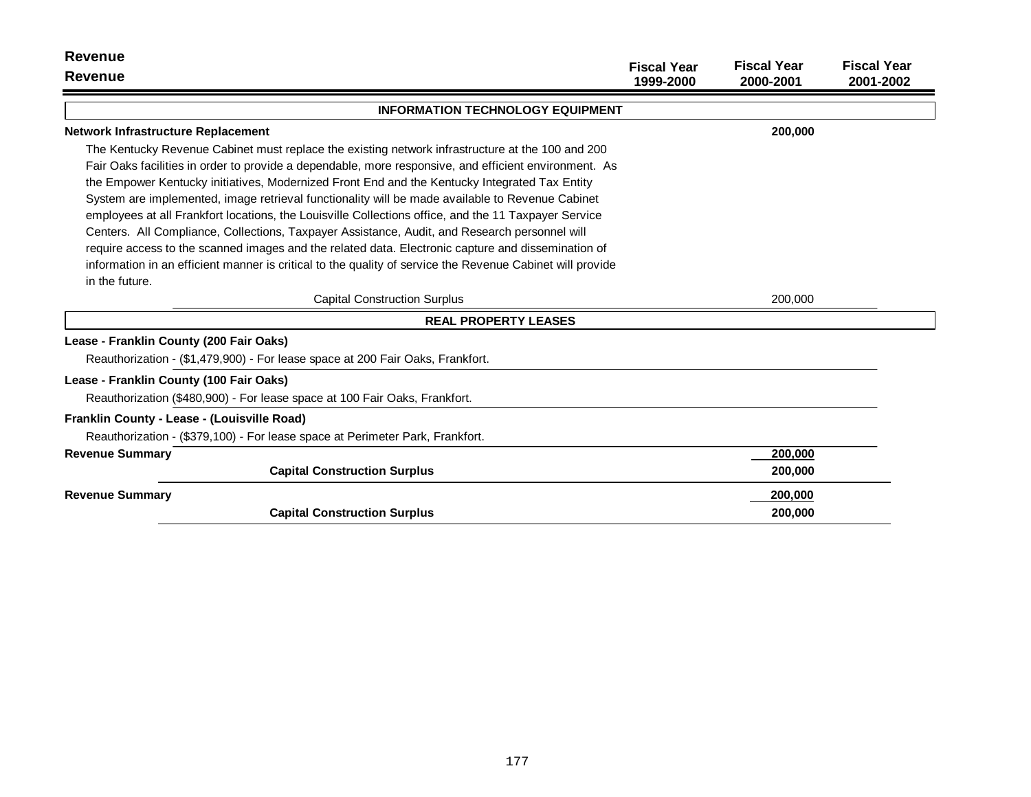# Revenue

## Revenue

| | Fiscal Year 1999-2000 | Fiscal Year 2000-2001 | Fiscal Year 2001-2002 |
|---|---|---|---|
| **INFORMATION TECHNOLOGY EQUIPMENT** | | | |
| **Network Infrastructure Replacement** | | **200,000** | |
| The Kentucky Revenue Cabinet must replace the existing network infrastructure at the 100 and 200 Fair Oaks facilities in order to provide a dependable, more responsive, and efficient environment. As the Empower Kentucky initiatives, Modernized Front End and the Kentucky Integrated Tax Entity System are implemented, image retrieval functionality will be made available to Revenue Cabinet employees at all Frankfort locations, the Louisville Collections office, and the 11 Taxpayer Service Centers. All Compliance, Collections, Taxpayer Assistance, Audit, and Research personnel will require access to the scanned images and the related data. Electronic capture and dissemination of information in an efficient manner is critical to the quality of service the Revenue Cabinet will provide in the future. | | | |
| Capital Construction Surplus | | 200,000 | |
| **REAL PROPERTY LEASES** | | | |
| **Lease - Franklin County (200 Fair Oaks)** | | | |
| Reauthorization - ($1,479,900) - For lease space at 200 Fair Oaks, Frankfort. | | | |
| **Lease - Franklin County (100 Fair Oaks)** | | | |
| Reauthorization ($480,900) - For lease space at 100 Fair Oaks, Frankfort. | | | |
| **Franklin County - Lease - (Louisville Road)** | | | |
| Reauthorization - ($379,100) - For lease space at Perimeter Park, Frankfort. | | | |
| **Revenue Summary** | | **200,000** | |
| **Capital Construction Surplus** | | **200,000** | |
| **Revenue Summary** | | **200,000** | |
| **Capital Construction Surplus** | | **200,000** | |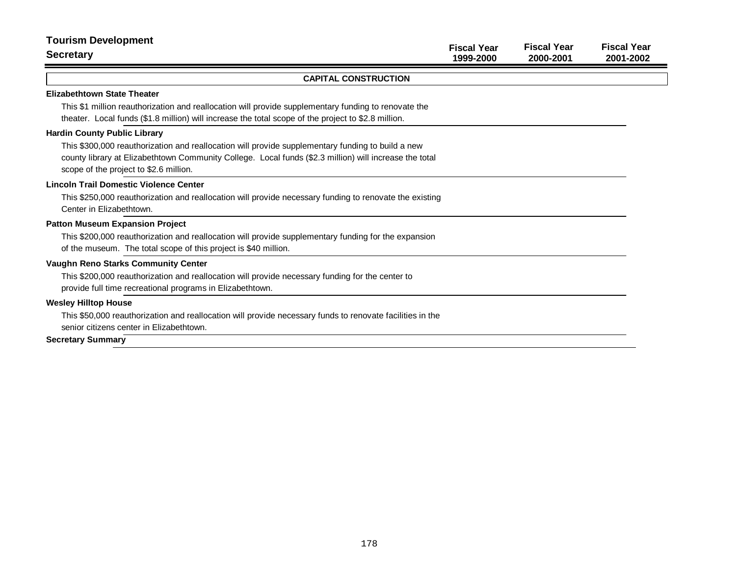# Tourism Development

## Secretary

| | Fiscal Year 1999-2000 | Fiscal Year 2000-2001 | Fiscal Year 2001-2002 |
|---|---|---|---|

### CAPITAL CONSTRUCTION

**Elizabethtown State Theater**

This $1 million reauthorization and reallocation will provide supplementary funding to renovate the theater. Local funds ($1.8 million) will increase the total scope of the project to $2.8 million.

**Hardin County Public Library**

This $300,000 reauthorization and reallocation will provide supplementary funding to build a new county library at Elizabethtown Community College. Local funds ($2.3 million) will increase the total scope of the project to $2.6 million.

**Lincoln Trail Domestic Violence Center**

This $250,000 reauthorization and reallocation will provide necessary funding to renovate the existing Center in Elizabethtown.

**Patton Museum Expansion Project**

This $200,000 reauthorization and reallocation will provide supplementary funding for the expansion of the museum. The total scope of this project is $40 million.

**Vaughn Reno Starks Community Center**

This $200,000 reauthorization and reallocation will provide necessary funding for the center to provide full time recreational programs in Elizabethtown.

**Wesley Hilltop House**

This $50,000 reauthorization and reallocation will provide necessary funds to renovate facilities in the senior citizens center in Elizabethtown.

**Secretary Summary**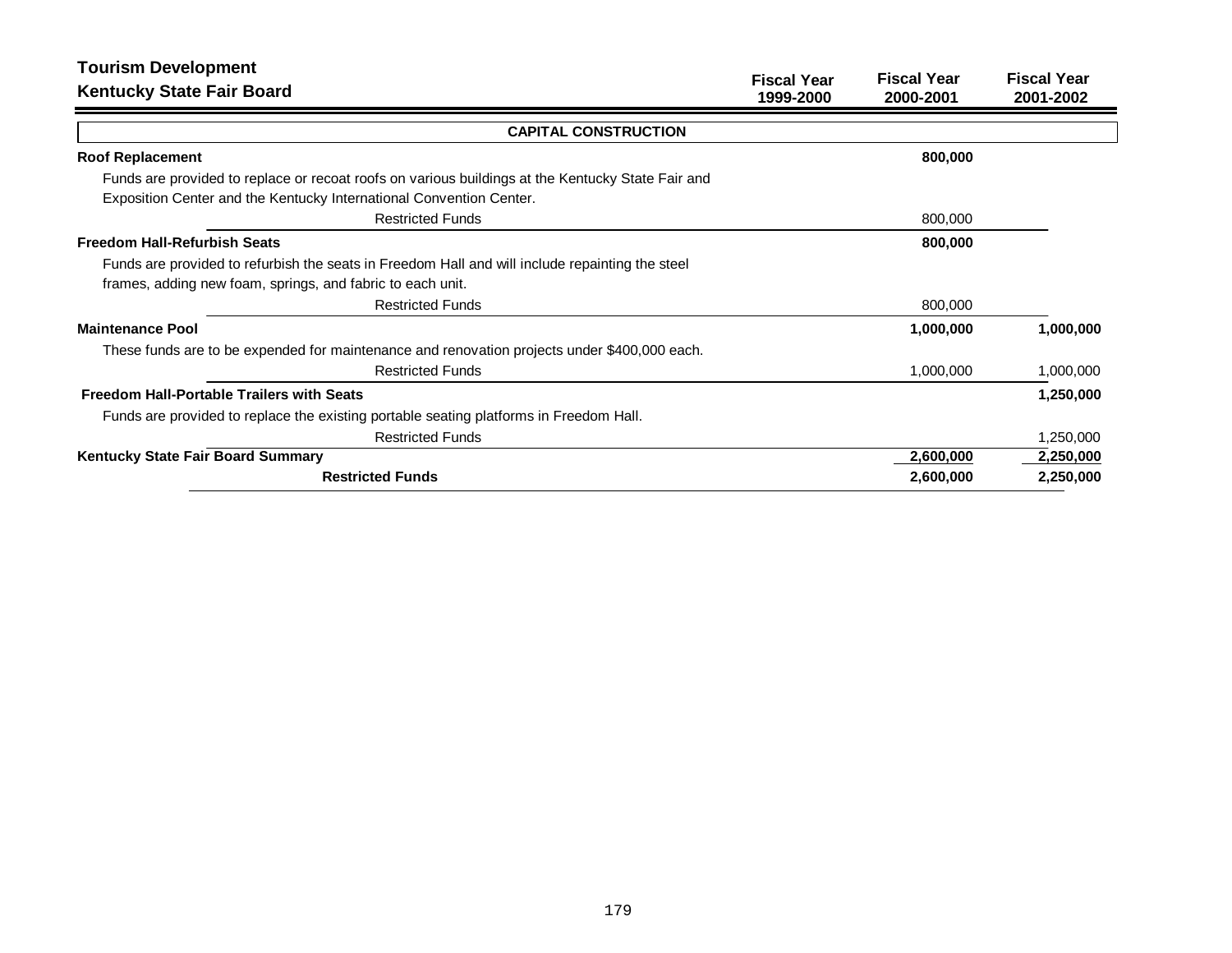# Tourism Development

## Kentucky State Fair Board

| | Fiscal Year 1999-2000 | Fiscal Year 2000-2001 | Fiscal Year 2001-2002 |
|---|---|---|---|
| **CAPITAL CONSTRUCTION** | | | |
| **Roof Replacement** | | **800,000** | |
| Funds are provided to replace or recoat roofs on various buildings at the Kentucky State Fair and Exposition Center and the Kentucky International Convention Center. | | | |
| Restricted Funds | | 800,000 | |
| **Freedom Hall-Refurbish Seats** | | **800,000** | |
| Funds are provided to refurbish the seats in Freedom Hall and will include repainting the steel frames, adding new foam, springs, and fabric to each unit. | | | |
| Restricted Funds | | 800,000 | |
| **Maintenance Pool** | | **1,000,000** | **1,000,000** |
| These funds are to be expended for maintenance and renovation projects under $400,000 each. | | | |
| Restricted Funds | | 1,000,000 | 1,000,000 |
| **Freedom Hall-Portable Trailers with Seats** | | | **1,250,000** |
| Funds are provided to replace the existing portable seating platforms in Freedom Hall. | | | |
| Restricted Funds | | | 1,250,000 |
| **Kentucky State Fair Board Summary** | | **2,600,000** | **2,250,000** |
| **Restricted Funds** | | **2,600,000** | **2,250,000** |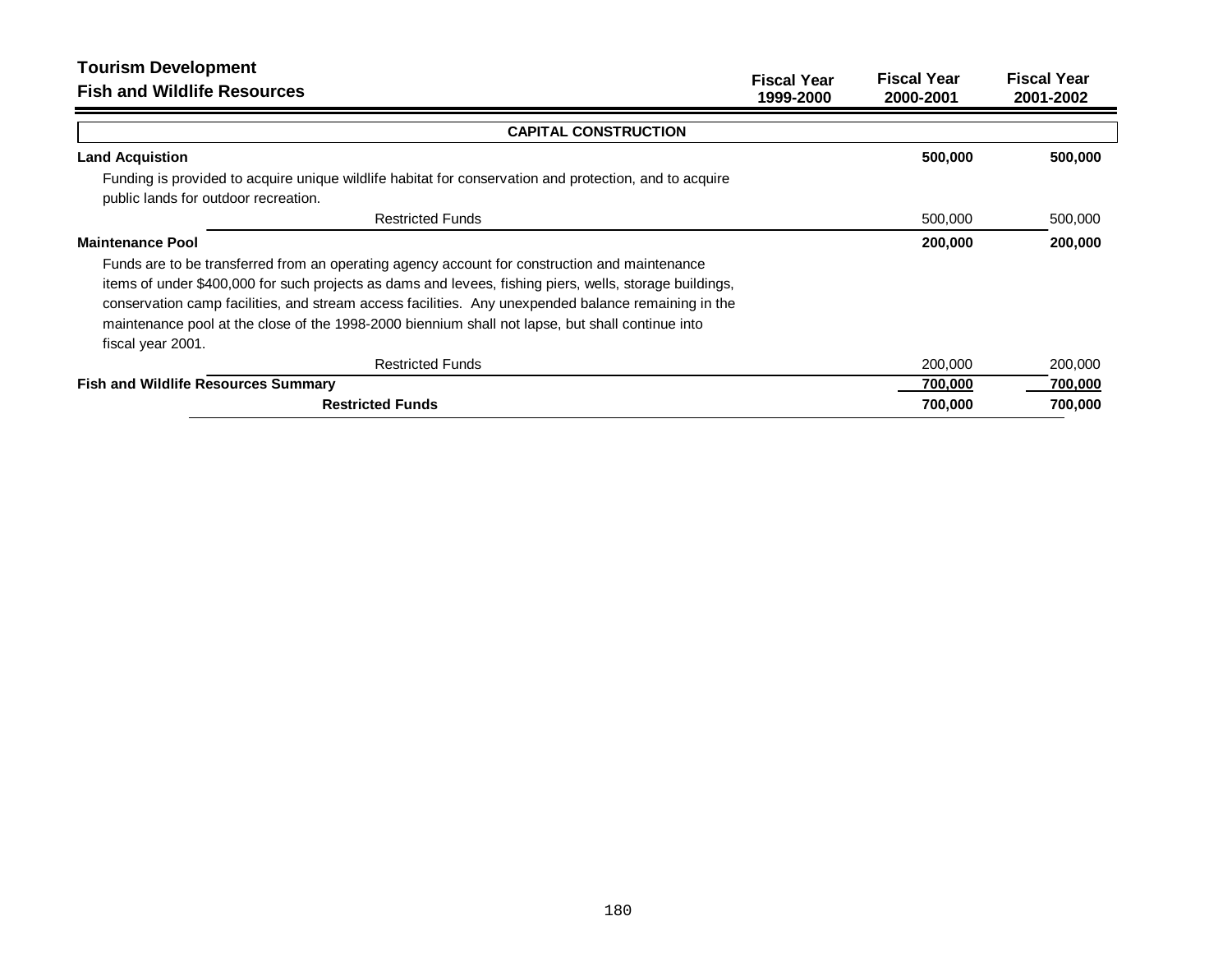## Tourism Development
## Fish and Wildlife Resources

| | Fiscal Year 1999-2000 | Fiscal Year 2000-2001 | Fiscal Year 2001-2002 |
|---|---|---|---|
| **CAPITAL CONSTRUCTION** | | | |
| **Land Acquistion** | | **500,000** | **500,000** |
| Funding is provided to acquire unique wildlife habitat for conservation and protection, and to acquire public lands for outdoor recreation. | | | |
| Restricted Funds | | 500,000 | 500,000 |
| **Maintenance Pool** | | **200,000** | **200,000** |
| Funds are to be transferred from an operating agency account for construction and maintenance items of under $400,000 for such projects as dams and levees, fishing piers, wells, storage buildings, conservation camp facilities, and stream access facilities. Any unexpended balance remaining in the maintenance pool at the close of the 1998-2000 biennium shall not lapse, but shall continue into fiscal year 2001. | | | |
| Restricted Funds | | 200,000 | 200,000 |
| **Fish and Wildlife Resources Summary** | | **700,000** | **700,000** |
| **Restricted Funds** | | **700,000** | **700,000** |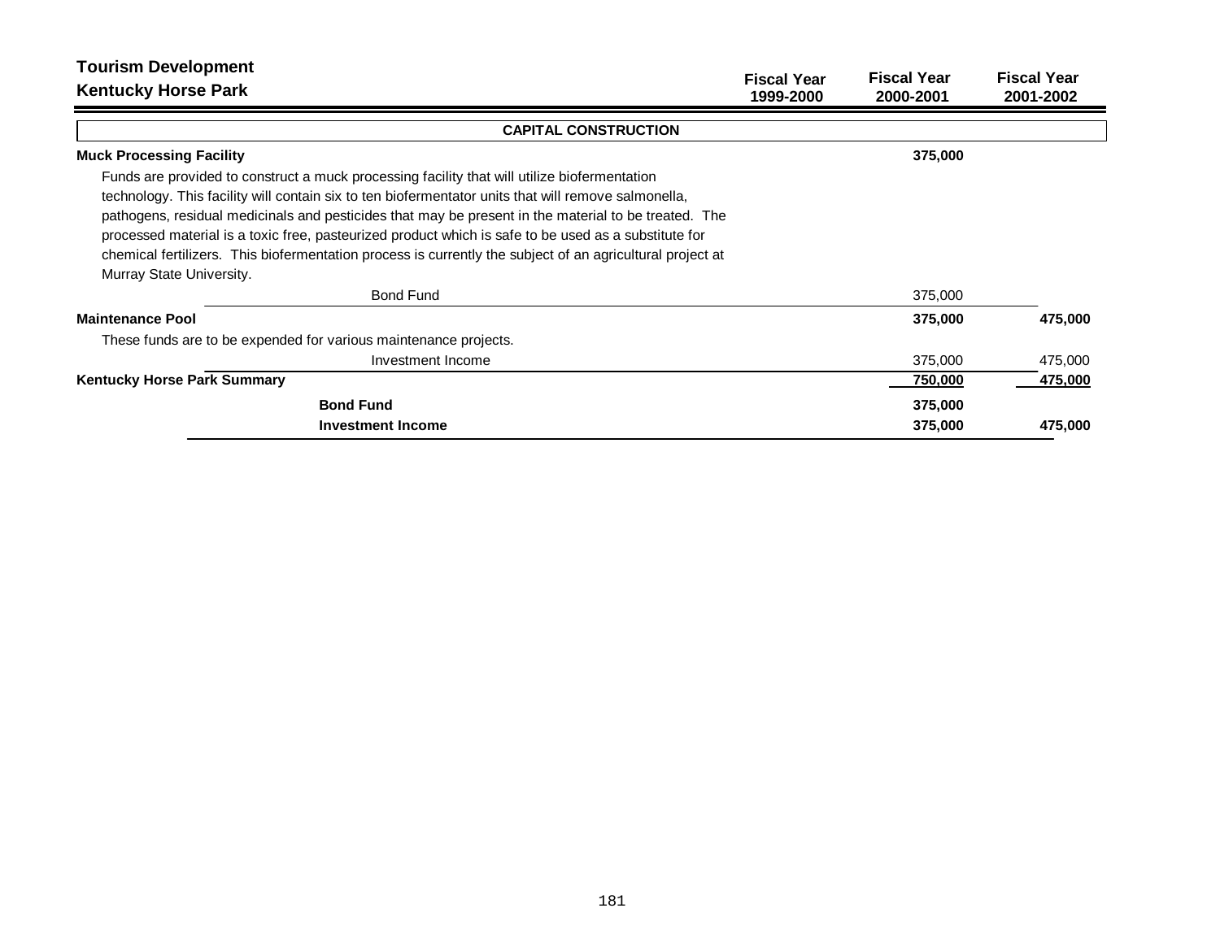# Tourism Development

## Kentucky Horse Park

| | Fiscal Year 1999-2000 | Fiscal Year 2000-2001 | Fiscal Year 2001-2002 |
|---|---|---|---|
| **CAPITAL CONSTRUCTION** | | | |
| **Muck Processing Facility** | | **375,000** | |
| Funds are provided to construct a muck processing facility that will utilize biofermentation technology. This facility will contain six to ten biofermentator units that will remove salmonella, pathogens, residual medicinals and pesticides that may be present in the material to be treated. The processed material is a toxic free, pasteurized product which is safe to be used as a substitute for chemical fertilizers. This biofermentation process is currently the subject of an agricultural project at Murray State University. | | | |
| Bond Fund | | 375,000 | |
| **Maintenance Pool** | | **375,000** | **475,000** |
| These funds are to be expended for various maintenance projects. | | | |
| Investment Income | | 375,000 | 475,000 |
| **Kentucky Horse Park Summary** | | **750,000** | **475,000** |
| **Bond Fund** | | **375,000** | |
| **Investment Income** | | **375,000** | **475,000** |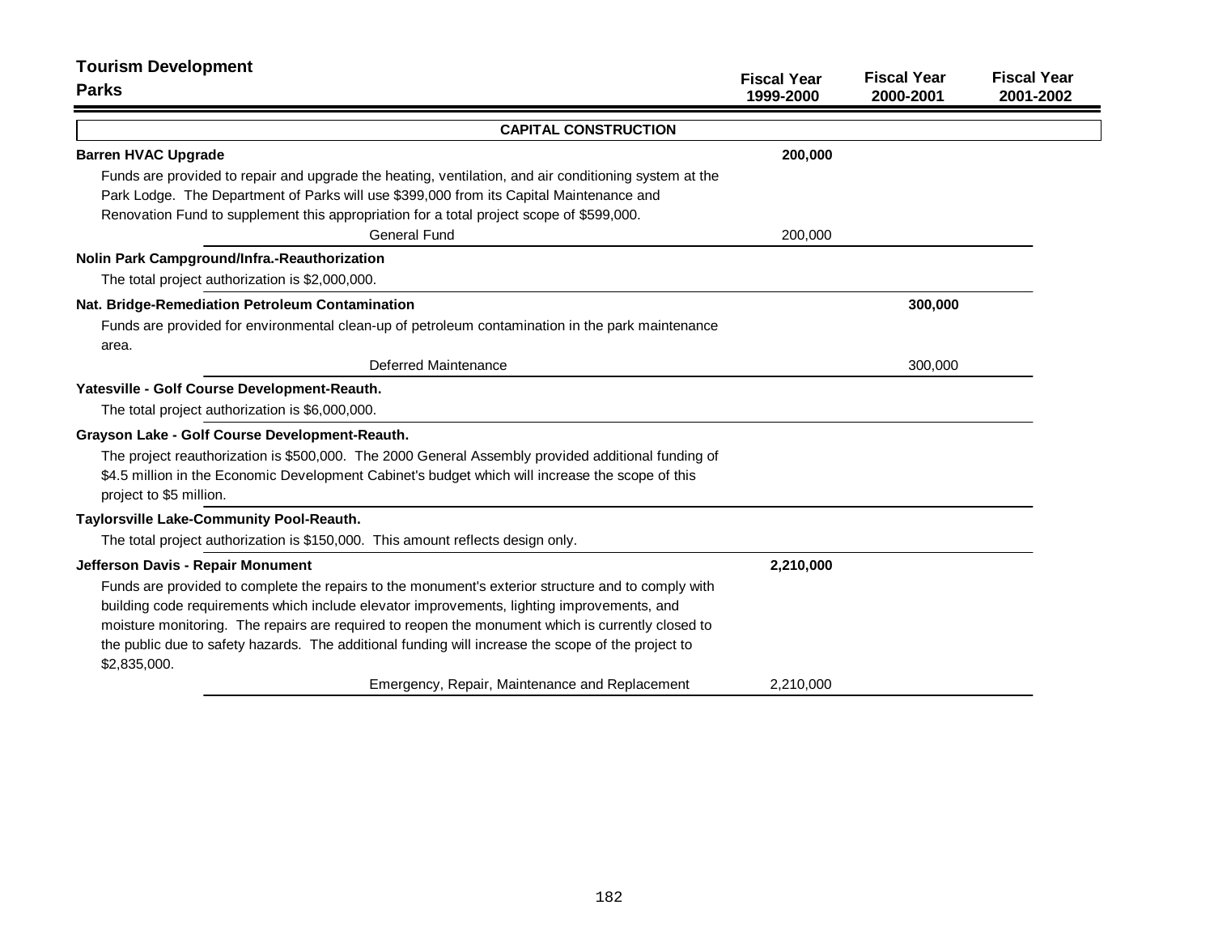# Tourism Development

## Parks

| | Fiscal Year 1999-2000 | Fiscal Year 2000-2001 | Fiscal Year 2001-2002 |
|---|---|---|---|
| **CAPITAL CONSTRUCTION** | | | |
| **Barren HVAC Upgrade** | **200,000** | | |
| Funds are provided to repair and upgrade the heating, ventilation, and air conditioning system at the Park Lodge. The Department of Parks will use $399,000 from its Capital Maintenance and Renovation Fund to supplement this appropriation for a total project scope of $599,000. | | | |
| General Fund | 200,000 | | |
| **Nolin Park Campground/Infra.-Reauthorization** | | | |
| The total project authorization is $2,000,000. | | | |
| **Nat. Bridge-Remediation Petroleum Contamination** | | **300,000** | |
| Funds are provided for environmental clean-up of petroleum contamination in the park maintenance area. | | | |
| Deferred Maintenance | | 300,000 | |
| **Yatesville - Golf Course Development-Reauth.** | | | |
| The total project authorization is $6,000,000. | | | |
| **Grayson Lake - Golf Course Development-Reauth.** | | | |
| The project reauthorization is $500,000. The 2000 General Assembly provided additional funding of $4.5 million in the Economic Development Cabinet's budget which will increase the scope of this project to $5 million. | | | |
| **Taylorsville Lake-Community Pool-Reauth.** | | | |
| The total project authorization is $150,000. This amount reflects design only. | | | |
| **Jefferson Davis - Repair Monument** | **2,210,000** | | |
| Funds are provided to complete the repairs to the monument's exterior structure and to comply with building code requirements which include elevator improvements, lighting improvements, and moisture monitoring. The repairs are required to reopen the monument which is currently closed to the public due to safety hazards. The additional funding will increase the scope of the project to $2,835,000. | | | |
| Emergency, Repair, Maintenance and Replacement | 2,210,000 | | |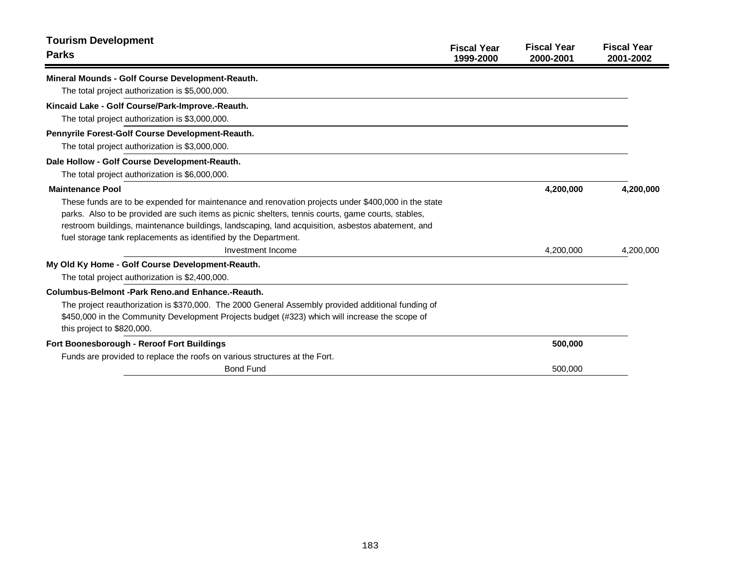## Tourism Development

## Parks

| | Fiscal Year 1999-2000 | Fiscal Year 2000-2001 | Fiscal Year 2001-2002 |
|---|---|---|---|
| **Mineral Mounds - Golf Course Development-Reauth.** | | | |
| The total project authorization is $5,000,000. | | | |
| **Kincaid Lake - Golf Course/Park-Improve.-Reauth.** | | | |
| The total project authorization is $3,000,000. | | | |
| **Pennyrile Forest-Golf Course Development-Reauth.** | | | |
| The total project authorization is $3,000,000. | | | |
| **Dale Hollow - Golf Course Development-Reauth.** | | | |
| The total project authorization is $6,000,000. | | | |
| **Maintenance Pool** | | **4,200,000** | **4,200,000** |
| These funds are to be expended for maintenance and renovation projects under $400,000 in the state parks. Also to be provided are such items as picnic shelters, tennis courts, game courts, stables, restroom buildings, maintenance buildings, landscaping, land acquisition, asbestos abatement, and fuel storage tank replacements as identified by the Department. | | | |
| Investment Income | | 4,200,000 | 4,200,000 |
| **My Old Ky Home - Golf Course Development-Reauth.** | | | |
| The total project authorization is $2,400,000. | | | |
| **Columbus-Belmont -Park Reno.and Enhance.-Reauth.** | | | |
| The project reauthorization is $370,000. The 2000 General Assembly provided additional funding of $450,000 in the Community Development Projects budget (#323) which will increase the scope of this project to $820,000. | | | |
| **Fort Boonesborough - Reroof Fort Buildings** | | **500,000** | |
| Funds are provided to replace the roofs on various structures at the Fort. | | | |
| Bond Fund | | 500,000 | |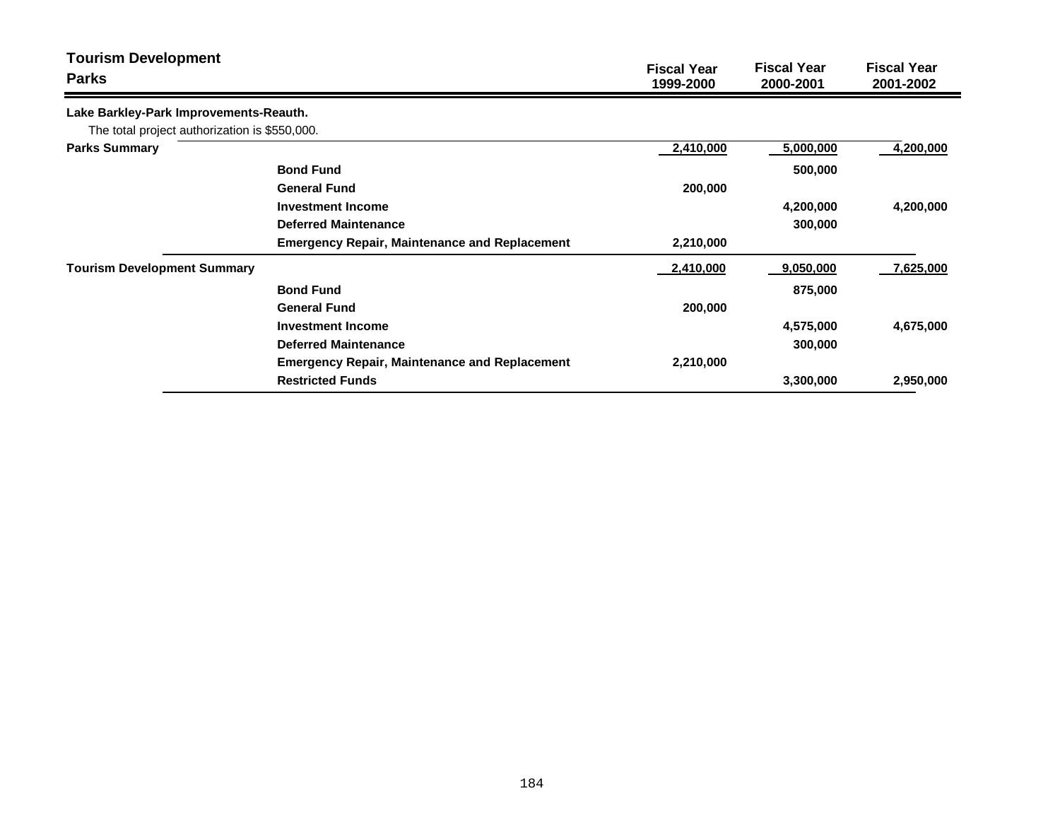## Tourism Development
### Parks

| | | Fiscal Year 1999-2000 | Fiscal Year 2000-2001 | Fiscal Year 2001-2002 |
|---|---|---|---|---|
| **Lake Barkley-Park Improvements-Reauth.** | | | | |
| The total project authorization is $550,000. | | | | |
| **Parks Summary** | | 2,410,000 | 5,000,000 | 4,200,000 |
| | **Bond Fund** | | 500,000 | |
| | **General Fund** | 200,000 | | |
| | **Investment Income** | | 4,200,000 | 4,200,000 |
| | **Deferred Maintenance** | | 300,000 | |
| | **Emergency Repair, Maintenance and Replacement** | 2,210,000 | | |
| **Tourism Development Summary** | | 2,410,000 | 9,050,000 | 7,625,000 |
| | **Bond Fund** | | 875,000 | |
| | **General Fund** | 200,000 | | |
| | **Investment Income** | | 4,575,000 | 4,675,000 |
| | **Deferred Maintenance** | | 300,000 | |
| | **Emergency Repair, Maintenance and Replacement** | 2,210,000 | | |
| | **Restricted Funds** | | 3,300,000 | 2,950,000 |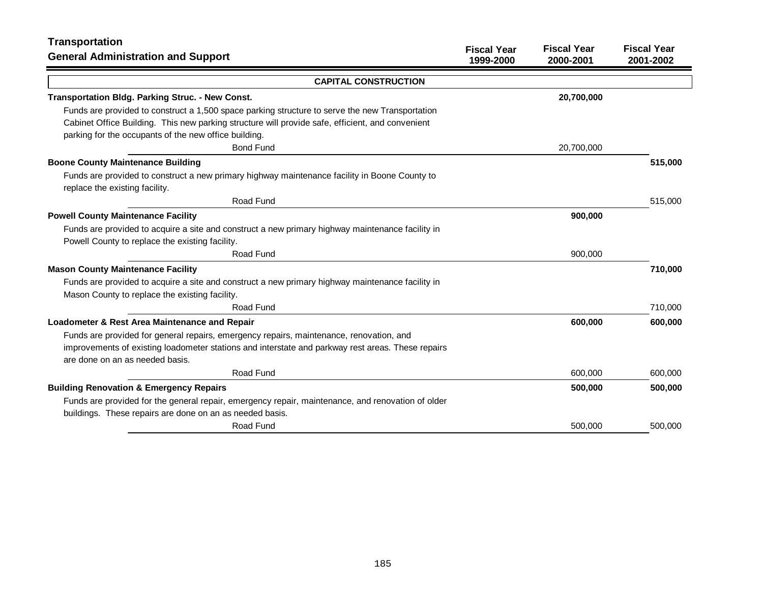## Transportation
## General Administration and Support

| | Fiscal Year 1999-2000 | Fiscal Year 2000-2001 | Fiscal Year 2001-2002 |
|---|---|---|---|
| **CAPITAL CONSTRUCTION** | | | |
| **Transportation Bldg. Parking Struc. - New Const.** | | **20,700,000** | |
| Funds are provided to construct a 1,500 space parking structure to serve the new Transportation Cabinet Office Building. This new parking structure will provide safe, efficient, and convenient parking for the occupants of the new office building. | | | |
| Bond Fund | | 20,700,000 | |
| **Boone County Maintenance Building** | | | **515,000** |
| Funds are provided to construct a new primary highway maintenance facility in Boone County to replace the existing facility. | | | |
| Road Fund | | | 515,000 |
| **Powell County Maintenance Facility** | | **900,000** | |
| Funds are provided to acquire a site and construct a new primary highway maintenance facility in Powell County to replace the existing facility. | | | |
| Road Fund | | 900,000 | |
| **Mason County Maintenance Facility** | | | **710,000** |
| Funds are provided to acquire a site and construct a new primary highway maintenance facility in Mason County to replace the existing facility. | | | |
| Road Fund | | | 710,000 |
| **Loadometer & Rest Area Maintenance and Repair** | | **600,000** | **600,000** |
| Funds are provided for general repairs, emergency repairs, maintenance, renovation, and improvements of existing loadometer stations and interstate and parkway rest areas. These repairs are done on an as needed basis. | | | |
| Road Fund | | 600,000 | 600,000 |
| **Building Renovation & Emergency Repairs** | | **500,000** | **500,000** |
| Funds are provided for the general repair, emergency repair, maintenance, and renovation of older buildings. These repairs are done on an as needed basis. | | | |
| Road Fund | | 500,000 | 500,000 |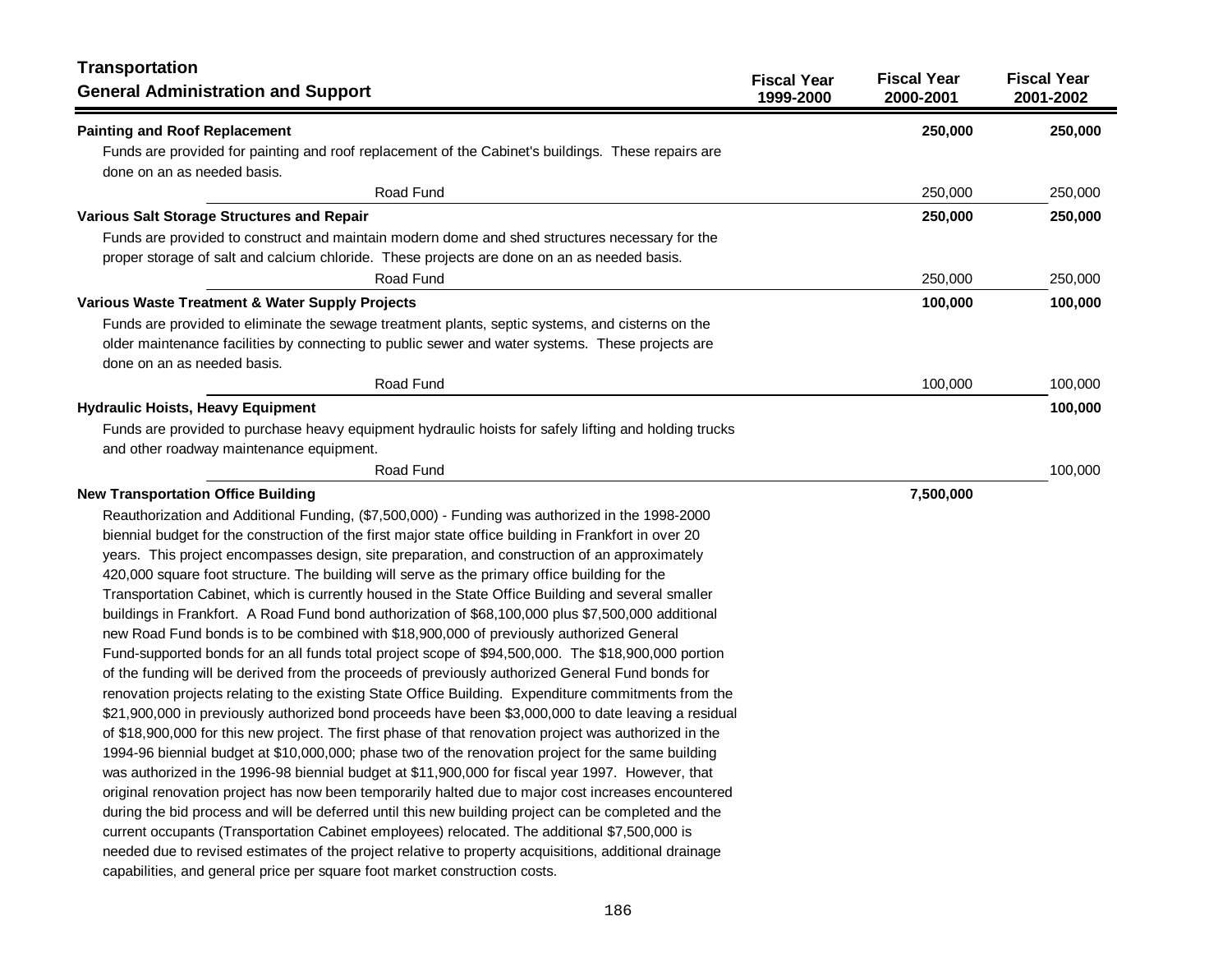## Transportation
## General Administration and Support

| | Fiscal Year 1999-2000 | Fiscal Year 2000-2001 | Fiscal Year 2001-2002 |
|---|---|---|---|
| **Painting and Roof Replacement** | | **250,000** | **250,000** |
| Funds are provided for painting and roof replacement of the Cabinet's buildings. These repairs are done on an as needed basis. | | | |
| Road Fund | | 250,000 | 250,000 |
| **Various Salt Storage Structures and Repair** | | **250,000** | **250,000** |
| Funds are provided to construct and maintain modern dome and shed structures necessary for the proper storage of salt and calcium chloride. These projects are done on an as needed basis. | | | |
| Road Fund | | 250,000 | 250,000 |
| **Various Waste Treatment & Water Supply Projects** | | **100,000** | **100,000** |
| Funds are provided to eliminate the sewage treatment plants, septic systems, and cisterns on the older maintenance facilities by connecting to public sewer and water systems. These projects are done on an as needed basis. | | | |
| Road Fund | | 100,000 | 100,000 |
| **Hydraulic Hoists, Heavy Equipment** | | | **100,000** |
| Funds are provided to purchase heavy equipment hydraulic hoists for safely lifting and holding trucks and other roadway maintenance equipment. | | | |
| Road Fund | | | 100,000 |
| **New Transportation Office Building** | | **7,500,000** | |

Reauthorization and Additional Funding, ($7,500,000) - Funding was authorized in the 1998-2000 biennial budget for the construction of the first major state office building in Frankfort in over 20 years. This project encompasses design, site preparation, and construction of an approximately 420,000 square foot structure. The building will serve as the primary office building for the Transportation Cabinet, which is currently housed in the State Office Building and several smaller buildings in Frankfort. A Road Fund bond authorization of $68,100,000 plus $7,500,000 additional new Road Fund bonds is to be combined with $18,900,000 of previously authorized General Fund-supported bonds for an all funds total project scope of $94,500,000. The $18,900,000 portion of the funding will be derived from the proceeds of previously authorized General Fund bonds for renovation projects relating to the existing State Office Building. Expenditure commitments from the $21,900,000 in previously authorized bond proceeds have been $3,000,000 to date leaving a residual of $18,900,000 for this new project. The first phase of that renovation project was authorized in the 1994-96 biennial budget at $10,000,000; phase two of the renovation project for the same building was authorized in the 1996-98 biennial budget at $11,900,000 for fiscal year 1997. However, that original renovation project has now been temporarily halted due to major cost increases encountered during the bid process and will be deferred until this new building project can be completed and the current occupants (Transportation Cabinet employees) relocated. The additional $7,500,000 is needed due to revised estimates of the project relative to property acquisitions, additional drainage capabilities, and general price per square foot market construction costs.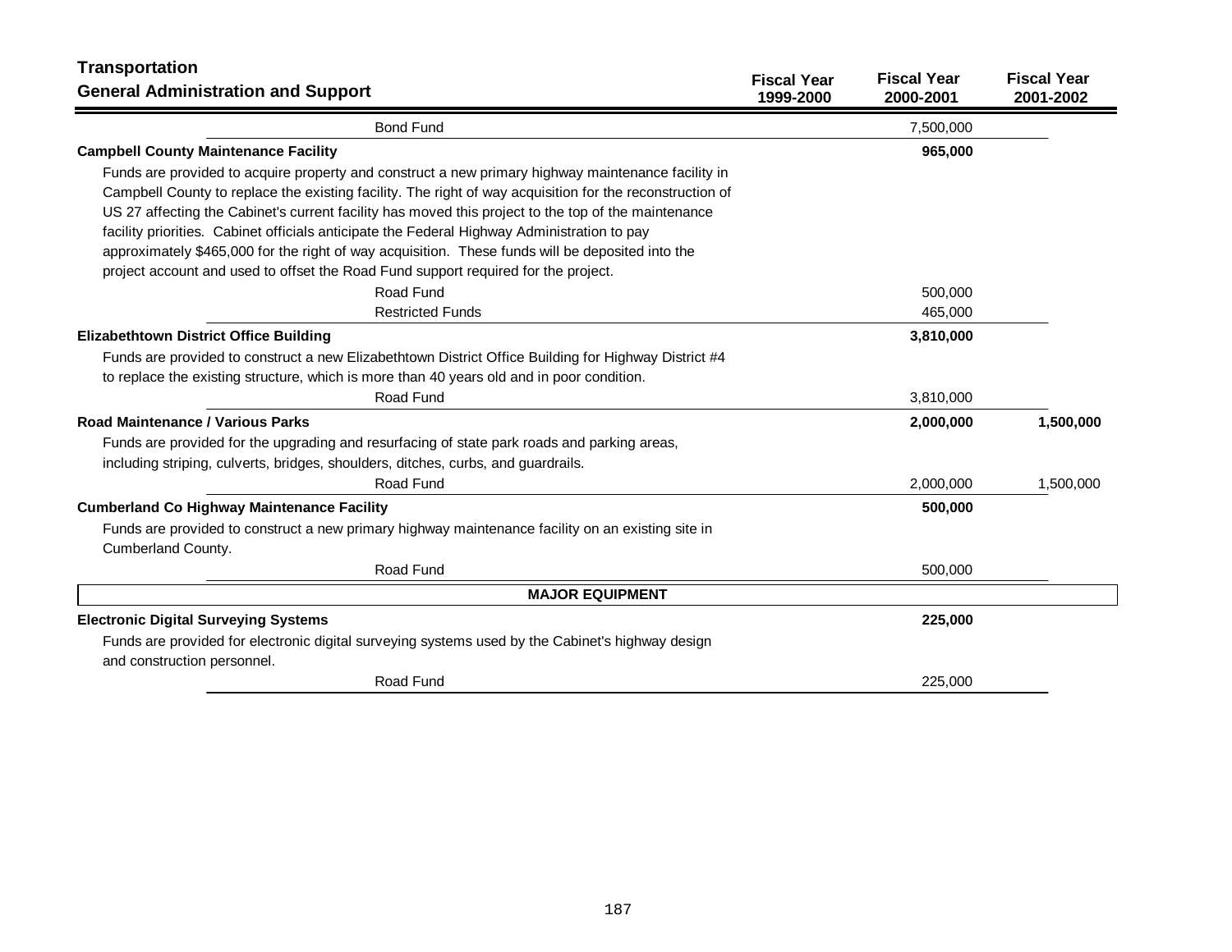## Transportation
## General Administration and Support

| | Fiscal Year 1999-2000 | Fiscal Year 2000-2001 | Fiscal Year 2001-2002 |
|---|---|---|---|
| Bond Fund | | 7,500,000 | |
| **Campbell County Maintenance Facility** | | **965,000** | |
| Funds are provided to acquire property and construct a new primary highway maintenance facility in Campbell County to replace the existing facility. The right of way acquisition for the reconstruction of US 27 affecting the Cabinet's current facility has moved this project to the top of the maintenance facility priorities. Cabinet officials anticipate the Federal Highway Administration to pay approximately $465,000 for the right of way acquisition. These funds will be deposited into the project account and used to offset the Road Fund support required for the project. | | | |
| Road Fund | | 500,000 | |
| Restricted Funds | | 465,000 | |
| **Elizabethtown District Office Building** | | **3,810,000** | |
| Funds are provided to construct a new Elizabethtown District Office Building for Highway District #4 to replace the existing structure, which is more than 40 years old and in poor condition. | | | |
| Road Fund | | 3,810,000 | |
| **Road Maintenance / Various Parks** | | **2,000,000** | **1,500,000** |
| Funds are provided for the upgrading and resurfacing of state park roads and parking areas, including striping, culverts, bridges, shoulders, ditches, curbs, and guardrails. | | | |
| Road Fund | | 2,000,000 | 1,500,000 |
| **Cumberland Co Highway Maintenance Facility** | | **500,000** | |
| Funds are provided to construct a new primary highway maintenance facility on an existing site in Cumberland County. | | | |
| Road Fund | | 500,000 | |
| **MAJOR EQUIPMENT** | | | |
| **Electronic Digital Surveying Systems** | | **225,000** | |
| Funds are provided for electronic digital surveying systems used by the Cabinet's highway design and construction personnel. | | | |
| Road Fund | | 225,000 | |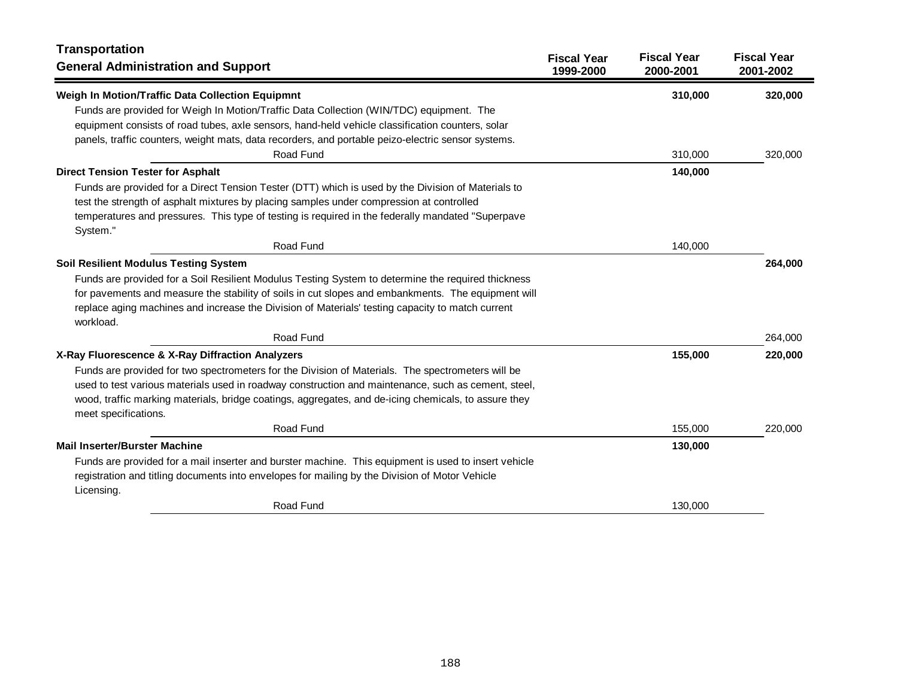## Transportation

### General Administration and Support

| | Fiscal Year 1999-2000 | Fiscal Year 2000-2001 | Fiscal Year 2001-2002 |
|---|---|---|---|
| **Weigh In Motion/Traffic Data Collection Equipmnt** | | **310,000** | **320,000** |
| Funds are provided for Weigh In Motion/Traffic Data Collection (WIN/TDC) equipment. The equipment consists of road tubes, axle sensors, hand-held vehicle classification counters, solar panels, traffic counters, weight mats, data recorders, and portable peizo-electric sensor systems. | | | |
| Road Fund | | 310,000 | 320,000 |
| **Direct Tension Tester for Asphalt** | | **140,000** | |
| Funds are provided for a Direct Tension Tester (DTT) which is used by the Division of Materials to test the strength of asphalt mixtures by placing samples under compression at controlled temperatures and pressures. This type of testing is required in the federally mandated "Superpave System." | | | |
| Road Fund | | 140,000 | |
| **Soil Resilient Modulus Testing System** | | | **264,000** |
| Funds are provided for a Soil Resilient Modulus Testing System to determine the required thickness for pavements and measure the stability of soils in cut slopes and embankments. The equipment will replace aging machines and increase the Division of Materials' testing capacity to match current workload. | | | |
| Road Fund | | | 264,000 |
| **X-Ray Fluorescence & X-Ray Diffraction Analyzers** | | **155,000** | **220,000** |
| Funds are provided for two spectrometers for the Division of Materials. The spectrometers will be used to test various materials used in roadway construction and maintenance, such as cement, steel, wood, traffic marking materials, bridge coatings, aggregates, and de-icing chemicals, to assure they meet specifications. | | | |
| Road Fund | | 155,000 | 220,000 |
| **Mail Inserter/Burster Machine** | | **130,000** | |
| Funds are provided for a mail inserter and burster machine. This equipment is used to insert vehicle registration and titling documents into envelopes for mailing by the Division of Motor Vehicle Licensing. | | | |
| Road Fund | | 130,000 | |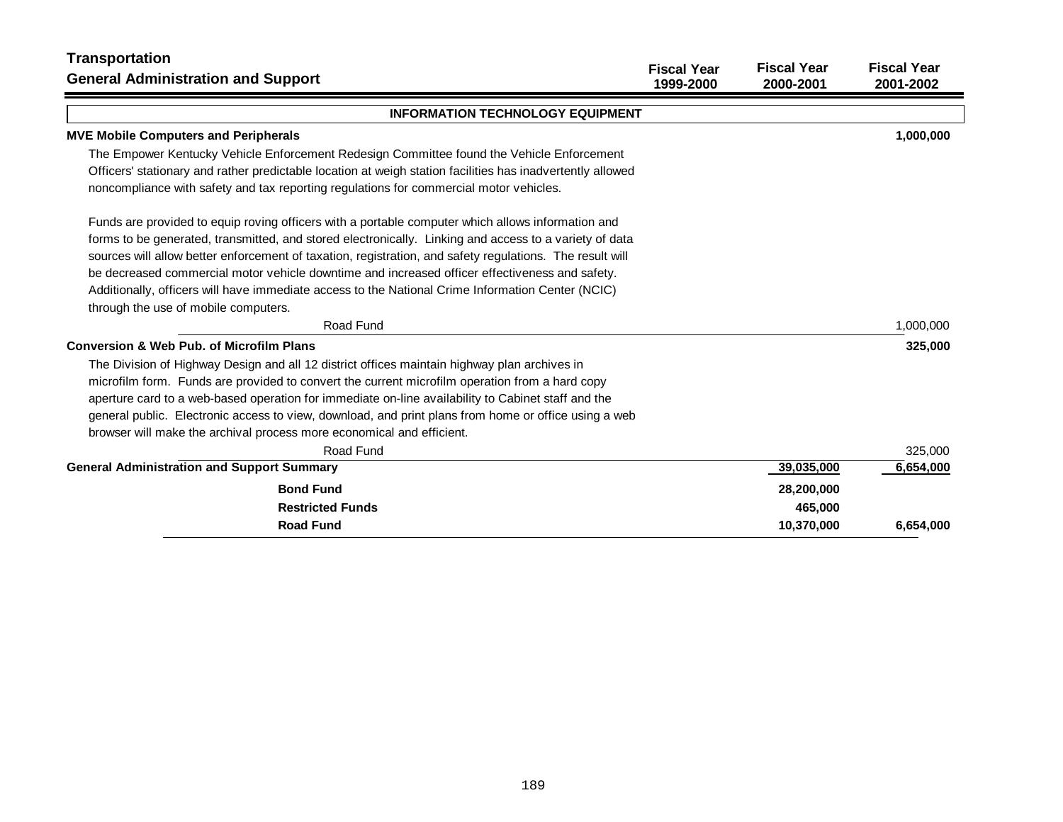# Transportation
## General Administration and Support

| | Fiscal Year 1999-2000 | Fiscal Year 2000-2001 | Fiscal Year 2001-2002 |
|---|---|---|---|
| **INFORMATION TECHNOLOGY EQUIPMENT** | | | |
| **MVE Mobile Computers and Peripherals** | | | **1,000,000** |

The Empower Kentucky Vehicle Enforcement Redesign Committee found the Vehicle Enforcement Officers' stationary and rather predictable location at weigh station facilities has inadvertently allowed noncompliance with safety and tax reporting regulations for commercial motor vehicles.

Funds are provided to equip roving officers with a portable computer which allows information and forms to be generated, transmitted, and stored electronically. Linking and access to a variety of data sources will allow better enforcement of taxation, registration, and safety regulations. The result will be decreased commercial motor vehicle downtime and increased officer effectiveness and safety. Additionally, officers will have immediate access to the National Crime Information Center (NCIC) through the use of mobile computers.

| | Fiscal Year 1999-2000 | Fiscal Year 2000-2001 | Fiscal Year 2001-2002 |
|---|---|---|---|
| Road Fund | | | 1,000,000 |
| **Conversion & Web Pub. of Microfilm Plans** | | | **325,000** |

The Division of Highway Design and all 12 district offices maintain highway plan archives in microfilm form. Funds are provided to convert the current microfilm operation from a hard copy aperture card to a web-based operation for immediate on-line availability to Cabinet staff and the general public. Electronic access to view, download, and print plans from home or office using a web browser will make the archival process more economical and efficient.

| | Fiscal Year 1999-2000 | Fiscal Year 2000-2001 | Fiscal Year 2001-2002 |
|---|---|---|---|
| Road Fund | | | 325,000 |
| **General Administration and Support Summary** | | 39,035,000 | 6,654,000 |
| **Bond Fund** | | 28,200,000 | |
| **Restricted Funds** | | 465,000 | |
| **Road Fund** | | 10,370,000 | 6,654,000 |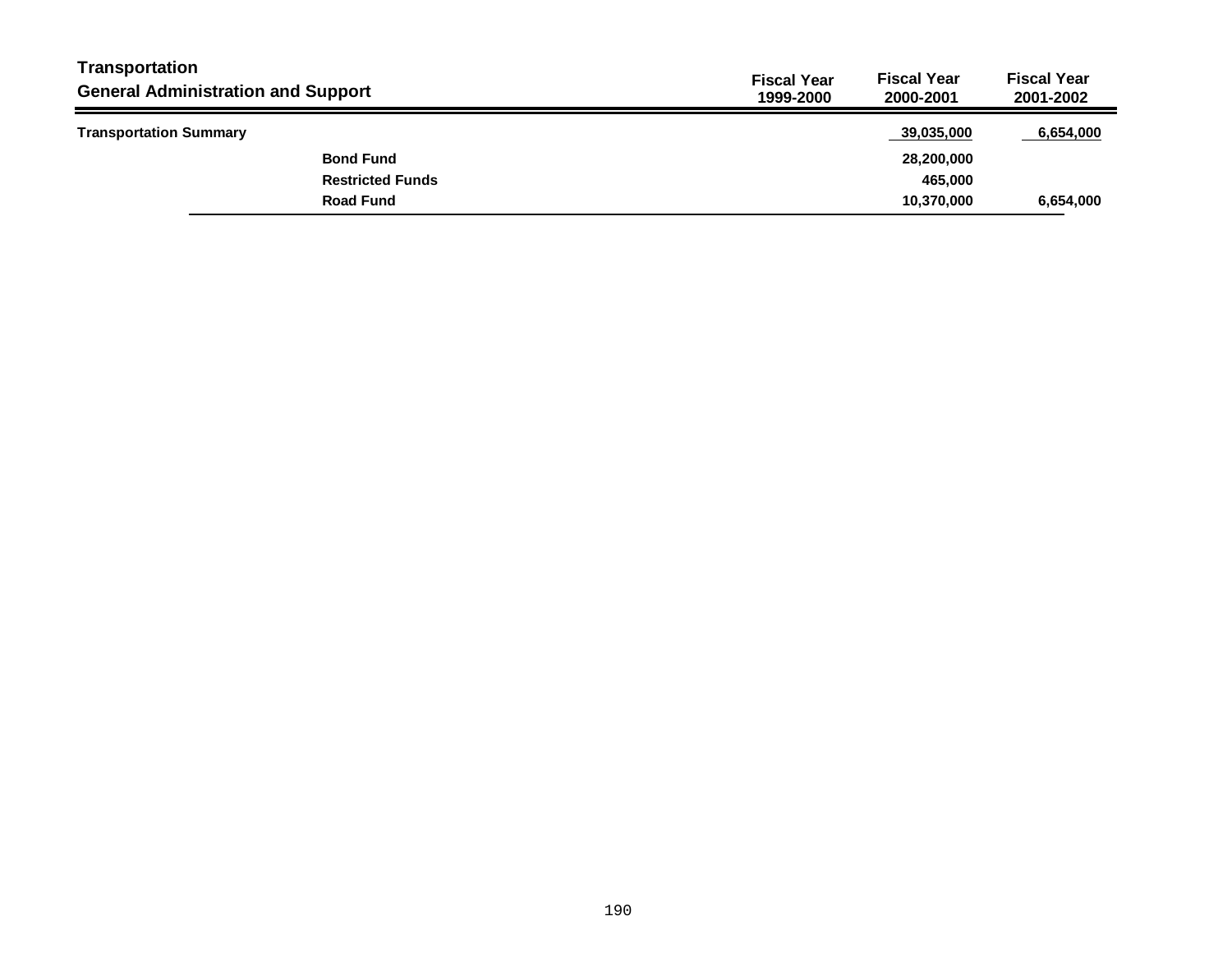# Transportation

## General Administration and Support

| | | Fiscal Year 1999-2000 | Fiscal Year 2000-2001 | Fiscal Year 2001-2002 |
|---|---|---|---|---|
| **Transportation Summary** | | | 39,035,000 | 6,654,000 |
| | **Bond Fund** | | 28,200,000 | |
| | **Restricted Funds** | | 465,000 | |
| | **Road Fund** | | 10,370,000 | 6,654,000 |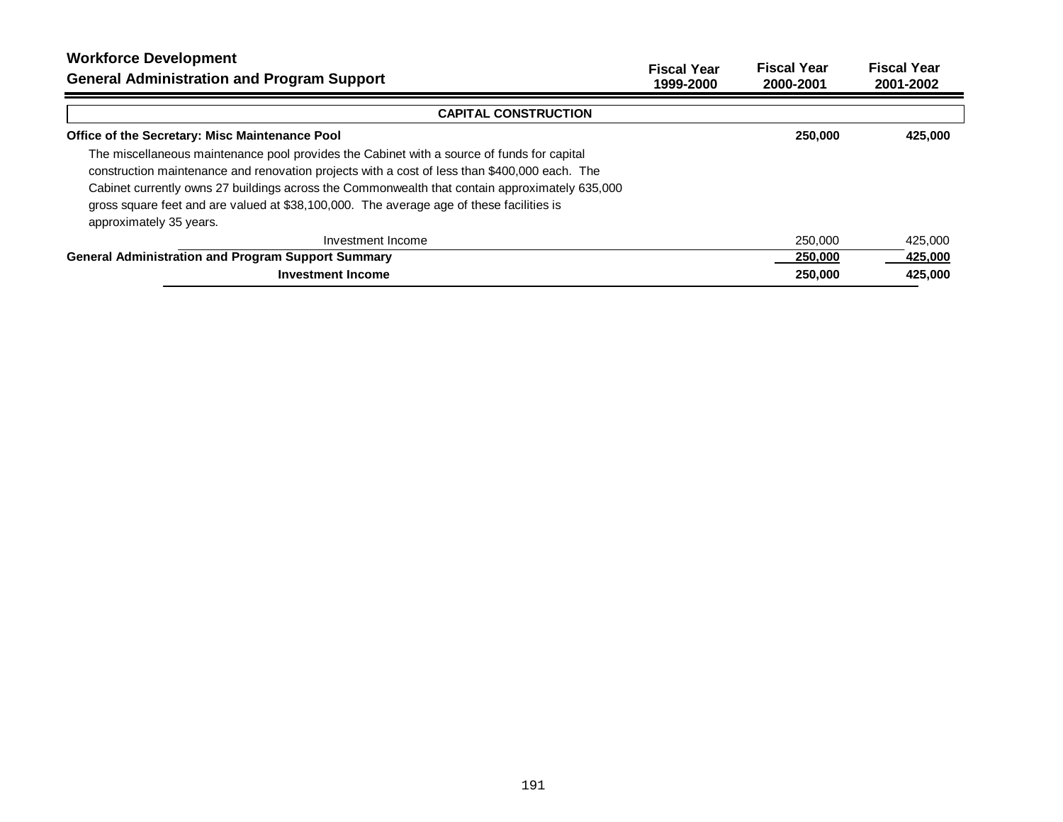## Workforce Development
### General Administration and Program Support

| | Fiscal Year 1999-2000 | Fiscal Year 2000-2001 | Fiscal Year 2001-2002 |
|---|---|---|---|
| **CAPITAL CONSTRUCTION** | | | |
| **Office of the Secretary: Misc Maintenance Pool** | | **250,000** | **425,000** |
| The miscellaneous maintenance pool provides the Cabinet with a source of funds for capital construction maintenance and renovation projects with a cost of less than $400,000 each. The Cabinet currently owns 27 buildings across the Commonwealth that contain approximately 635,000 gross square feet and are valued at $38,100,000. The average age of these facilities is approximately 35 years. | | | |
| Investment Income | | 250,000 | 425,000 |
| **General Administration and Program Support Summary** | | **250,000** | **425,000** |
| **Investment Income** | | **250,000** | **425,000** |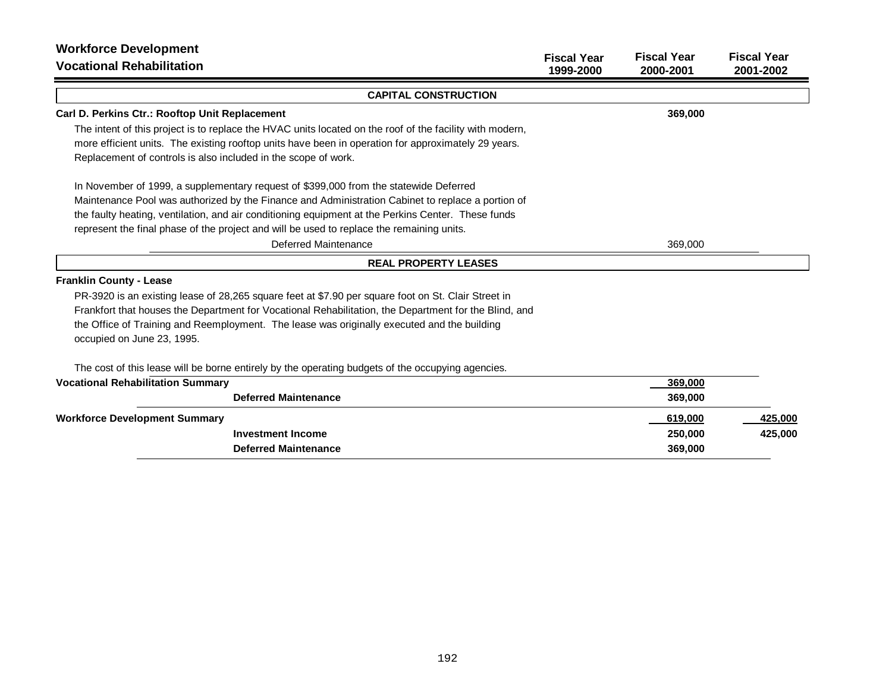## Workforce Development
### Vocational Rehabilitation

| | Fiscal Year 1999-2000 | Fiscal Year 2000-2001 | Fiscal Year 2001-2002 |
|---|---|---|---|
| **CAPITAL CONSTRUCTION** | | | |
| **Carl D. Perkins Ctr.: Rooftop Unit Replacement** | | **369,000** | |

The intent of this project is to replace the HVAC units located on the roof of the facility with modern, more efficient units. The existing rooftop units have been in operation for approximately 29 years. Replacement of controls is also included in the scope of work.

In November of 1999, a supplementary request of $399,000 from the statewide Deferred Maintenance Pool was authorized by the Finance and Administration Cabinet to replace a portion of the faulty heating, ventilation, and air conditioning equipment at the Perkins Center. These funds represent the final phase of the project and will be used to replace the remaining units.

| | Fiscal Year 1999-2000 | Fiscal Year 2000-2001 | Fiscal Year 2001-2002 |
|---|---|---|---|
| Deferred Maintenance | | 369,000 | |

**REAL PROPERTY LEASES**

**Franklin County - Lease**

PR-3920 is an existing lease of 28,265 square feet at $7.90 per square foot on St. Clair Street in Frankfort that houses the Department for Vocational Rehabilitation, the Department for the Blind, and the Office of Training and Reemployment. The lease was originally executed and the building occupied on June 23, 1995.

The cost of this lease will be borne entirely by the operating budgets of the occupying agencies.

| | Fiscal Year 1999-2000 | Fiscal Year 2000-2001 | Fiscal Year 2001-2002 |
|---|---|---|---|
| **Vocational Rehabilitation Summary** | | **369,000** | |
| **Deferred Maintenance** | | **369,000** | |
| **Workforce Development Summary** | | **619,000** | **425,000** |
| **Investment Income** | | **250,000** | **425,000** |
| **Deferred Maintenance** | | **369,000** | |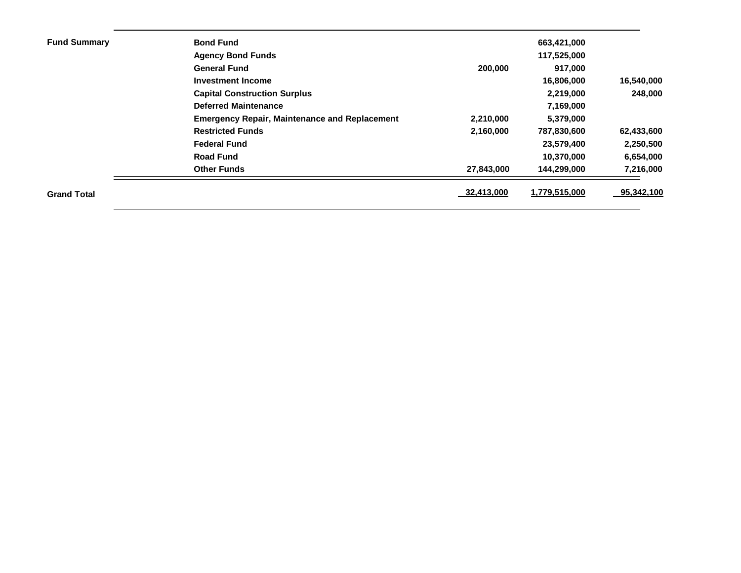| | | | | |
|---|---|---|---|---|
| **Fund Summary** | **Bond Fund** | | **663,421,000** | |
| | **Agency Bond Funds** | | **117,525,000** | |
| | **General Fund** | **200,000** | **917,000** | |
| | **Investment Income** | | **16,806,000** | **16,540,000** |
| | **Capital Construction Surplus** | | **2,219,000** | **248,000** |
| | **Deferred Maintenance** | | **7,169,000** | |
| | **Emergency Repair, Maintenance and Replacement** | **2,210,000** | **5,379,000** | |
| | **Restricted Funds** | **2,160,000** | **787,830,600** | **62,433,600** |
| | **Federal Fund** | | **23,579,400** | **2,250,500** |
| | **Road Fund** | | **10,370,000** | **6,654,000** |
| | **Other Funds** | **27,843,000** | **144,299,000** | **7,216,000** |
| **Grand Total** | | **32,413,000** | **1,779,515,000** | **95,342,100** |